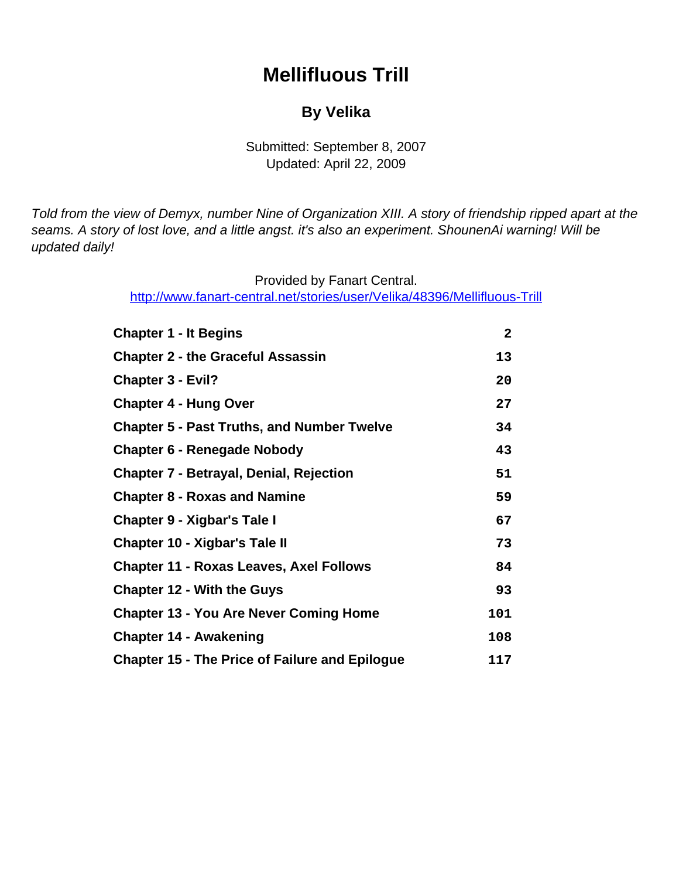# Mellifluous Trill

## By Velika

Submitted: September 8, 2007
Updated: April 22, 2009

*Told from the view of Demyx, number Nine of Organization XIII. A story of friendship ripped apart at the seams. A story of lost love, and a little angst. it's also an experiment. ShounenAi warning! Will be updated daily!*

Provided by Fanart Central.
[http://www.fanart-central.net/stories/user/Velika/48396/Mellifluous-Trill](http://www.fanart-central.net/stories/user/Velika/48396/Mellifluous-Trill)

| Chapter | Page |
|---|---|
| **Chapter 1 - It Begins** | 2 |
| **Chapter 2 - the Graceful Assassin** | 13 |
| **Chapter 3 - Evil?** | 20 |
| **Chapter 4 - Hung Over** | 27 |
| **Chapter 5 - Past Truths, and Number Twelve** | 34 |
| **Chapter 6 - Renegade Nobody** | 43 |
| **Chapter 7 - Betrayal, Denial, Rejection** | 51 |
| **Chapter 8 - Roxas and Namine** | 59 |
| **Chapter 9 - Xigbar's Tale I** | 67 |
| **Chapter 10 - Xigbar's Tale II** | 73 |
| **Chapter 11 - Roxas Leaves, Axel Follows** | 84 |
| **Chapter 12 - With the Guys** | 93 |
| **Chapter 13 - You Are Never Coming Home** | 101 |
| **Chapter 14 - Awakening** | 108 |
| **Chapter 15 - The Price of Failure and Epilogue** | 117 |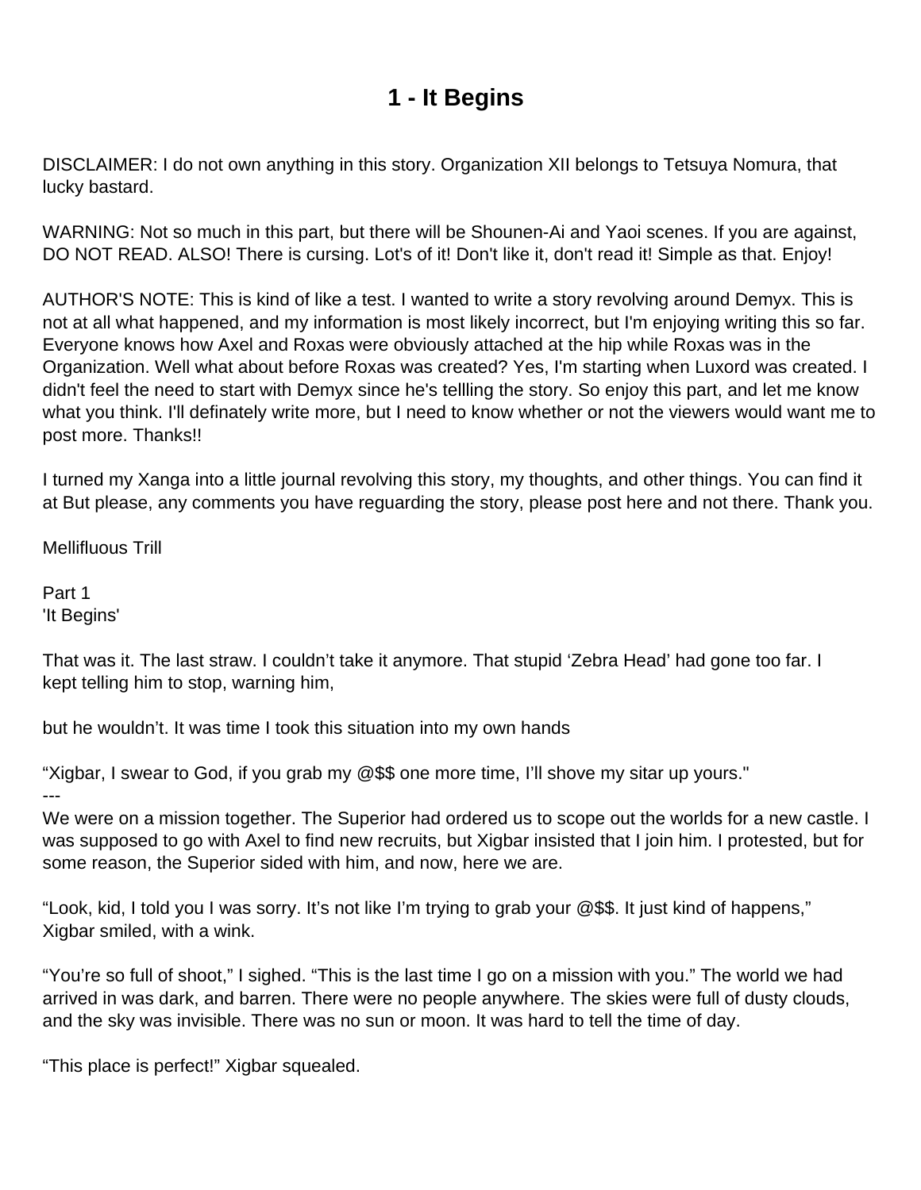# 1 - It Begins

DISCLAIMER: I do not own anything in this story. Organization XII belongs to Tetsuya Nomura, that lucky bastard.

WARNING: Not so much in this part, but there will be Shounen-Ai and Yaoi scenes. If you are against, DO NOT READ. ALSO! There is cursing. Lot's of it! Don't like it, don't read it! Simple as that. Enjoy!

AUTHOR'S NOTE: This is kind of like a test. I wanted to write a story revolving around Demyx. This is not at all what happened, and my information is most likely incorrect, but I'm enjoying writing this so far. Everyone knows how Axel and Roxas were obviously attached at the hip while Roxas was in the Organization. Well what about before Roxas was created? Yes, I'm starting when Luxord was created. I didn't feel the need to start with Demyx since he's tellling the story. So enjoy this part, and let me know what you think. I'll definately write more, but I need to know whether or not the viewers would want me to post more. Thanks!!

I turned my Xanga into a little journal revolving this story, my thoughts, and other things. You can find it at But please, any comments you have reguarding the story, please post here and not there. Thank you.

Mellifluous Trill

Part 1
'It Begins'

That was it. The last straw. I couldn't take it anymore. That stupid 'Zebra Head' had gone too far. I kept telling him to stop, warning him,

but he wouldn't. It was time I took this situation into my own hands

"Xigbar, I swear to God, if you grab my @$$ one more time, I'll shove my sitar up yours."

---

We were on a mission together. The Superior had ordered us to scope out the worlds for a new castle. I was supposed to go with Axel to find new recruits, but Xigbar insisted that I join him. I protested, but for some reason, the Superior sided with him, and now, here we are.

"Look, kid, I told you I was sorry. It's not like I'm trying to grab your @$$. It just kind of happens," Xigbar smiled, with a wink.

"You're so full of shoot," I sighed. "This is the last time I go on a mission with you." The world we had arrived in was dark, and barren. There were no people anywhere. The skies were full of dusty clouds, and the sky was invisible. There was no sun or moon. It was hard to tell the time of day.

"This place is perfect!" Xigbar squealed.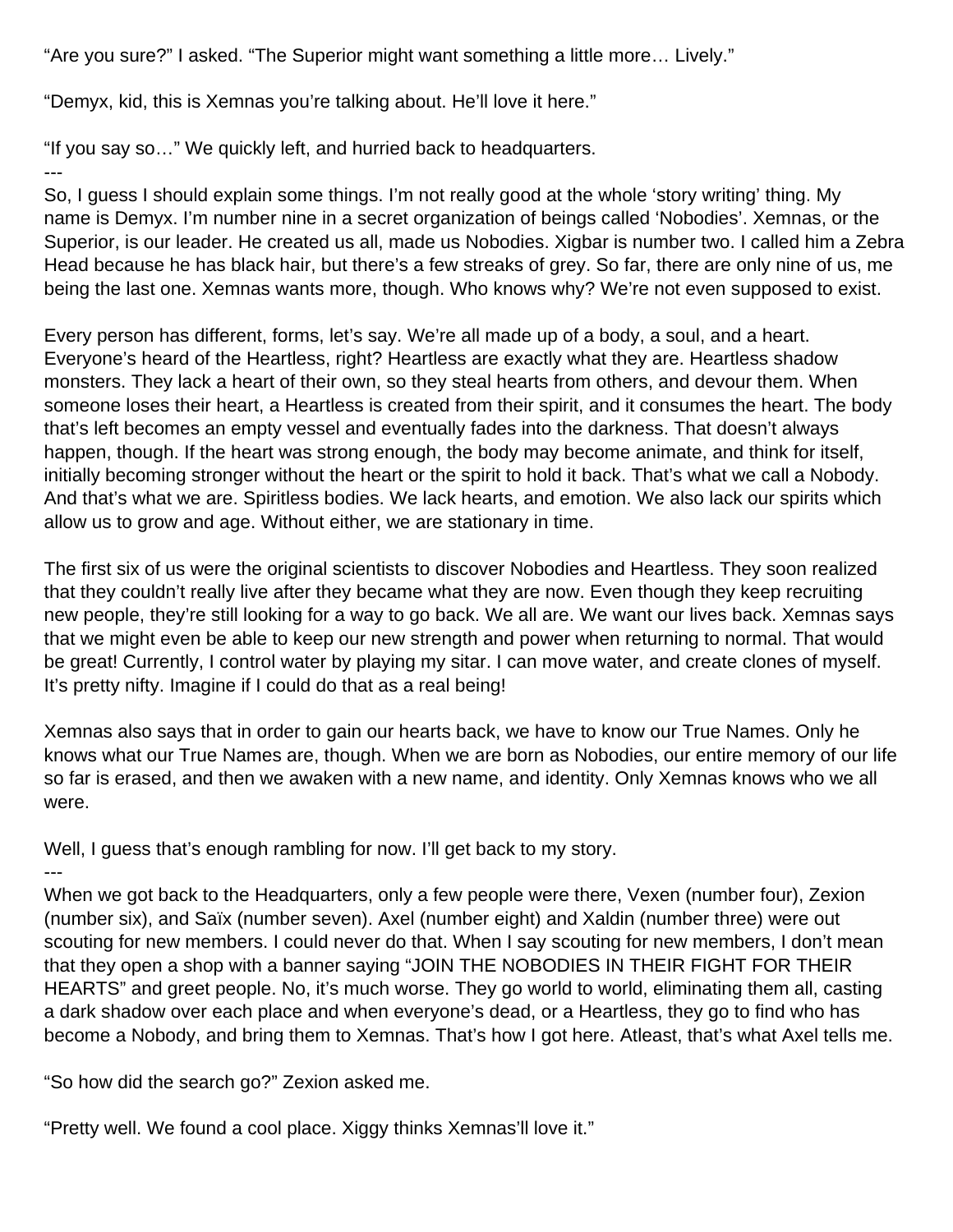"Are you sure?" I asked. "The Superior might want something a little more… Lively."

"Demyx, kid, this is Xemnas you're talking about. He'll love it here."

"If you say so…" We quickly left, and hurried back to headquarters.

---

So, I guess I should explain some things. I'm not really good at the whole 'story writing' thing. My name is Demyx. I'm number nine in a secret organization of beings called 'Nobodies'. Xemnas, or the Superior, is our leader. He created us all, made us Nobodies. Xigbar is number two. I called him a Zebra Head because he has black hair, but there's a few streaks of grey. So far, there are only nine of us, me being the last one. Xemnas wants more, though. Who knows why? We're not even supposed to exist.

Every person has different, forms, let's say. We're all made up of a body, a soul, and a heart. Everyone's heard of the Heartless, right? Heartless are exactly what they are. Heartless shadow monsters. They lack a heart of their own, so they steal hearts from others, and devour them. When someone loses their heart, a Heartless is created from their spirit, and it consumes the heart. The body that's left becomes an empty vessel and eventually fades into the darkness. That doesn't always happen, though. If the heart was strong enough, the body may become animate, and think for itself, initially becoming stronger without the heart or the spirit to hold it back. That's what we call a Nobody. And that's what we are. Spiritless bodies. We lack hearts, and emotion. We also lack our spirits which allow us to grow and age. Without either, we are stationary in time.

The first six of us were the original scientists to discover Nobodies and Heartless. They soon realized that they couldn't really live after they became what they are now. Even though they keep recruiting new people, they're still looking for a way to go back. We all are. We want our lives back. Xemnas says that we might even be able to keep our new strength and power when returning to normal. That would be great! Currently, I control water by playing my sitar. I can move water, and create clones of myself. It's pretty nifty. Imagine if I could do that as a real being!

Xemnas also says that in order to gain our hearts back, we have to know our True Names. Only he knows what our True Names are, though. When we are born as Nobodies, our entire memory of our life so far is erased, and then we awaken with a new name, and identity. Only Xemnas knows who we all were.

Well, I guess that's enough rambling for now. I'll get back to my story.

---

When we got back to the Headquarters, only a few people were there, Vexen (number four), Zexion (number six), and Saïx (number seven). Axel (number eight) and Xaldin (number three) were out scouting for new members. I could never do that. When I say scouting for new members, I don't mean that they open a shop with a banner saying "JOIN THE NOBODIES IN THEIR FIGHT FOR THEIR HEARTS" and greet people. No, it's much worse. They go world to world, eliminating them all, casting a dark shadow over each place and when everyone's dead, or a Heartless, they go to find who has become a Nobody, and bring them to Xemnas. That's how I got here. Atleast, that's what Axel tells me.

"So how did the search go?" Zexion asked me.

"Pretty well. We found a cool place. Xiggy thinks Xemnas'll love it."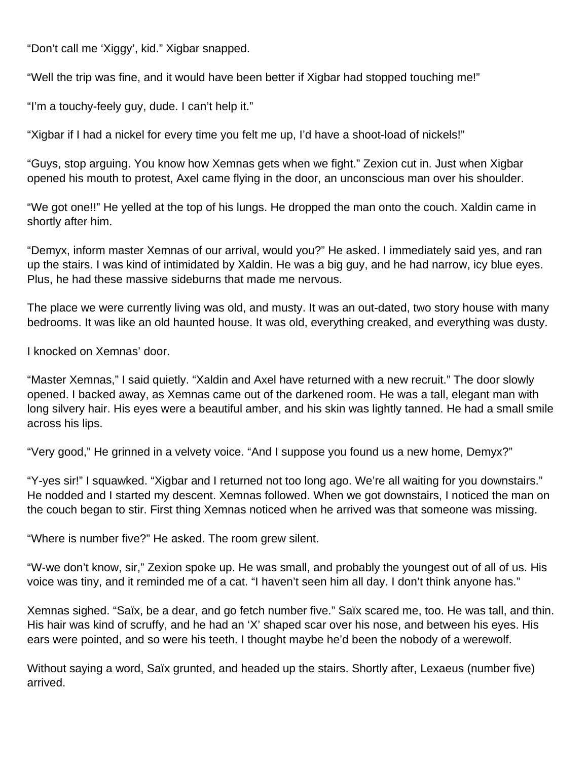“Don’t call me ‘Xiggy’, kid.” Xigbar snapped.

“Well the trip was fine, and it would have been better if Xigbar had stopped touching me!”

“I’m a touchy-feely guy, dude. I can’t help it.”

“Xigbar if I had a nickel for every time you felt me up, I’d have a shoot-load of nickels!”

“Guys, stop arguing. You know how Xemnas gets when we fight.” Zexion cut in. Just when Xigbar opened his mouth to protest, Axel came flying in the door, an unconscious man over his shoulder.

“We got one!!” He yelled at the top of his lungs. He dropped the man onto the couch. Xaldin came in shortly after him.

“Demyx, inform master Xemnas of our arrival, would you?” He asked. I immediately said yes, and ran up the stairs. I was kind of intimidated by Xaldin. He was a big guy, and he had narrow, icy blue eyes. Plus, he had these massive sideburns that made me nervous.

The place we were currently living was old, and musty. It was an out-dated, two story house with many bedrooms. It was like an old haunted house. It was old, everything creaked, and everything was dusty.

I knocked on Xemnas’ door.

“Master Xemnas,” I said quietly. “Xaldin and Axel have returned with a new recruit.” The door slowly opened. I backed away, as Xemnas came out of the darkened room. He was a tall, elegant man with long silvery hair. His eyes were a beautiful amber, and his skin was lightly tanned. He had a small smile across his lips.

“Very good,” He grinned in a velvety voice. “And I suppose you found us a new home, Demyx?”

“Y-yes sir!” I squawked. “Xigbar and I returned not too long ago. We’re all waiting for you downstairs.” He nodded and I started my descent. Xemnas followed. When we got downstairs, I noticed the man on the couch began to stir. First thing Xemnas noticed when he arrived was that someone was missing.

“Where is number five?” He asked. The room grew silent.

“W-we don’t know, sir,” Zexion spoke up. He was small, and probably the youngest out of all of us. His voice was tiny, and it reminded me of a cat. “I haven’t seen him all day. I don’t think anyone has.”

Xemnas sighed. “Saïx, be a dear, and go fetch number five.” Saïx scared me, too. He was tall, and thin. His hair was kind of scruffy, and he had an ‘X’ shaped scar over his nose, and between his eyes. His ears were pointed, and so were his teeth. I thought maybe he’d been the nobody of a werewolf.

Without saying a word, Saïx grunted, and headed up the stairs. Shortly after, Lexaeus (number five) arrived.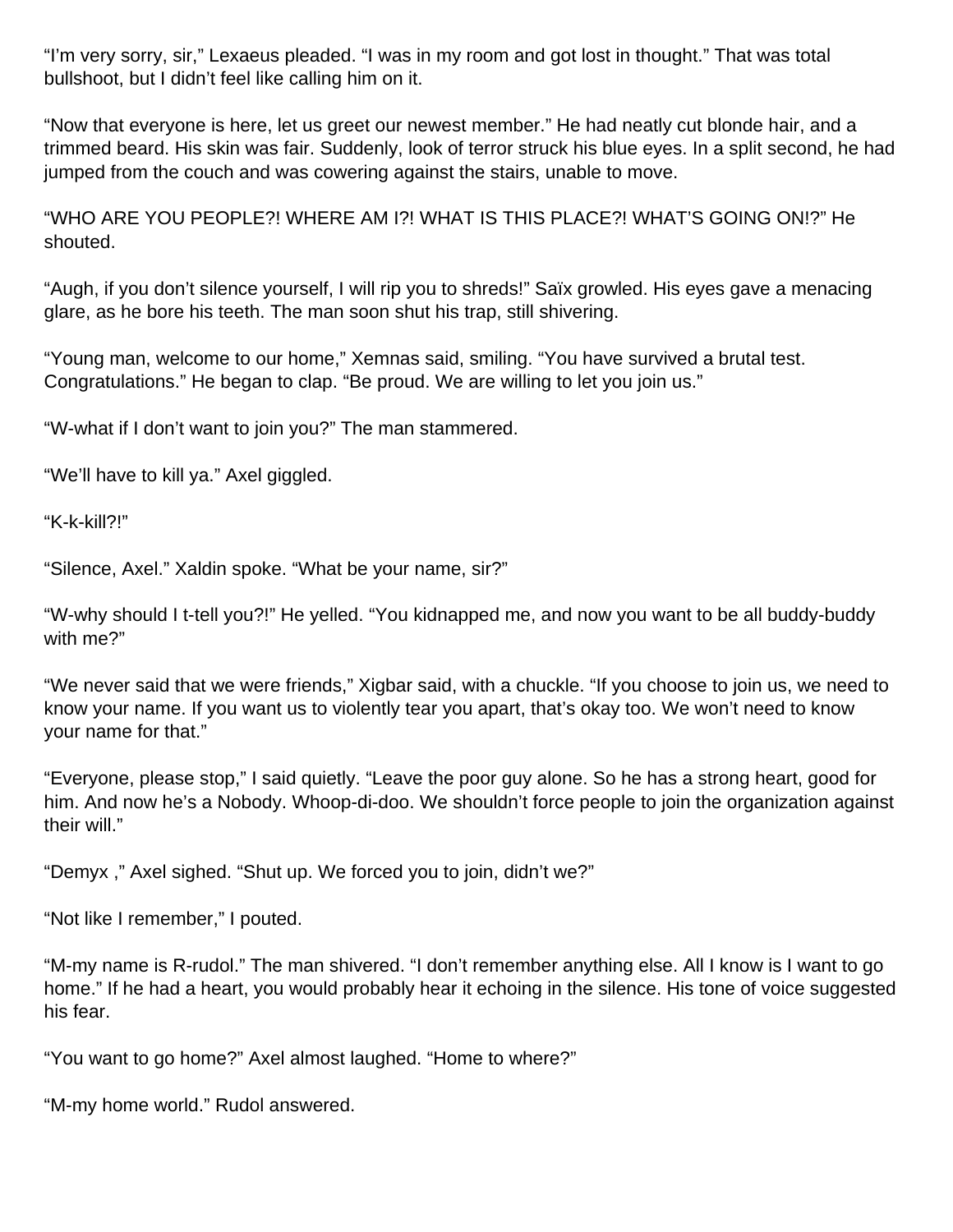“I’m very sorry, sir,” Lexaeus pleaded. “I was in my room and got lost in thought.” That was total bullshoot, but I didn’t feel like calling him on it.

“Now that everyone is here, let us greet our newest member.” He had neatly cut blonde hair, and a trimmed beard. His skin was fair. Suddenly, look of terror struck his blue eyes. In a split second, he had jumped from the couch and was cowering against the stairs, unable to move.

“WHO ARE YOU PEOPLE?! WHERE AM I?! WHAT IS THIS PLACE?! WHAT’S GOING ON!?” He shouted.

“Augh, if you don’t silence yourself, I will rip you to shreds!” Saïx growled. His eyes gave a menacing glare, as he bore his teeth. The man soon shut his trap, still shivering.

“Young man, welcome to our home,” Xemnas said, smiling. “You have survived a brutal test. Congratulations.” He began to clap. “Be proud. We are willing to let you join us.”

“W-what if I don’t want to join you?” The man stammered.

“We’ll have to kill ya.” Axel giggled.

“K-k-kill?!”

“Silence, Axel.” Xaldin spoke. “What be your name, sir?”

“W-why should I t-tell you?!” He yelled. “You kidnapped me, and now you want to be all buddy-buddy with me?”

“We never said that we were friends,” Xigbar said, with a chuckle. “If you choose to join us, we need to know your name. If you want us to violently tear you apart, that’s okay too. We won’t need to know your name for that.”

“Everyone, please stop,” I said quietly. “Leave the poor guy alone. So he has a strong heart, good for him. And now he’s a Nobody. Whoop-di-doo. We shouldn’t force people to join the organization against their will.”

“Demyx ,” Axel sighed. “Shut up. We forced you to join, didn’t we?”

“Not like I remember,” I pouted.

“M-my name is R-rudol.” The man shivered. “I don’t remember anything else. All I know is I want to go home.” If he had a heart, you would probably hear it echoing in the silence. His tone of voice suggested his fear.

“You want to go home?” Axel almost laughed. “Home to where?”

“M-my home world.” Rudol answered.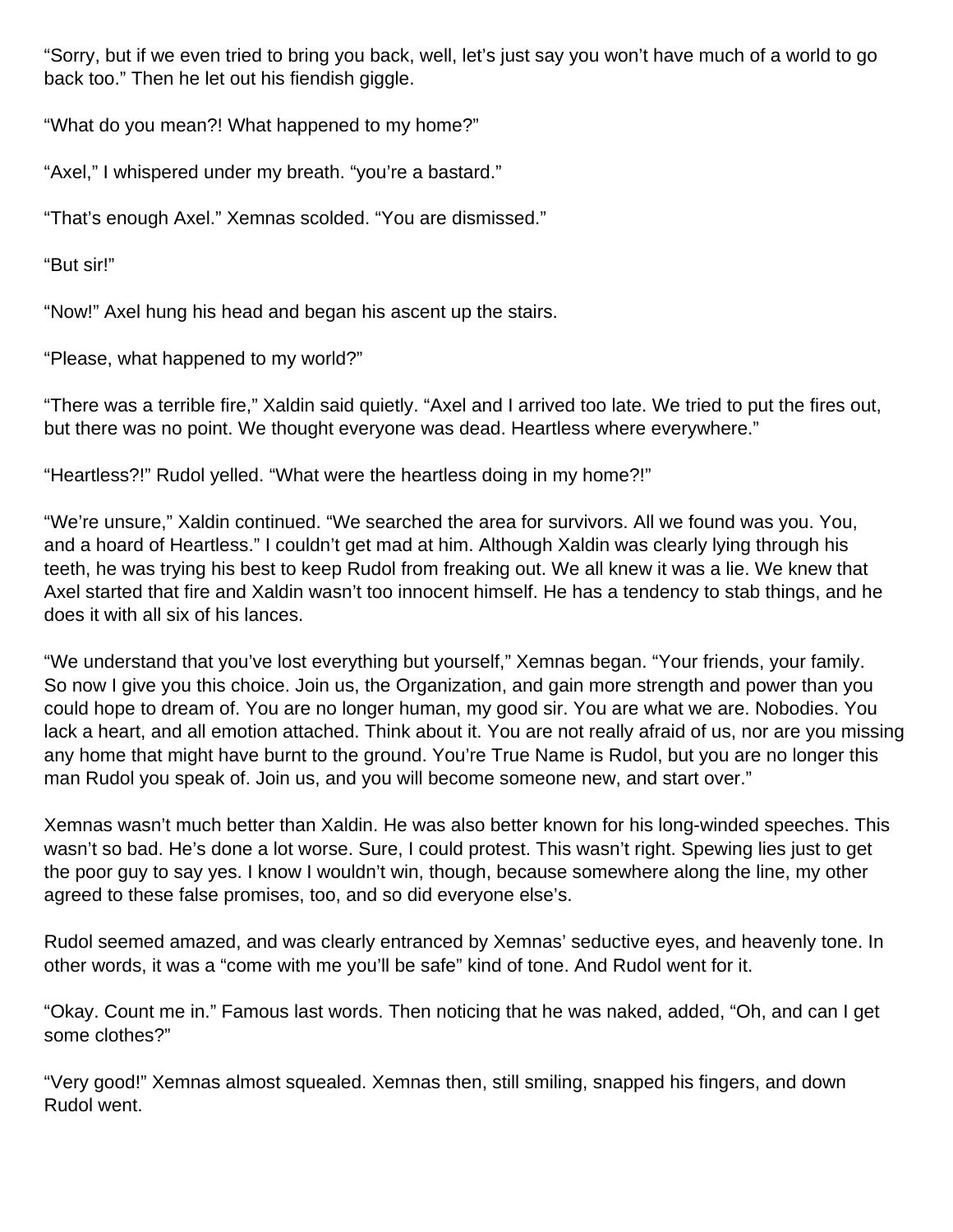"Sorry, but if we even tried to bring you back, well, let's just say you won't have much of a world to go back too." Then he let out his fiendish giggle.

"What do you mean?! What happened to my home?"

"Axel," I whispered under my breath. "you're a bastard."

"That's enough Axel." Xemnas scolded. "You are dismissed."

"But sir!"

"Now!" Axel hung his head and began his ascent up the stairs.

"Please, what happened to my world?"

"There was a terrible fire," Xaldin said quietly. "Axel and I arrived too late. We tried to put the fires out, but there was no point. We thought everyone was dead. Heartless where everywhere."

"Heartless?!" Rudol yelled. "What were the heartless doing in my home?!"

"We're unsure," Xaldin continued. "We searched the area for survivors. All we found was you. You, and a hoard of Heartless." I couldn't get mad at him. Although Xaldin was clearly lying through his teeth, he was trying his best to keep Rudol from freaking out. We all knew it was a lie. We knew that Axel started that fire and Xaldin wasn't too innocent himself. He has a tendency to stab things, and he does it with all six of his lances.

"We understand that you've lost everything but yourself," Xemnas began. "Your friends, your family. So now I give you this choice. Join us, the Organization, and gain more strength and power than you could hope to dream of. You are no longer human, my good sir. You are what we are. Nobodies. You lack a heart, and all emotion attached. Think about it. You are not really afraid of us, nor are you missing any home that might have burnt to the ground. You're True Name is Rudol, but you are no longer this man Rudol you speak of. Join us, and you will become someone new, and start over."

Xemnas wasn't much better than Xaldin. He was also better known for his long-winded speeches. This wasn't so bad. He's done a lot worse. Sure, I could protest. This wasn't right. Spewing lies just to get the poor guy to say yes. I know I wouldn't win, though, because somewhere along the line, my other agreed to these false promises, too, and so did everyone else's.

Rudol seemed amazed, and was clearly entranced by Xemnas' seductive eyes, and heavenly tone. In other words, it was a "come with me you'll be safe" kind of tone. And Rudol went for it.

"Okay. Count me in." Famous last words. Then noticing that he was naked, added, "Oh, and can I get some clothes?"

"Very good!" Xemnas almost squealed. Xemnas then, still smiling, snapped his fingers, and down Rudol went.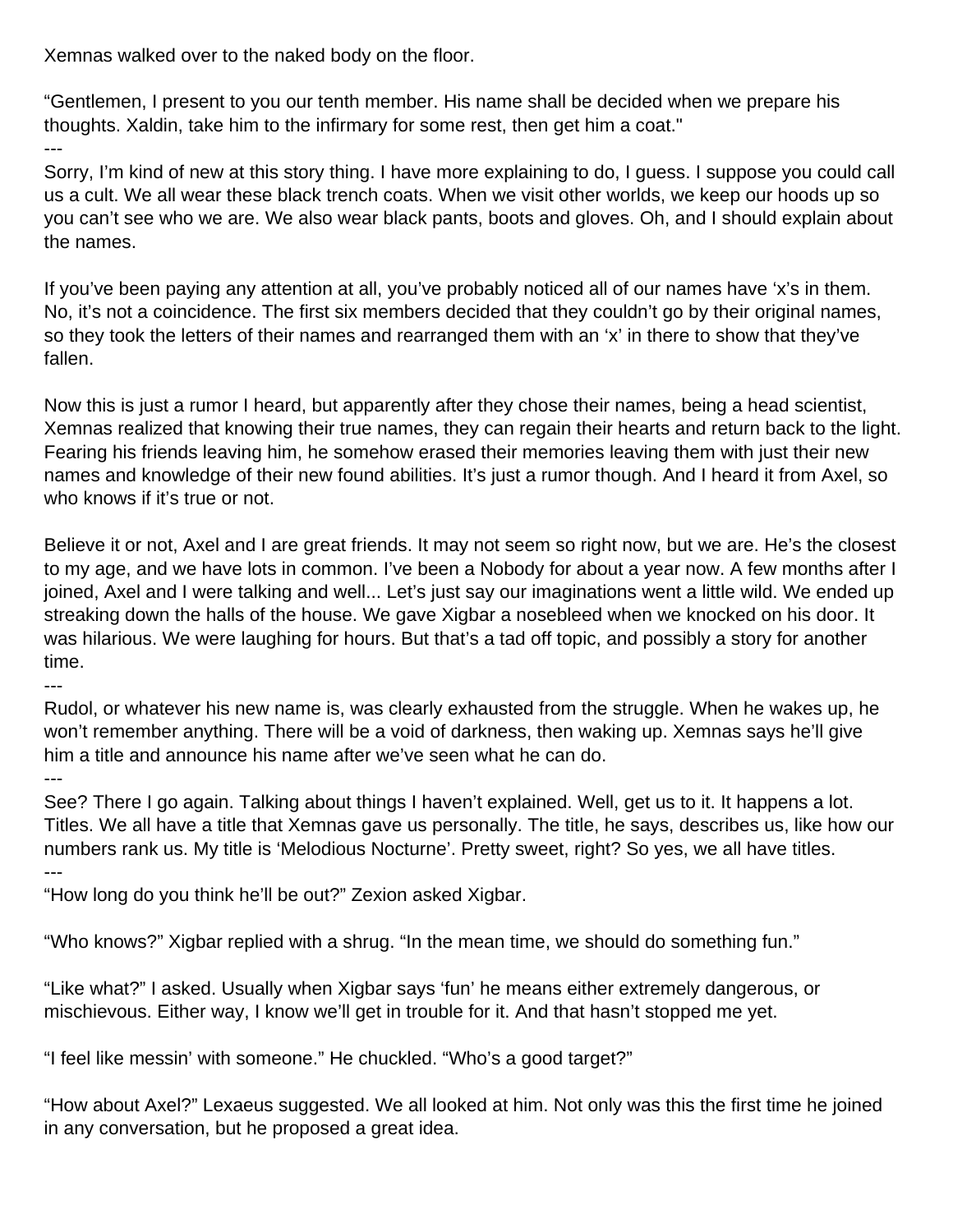Xemnas walked over to the naked body on the floor.

"Gentlemen, I present to you our tenth member. His name shall be decided when we prepare his thoughts. Xaldin, take him to the infirmary for some rest, then get him a coat."

---

Sorry, I'm kind of new at this story thing. I have more explaining to do, I guess. I suppose you could call us a cult. We all wear these black trench coats. When we visit other worlds, we keep our hoods up so you can't see who we are. We also wear black pants, boots and gloves. Oh, and I should explain about the names.

If you've been paying any attention at all, you've probably noticed all of our names have 'x's in them. No, it's not a coincidence. The first six members decided that they couldn't go by their original names, so they took the letters of their names and rearranged them with an 'x' in there to show that they've fallen.

Now this is just a rumor I heard, but apparently after they chose their names, being a head scientist, Xemnas realized that knowing their true names, they can regain their hearts and return back to the light. Fearing his friends leaving him, he somehow erased their memories leaving them with just their new names and knowledge of their new found abilities. It's just a rumor though. And I heard it from Axel, so who knows if it's true or not.

Believe it or not, Axel and I are great friends. It may not seem so right now, but we are. He's the closest to my age, and we have lots in common. I've been a Nobody for about a year now. A few months after I joined, Axel and I were talking and well... Let's just say our imaginations went a little wild. We ended up streaking down the halls of the house. We gave Xigbar a nosebleed when we knocked on his door. It was hilarious. We were laughing for hours. But that's a tad off topic, and possibly a story for another time.

---

Rudol, or whatever his new name is, was clearly exhausted from the struggle. When he wakes up, he won't remember anything. There will be a void of darkness, then waking up. Xemnas says he'll give him a title and announce his name after we've seen what he can do.

---

See? There I go again. Talking about things I haven't explained. Well, get us to it. It happens a lot. Titles. We all have a title that Xemnas gave us personally. The title, he says, describes us, like how our numbers rank us. My title is 'Melodious Nocturne'. Pretty sweet, right? So yes, we all have titles.

---

"How long do you think he'll be out?" Zexion asked Xigbar.

"Who knows?" Xigbar replied with a shrug. "In the mean time, we should do something fun."

"Like what?" I asked. Usually when Xigbar says 'fun' he means either extremely dangerous, or mischievous. Either way, I know we'll get in trouble for it. And that hasn't stopped me yet.

"I feel like messin' with someone." He chuckled. "Who's a good target?"

"How about Axel?" Lexaeus suggested. We all looked at him. Not only was this the first time he joined in any conversation, but he proposed a great idea.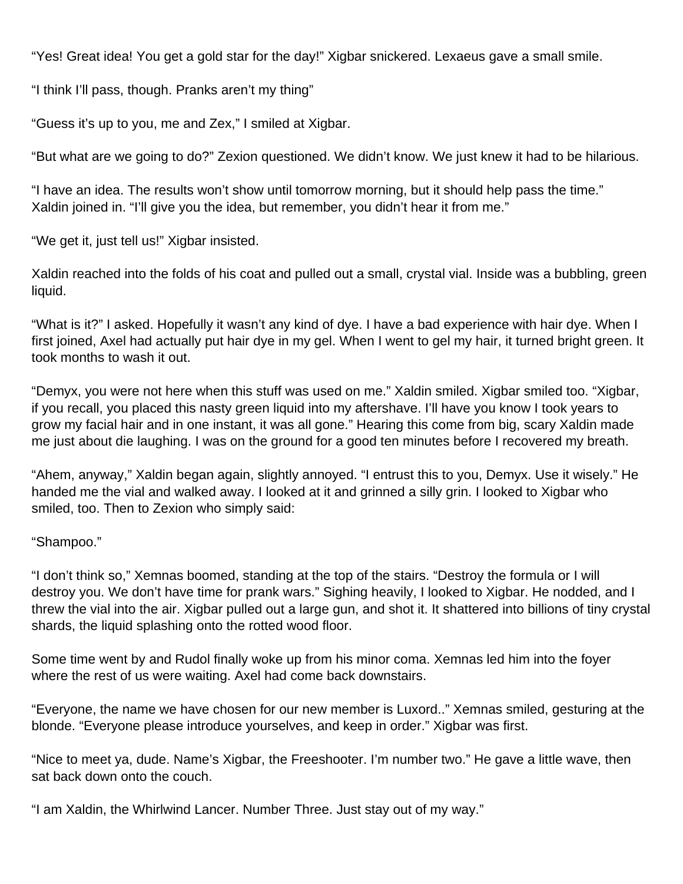“Yes! Great idea! You get a gold star for the day!” Xigbar snickered. Lexaeus gave a small smile.

“I think I’ll pass, though. Pranks aren’t my thing”

“Guess it’s up to you, me and Zex,” I smiled at Xigbar.

“But what are we going to do?” Zexion questioned. We didn’t know. We just knew it had to be hilarious.

“I have an idea. The results won’t show until tomorrow morning, but it should help pass the time.” Xaldin joined in. “I’ll give you the idea, but remember, you didn’t hear it from me.”

“We get it, just tell us!” Xigbar insisted.

Xaldin reached into the folds of his coat and pulled out a small, crystal vial. Inside was a bubbling, green liquid.

“What is it?” I asked. Hopefully it wasn’t any kind of dye. I have a bad experience with hair dye. When I first joined, Axel had actually put hair dye in my gel. When I went to gel my hair, it turned bright green. It took months to wash it out.

“Demyx, you were not here when this stuff was used on me.” Xaldin smiled. Xigbar smiled too. “Xigbar, if you recall, you placed this nasty green liquid into my aftershave. I’ll have you know I took years to grow my facial hair and in one instant, it was all gone.” Hearing this come from big, scary Xaldin made me just about die laughing. I was on the ground for a good ten minutes before I recovered my breath.

“Ahem, anyway,” Xaldin began again, slightly annoyed. “I entrust this to you, Demyx. Use it wisely.” He handed me the vial and walked away. I looked at it and grinned a silly grin. I looked to Xigbar who smiled, too. Then to Zexion who simply said:

“Shampoo.”

“I don’t think so,” Xemnas boomed, standing at the top of the stairs. “Destroy the formula or I will destroy you. We don’t have time for prank wars.” Sighing heavily, I looked to Xigbar. He nodded, and I threw the vial into the air. Xigbar pulled out a large gun, and shot it. It shattered into billions of tiny crystal shards, the liquid splashing onto the rotted wood floor.

Some time went by and Rudol finally woke up from his minor coma. Xemnas led him into the foyer where the rest of us were waiting. Axel had come back downstairs.

“Everyone, the name we have chosen for our new member is Luxord..” Xemnas smiled, gesturing at the blonde. “Everyone please introduce yourselves, and keep in order.” Xigbar was first.

“Nice to meet ya, dude. Name’s Xigbar, the Freeshooter. I’m number two.” He gave a little wave, then sat back down onto the couch.

“I am Xaldin, the Whirlwind Lancer. Number Three. Just stay out of my way.”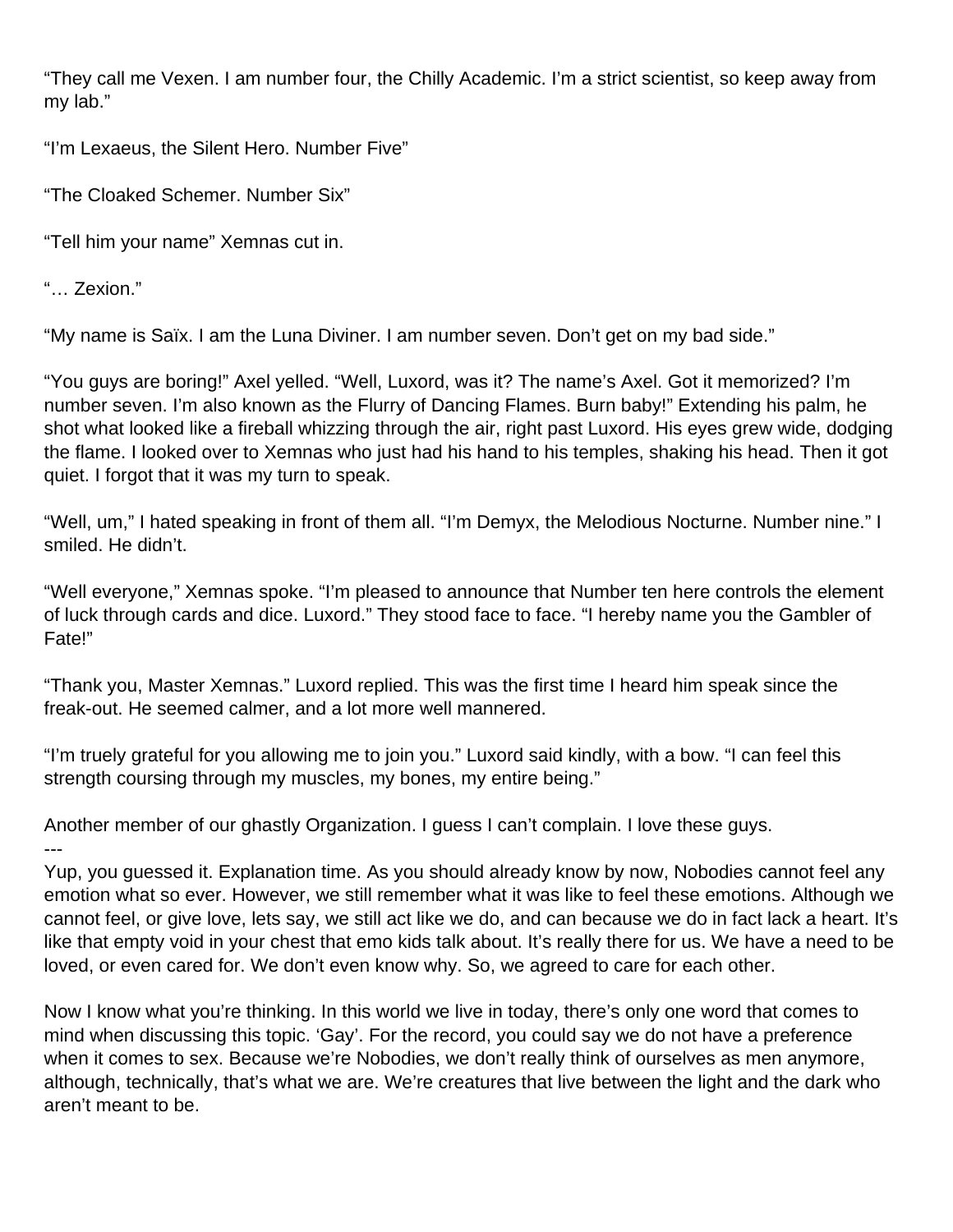"They call me Vexen. I am number four, the Chilly Academic. I'm a strict scientist, so keep away from my lab."

"I'm Lexaeus, the Silent Hero. Number Five"

"The Cloaked Schemer. Number Six"

"Tell him your name" Xemnas cut in.

"… Zexion."

"My name is Saïx. I am the Luna Diviner. I am number seven. Don't get on my bad side."

"You guys are boring!" Axel yelled. "Well, Luxord, was it? The name's Axel. Got it memorized? I'm number seven. I'm also known as the Flurry of Dancing Flames. Burn baby!" Extending his palm, he shot what looked like a fireball whizzing through the air, right past Luxord. His eyes grew wide, dodging the flame. I looked over to Xemnas who just had his hand to his temples, shaking his head. Then it got quiet. I forgot that it was my turn to speak.

"Well, um," I hated speaking in front of them all. "I'm Demyx, the Melodious Nocturne. Number nine." I smiled. He didn't.

"Well everyone," Xemnas spoke. "I'm pleased to announce that Number ten here controls the element of luck through cards and dice. Luxord." They stood face to face. "I hereby name you the Gambler of Fate!"

"Thank you, Master Xemnas." Luxord replied. This was the first time I heard him speak since the freak-out. He seemed calmer, and a lot more well mannered.

"I'm truely grateful for you allowing me to join you." Luxord said kindly, with a bow. "I can feel this strength coursing through my muscles, my bones, my entire being."

Another member of our ghastly Organization. I guess I can't complain. I love these guys.

---

Yup, you guessed it. Explanation time. As you should already know by now, Nobodies cannot feel any emotion what so ever. However, we still remember what it was like to feel these emotions. Although we cannot feel, or give love, lets say, we still act like we do, and can because we do in fact lack a heart. It's like that empty void in your chest that emo kids talk about. It's really there for us. We have a need to be loved, or even cared for. We don't even know why. So, we agreed to care for each other.

Now I know what you're thinking. In this world we live in today, there's only one word that comes to mind when discussing this topic. 'Gay'. For the record, you could say we do not have a preference when it comes to sex. Because we're Nobodies, we don't really think of ourselves as men anymore, although, technically, that's what we are. We're creatures that live between the light and the dark who aren't meant to be.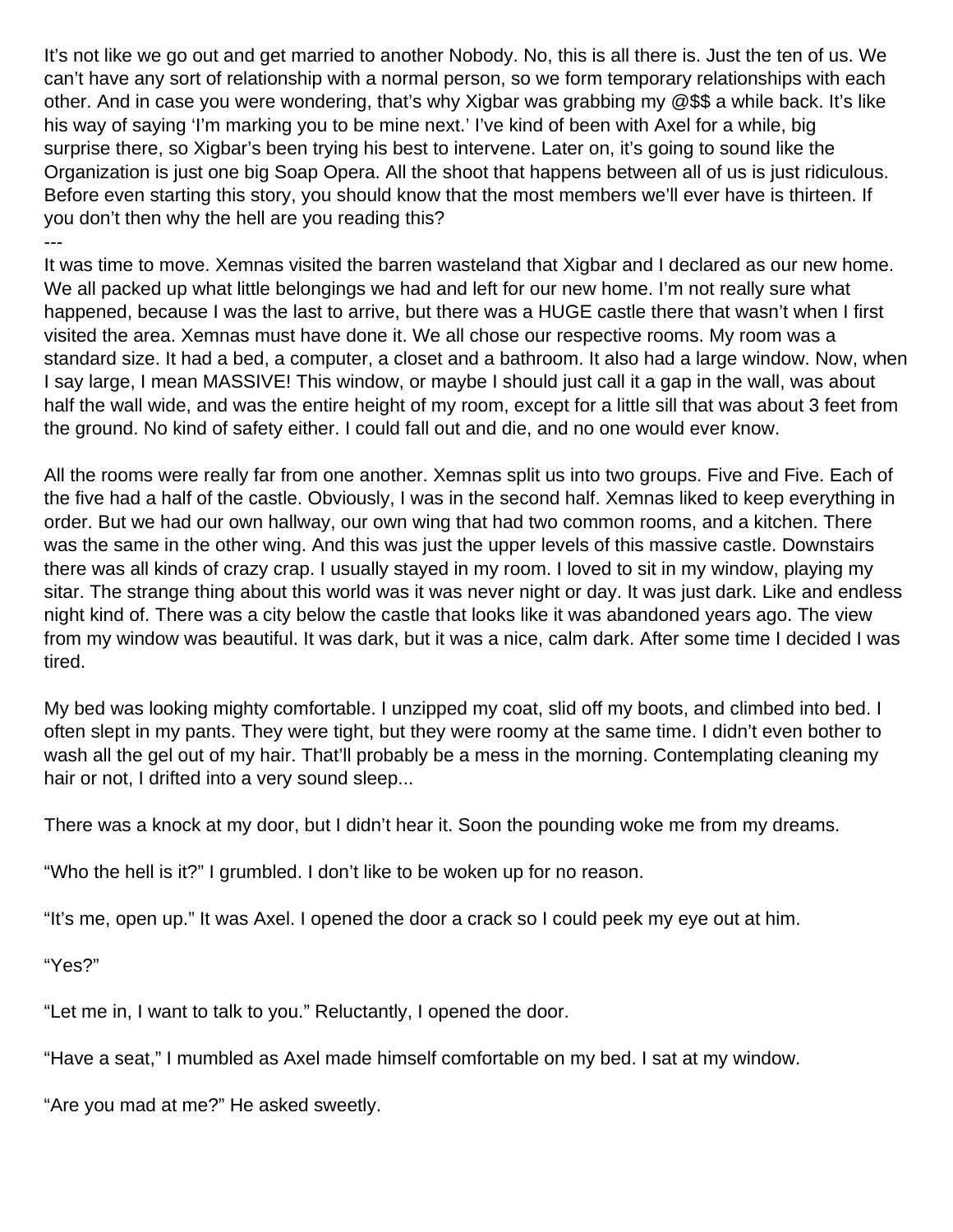It's not like we go out and get married to another Nobody. No, this is all there is. Just the ten of us. We can't have any sort of relationship with a normal person, so we form temporary relationships with each other. And in case you were wondering, that's why Xigbar was grabbing my @$$ a while back. It's like his way of saying 'I'm marking you to be mine next.' I've kind of been with Axel for a while, big surprise there, so Xigbar's been trying his best to intervene. Later on, it's going to sound like the Organization is just one big Soap Opera. All the shoot that happens between all of us is just ridiculous. Before even starting this story, you should know that the most members we'll ever have is thirteen. If you don't then why the hell are you reading this?

---

It was time to move. Xemnas visited the barren wasteland that Xigbar and I declared as our new home. We all packed up what little belongings we had and left for our new home. I'm not really sure what happened, because I was the last to arrive, but there was a HUGE castle there that wasn't when I first visited the area. Xemnas must have done it. We all chose our respective rooms. My room was a standard size. It had a bed, a computer, a closet and a bathroom. It also had a large window. Now, when I say large, I mean MASSIVE! This window, or maybe I should just call it a gap in the wall, was about half the wall wide, and was the entire height of my room, except for a little sill that was about 3 feet from the ground. No kind of safety either. I could fall out and die, and no one would ever know.

All the rooms were really far from one another. Xemnas split us into two groups. Five and Five. Each of the five had a half of the castle. Obviously, I was in the second half. Xemnas liked to keep everything in order. But we had our own hallway, our own wing that had two common rooms, and a kitchen. There was the same in the other wing. And this was just the upper levels of this massive castle. Downstairs there was all kinds of crazy crap. I usually stayed in my room. I loved to sit in my window, playing my sitar. The strange thing about this world was it was never night or day. It was just dark. Like and endless night kind of. There was a city below the castle that looks like it was abandoned years ago. The view from my window was beautiful. It was dark, but it was a nice, calm dark. After some time I decided I was tired.

My bed was looking mighty comfortable. I unzipped my coat, slid off my boots, and climbed into bed. I often slept in my pants. They were tight, but they were roomy at the same time. I didn't even bother to wash all the gel out of my hair. That'll probably be a mess in the morning. Contemplating cleaning my hair or not, I drifted into a very sound sleep...

There was a knock at my door, but I didn't hear it. Soon the pounding woke me from my dreams.

"Who the hell is it?" I grumbled. I don't like to be woken up for no reason.

"It's me, open up." It was Axel. I opened the door a crack so I could peek my eye out at him.

"Yes?"

"Let me in, I want to talk to you." Reluctantly, I opened the door.

"Have a seat," I mumbled as Axel made himself comfortable on my bed. I sat at my window.

"Are you mad at me?" He asked sweetly.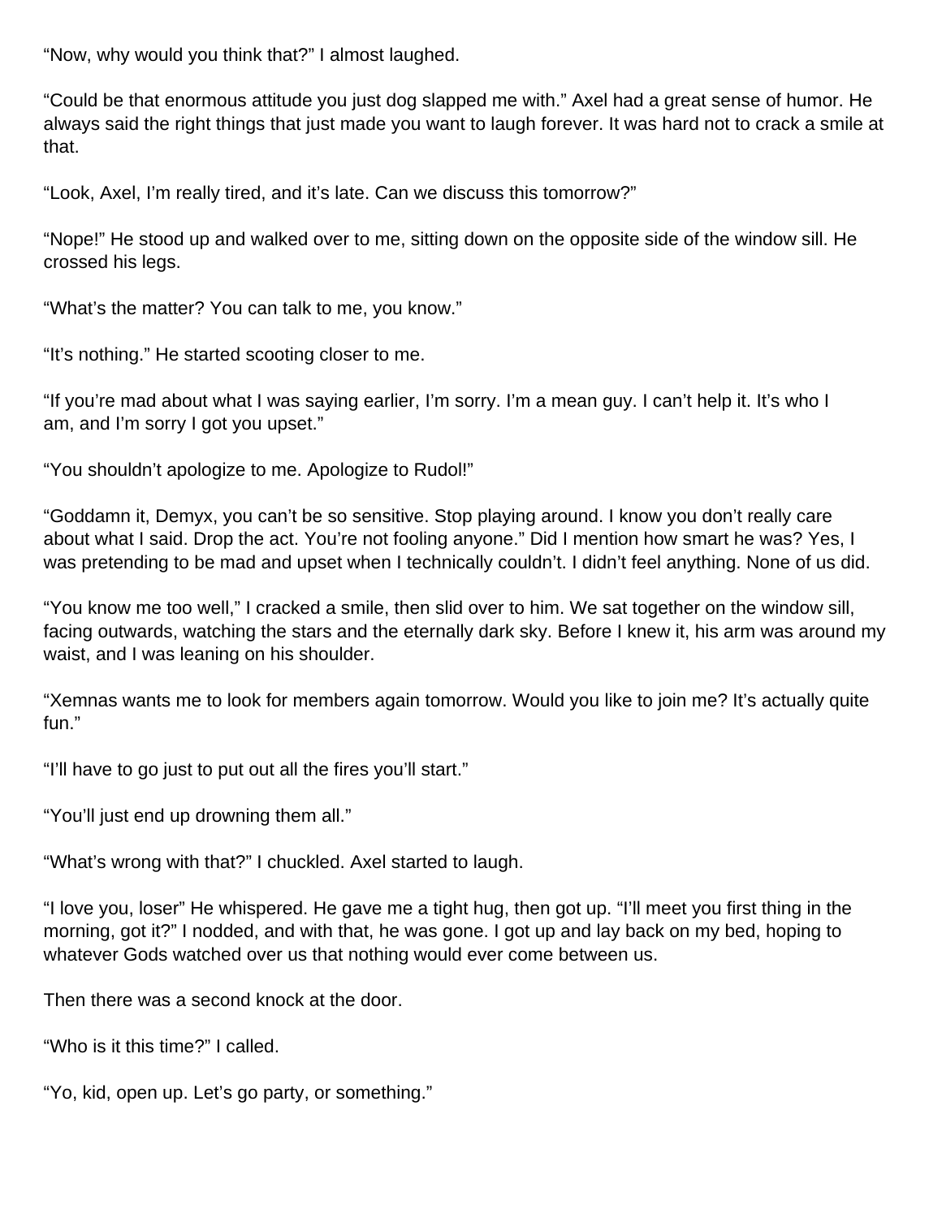"Now, why would you think that?" I almost laughed.

"Could be that enormous attitude you just dog slapped me with." Axel had a great sense of humor. He always said the right things that just made you want to laugh forever. It was hard not to crack a smile at that.

"Look, Axel, I'm really tired, and it's late. Can we discuss this tomorrow?"

"Nope!" He stood up and walked over to me, sitting down on the opposite side of the window sill. He crossed his legs.

"What's the matter? You can talk to me, you know."

"It's nothing." He started scooting closer to me.

"If you're mad about what I was saying earlier, I'm sorry. I'm a mean guy. I can't help it. It's who I am, and I'm sorry I got you upset."

"You shouldn't apologize to me. Apologize to Rudol!"

"Goddamn it, Demyx, you can't be so sensitive. Stop playing around. I know you don't really care about what I said. Drop the act. You're not fooling anyone." Did I mention how smart he was? Yes, I was pretending to be mad and upset when I technically couldn't. I didn't feel anything. None of us did.

"You know me too well," I cracked a smile, then slid over to him. We sat together on the window sill, facing outwards, watching the stars and the eternally dark sky. Before I knew it, his arm was around my waist, and I was leaning on his shoulder.

"Xemnas wants me to look for members again tomorrow. Would you like to join me? It's actually quite fun."

"I'll have to go just to put out all the fires you'll start."

"You'll just end up drowning them all."

"What's wrong with that?" I chuckled. Axel started to laugh.

"I love you, loser" He whispered. He gave me a tight hug, then got up. "I'll meet you first thing in the morning, got it?" I nodded, and with that, he was gone. I got up and lay back on my bed, hoping to whatever Gods watched over us that nothing would ever come between us.

Then there was a second knock at the door.

"Who is it this time?" I called.

"Yo, kid, open up. Let's go party, or something."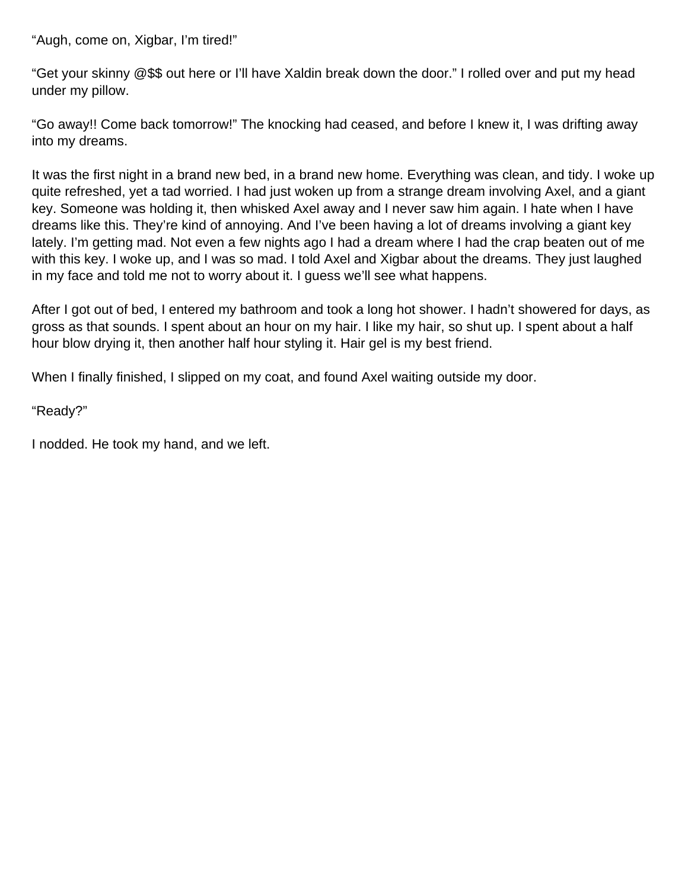“Augh, come on, Xigbar, I’m tired!”

“Get your skinny @$$ out here or I’ll have Xaldin break down the door.” I rolled over and put my head under my pillow.

“Go away!! Come back tomorrow!” The knocking had ceased, and before I knew it, I was drifting away into my dreams.

It was the first night in a brand new bed, in a brand new home. Everything was clean, and tidy. I woke up quite refreshed, yet a tad worried. I had just woken up from a strange dream involving Axel, and a giant key. Someone was holding it, then whisked Axel away and I never saw him again. I hate when I have dreams like this. They’re kind of annoying. And I’ve been having a lot of dreams involving a giant key lately. I’m getting mad. Not even a few nights ago I had a dream where I had the crap beaten out of me with this key. I woke up, and I was so mad. I told Axel and Xigbar about the dreams. They just laughed in my face and told me not to worry about it. I guess we’ll see what happens.

After I got out of bed, I entered my bathroom and took a long hot shower. I hadn’t showered for days, as gross as that sounds. I spent about an hour on my hair. I like my hair, so shut up. I spent about a half hour blow drying it, then another half hour styling it. Hair gel is my best friend.

When I finally finished, I slipped on my coat, and found Axel waiting outside my door.

“Ready?”

I nodded. He took my hand, and we left.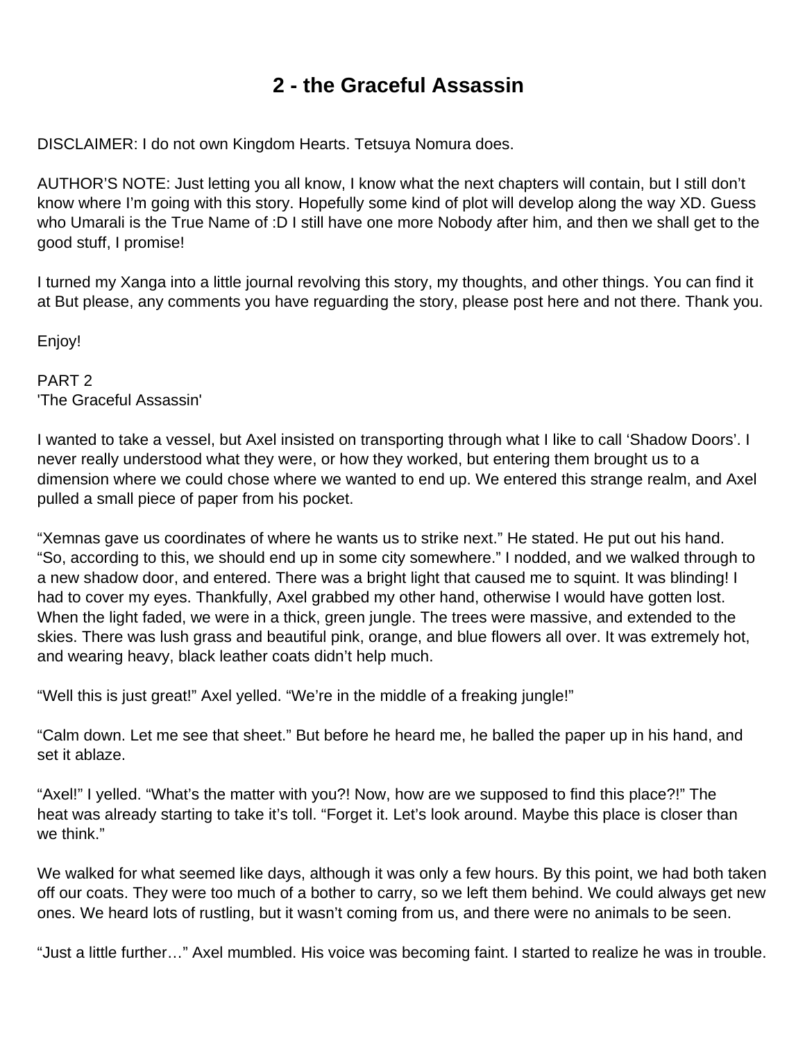# 2 - the Graceful Assassin

DISCLAIMER: I do not own Kingdom Hearts. Tetsuya Nomura does.

AUTHOR'S NOTE: Just letting you all know, I know what the next chapters will contain, but I still don't know where I'm going with this story. Hopefully some kind of plot will develop along the way XD. Guess who Umarali is the True Name of :D I still have one more Nobody after him, and then we shall get to the good stuff, I promise!

I turned my Xanga into a little journal revolving this story, my thoughts, and other things. You can find it at But please, any comments you have reguarding the story, please post here and not there. Thank you.

Enjoy!

PART 2
'The Graceful Assassin'

I wanted to take a vessel, but Axel insisted on transporting through what I like to call 'Shadow Doors'. I never really understood what they were, or how they worked, but entering them brought us to a dimension where we could chose where we wanted to end up. We entered this strange realm, and Axel pulled a small piece of paper from his pocket.

"Xemnas gave us coordinates of where he wants us to strike next." He stated. He put out his hand. "So, according to this, we should end up in some city somewhere." I nodded, and we walked through to a new shadow door, and entered. There was a bright light that caused me to squint. It was blinding! I had to cover my eyes. Thankfully, Axel grabbed my other hand, otherwise I would have gotten lost. When the light faded, we were in a thick, green jungle. The trees were massive, and extended to the skies. There was lush grass and beautiful pink, orange, and blue flowers all over. It was extremely hot, and wearing heavy, black leather coats didn't help much.

"Well this is just great!" Axel yelled. "We're in the middle of a freaking jungle!"

"Calm down. Let me see that sheet." But before he heard me, he balled the paper up in his hand, and set it ablaze.

"Axel!" I yelled. "What's the matter with you?! Now, how are we supposed to find this place?!" The heat was already starting to take it's toll. "Forget it. Let's look around. Maybe this place is closer than we think."

We walked for what seemed like days, although it was only a few hours. By this point, we had both taken off our coats. They were too much of a bother to carry, so we left them behind. We could always get new ones. We heard lots of rustling, but it wasn't coming from us, and there were no animals to be seen.

"Just a little further…" Axel mumbled. His voice was becoming faint. I started to realize he was in trouble.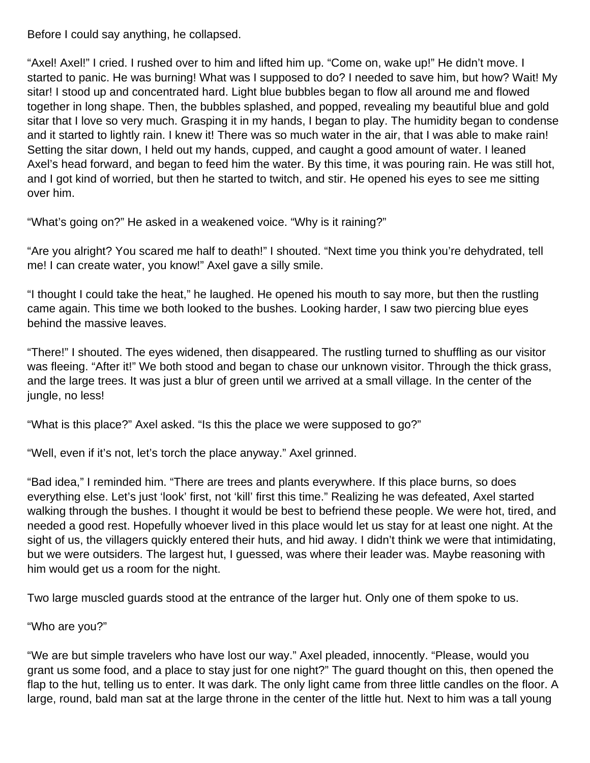Before I could say anything, he collapsed.

“Axel! Axel!” I cried. I rushed over to him and lifted him up. “Come on, wake up!” He didn’t move. I started to panic. He was burning! What was I supposed to do? I needed to save him, but how? Wait! My sitar! I stood up and concentrated hard. Light blue bubbles began to flow all around me and flowed together in long shape. Then, the bubbles splashed, and popped, revealing my beautiful blue and gold sitar that I love so very much. Grasping it in my hands, I began to play. The humidity began to condense and it started to lightly rain. I knew it! There was so much water in the air, that I was able to make rain! Setting the sitar down, I held out my hands, cupped, and caught a good amount of water. I leaned Axel’s head forward, and began to feed him the water. By this time, it was pouring rain. He was still hot, and I got kind of worried, but then he started to twitch, and stir. He opened his eyes to see me sitting over him.

“What’s going on?” He asked in a weakened voice. “Why is it raining?”

“Are you alright? You scared me half to death!” I shouted. “Next time you think you’re dehydrated, tell me! I can create water, you know!” Axel gave a silly smile.

“I thought I could take the heat,” he laughed. He opened his mouth to say more, but then the rustling came again. This time we both looked to the bushes. Looking harder, I saw two piercing blue eyes behind the massive leaves.

“There!” I shouted. The eyes widened, then disappeared. The rustling turned to shuffling as our visitor was fleeing. “After it!” We both stood and began to chase our unknown visitor. Through the thick grass, and the large trees. It was just a blur of green until we arrived at a small village. In the center of the jungle, no less!

“What is this place?” Axel asked. “Is this the place we were supposed to go?”

“Well, even if it’s not, let’s torch the place anyway.” Axel grinned.

“Bad idea,” I reminded him. “There are trees and plants everywhere. If this place burns, so does everything else. Let’s just ‘look’ first, not ‘kill’ first this time.” Realizing he was defeated, Axel started walking through the bushes. I thought it would be best to befriend these people. We were hot, tired, and needed a good rest. Hopefully whoever lived in this place would let us stay for at least one night. At the sight of us, the villagers quickly entered their huts, and hid away. I didn’t think we were that intimidating, but we were outsiders. The largest hut, I guessed, was where their leader was. Maybe reasoning with him would get us a room for the night.

Two large muscled guards stood at the entrance of the larger hut. Only one of them spoke to us.

“Who are you?”

“We are but simple travelers who have lost our way.” Axel pleaded, innocently. “Please, would you grant us some food, and a place to stay just for one night?” The guard thought on this, then opened the flap to the hut, telling us to enter. It was dark. The only light came from three little candles on the floor. A large, round, bald man sat at the large throne in the center of the little hut. Next to him was a tall young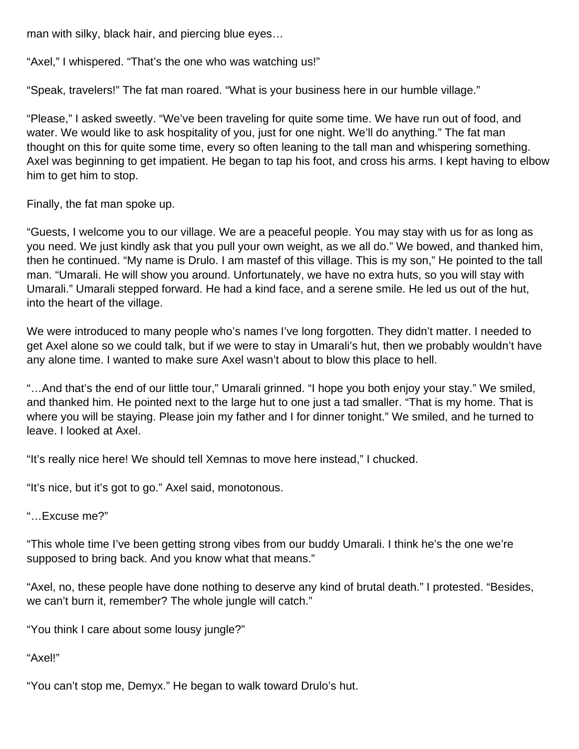man with silky, black hair, and piercing blue eyes…

"Axel," I whispered. "That's the one who was watching us!"

"Speak, travelers!" The fat man roared. "What is your business here in our humble village."

"Please," I asked sweetly. "We've been traveling for quite some time. We have run out of food, and water. We would like to ask hospitality of you, just for one night. We'll do anything." The fat man thought on this for quite some time, every so often leaning to the tall man and whispering something. Axel was beginning to get impatient. He began to tap his foot, and cross his arms. I kept having to elbow him to get him to stop.

Finally, the fat man spoke up.

"Guests, I welcome you to our village. We are a peaceful people. You may stay with us for as long as you need. We just kindly ask that you pull your own weight, as we all do." We bowed, and thanked him, then he continued. "My name is Drulo. I am mastef of this village. This is my son," He pointed to the tall man. "Umarali. He will show you around. Unfortunately, we have no extra huts, so you will stay with Umarali." Umarali stepped forward. He had a kind face, and a serene smile. He led us out of the hut, into the heart of the village.

We were introduced to many people who's names I've long forgotten. They didn't matter. I needed to get Axel alone so we could talk, but if we were to stay in Umarali's hut, then we probably wouldn't have any alone time. I wanted to make sure Axel wasn't about to blow this place to hell.

"…And that's the end of our little tour," Umarali grinned. "I hope you both enjoy your stay." We smiled, and thanked him. He pointed next to the large hut to one just a tad smaller. "That is my home. That is where you will be staying. Please join my father and I for dinner tonight." We smiled, and he turned to leave. I looked at Axel.

"It's really nice here! We should tell Xemnas to move here instead," I chucked.

"It's nice, but it's got to go." Axel said, monotonous.

"…Excuse me?"

"This whole time I've been getting strong vibes from our buddy Umarali. I think he's the one we're supposed to bring back. And you know what that means."

"Axel, no, these people have done nothing to deserve any kind of brutal death." I protested. "Besides, we can't burn it, remember? The whole jungle will catch."

"You think I care about some lousy jungle?"

"Axel!"

"You can't stop me, Demyx." He began to walk toward Drulo's hut.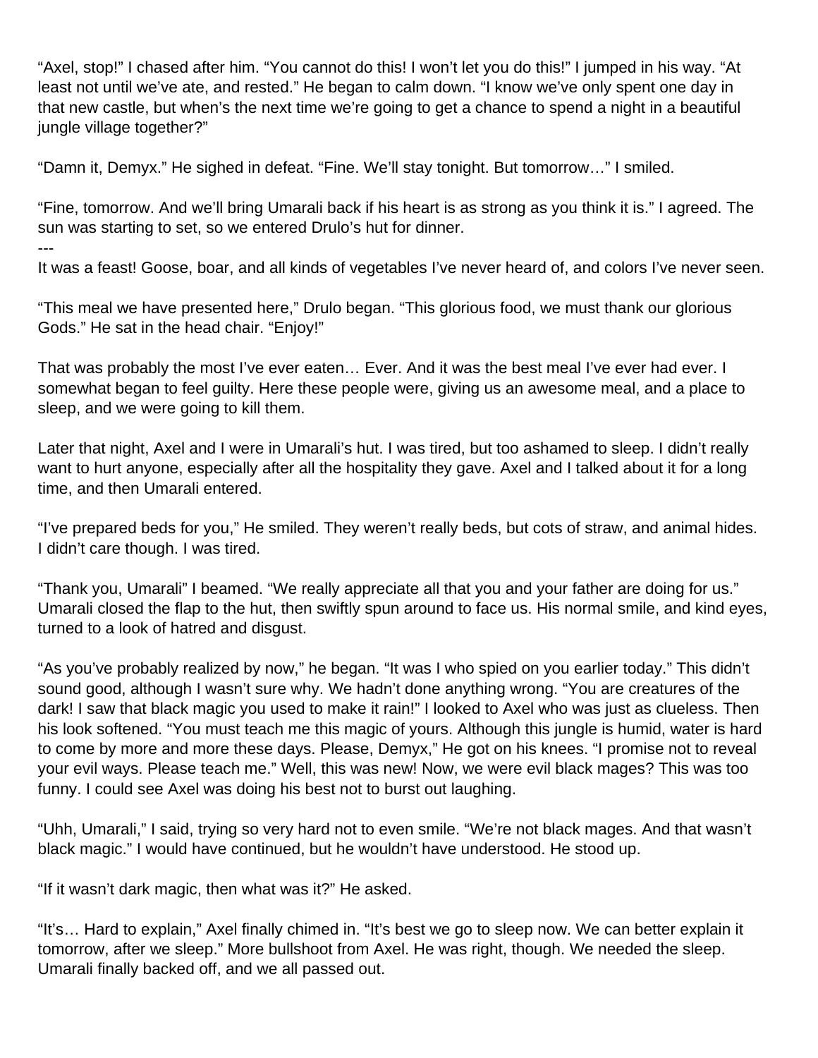"Axel, stop!" I chased after him. "You cannot do this! I won't let you do this!" I jumped in his way. "At least not until we've ate, and rested." He began to calm down. "I know we've only spent one day in that new castle, but when's the next time we're going to get a chance to spend a night in a beautiful jungle village together?"

"Damn it, Demyx." He sighed in defeat. "Fine. We'll stay tonight. But tomorrow…" I smiled.

"Fine, tomorrow. And we'll bring Umarali back if his heart is as strong as you think it is." I agreed. The sun was starting to set, so we entered Drulo's hut for dinner.

---

It was a feast! Goose, boar, and all kinds of vegetables I've never heard of, and colors I've never seen.

"This meal we have presented here," Drulo began. "This glorious food, we must thank our glorious Gods." He sat in the head chair. "Enjoy!"

That was probably the most I've ever eaten… Ever. And it was the best meal I've ever had ever. I somewhat began to feel guilty. Here these people were, giving us an awesome meal, and a place to sleep, and we were going to kill them.

Later that night, Axel and I were in Umarali's hut. I was tired, but too ashamed to sleep. I didn't really want to hurt anyone, especially after all the hospitality they gave. Axel and I talked about it for a long time, and then Umarali entered.

"I've prepared beds for you," He smiled. They weren't really beds, but cots of straw, and animal hides. I didn't care though. I was tired.

"Thank you, Umarali" I beamed. "We really appreciate all that you and your father are doing for us." Umarali closed the flap to the hut, then swiftly spun around to face us. His normal smile, and kind eyes, turned to a look of hatred and disgust.

"As you've probably realized by now," he began. "It was I who spied on you earlier today." This didn't sound good, although I wasn't sure why. We hadn't done anything wrong. "You are creatures of the dark! I saw that black magic you used to make it rain!" I looked to Axel who was just as clueless. Then his look softened. "You must teach me this magic of yours. Although this jungle is humid, water is hard to come by more and more these days. Please, Demyx," He got on his knees. "I promise not to reveal your evil ways. Please teach me." Well, this was new! Now, we were evil black mages? This was too funny. I could see Axel was doing his best not to burst out laughing.

"Uhh, Umarali," I said, trying so very hard not to even smile. "We're not black mages. And that wasn't black magic." I would have continued, but he wouldn't have understood. He stood up.

"If it wasn't dark magic, then what was it?" He asked.

"It's… Hard to explain," Axel finally chimed in. "It's best we go to sleep now. We can better explain it tomorrow, after we sleep." More bullshoot from Axel. He was right, though. We needed the sleep. Umarali finally backed off, and we all passed out.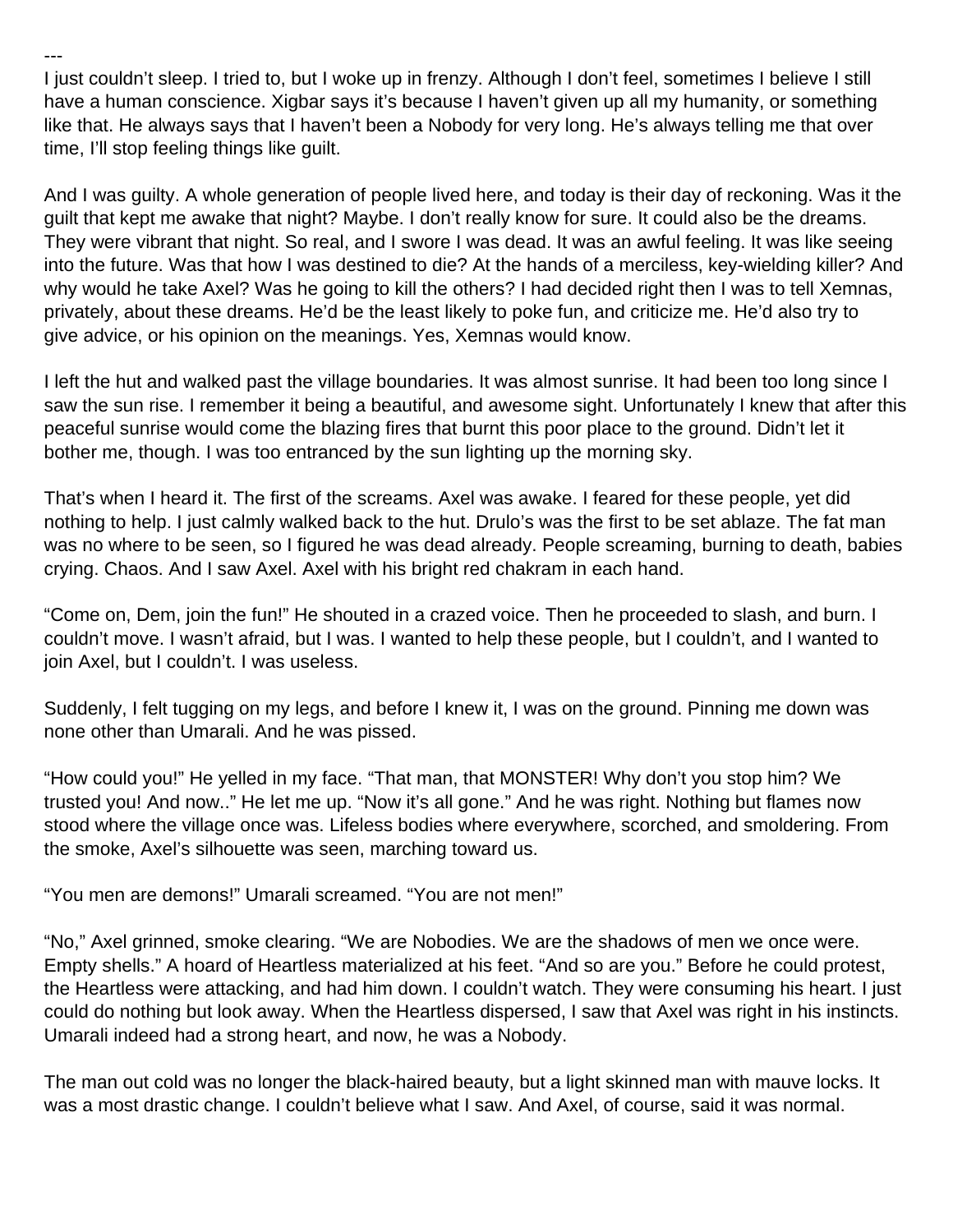---

I just couldn't sleep. I tried to, but I woke up in frenzy. Although I don't feel, sometimes I believe I still have a human conscience. Xigbar says it's because I haven't given up all my humanity, or something like that. He always says that I haven't been a Nobody for very long. He's always telling me that over time, I'll stop feeling things like guilt.

And I was guilty. A whole generation of people lived here, and today is their day of reckoning. Was it the guilt that kept me awake that night? Maybe. I don't really know for sure. It could also be the dreams. They were vibrant that night. So real, and I swore I was dead. It was an awful feeling. It was like seeing into the future. Was that how I was destined to die? At the hands of a merciless, key-wielding killer? And why would he take Axel? Was he going to kill the others? I had decided right then I was to tell Xemnas, privately, about these dreams. He'd be the least likely to poke fun, and criticize me. He'd also try to give advice, or his opinion on the meanings. Yes, Xemnas would know.

I left the hut and walked past the village boundaries. It was almost sunrise. It had been too long since I saw the sun rise. I remember it being a beautiful, and awesome sight. Unfortunately I knew that after this peaceful sunrise would come the blazing fires that burnt this poor place to the ground. Didn't let it bother me, though. I was too entranced by the sun lighting up the morning sky.

That's when I heard it. The first of the screams. Axel was awake. I feared for these people, yet did nothing to help. I just calmly walked back to the hut. Drulo's was the first to be set ablaze. The fat man was no where to be seen, so I figured he was dead already. People screaming, burning to death, babies crying. Chaos. And I saw Axel. Axel with his bright red chakram in each hand.

"Come on, Dem, join the fun!" He shouted in a crazed voice. Then he proceeded to slash, and burn. I couldn't move. I wasn't afraid, but I was. I wanted to help these people, but I couldn't, and I wanted to join Axel, but I couldn't. I was useless.

Suddenly, I felt tugging on my legs, and before I knew it, I was on the ground. Pinning me down was none other than Umarali. And he was pissed.

"How could you!" He yelled in my face. "That man, that MONSTER! Why don't you stop him? We trusted you! And now.." He let me up. "Now it's all gone." And he was right. Nothing but flames now stood where the village once was. Lifeless bodies where everywhere, scorched, and smoldering. From the smoke, Axel's silhouette was seen, marching toward us.

"You men are demons!" Umarali screamed. "You are not men!"

"No," Axel grinned, smoke clearing. "We are Nobodies. We are the shadows of men we once were. Empty shells." A hoard of Heartless materialized at his feet. "And so are you." Before he could protest, the Heartless were attacking, and had him down. I couldn't watch. They were consuming his heart. I just could do nothing but look away. When the Heartless dispersed, I saw that Axel was right in his instincts. Umarali indeed had a strong heart, and now, he was a Nobody.

The man out cold was no longer the black-haired beauty, but a light skinned man with mauve locks. It was a most drastic change. I couldn't believe what I saw. And Axel, of course, said it was normal.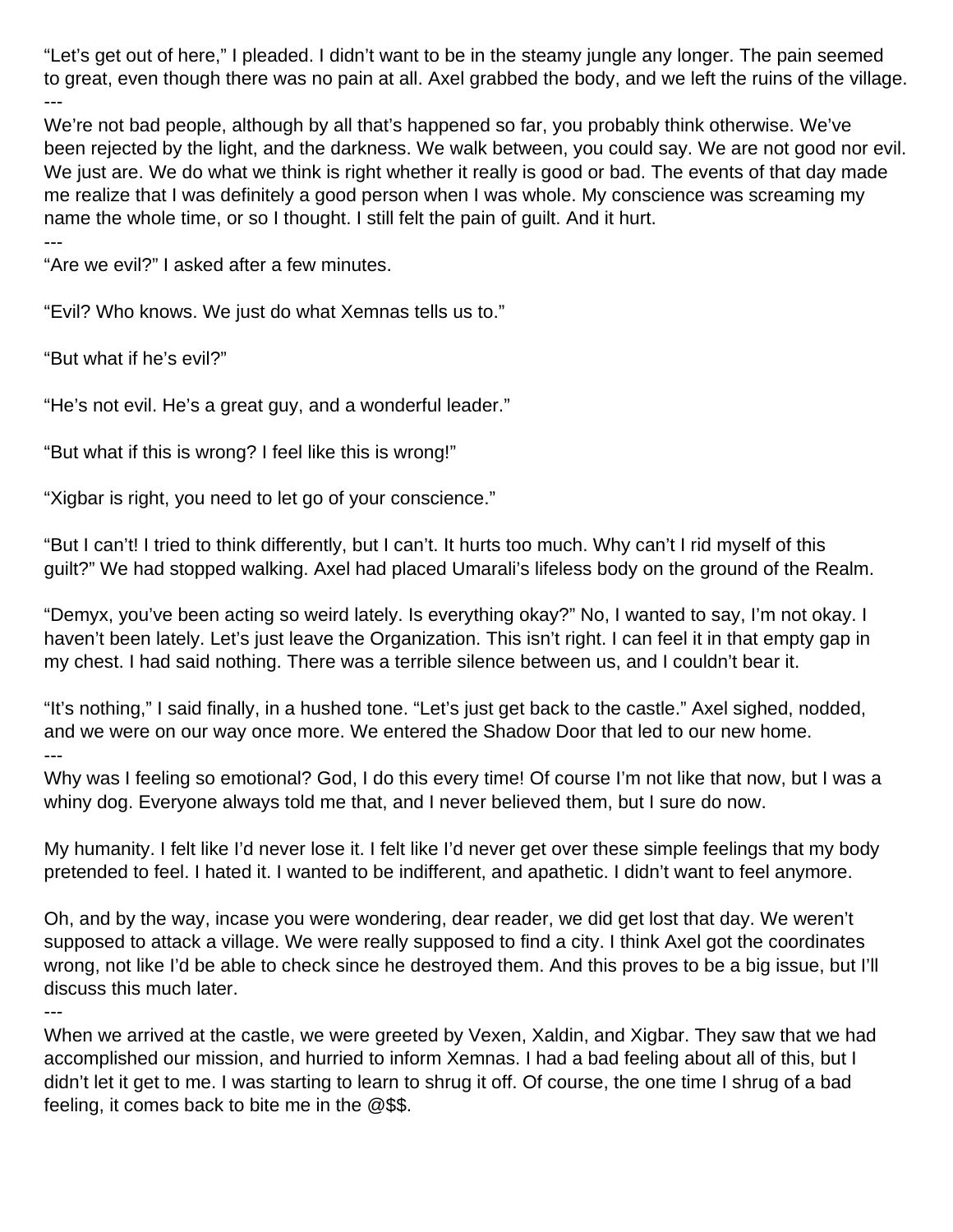"Let's get out of here," I pleaded. I didn't want to be in the steamy jungle any longer. The pain seemed to great, even though there was no pain at all. Axel grabbed the body, and we left the ruins of the village.

---

We're not bad people, although by all that's happened so far, you probably think otherwise. We've been rejected by the light, and the darkness. We walk between, you could say. We are not good nor evil. We just are. We do what we think is right whether it really is good or bad. The events of that day made me realize that I was definitely a good person when I was whole. My conscience was screaming my name the whole time, or so I thought. I still felt the pain of guilt. And it hurt.

---

"Are we evil?" I asked after a few minutes.

"Evil? Who knows. We just do what Xemnas tells us to."

"But what if he's evil?"

"He's not evil. He's a great guy, and a wonderful leader."

"But what if this is wrong? I feel like this is wrong!"

"Xigbar is right, you need to let go of your conscience."

"But I can't! I tried to think differently, but I can't. It hurts too much. Why can't I rid myself of this guilt?" We had stopped walking. Axel had placed Umarali's lifeless body on the ground of the Realm.

"Demyx, you've been acting so weird lately. Is everything okay?" No, I wanted to say, I'm not okay. I haven't been lately. Let's just leave the Organization. This isn't right. I can feel it in that empty gap in my chest. I had said nothing. There was a terrible silence between us, and I couldn't bear it.

"It's nothing," I said finally, in a hushed tone. "Let's just get back to the castle." Axel sighed, nodded, and we were on our way once more. We entered the Shadow Door that led to our new home.

---

Why was I feeling so emotional? God, I do this every time! Of course I'm not like that now, but I was a whiny dog. Everyone always told me that, and I never believed them, but I sure do now.

My humanity. I felt like I'd never lose it. I felt like I'd never get over these simple feelings that my body pretended to feel. I hated it. I wanted to be indifferent, and apathetic. I didn't want to feel anymore.

Oh, and by the way, incase you were wondering, dear reader, we did get lost that day. We weren't supposed to attack a village. We were really supposed to find a city. I think Axel got the coordinates wrong, not like I'd be able to check since he destroyed them. And this proves to be a big issue, but I'll discuss this much later.

---

When we arrived at the castle, we were greeted by Vexen, Xaldin, and Xigbar. They saw that we had accomplished our mission, and hurried to inform Xemnas. I had a bad feeling about all of this, but I didn't let it get to me. I was starting to learn to shrug it off. Of course, the one time I shrug of a bad feeling, it comes back to bite me in the @$$.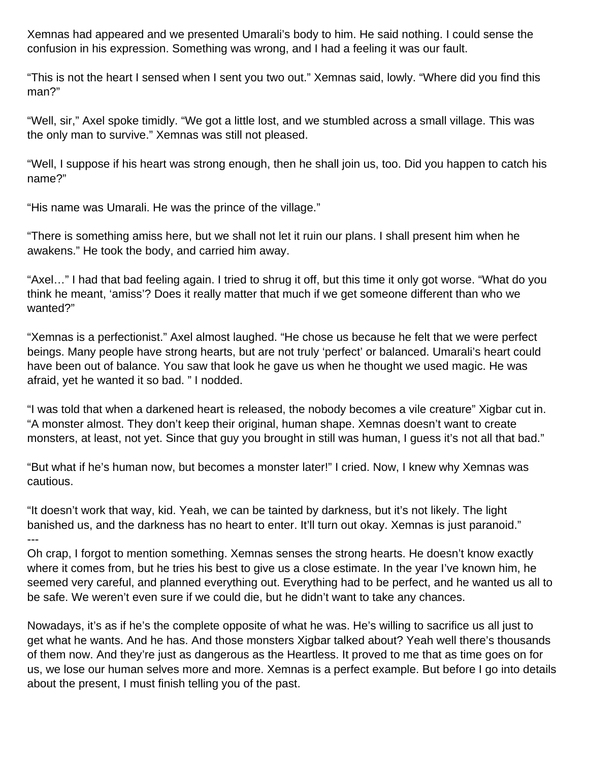Xemnas had appeared and we presented Umarali's body to him. He said nothing. I could sense the confusion in his expression. Something was wrong, and I had a feeling it was our fault.

"This is not the heart I sensed when I sent you two out." Xemnas said, lowly. "Where did you find this man?"

"Well, sir," Axel spoke timidly. "We got a little lost, and we stumbled across a small village. This was the only man to survive." Xemnas was still not pleased.

"Well, I suppose if his heart was strong enough, then he shall join us, too. Did you happen to catch his name?"

"His name was Umarali. He was the prince of the village."

"There is something amiss here, but we shall not let it ruin our plans. I shall present him when he awakens." He took the body, and carried him away.

"Axel…" I had that bad feeling again. I tried to shrug it off, but this time it only got worse. "What do you think he meant, 'amiss'? Does it really matter that much if we get someone different than who we wanted?"

"Xemnas is a perfectionist." Axel almost laughed. "He chose us because he felt that we were perfect beings. Many people have strong hearts, but are not truly 'perfect' or balanced. Umarali's heart could have been out of balance. You saw that look he gave us when he thought we used magic. He was afraid, yet he wanted it so bad. " I nodded.

"I was told that when a darkened heart is released, the nobody becomes a vile creature" Xigbar cut in. "A monster almost. They don't keep their original, human shape. Xemnas doesn't want to create monsters, at least, not yet. Since that guy you brought in still was human, I guess it's not all that bad."

"But what if he's human now, but becomes a monster later!" I cried. Now, I knew why Xemnas was cautious.

"It doesn't work that way, kid. Yeah, we can be tainted by darkness, but it's not likely. The light banished us, and the darkness has no heart to enter. It'll turn out okay. Xemnas is just paranoid."

---

Oh crap, I forgot to mention something. Xemnas senses the strong hearts. He doesn't know exactly where it comes from, but he tries his best to give us a close estimate. In the year I've known him, he seemed very careful, and planned everything out. Everything had to be perfect, and he wanted us all to be safe. We weren't even sure if we could die, but he didn't want to take any chances.

Nowadays, it's as if he's the complete opposite of what he was. He's willing to sacrifice us all just to get what he wants. And he has. And those monsters Xigbar talked about? Yeah well there's thousands of them now. And they're just as dangerous as the Heartless. It proved to me that as time goes on for us, we lose our human selves more and more. Xemnas is a perfect example. But before I go into details about the present, I must finish telling you of the past.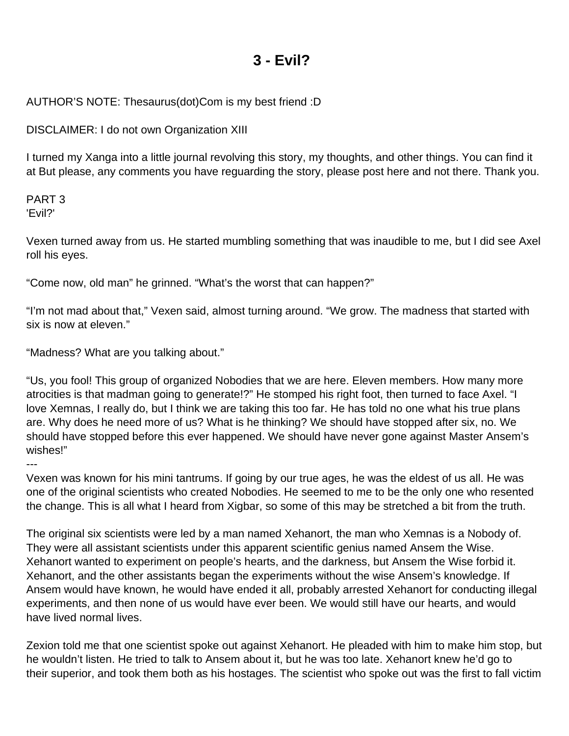# 3 - Evil?

AUTHOR'S NOTE: Thesaurus(dot)Com is my best friend :D

DISCLAIMER: I do not own Organization XIII

I turned my Xanga into a little journal revolving this story, my thoughts, and other things. You can find it at But please, any comments you have reguarding the story, please post here and not there. Thank you.

PART 3
'Evil?'

Vexen turned away from us. He started mumbling something that was inaudible to me, but I did see Axel roll his eyes.

"Come now, old man" he grinned. "What's the worst that can happen?"

"I'm not mad about that," Vexen said, almost turning around. "We grow. The madness that started with six is now at eleven."

"Madness? What are you talking about."

"Us, you fool! This group of organized Nobodies that we are here. Eleven members. How many more atrocities is that madman going to generate!?" He stomped his right foot, then turned to face Axel. "I love Xemnas, I really do, but I think we are taking this too far. He has told no one what his true plans are. Why does he need more of us? What is he thinking? We should have stopped after six, no. We should have stopped before this ever happened. We should have never gone against Master Ansem's wishes!"

---

Vexen was known for his mini tantrums. If going by our true ages, he was the eldest of us all. He was one of the original scientists who created Nobodies. He seemed to me to be the only one who resented the change. This is all what I heard from Xigbar, so some of this may be stretched a bit from the truth.

The original six scientists were led by a man named Xehanort, the man who Xemnas is a Nobody of. They were all assistant scientists under this apparent scientific genius named Ansem the Wise. Xehanort wanted to experiment on people's hearts, and the darkness, but Ansem the Wise forbid it. Xehanort, and the other assistants began the experiments without the wise Ansem's knowledge. If Ansem would have known, he would have ended it all, probably arrested Xehanort for conducting illegal experiments, and then none of us would have ever been. We would still have our hearts, and would have lived normal lives.

Zexion told me that one scientist spoke out against Xehanort. He pleaded with him to make him stop, but he wouldn't listen. He tried to talk to Ansem about it, but he was too late. Xehanort knew he'd go to their superior, and took them both as his hostages. The scientist who spoke out was the first to fall victim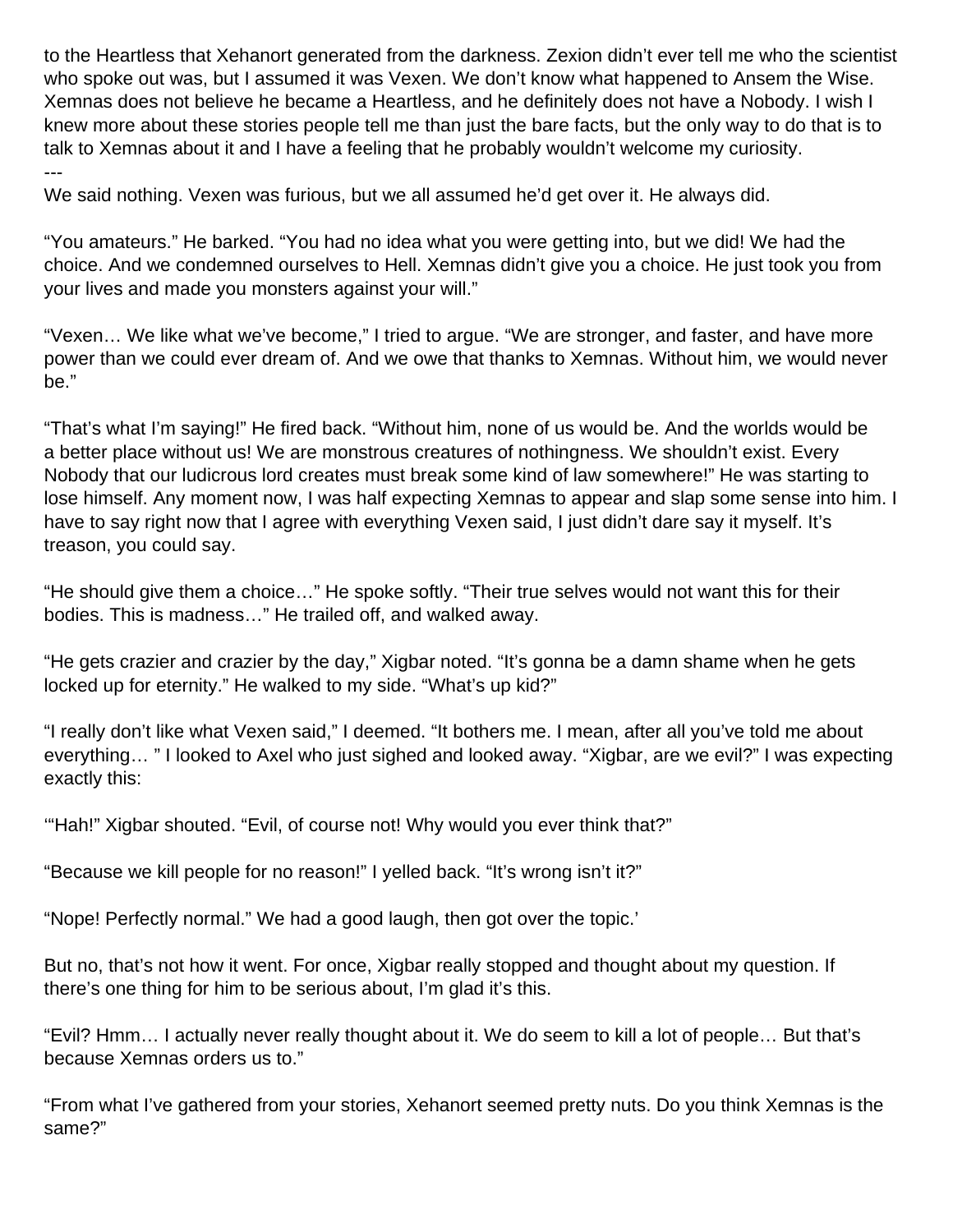to the Heartless that Xehanort generated from the darkness. Zexion didn't ever tell me who the scientist who spoke out was, but I assumed it was Vexen. We don't know what happened to Ansem the Wise. Xemnas does not believe he became a Heartless, and he definitely does not have a Nobody. I wish I knew more about these stories people tell me than just the bare facts, but the only way to do that is to talk to Xemnas about it and I have a feeling that he probably wouldn't welcome my curiosity.

---

We said nothing. Vexen was furious, but we all assumed he'd get over it. He always did.

"You amateurs." He barked. "You had no idea what you were getting into, but we did! We had the choice. And we condemned ourselves to Hell. Xemnas didn't give you a choice. He just took you from your lives and made you monsters against your will."

"Vexen… We like what we've become," I tried to argue. "We are stronger, and faster, and have more power than we could ever dream of. And we owe that thanks to Xemnas. Without him, we would never be."

"That's what I'm saying!" He fired back. "Without him, none of us would be. And the worlds would be a better place without us! We are monstrous creatures of nothingness. We shouldn't exist. Every Nobody that our ludicrous lord creates must break some kind of law somewhere!" He was starting to lose himself. Any moment now, I was half expecting Xemnas to appear and slap some sense into him. I have to say right now that I agree with everything Vexen said, I just didn't dare say it myself. It's treason, you could say.

"He should give them a choice…" He spoke softly. "Their true selves would not want this for their bodies. This is madness…" He trailed off, and walked away.

"He gets crazier and crazier by the day," Xigbar noted. "It's gonna be a damn shame when he gets locked up for eternity." He walked to my side. "What's up kid?"

"I really don't like what Vexen said," I deemed. "It bothers me. I mean, after all you've told me about everything… " I looked to Axel who just sighed and looked away. "Xigbar, are we evil?" I was expecting exactly this:

'"Hah!" Xigbar shouted. "Evil, of course not! Why would you ever think that?"

"Because we kill people for no reason!" I yelled back. "It's wrong isn't it?"

"Nope! Perfectly normal." We had a good laugh, then got over the topic.'

But no, that's not how it went. For once, Xigbar really stopped and thought about my question. If there's one thing for him to be serious about, I'm glad it's this.

"Evil? Hmm… I actually never really thought about it. We do seem to kill a lot of people… But that's because Xemnas orders us to."

"From what I've gathered from your stories, Xehanort seemed pretty nuts. Do you think Xemnas is the same?"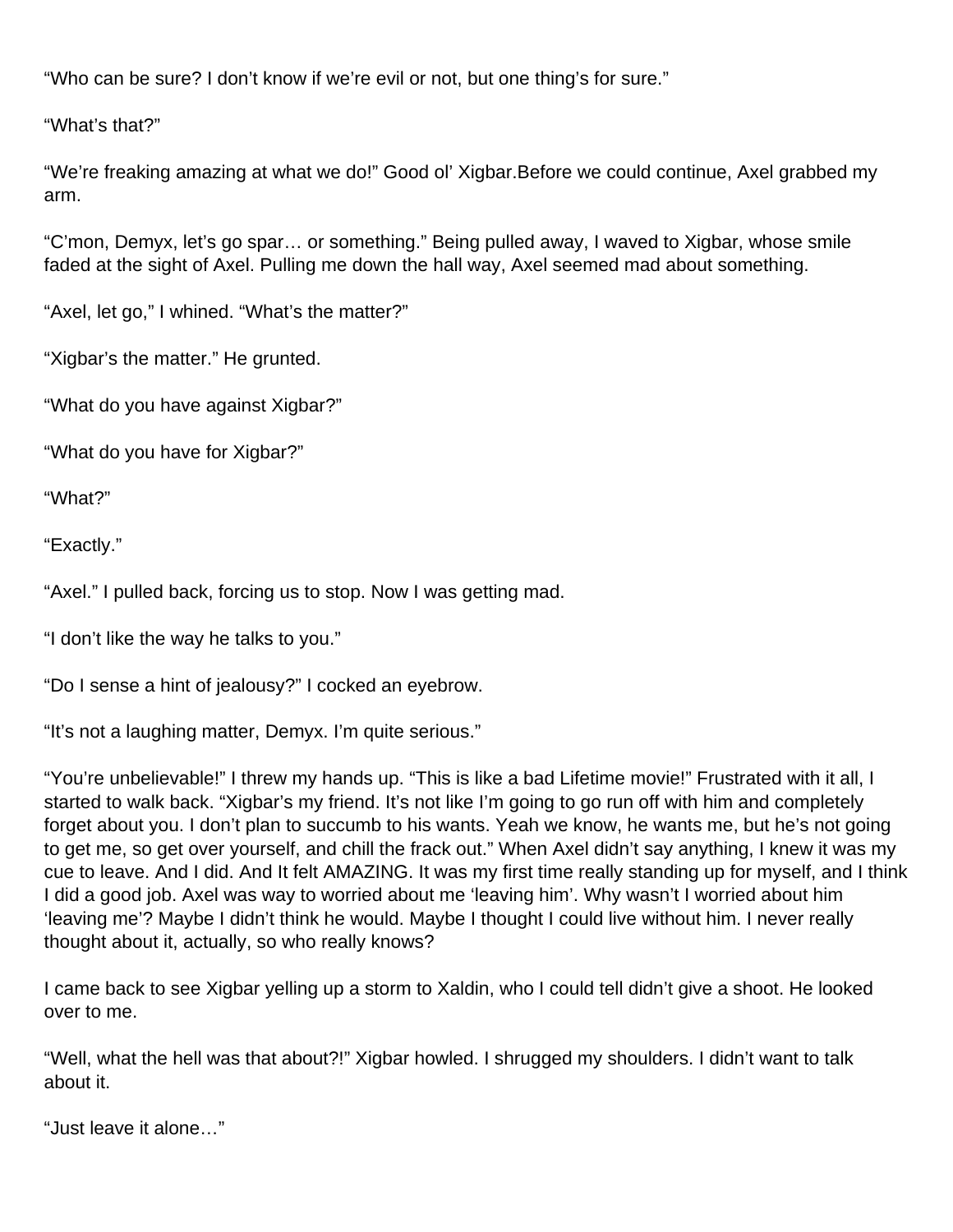“Who can be sure? I don’t know if we’re evil or not, but one thing’s for sure.”

“What’s that?”

“We’re freaking amazing at what we do!” Good ol’ Xigbar.Before we could continue, Axel grabbed my arm.

“C’mon, Demyx, let’s go spar… or something.” Being pulled away, I waved to Xigbar, whose smile faded at the sight of Axel. Pulling me down the hall way, Axel seemed mad about something.

“Axel, let go,” I whined. “What’s the matter?”

“Xigbar’s the matter.” He grunted.

“What do you have against Xigbar?”

“What do you have for Xigbar?”

“What?”

“Exactly.”

“Axel.” I pulled back, forcing us to stop. Now I was getting mad.

“I don’t like the way he talks to you.”

“Do I sense a hint of jealousy?” I cocked an eyebrow.

“It’s not a laughing matter, Demyx. I’m quite serious.”

“You’re unbelievable!” I threw my hands up. “This is like a bad Lifetime movie!” Frustrated with it all, I started to walk back. “Xigbar’s my friend. It’s not like I’m going to go run off with him and completely forget about you. I don’t plan to succumb to his wants. Yeah we know, he wants me, but he’s not going to get me, so get over yourself, and chill the frack out.” When Axel didn’t say anything, I knew it was my cue to leave. And I did. And It felt AMAZING. It was my first time really standing up for myself, and I think I did a good job. Axel was way to worried about me ‘leaving him’. Why wasn’t I worried about him ‘leaving me’? Maybe I didn’t think he would. Maybe I thought I could live without him. I never really thought about it, actually, so who really knows?

I came back to see Xigbar yelling up a storm to Xaldin, who I could tell didn’t give a shoot. He looked over to me.

“Well, what the hell was that about?!” Xigbar howled. I shrugged my shoulders. I didn’t want to talk about it.

“Just leave it alone…”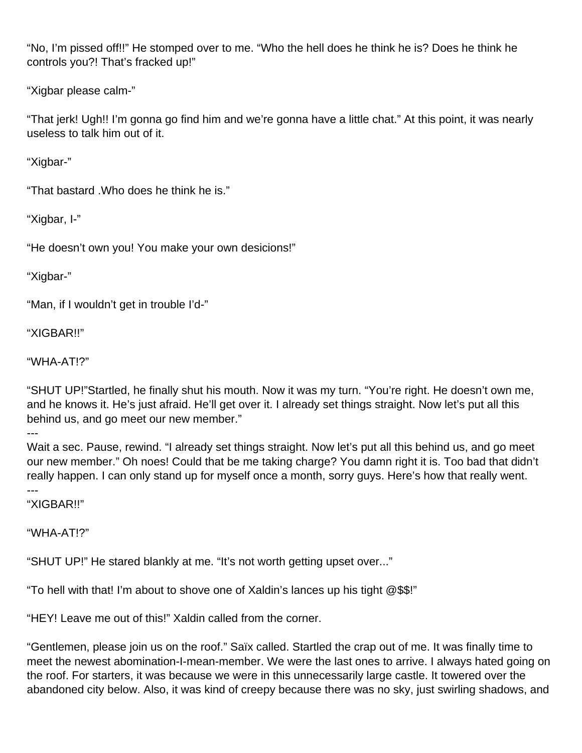"No, I'm pissed off!!" He stomped over to me. "Who the hell does he think he is? Does he think he controls you?! That's fracked up!"

"Xigbar please calm-"

"That jerk! Ugh!! I'm gonna go find him and we're gonna have a little chat." At this point, it was nearly useless to talk him out of it.

"Xigbar-"

"That bastard .Who does he think he is."

"Xigbar, I-"

"He doesn't own you! You make your own desicions!"

"Xigbar-"

"Man, if I wouldn't get in trouble I'd-"

"XIGBAR!!"

"WHA-AT!?"

"SHUT UP!"Startled, he finally shut his mouth. Now it was my turn. "You're right. He doesn't own me, and he knows it. He's just afraid. He'll get over it. I already set things straight. Now let's put all this behind us, and go meet our new member."

---

Wait a sec. Pause, rewind. "I already set things straight. Now let's put all this behind us, and go meet our new member." Oh noes! Could that be me taking charge? You damn right it is. Too bad that didn't really happen. I can only stand up for myself once a month, sorry guys. Here's how that really went.

---

"XIGBAR!!"

"WHA-AT!?"

"SHUT UP!" He stared blankly at me. "It's not worth getting upset over..."

"To hell with that! I'm about to shove one of Xaldin's lances up his tight @$$!"

"HEY! Leave me out of this!" Xaldin called from the corner.

"Gentlemen, please join us on the roof." Saïx called. Startled the crap out of me. It was finally time to meet the newest abomination-I-mean-member. We were the last ones to arrive. I always hated going on the roof. For starters, it was because we were in this unnecessarily large castle. It towered over the abandoned city below. Also, it was kind of creepy because there was no sky, just swirling shadows, and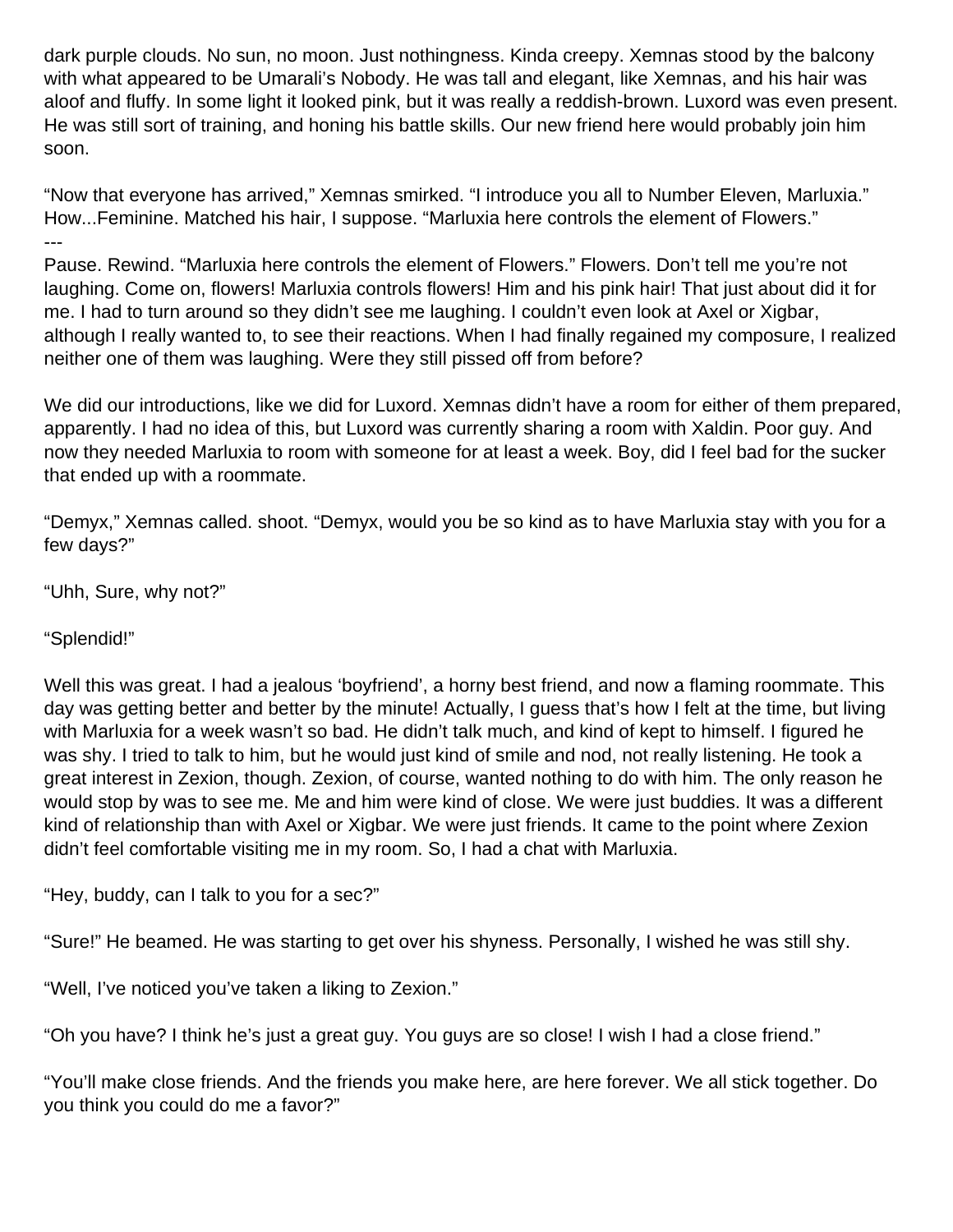dark purple clouds. No sun, no moon. Just nothingness. Kinda creepy. Xemnas stood by the balcony with what appeared to be Umarali's Nobody. He was tall and elegant, like Xemnas, and his hair was aloof and fluffy. In some light it looked pink, but it was really a reddish-brown. Luxord was even present. He was still sort of training, and honing his battle skills. Our new friend here would probably join him soon.

"Now that everyone has arrived," Xemnas smirked. "I introduce you all to Number Eleven, Marluxia." How...Feminine. Matched his hair, I suppose. "Marluxia here controls the element of Flowers."

---

Pause. Rewind. "Marluxia here controls the element of Flowers." Flowers. Don't tell me you're not laughing. Come on, flowers! Marluxia controls flowers! Him and his pink hair! That just about did it for me. I had to turn around so they didn't see me laughing. I couldn't even look at Axel or Xigbar, although I really wanted to, to see their reactions. When I had finally regained my composure, I realized neither one of them was laughing. Were they still pissed off from before?

We did our introductions, like we did for Luxord. Xemnas didn't have a room for either of them prepared, apparently. I had no idea of this, but Luxord was currently sharing a room with Xaldin. Poor guy. And now they needed Marluxia to room with someone for at least a week. Boy, did I feel bad for the sucker that ended up with a roommate.

"Demyx," Xemnas called. shoot. "Demyx, would you be so kind as to have Marluxia stay with you for a few days?"

"Uhh, Sure, why not?"

"Splendid!"

Well this was great. I had a jealous 'boyfriend', a horny best friend, and now a flaming roommate. This day was getting better and better by the minute! Actually, I guess that's how I felt at the time, but living with Marluxia for a week wasn't so bad. He didn't talk much, and kind of kept to himself. I figured he was shy. I tried to talk to him, but he would just kind of smile and nod, not really listening. He took a great interest in Zexion, though. Zexion, of course, wanted nothing to do with him. The only reason he would stop by was to see me. Me and him were kind of close. We were just buddies. It was a different kind of relationship than with Axel or Xigbar. We were just friends. It came to the point where Zexion didn't feel comfortable visiting me in my room. So, I had a chat with Marluxia.

"Hey, buddy, can I talk to you for a sec?"

"Sure!" He beamed. He was starting to get over his shyness. Personally, I wished he was still shy.

"Well, I've noticed you've taken a liking to Zexion."

"Oh you have? I think he's just a great guy. You guys are so close! I wish I had a close friend."

"You'll make close friends. And the friends you make here, are here forever. We all stick together. Do you think you could do me a favor?"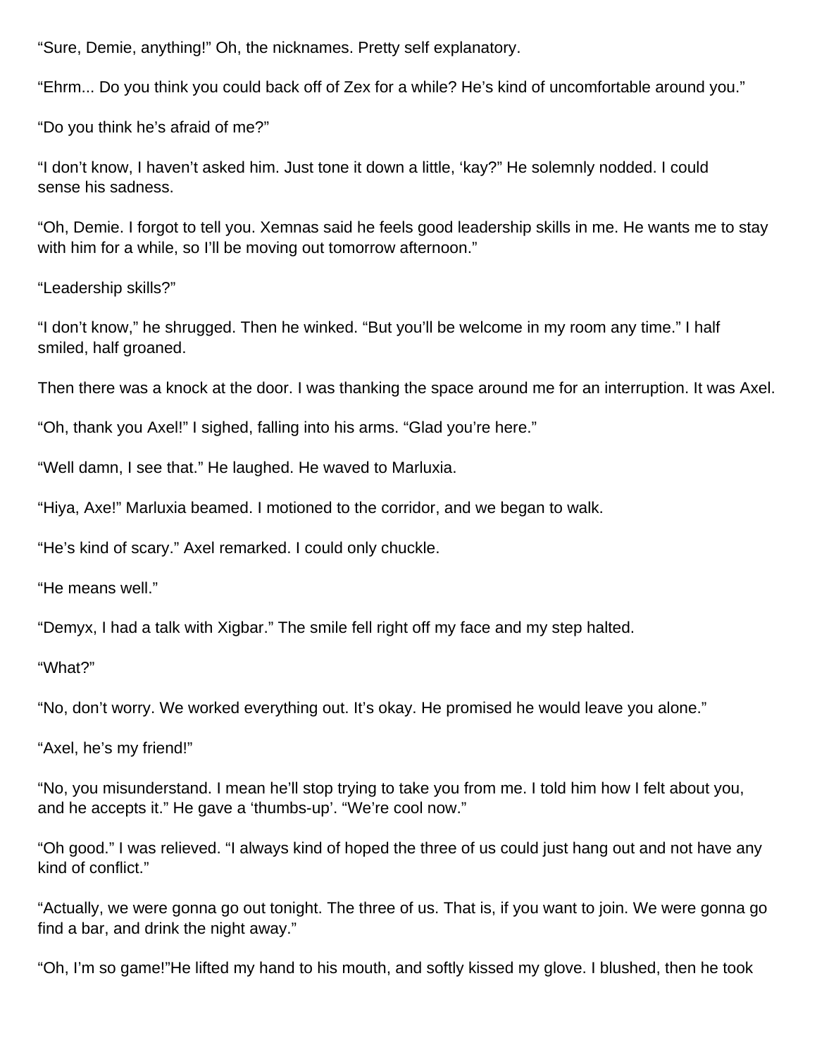"Sure, Demie, anything!" Oh, the nicknames. Pretty self explanatory.

"Ehrm... Do you think you could back off of Zex for a while? He's kind of uncomfortable around you."

"Do you think he's afraid of me?"

"I don't know, I haven't asked him. Just tone it down a little, 'kay?" He solemnly nodded. I could sense his sadness.

"Oh, Demie. I forgot to tell you. Xemnas said he feels good leadership skills in me. He wants me to stay with him for a while, so I'll be moving out tomorrow afternoon."

"Leadership skills?"

"I don't know," he shrugged. Then he winked. "But you'll be welcome in my room any time." I half smiled, half groaned.

Then there was a knock at the door. I was thanking the space around me for an interruption. It was Axel.

"Oh, thank you Axel!" I sighed, falling into his arms. "Glad you're here."

"Well damn, I see that." He laughed. He waved to Marluxia.

"Hiya, Axe!" Marluxia beamed. I motioned to the corridor, and we began to walk.

"He's kind of scary." Axel remarked. I could only chuckle.

"He means well."

"Demyx, I had a talk with Xigbar." The smile fell right off my face and my step halted.

"What?"

"No, don't worry. We worked everything out. It's okay. He promised he would leave you alone."

"Axel, he's my friend!"

"No, you misunderstand. I mean he'll stop trying to take you from me. I told him how I felt about you, and he accepts it." He gave a 'thumbs-up'. "We're cool now."

"Oh good." I was relieved. "I always kind of hoped the three of us could just hang out and not have any kind of conflict."

"Actually, we were gonna go out tonight. The three of us. That is, if you want to join. We were gonna go find a bar, and drink the night away."

"Oh, I'm so game!"He lifted my hand to his mouth, and softly kissed my glove. I blushed, then he took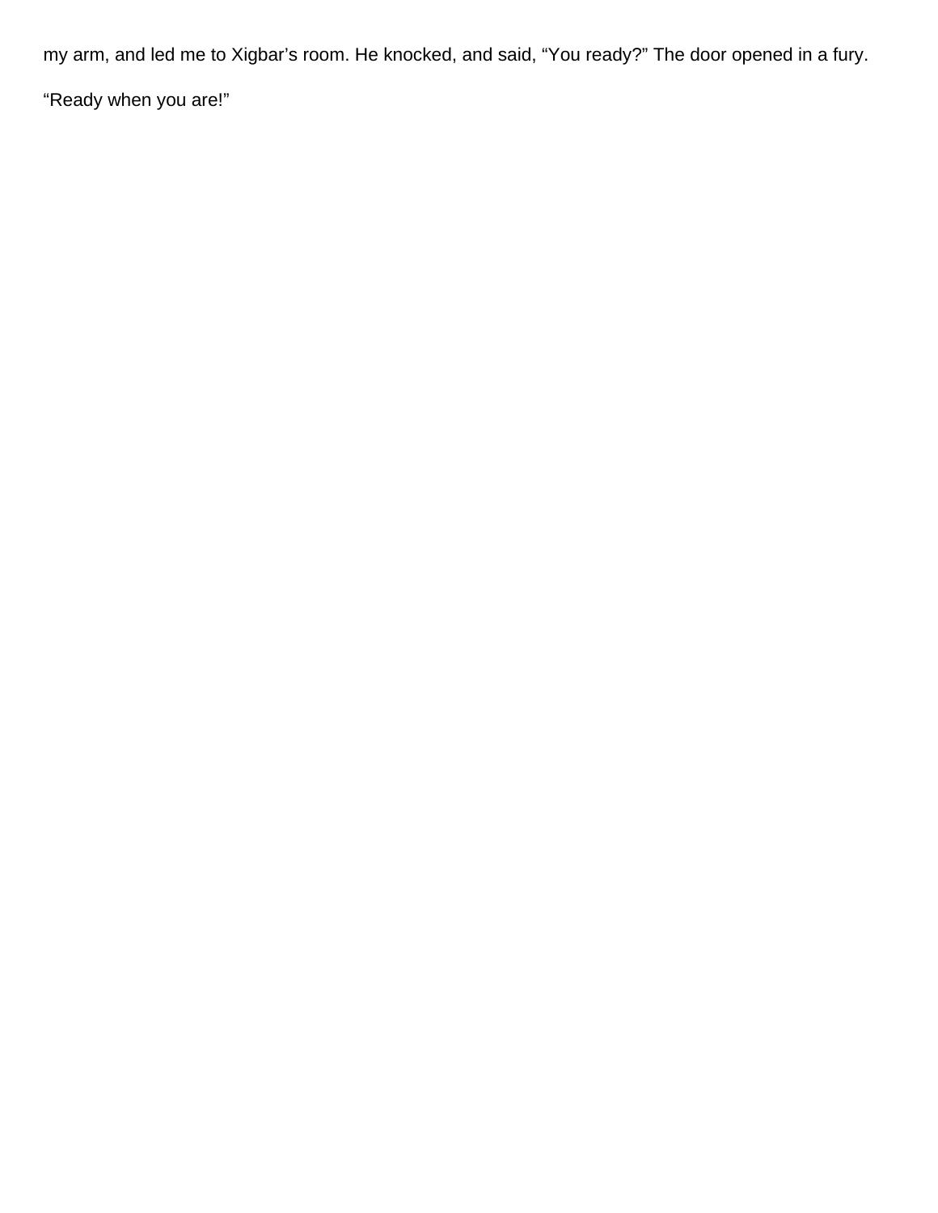my arm, and led me to Xigbar’s room. He knocked, and said, “You ready?” The door opened in a fury.

“Ready when you are!”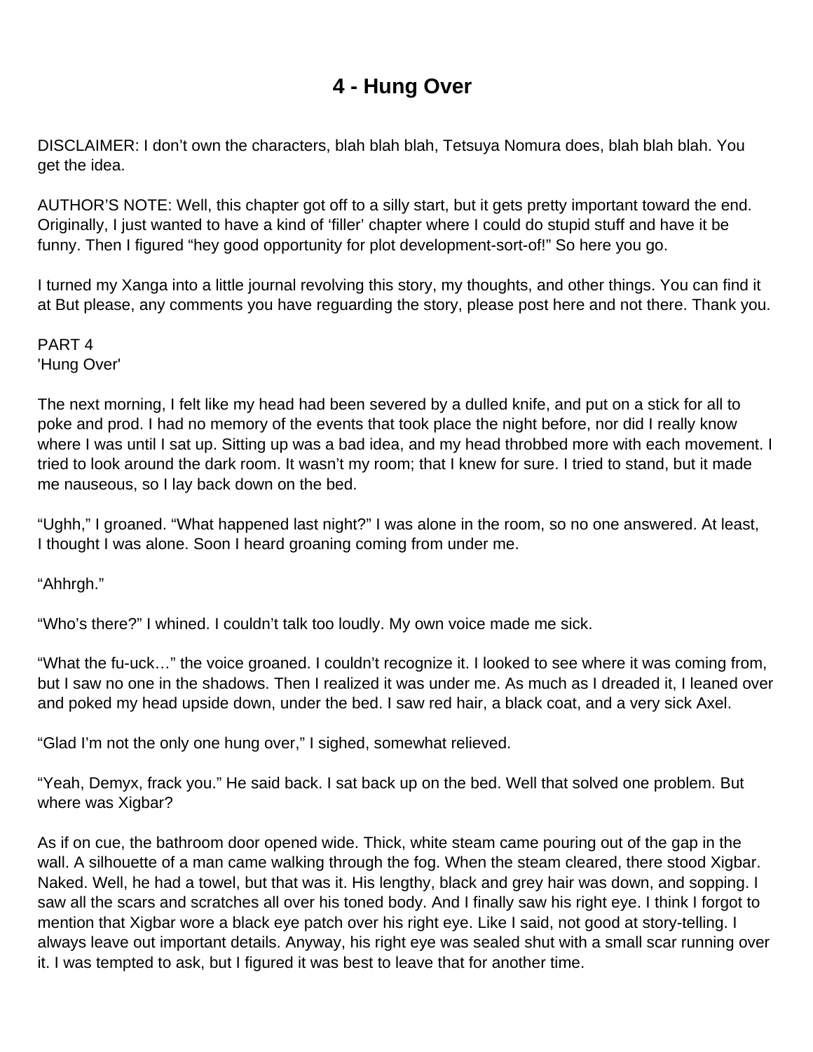# 4 - Hung Over

DISCLAIMER: I don't own the characters, blah blah blah, Tetsuya Nomura does, blah blah blah. You get the idea.

AUTHOR'S NOTE: Well, this chapter got off to a silly start, but it gets pretty important toward the end. Originally, I just wanted to have a kind of 'filler' chapter where I could do stupid stuff and have it be funny. Then I figured "hey good opportunity for plot development-sort-of!" So here you go.

I turned my Xanga into a little journal revolving this story, my thoughts, and other things. You can find it at But please, any comments you have reguarding the story, please post here and not there. Thank you.

PART 4
'Hung Over'

The next morning, I felt like my head had been severed by a dulled knife, and put on a stick for all to poke and prod. I had no memory of the events that took place the night before, nor did I really know where I was until I sat up. Sitting up was a bad idea, and my head throbbed more with each movement. I tried to look around the dark room. It wasn't my room; that I knew for sure. I tried to stand, but it made me nauseous, so I lay back down on the bed.

"Ughh," I groaned. "What happened last night?" I was alone in the room, so no one answered. At least, I thought I was alone. Soon I heard groaning coming from under me.

"Ahhrgh."

"Who's there?" I whined. I couldn't talk too loudly. My own voice made me sick.

"What the fu-uck…" the voice groaned. I couldn't recognize it. I looked to see where it was coming from, but I saw no one in the shadows. Then I realized it was under me. As much as I dreaded it, I leaned over and poked my head upside down, under the bed. I saw red hair, a black coat, and a very sick Axel.

"Glad I'm not the only one hung over," I sighed, somewhat relieved.

"Yeah, Demyx, frack you." He said back. I sat back up on the bed. Well that solved one problem. But where was Xigbar?

As if on cue, the bathroom door opened wide. Thick, white steam came pouring out of the gap in the wall. A silhouette of a man came walking through the fog. When the steam cleared, there stood Xigbar. Naked. Well, he had a towel, but that was it. His lengthy, black and grey hair was down, and sopping. I saw all the scars and scratches all over his toned body. And I finally saw his right eye. I think I forgot to mention that Xigbar wore a black eye patch over his right eye. Like I said, not good at story-telling. I always leave out important details. Anyway, his right eye was sealed shut with a small scar running over it. I was tempted to ask, but I figured it was best to leave that for another time.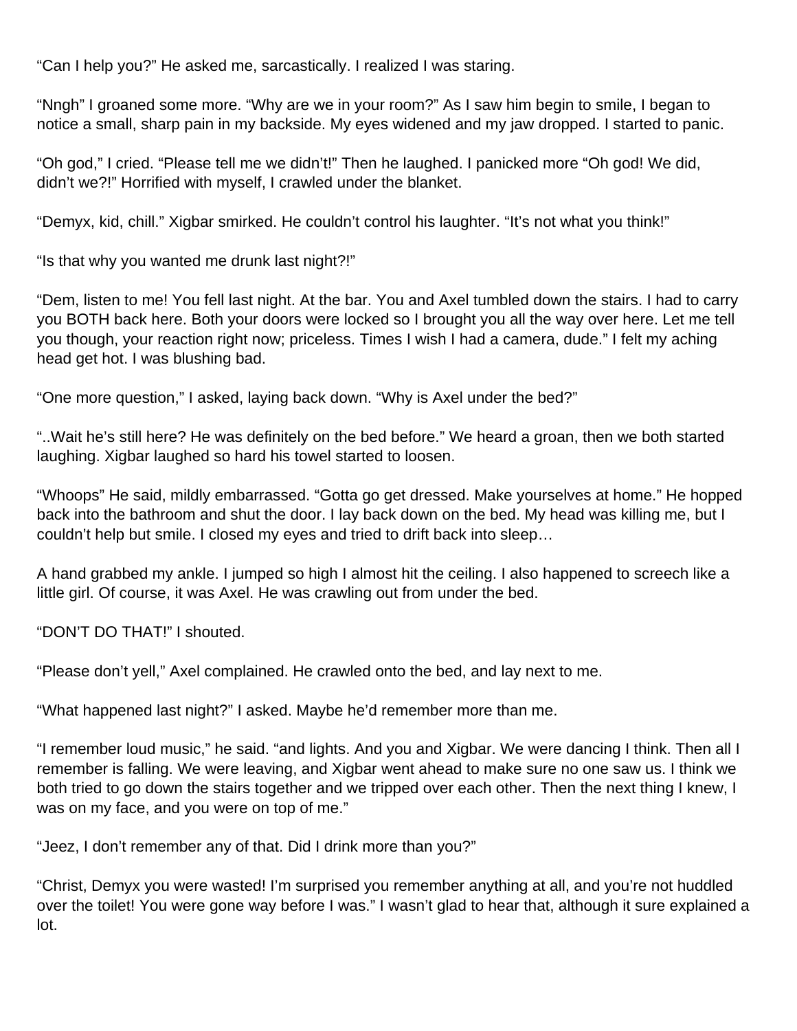"Can I help you?" He asked me, sarcastically. I realized I was staring.

"Nngh" I groaned some more. "Why are we in your room?" As I saw him begin to smile, I began to notice a small, sharp pain in my backside. My eyes widened and my jaw dropped. I started to panic.

"Oh god," I cried. "Please tell me we didn't!" Then he laughed. I panicked more "Oh god! We did, didn't we?!" Horrified with myself, I crawled under the blanket.

"Demyx, kid, chill." Xigbar smirked. He couldn't control his laughter. "It's not what you think!"

"Is that why you wanted me drunk last night?!"

"Dem, listen to me! You fell last night. At the bar. You and Axel tumbled down the stairs. I had to carry you BOTH back here. Both your doors were locked so I brought you all the way over here. Let me tell you though, your reaction right now; priceless. Times I wish I had a camera, dude." I felt my aching head get hot. I was blushing bad.

"One more question," I asked, laying back down. "Why is Axel under the bed?"

"..Wait he's still here? He was definitely on the bed before." We heard a groan, then we both started laughing. Xigbar laughed so hard his towel started to loosen.

"Whoops" He said, mildly embarrassed. "Gotta go get dressed. Make yourselves at home." He hopped back into the bathroom and shut the door. I lay back down on the bed. My head was killing me, but I couldn't help but smile. I closed my eyes and tried to drift back into sleep…

A hand grabbed my ankle. I jumped so high I almost hit the ceiling. I also happened to screech like a little girl. Of course, it was Axel. He was crawling out from under the bed.

"DON'T DO THAT!" I shouted.

"Please don't yell," Axel complained. He crawled onto the bed, and lay next to me.

"What happened last night?" I asked. Maybe he'd remember more than me.

"I remember loud music," he said. "and lights. And you and Xigbar. We were dancing I think. Then all I remember is falling. We were leaving, and Xigbar went ahead to make sure no one saw us. I think we both tried to go down the stairs together and we tripped over each other. Then the next thing I knew, I was on my face, and you were on top of me."

"Jeez, I don't remember any of that. Did I drink more than you?"

"Christ, Demyx you were wasted! I'm surprised you remember anything at all, and you're not huddled over the toilet! You were gone way before I was." I wasn't glad to hear that, although it sure explained a lot.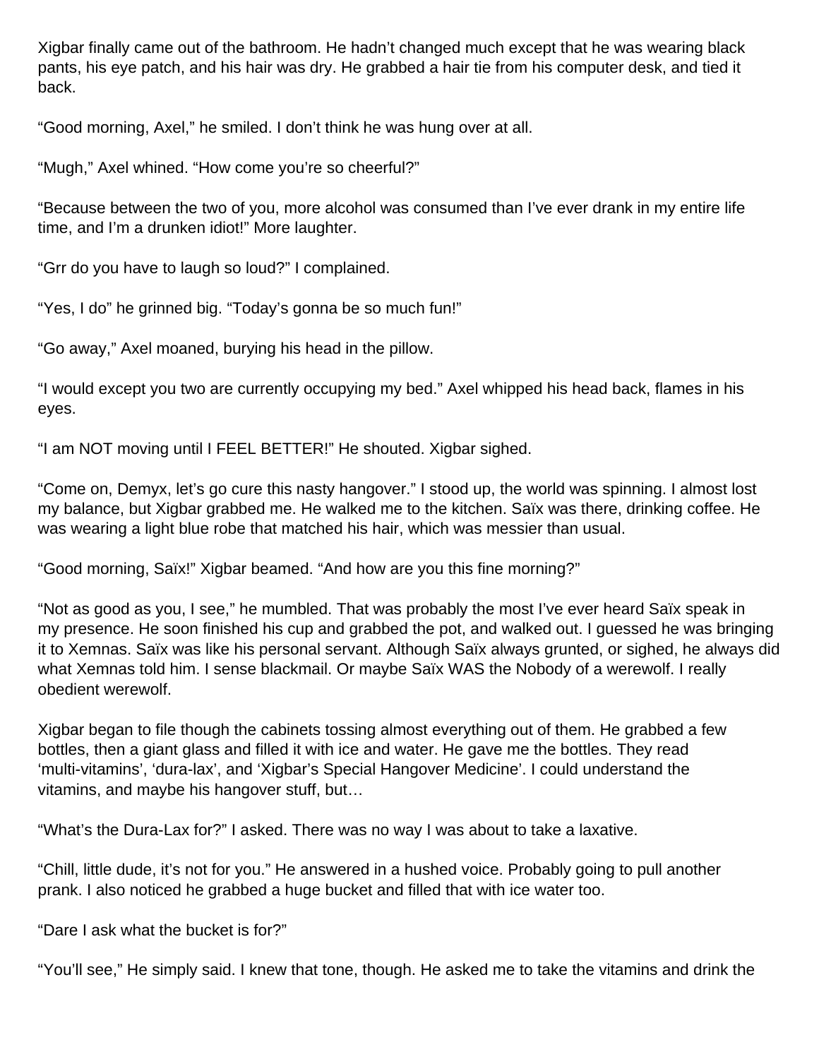Xigbar finally came out of the bathroom. He hadn't changed much except that he was wearing black pants, his eye patch, and his hair was dry. He grabbed a hair tie from his computer desk, and tied it back.

"Good morning, Axel," he smiled. I don't think he was hung over at all.

"Mugh," Axel whined. "How come you're so cheerful?"

"Because between the two of you, more alcohol was consumed than I've ever drank in my entire life time, and I'm a drunken idiot!" More laughter.

"Grr do you have to laugh so loud?" I complained.

"Yes, I do" he grinned big. "Today's gonna be so much fun!"

"Go away," Axel moaned, burying his head in the pillow.

"I would except you two are currently occupying my bed." Axel whipped his head back, flames in his eyes.

"I am NOT moving until I FEEL BETTER!" He shouted. Xigbar sighed.

"Come on, Demyx, let's go cure this nasty hangover." I stood up, the world was spinning. I almost lost my balance, but Xigbar grabbed me. He walked me to the kitchen. Saïx was there, drinking coffee. He was wearing a light blue robe that matched his hair, which was messier than usual.

"Good morning, Saïx!" Xigbar beamed. "And how are you this fine morning?"

"Not as good as you, I see," he mumbled. That was probably the most I've ever heard Saïx speak in my presence. He soon finished his cup and grabbed the pot, and walked out. I guessed he was bringing it to Xemnas. Saïx was like his personal servant. Although Saïx always grunted, or sighed, he always did what Xemnas told him. I sense blackmail. Or maybe Saïx WAS the Nobody of a werewolf. I really obedient werewolf.

Xigbar began to file though the cabinets tossing almost everything out of them. He grabbed a few bottles, then a giant glass and filled it with ice and water. He gave me the bottles. They read 'multi-vitamins', 'dura-lax', and 'Xigbar's Special Hangover Medicine'. I could understand the vitamins, and maybe his hangover stuff, but…

"What's the Dura-Lax for?" I asked. There was no way I was about to take a laxative.

"Chill, little dude, it's not for you." He answered in a hushed voice. Probably going to pull another prank. I also noticed he grabbed a huge bucket and filled that with ice water too.

"Dare I ask what the bucket is for?"

"You'll see," He simply said. I knew that tone, though. He asked me to take the vitamins and drink the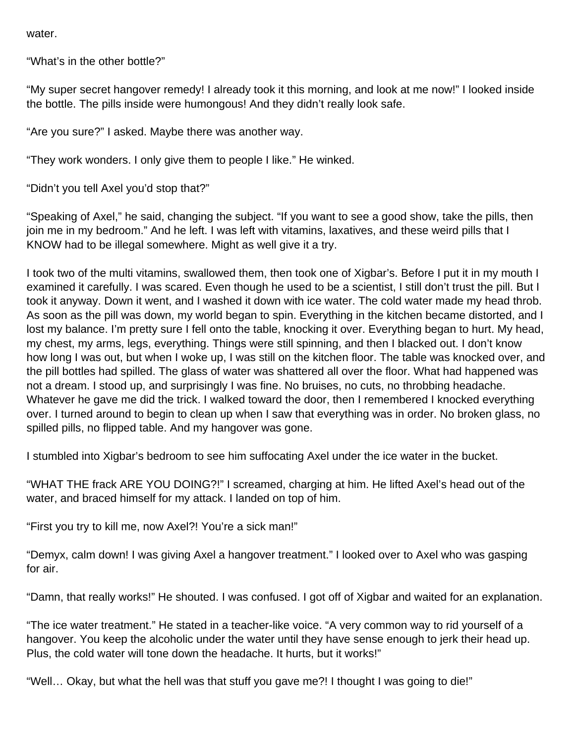water.

“What’s in the other bottle?”

“My super secret hangover remedy! I already took it this morning, and look at me now!” I looked inside the bottle. The pills inside were humongous! And they didn’t really look safe.

“Are you sure?” I asked. Maybe there was another way.

“They work wonders. I only give them to people I like.” He winked.

“Didn’t you tell Axel you’d stop that?”

“Speaking of Axel,” he said, changing the subject. “If you want to see a good show, take the pills, then join me in my bedroom.” And he left. I was left with vitamins, laxatives, and these weird pills that I KNOW had to be illegal somewhere. Might as well give it a try.

I took two of the multi vitamins, swallowed them, then took one of Xigbar’s. Before I put it in my mouth I examined it carefully. I was scared. Even though he used to be a scientist, I still don’t trust the pill. But I took it anyway. Down it went, and I washed it down with ice water. The cold water made my head throb. As soon as the pill was down, my world began to spin. Everything in the kitchen became distorted, and I lost my balance. I’m pretty sure I fell onto the table, knocking it over. Everything began to hurt. My head, my chest, my arms, legs, everything. Things were still spinning, and then I blacked out. I don’t know how long I was out, but when I woke up, I was still on the kitchen floor. The table was knocked over, and the pill bottles had spilled. The glass of water was shattered all over the floor. What had happened was not a dream. I stood up, and surprisingly I was fine. No bruises, no cuts, no throbbing headache. Whatever he gave me did the trick. I walked toward the door, then I remembered I knocked everything over. I turned around to begin to clean up when I saw that everything was in order. No broken glass, no spilled pills, no flipped table. And my hangover was gone.

I stumbled into Xigbar’s bedroom to see him suffocating Axel under the ice water in the bucket.

“WHAT THE frack ARE YOU DOING?!” I screamed, charging at him. He lifted Axel’s head out of the water, and braced himself for my attack. I landed on top of him.

“First you try to kill me, now Axel?! You’re a sick man!”

“Demyx, calm down! I was giving Axel a hangover treatment.” I looked over to Axel who was gasping for air.

“Damn, that really works!” He shouted. I was confused. I got off of Xigbar and waited for an explanation.

“The ice water treatment.” He stated in a teacher-like voice. “A very common way to rid yourself of a hangover. You keep the alcoholic under the water until they have sense enough to jerk their head up. Plus, the cold water will tone down the headache. It hurts, but it works!”

“Well… Okay, but what the hell was that stuff you gave me?! I thought I was going to die!”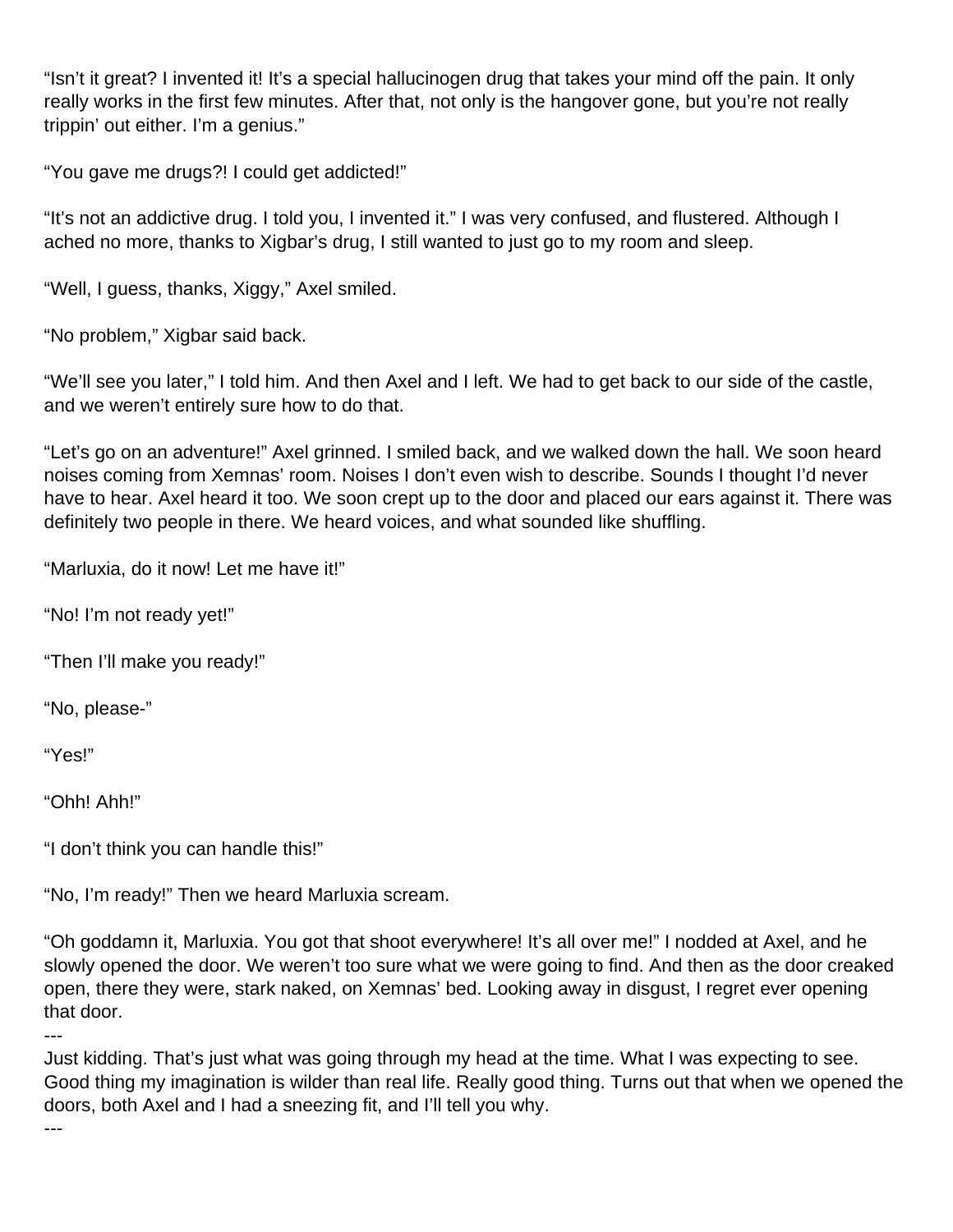"Isn't it great? I invented it! It's a special hallucinogen drug that takes your mind off the pain. It only really works in the first few minutes. After that, not only is the hangover gone, but you're not really trippin' out either. I'm a genius."

"You gave me drugs?! I could get addicted!"

"It's not an addictive drug. I told you, I invented it." I was very confused, and flustered. Although I ached no more, thanks to Xigbar's drug, I still wanted to just go to my room and sleep.

"Well, I guess, thanks, Xiggy," Axel smiled.

"No problem," Xigbar said back.

"We'll see you later," I told him. And then Axel and I left. We had to get back to our side of the castle, and we weren't entirely sure how to do that.

"Let's go on an adventure!" Axel grinned. I smiled back, and we walked down the hall. We soon heard noises coming from Xemnas' room. Noises I don't even wish to describe. Sounds I thought I'd never have to hear. Axel heard it too. We soon crept up to the door and placed our ears against it. There was definitely two people in there. We heard voices, and what sounded like shuffling.

"Marluxia, do it now! Let me have it!"

"No! I'm not ready yet!"

"Then I'll make you ready!"

"No, please-"

"Yes!"

"Ohh! Ahh!"

"I don't think you can handle this!"

"No, I'm ready!" Then we heard Marluxia scream.

"Oh goddamn it, Marluxia. You got that shoot everywhere! It's all over me!" I nodded at Axel, and he slowly opened the door. We weren't too sure what we were going to find. And then as the door creaked open, there they were, stark naked, on Xemnas' bed. Looking away in disgust, I regret ever opening that door.

---

Just kidding. That's just what was going through my head at the time. What I was expecting to see. Good thing my imagination is wilder than real life. Really good thing. Turns out that when we opened the doors, both Axel and I had a sneezing fit, and I'll tell you why.

---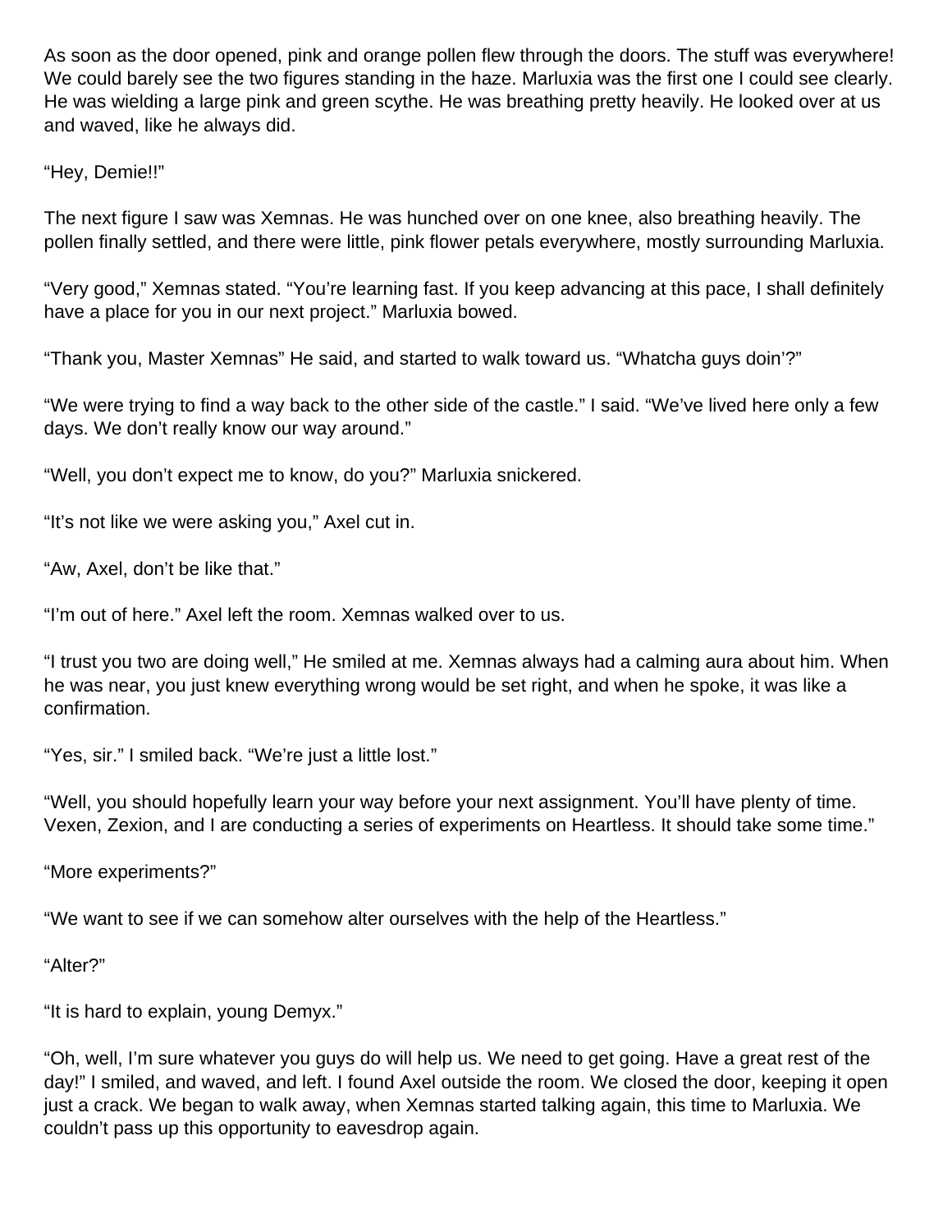As soon as the door opened, pink and orange pollen flew through the doors. The stuff was everywhere! We could barely see the two figures standing in the haze. Marluxia was the first one I could see clearly. He was wielding a large pink and green scythe. He was breathing pretty heavily. He looked over at us and waved, like he always did.

“Hey, Demie!!”

The next figure I saw was Xemnas. He was hunched over on one knee, also breathing heavily. The pollen finally settled, and there were little, pink flower petals everywhere, mostly surrounding Marluxia.

“Very good,” Xemnas stated. “You’re learning fast. If you keep advancing at this pace, I shall definitely have a place for you in our next project.” Marluxia bowed.

“Thank you, Master Xemnas” He said, and started to walk toward us. “Whatcha guys doin’?”

“We were trying to find a way back to the other side of the castle.” I said. “We’ve lived here only a few days. We don’t really know our way around.”

“Well, you don’t expect me to know, do you?” Marluxia snickered.

“It’s not like we were asking you,” Axel cut in.

“Aw, Axel, don’t be like that.”

“I’m out of here.” Axel left the room. Xemnas walked over to us.

“I trust you two are doing well,” He smiled at me. Xemnas always had a calming aura about him. When he was near, you just knew everything wrong would be set right, and when he spoke, it was like a confirmation.

“Yes, sir.” I smiled back. “We’re just a little lost.”

“Well, you should hopefully learn your way before your next assignment. You’ll have plenty of time. Vexen, Zexion, and I are conducting a series of experiments on Heartless. It should take some time.”

“More experiments?”

“We want to see if we can somehow alter ourselves with the help of the Heartless.”

“Alter?”

“It is hard to explain, young Demyx.”

“Oh, well, I’m sure whatever you guys do will help us. We need to get going. Have a great rest of the day!” I smiled, and waved, and left. I found Axel outside the room. We closed the door, keeping it open just a crack. We began to walk away, when Xemnas started talking again, this time to Marluxia. We couldn’t pass up this opportunity to eavesdrop again.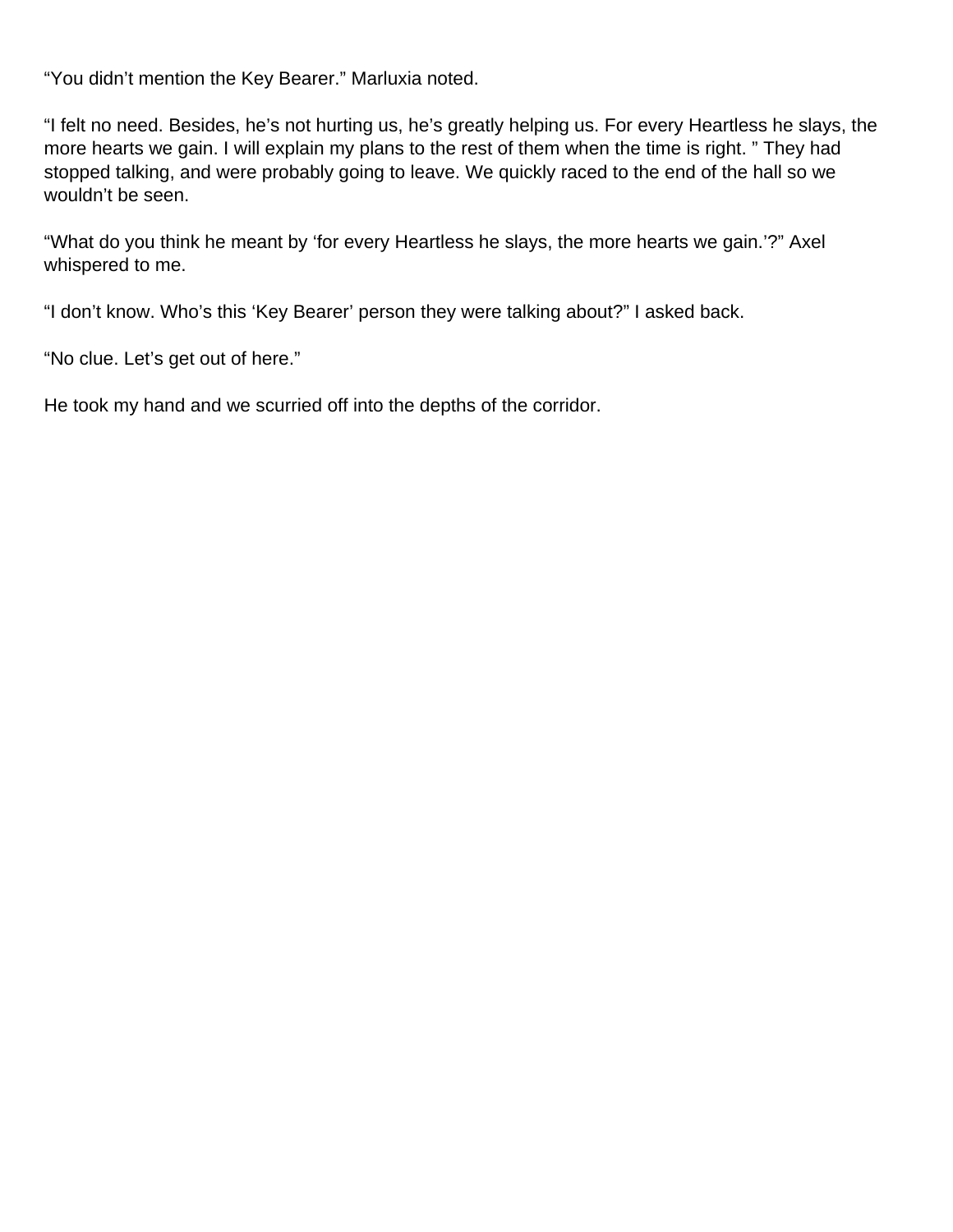“You didn’t mention the Key Bearer.” Marluxia noted.

“I felt no need. Besides, he’s not hurting us, he’s greatly helping us. For every Heartless he slays, the more hearts we gain. I will explain my plans to the rest of them when the time is right. ” They had stopped talking, and were probably going to leave. We quickly raced to the end of the hall so we wouldn’t be seen.

“What do you think he meant by ‘for every Heartless he slays, the more hearts we gain.’?” Axel whispered to me.

“I don’t know. Who’s this ‘Key Bearer’ person they were talking about?” I asked back.

“No clue. Let’s get out of here.”

He took my hand and we scurried off into the depths of the corridor.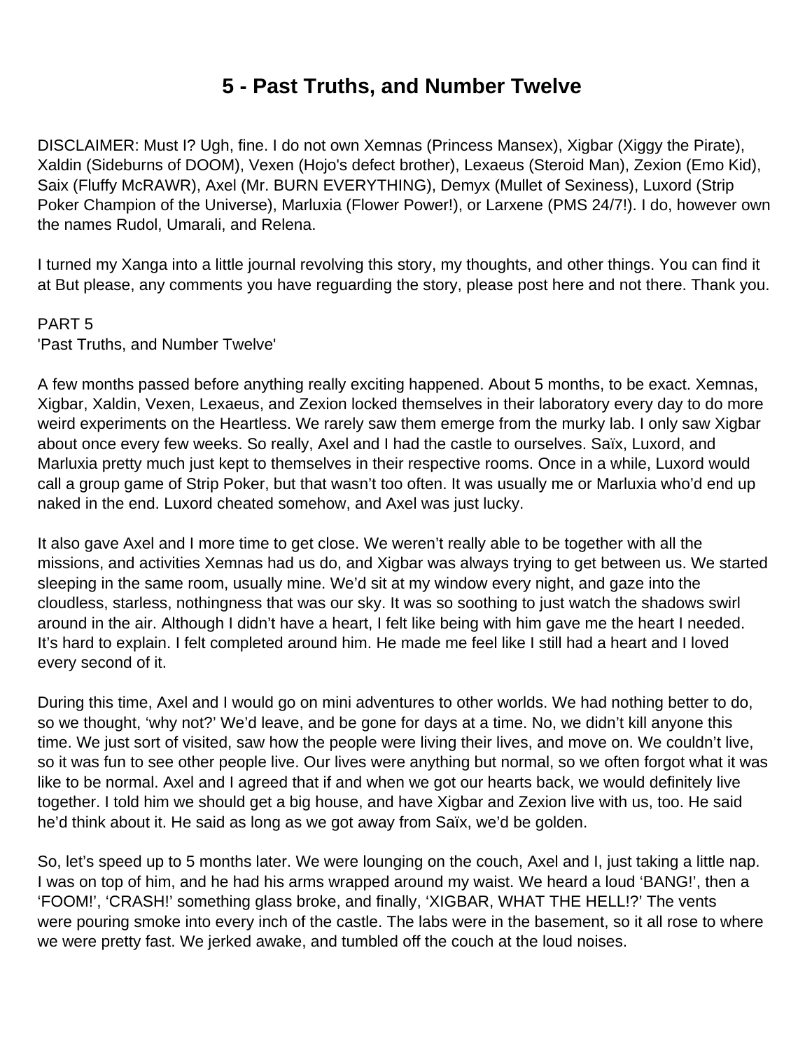# 5 - Past Truths, and Number Twelve

DISCLAIMER: Must I? Ugh, fine. I do not own Xemnas (Princess Mansex), Xigbar (Xiggy the Pirate), Xaldin (Sideburns of DOOM), Vexen (Hojo's defect brother), Lexaeus (Steroid Man), Zexion (Emo Kid), Saix (Fluffy McRAWR), Axel (Mr. BURN EVERYTHING), Demyx (Mullet of Sexiness), Luxord (Strip Poker Champion of the Universe), Marluxia (Flower Power!), or Larxene (PMS 24/7!). I do, however own the names Rudol, Umarali, and Relena.

I turned my Xanga into a little journal revolving this story, my thoughts, and other things. You can find it at But please, any comments you have reguarding the story, please post here and not there. Thank you.

PART 5
'Past Truths, and Number Twelve'

A few months passed before anything really exciting happened. About 5 months, to be exact. Xemnas, Xigbar, Xaldin, Vexen, Lexaeus, and Zexion locked themselves in their laboratory every day to do more weird experiments on the Heartless. We rarely saw them emerge from the murky lab. I only saw Xigbar about once every few weeks. So really, Axel and I had the castle to ourselves. Saïx, Luxord, and Marluxia pretty much just kept to themselves in their respective rooms. Once in a while, Luxord would call a group game of Strip Poker, but that wasn't too often. It was usually me or Marluxia who'd end up naked in the end. Luxord cheated somehow, and Axel was just lucky.

It also gave Axel and I more time to get close. We weren't really able to be together with all the missions, and activities Xemnas had us do, and Xigbar was always trying to get between us. We started sleeping in the same room, usually mine. We'd sit at my window every night, and gaze into the cloudless, starless, nothingness that was our sky. It was so soothing to just watch the shadows swirl around in the air. Although I didn't have a heart, I felt like being with him gave me the heart I needed. It's hard to explain. I felt completed around him. He made me feel like I still had a heart and I loved every second of it.

During this time, Axel and I would go on mini adventures to other worlds. We had nothing better to do, so we thought, 'why not?' We'd leave, and be gone for days at a time. No, we didn't kill anyone this time. We just sort of visited, saw how the people were living their lives, and move on. We couldn't live, so it was fun to see other people live. Our lives were anything but normal, so we often forgot what it was like to be normal. Axel and I agreed that if and when we got our hearts back, we would definitely live together. I told him we should get a big house, and have Xigbar and Zexion live with us, too. He said he'd think about it. He said as long as we got away from Saïx, we'd be golden.

So, let's speed up to 5 months later. We were lounging on the couch, Axel and I, just taking a little nap. I was on top of him, and he had his arms wrapped around my waist. We heard a loud 'BANG!', then a 'FOOM!', 'CRASH!' something glass broke, and finally, 'XIGBAR, WHAT THE HELL!?' The vents were pouring smoke into every inch of the castle. The labs were in the basement, so it all rose to where we were pretty fast. We jerked awake, and tumbled off the couch at the loud noises.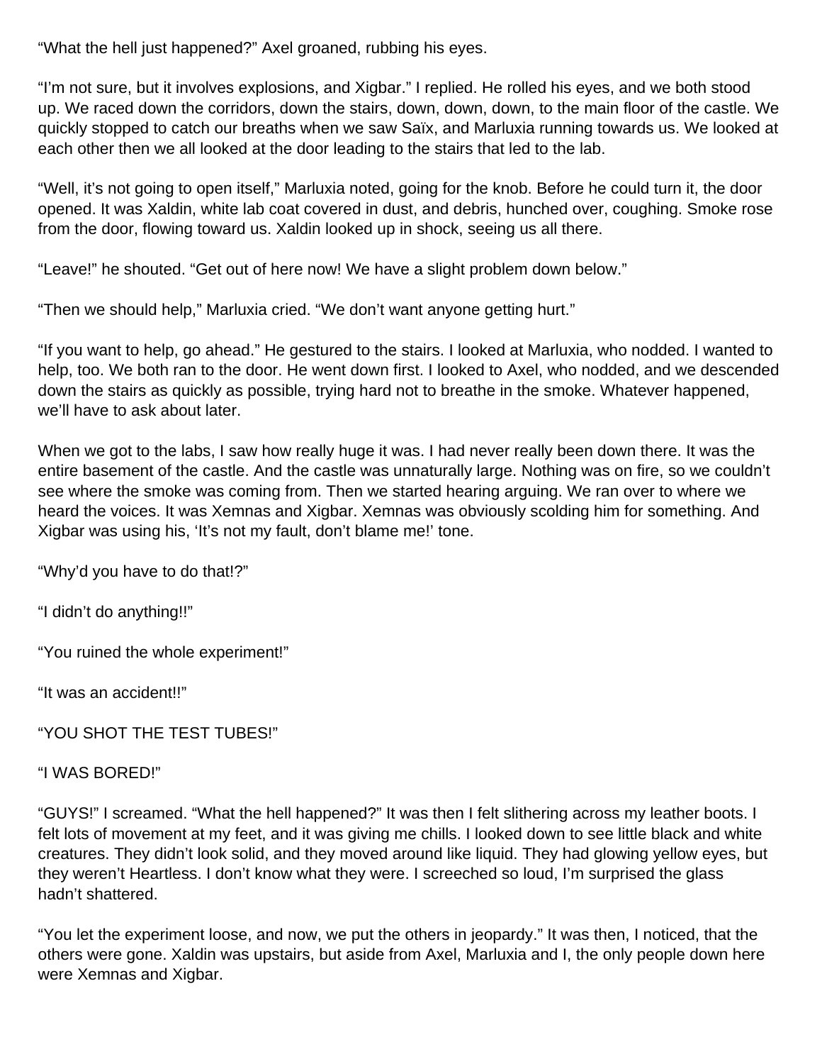“What the hell just happened?” Axel groaned, rubbing his eyes.

“I’m not sure, but it involves explosions, and Xigbar.” I replied. He rolled his eyes, and we both stood up. We raced down the corridors, down the stairs, down, down, down, to the main floor of the castle. We quickly stopped to catch our breaths when we saw Saïx, and Marluxia running towards us. We looked at each other then we all looked at the door leading to the stairs that led to the lab.

“Well, it’s not going to open itself,” Marluxia noted, going for the knob. Before he could turn it, the door opened. It was Xaldin, white lab coat covered in dust, and debris, hunched over, coughing. Smoke rose from the door, flowing toward us. Xaldin looked up in shock, seeing us all there.

“Leave!” he shouted. “Get out of here now! We have a slight problem down below.”

“Then we should help,” Marluxia cried. “We don’t want anyone getting hurt.”

“If you want to help, go ahead.” He gestured to the stairs. I looked at Marluxia, who nodded. I wanted to help, too. We both ran to the door. He went down first. I looked to Axel, who nodded, and we descended down the stairs as quickly as possible, trying hard not to breathe in the smoke. Whatever happened, we’ll have to ask about later.

When we got to the labs, I saw how really huge it was. I had never really been down there. It was the entire basement of the castle. And the castle was unnaturally large. Nothing was on fire, so we couldn’t see where the smoke was coming from. Then we started hearing arguing. We ran over to where we heard the voices. It was Xemnas and Xigbar. Xemnas was obviously scolding him for something. And Xigbar was using his, ‘It’s not my fault, don’t blame me!’ tone.

“Why’d you have to do that!?”

“I didn’t do anything!!”

“You ruined the whole experiment!”

“It was an accident!!”

“YOU SHOT THE TEST TUBES!”

“I WAS BORED!”

“GUYS!” I screamed. “What the hell happened?” It was then I felt slithering across my leather boots. I felt lots of movement at my feet, and it was giving me chills. I looked down to see little black and white creatures. They didn’t look solid, and they moved around like liquid. They had glowing yellow eyes, but they weren’t Heartless. I don’t know what they were. I screeched so loud, I’m surprised the glass hadn’t shattered.

“You let the experiment loose, and now, we put the others in jeopardy.” It was then, I noticed, that the others were gone. Xaldin was upstairs, but aside from Axel, Marluxia and I, the only people down here were Xemnas and Xigbar.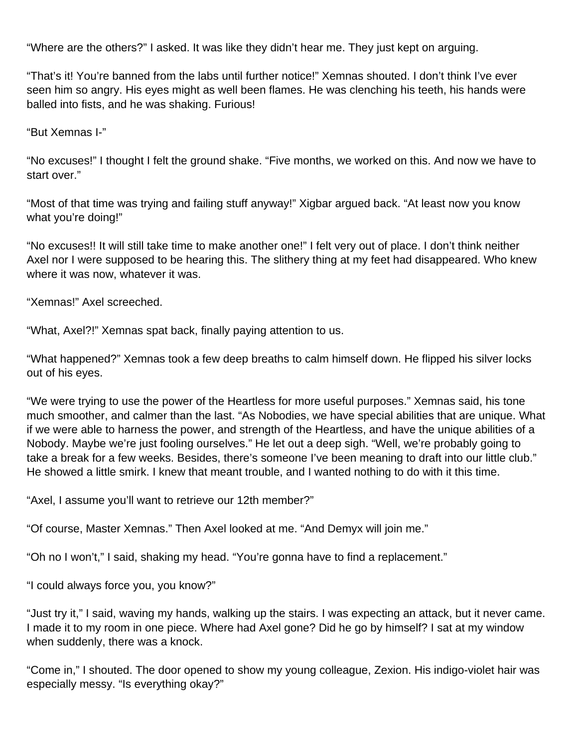“Where are the others?” I asked. It was like they didn’t hear me. They just kept on arguing.

“That’s it! You’re banned from the labs until further notice!” Xemnas shouted. I don’t think I’ve ever seen him so angry. His eyes might as well been flames. He was clenching his teeth, his hands were balled into fists, and he was shaking. Furious!

“But Xemnas I-”

“No excuses!” I thought I felt the ground shake. “Five months, we worked on this. And now we have to start over.”

“Most of that time was trying and failing stuff anyway!” Xigbar argued back. “At least now you know what you’re doing!”

“No excuses!! It will still take time to make another one!” I felt very out of place. I don’t think neither Axel nor I were supposed to be hearing this. The slithery thing at my feet had disappeared. Who knew where it was now, whatever it was.

“Xemnas!” Axel screeched.

“What, Axel?!” Xemnas spat back, finally paying attention to us.

“What happened?” Xemnas took a few deep breaths to calm himself down. He flipped his silver locks out of his eyes.

“We were trying to use the power of the Heartless for more useful purposes.” Xemnas said, his tone much smoother, and calmer than the last. “As Nobodies, we have special abilities that are unique. What if we were able to harness the power, and strength of the Heartless, and have the unique abilities of a Nobody. Maybe we’re just fooling ourselves.” He let out a deep sigh. “Well, we’re probably going to take a break for a few weeks. Besides, there’s someone I’ve been meaning to draft into our little club.” He showed a little smirk. I knew that meant trouble, and I wanted nothing to do with it this time.

“Axel, I assume you’ll want to retrieve our 12th member?”

“Of course, Master Xemnas.” Then Axel looked at me. “And Demyx will join me.”

“Oh no I won’t,” I said, shaking my head. “You’re gonna have to find a replacement.”

“I could always force you, you know?”

“Just try it,” I said, waving my hands, walking up the stairs. I was expecting an attack, but it never came. I made it to my room in one piece. Where had Axel gone? Did he go by himself? I sat at my window when suddenly, there was a knock.

“Come in,” I shouted. The door opened to show my young colleague, Zexion. His indigo-violet hair was especially messy. “Is everything okay?”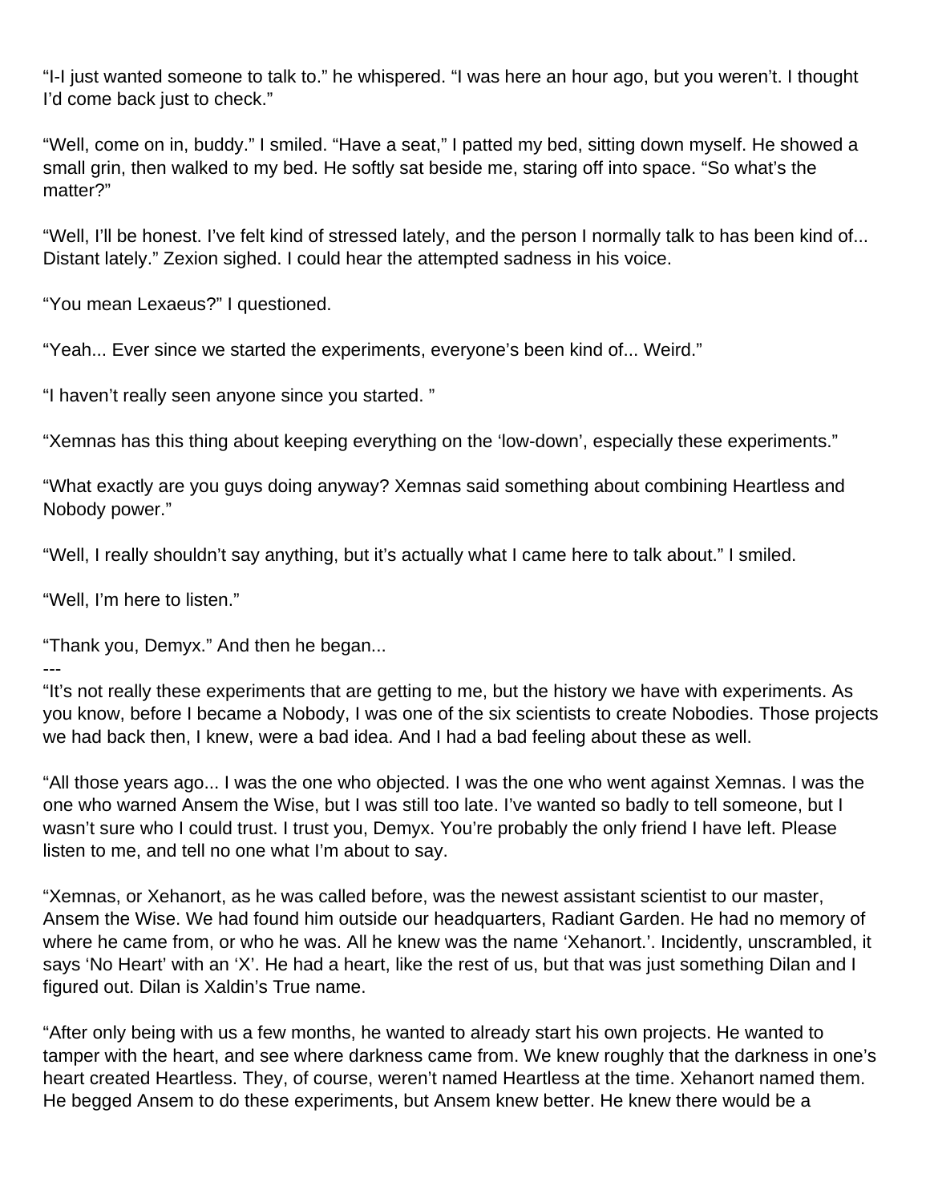“I-I just wanted someone to talk to.” he whispered. “I was here an hour ago, but you weren’t. I thought I’d come back just to check.”

“Well, come on in, buddy.” I smiled. “Have a seat,” I patted my bed, sitting down myself. He showed a small grin, then walked to my bed. He softly sat beside me, staring off into space. “So what’s the matter?”

“Well, I’ll be honest. I’ve felt kind of stressed lately, and the person I normally talk to has been kind of... Distant lately.” Zexion sighed. I could hear the attempted sadness in his voice.

“You mean Lexaeus?” I questioned.

“Yeah... Ever since we started the experiments, everyone’s been kind of... Weird.”

“I haven’t really seen anyone since you started. ”

“Xemnas has this thing about keeping everything on the ‘low-down’, especially these experiments.”

“What exactly are you guys doing anyway? Xemnas said something about combining Heartless and Nobody power.”

“Well, I really shouldn’t say anything, but it’s actually what I came here to talk about.” I smiled.

“Well, I’m here to listen.”

“Thank you, Demyx.” And then he began...

---

“It’s not really these experiments that are getting to me, but the history we have with experiments. As you know, before I became a Nobody, I was one of the six scientists to create Nobodies. Those projects we had back then, I knew, were a bad idea. And I had a bad feeling about these as well.

“All those years ago... I was the one who objected. I was the one who went against Xemnas. I was the one who warned Ansem the Wise, but I was still too late. I’ve wanted so badly to tell someone, but I wasn’t sure who I could trust. I trust you, Demyx. You’re probably the only friend I have left. Please listen to me, and tell no one what I’m about to say.

“Xemnas, or Xehanort, as he was called before, was the newest assistant scientist to our master, Ansem the Wise. We had found him outside our headquarters, Radiant Garden. He had no memory of where he came from, or who he was. All he knew was the name ‘Xehanort.’. Incidently, unscrambled, it says ‘No Heart’ with an ‘X’. He had a heart, like the rest of us, but that was just something Dilan and I figured out. Dilan is Xaldin’s True name.

“After only being with us a few months, he wanted to already start his own projects. He wanted to tamper with the heart, and see where darkness came from. We knew roughly that the darkness in one’s heart created Heartless. They, of course, weren’t named Heartless at the time. Xehanort named them. He begged Ansem to do these experiments, but Ansem knew better. He knew there would be a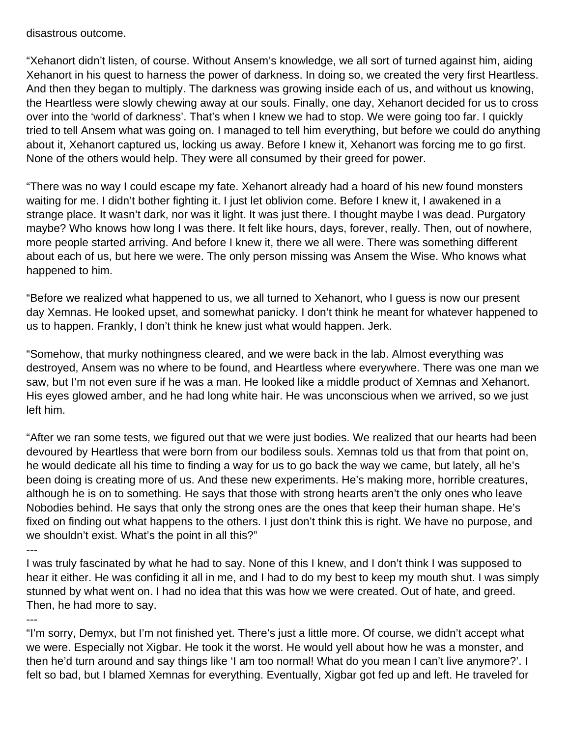disastrous outcome.

"Xehanort didn't listen, of course. Without Ansem's knowledge, we all sort of turned against him, aiding Xehanort in his quest to harness the power of darkness. In doing so, we created the very first Heartless. And then they began to multiply. The darkness was growing inside each of us, and without us knowing, the Heartless were slowly chewing away at our souls. Finally, one day, Xehanort decided for us to cross over into the 'world of darkness'. That's when I knew we had to stop. We were going too far. I quickly tried to tell Ansem what was going on. I managed to tell him everything, but before we could do anything about it, Xehanort captured us, locking us away. Before I knew it, Xehanort was forcing me to go first. None of the others would help. They were all consumed by their greed for power.

"There was no way I could escape my fate. Xehanort already had a hoard of his new found monsters waiting for me. I didn't bother fighting it. I just let oblivion come. Before I knew it, I awakened in a strange place. It wasn't dark, nor was it light. It was just there. I thought maybe I was dead. Purgatory maybe? Who knows how long I was there. It felt like hours, days, forever, really. Then, out of nowhere, more people started arriving. And before I knew it, there we all were. There was something different about each of us, but here we were. The only person missing was Ansem the Wise. Who knows what happened to him.

"Before we realized what happened to us, we all turned to Xehanort, who I guess is now our present day Xemnas. He looked upset, and somewhat panicky. I don't think he meant for whatever happened to us to happen. Frankly, I don't think he knew just what would happen. Jerk.

"Somehow, that murky nothingness cleared, and we were back in the lab. Almost everything was destroyed, Ansem was no where to be found, and Heartless where everywhere. There was one man we saw, but I'm not even sure if he was a man. He looked like a middle product of Xemnas and Xehanort. His eyes glowed amber, and he had long white hair. He was unconscious when we arrived, so we just left him.

"After we ran some tests, we figured out that we were just bodies. We realized that our hearts had been devoured by Heartless that were born from our bodiless souls. Xemnas told us that from that point on, he would dedicate all his time to finding a way for us to go back the way we came, but lately, all he's been doing is creating more of us. And these new experiments. He's making more, horrible creatures, although he is on to something. He says that those with strong hearts aren't the only ones who leave Nobodies behind. He says that only the strong ones are the ones that keep their human shape. He's fixed on finding out what happens to the others. I just don't think this is right. We have no purpose, and we shouldn't exist. What's the point in all this?"

---

I was truly fascinated by what he had to say. None of this I knew, and I don't think I was supposed to hear it either. He was confiding it all in me, and I had to do my best to keep my mouth shut. I was simply stunned by what went on. I had no idea that this was how we were created. Out of hate, and greed. Then, he had more to say.

---

"I'm sorry, Demyx, but I'm not finished yet. There's just a little more. Of course, we didn't accept what we were. Especially not Xigbar. He took it the worst. He would yell about how he was a monster, and then he'd turn around and say things like 'I am too normal! What do you mean I can't live anymore?'. I felt so bad, but I blamed Xemnas for everything. Eventually, Xigbar got fed up and left. He traveled for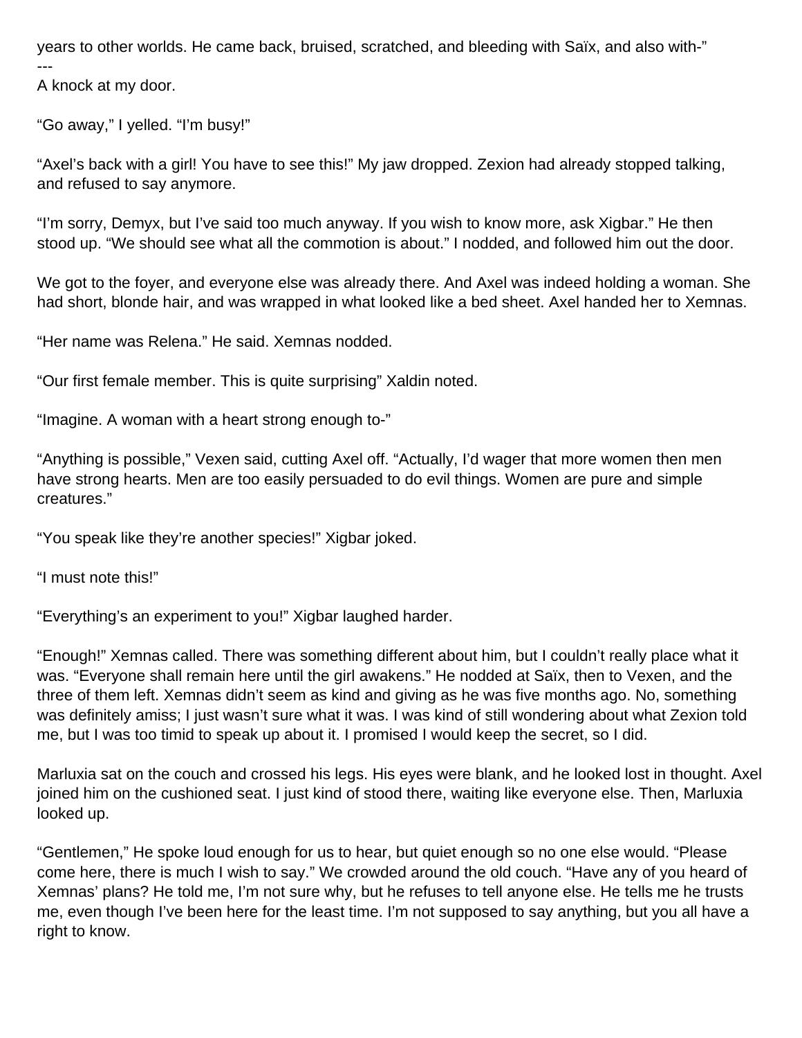years to other worlds. He came back, bruised, scratched, and bleeding with Saïx, and also with-"

---

A knock at my door.

"Go away," I yelled. "I'm busy!"

"Axel's back with a girl! You have to see this!" My jaw dropped. Zexion had already stopped talking, and refused to say anymore.

"I'm sorry, Demyx, but I've said too much anyway. If you wish to know more, ask Xigbar." He then stood up. "We should see what all the commotion is about." I nodded, and followed him out the door.

We got to the foyer, and everyone else was already there. And Axel was indeed holding a woman. She had short, blonde hair, and was wrapped in what looked like a bed sheet. Axel handed her to Xemnas.

"Her name was Relena." He said. Xemnas nodded.

"Our first female member. This is quite surprising" Xaldin noted.

"Imagine. A woman with a heart strong enough to-"

"Anything is possible," Vexen said, cutting Axel off. "Actually, I'd wager that more women then men have strong hearts. Men are too easily persuaded to do evil things. Women are pure and simple creatures."

"You speak like they're another species!" Xigbar joked.

"I must note this!"

"Everything's an experiment to you!" Xigbar laughed harder.

"Enough!" Xemnas called. There was something different about him, but I couldn't really place what it was. "Everyone shall remain here until the girl awakens." He nodded at Saïx, then to Vexen, and the three of them left. Xemnas didn't seem as kind and giving as he was five months ago. No, something was definitely amiss; I just wasn't sure what it was. I was kind of still wondering about what Zexion told me, but I was too timid to speak up about it. I promised I would keep the secret, so I did.

Marluxia sat on the couch and crossed his legs. His eyes were blank, and he looked lost in thought. Axel joined him on the cushioned seat. I just kind of stood there, waiting like everyone else. Then, Marluxia looked up.

"Gentlemen," He spoke loud enough for us to hear, but quiet enough so no one else would. "Please come here, there is much I wish to say." We crowded around the old couch. "Have any of you heard of Xemnas' plans? He told me, I'm not sure why, but he refuses to tell anyone else. He tells me he trusts me, even though I've been here for the least time. I'm not supposed to say anything, but you all have a right to know.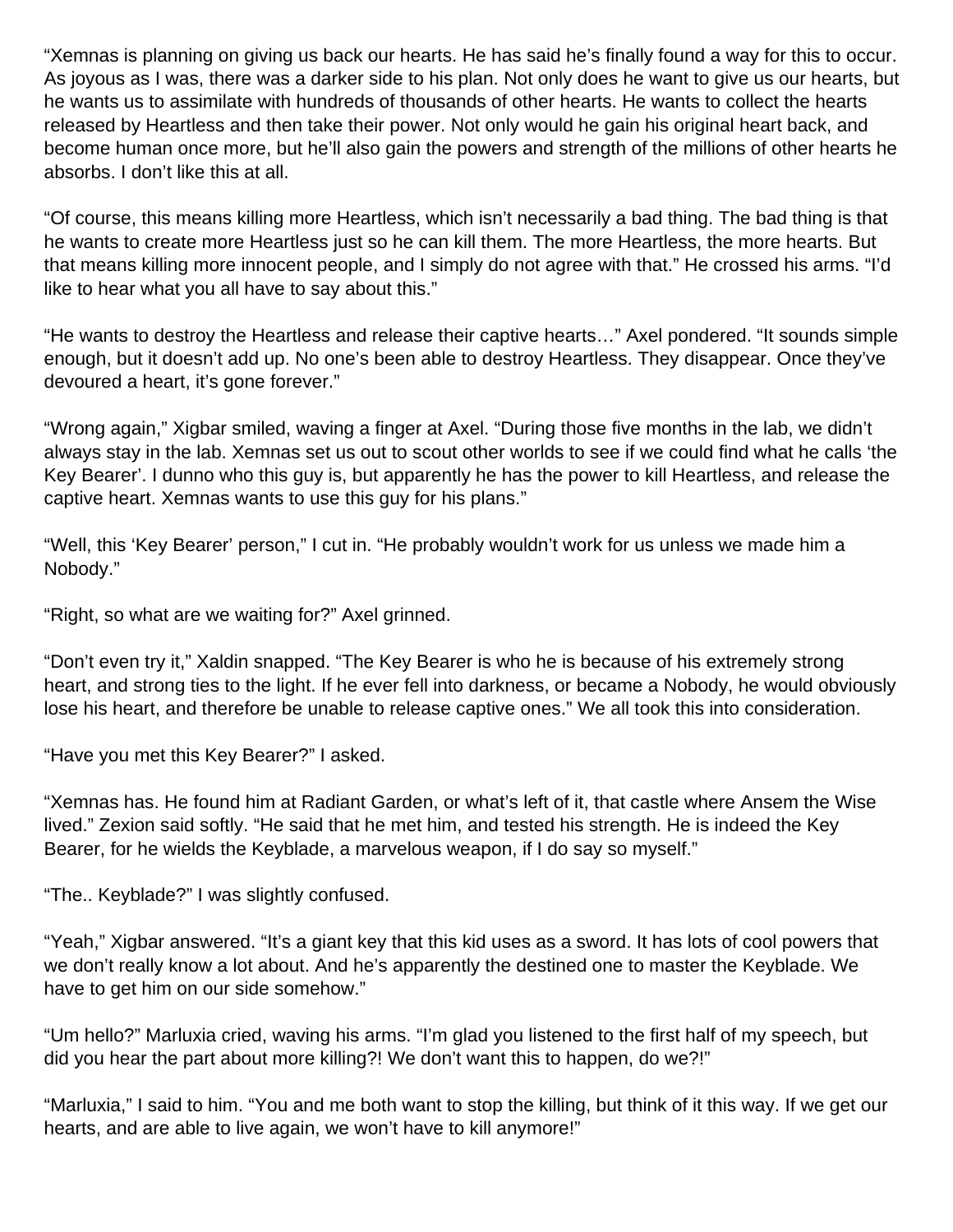"Xemnas is planning on giving us back our hearts. He has said he's finally found a way for this to occur. As joyous as I was, there was a darker side to his plan. Not only does he want to give us our hearts, but he wants us to assimilate with hundreds of thousands of other hearts. He wants to collect the hearts released by Heartless and then take their power. Not only would he gain his original heart back, and become human once more, but he'll also gain the powers and strength of the millions of other hearts he absorbs. I don't like this at all.

"Of course, this means killing more Heartless, which isn't necessarily a bad thing. The bad thing is that he wants to create more Heartless just so he can kill them. The more Heartless, the more hearts. But that means killing more innocent people, and I simply do not agree with that." He crossed his arms. "I'd like to hear what you all have to say about this."

"He wants to destroy the Heartless and release their captive hearts…" Axel pondered. "It sounds simple enough, but it doesn't add up. No one's been able to destroy Heartless. They disappear. Once they've devoured a heart, it's gone forever."

"Wrong again," Xigbar smiled, waving a finger at Axel. "During those five months in the lab, we didn't always stay in the lab. Xemnas set us out to scout other worlds to see if we could find what he calls 'the Key Bearer'. I dunno who this guy is, but apparently he has the power to kill Heartless, and release the captive heart. Xemnas wants to use this guy for his plans."

"Well, this 'Key Bearer' person," I cut in. "He probably wouldn't work for us unless we made him a Nobody."

"Right, so what are we waiting for?" Axel grinned.

"Don't even try it," Xaldin snapped. "The Key Bearer is who he is because of his extremely strong heart, and strong ties to the light. If he ever fell into darkness, or became a Nobody, he would obviously lose his heart, and therefore be unable to release captive ones." We all took this into consideration.

"Have you met this Key Bearer?" I asked.

"Xemnas has. He found him at Radiant Garden, or what's left of it, that castle where Ansem the Wise lived." Zexion said softly. "He said that he met him, and tested his strength. He is indeed the Key Bearer, for he wields the Keyblade, a marvelous weapon, if I do say so myself."

"The.. Keyblade?" I was slightly confused.

"Yeah," Xigbar answered. "It's a giant key that this kid uses as a sword. It has lots of cool powers that we don't really know a lot about. And he's apparently the destined one to master the Keyblade. We have to get him on our side somehow."

"Um hello?" Marluxia cried, waving his arms. "I'm glad you listened to the first half of my speech, but did you hear the part about more killing?! We don't want this to happen, do we?!"

"Marluxia," I said to him. "You and me both want to stop the killing, but think of it this way. If we get our hearts, and are able to live again, we won't have to kill anymore!"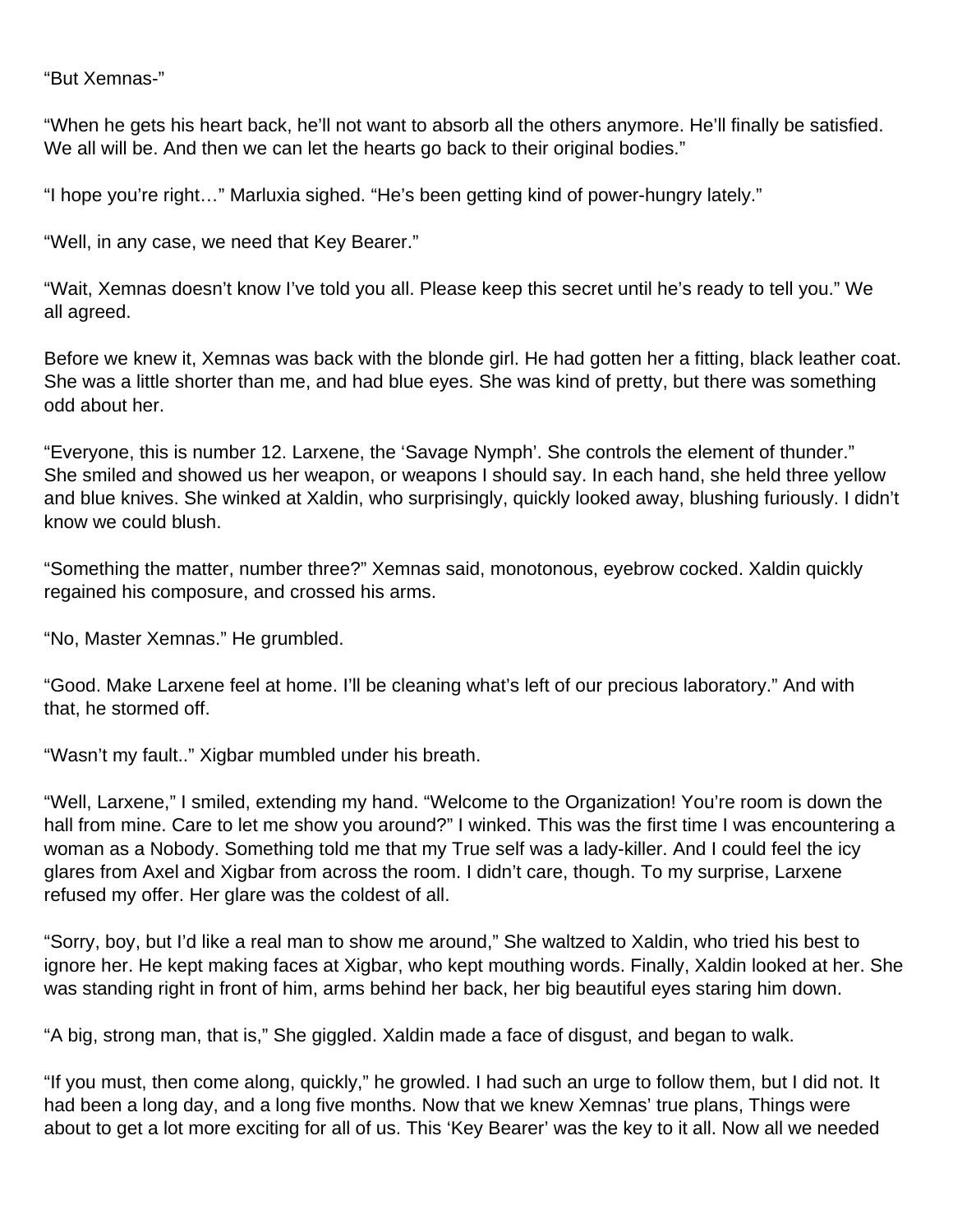"But Xemnas-"

"When he gets his heart back, he'll not want to absorb all the others anymore. He'll finally be satisfied. We all will be. And then we can let the hearts go back to their original bodies."

"I hope you're right…" Marluxia sighed. "He's been getting kind of power-hungry lately."

"Well, in any case, we need that Key Bearer."

"Wait, Xemnas doesn't know I've told you all. Please keep this secret until he's ready to tell you." We all agreed.

Before we knew it, Xemnas was back with the blonde girl. He had gotten her a fitting, black leather coat. She was a little shorter than me, and had blue eyes. She was kind of pretty, but there was something odd about her.

"Everyone, this is number 12. Larxene, the 'Savage Nymph'. She controls the element of thunder." She smiled and showed us her weapon, or weapons I should say. In each hand, she held three yellow and blue knives. She winked at Xaldin, who surprisingly, quickly looked away, blushing furiously. I didn't know we could blush.

"Something the matter, number three?" Xemnas said, monotonous, eyebrow cocked. Xaldin quickly regained his composure, and crossed his arms.

"No, Master Xemnas." He grumbled.

"Good. Make Larxene feel at home. I'll be cleaning what's left of our precious laboratory." And with that, he stormed off.

"Wasn't my fault.." Xigbar mumbled under his breath.

"Well, Larxene," I smiled, extending my hand. "Welcome to the Organization! You're room is down the hall from mine. Care to let me show you around?" I winked. This was the first time I was encountering a woman as a Nobody. Something told me that my True self was a lady-killer. And I could feel the icy glares from Axel and Xigbar from across the room. I didn't care, though. To my surprise, Larxene refused my offer. Her glare was the coldest of all.

"Sorry, boy, but I'd like a real man to show me around," She waltzed to Xaldin, who tried his best to ignore her. He kept making faces at Xigbar, who kept mouthing words. Finally, Xaldin looked at her. She was standing right in front of him, arms behind her back, her big beautiful eyes staring him down.

"A big, strong man, that is," She giggled. Xaldin made a face of disgust, and began to walk.

"If you must, then come along, quickly," he growled. I had such an urge to follow them, but I did not. It had been a long day, and a long five months. Now that we knew Xemnas' true plans, Things were about to get a lot more exciting for all of us. This 'Key Bearer' was the key to it all. Now all we needed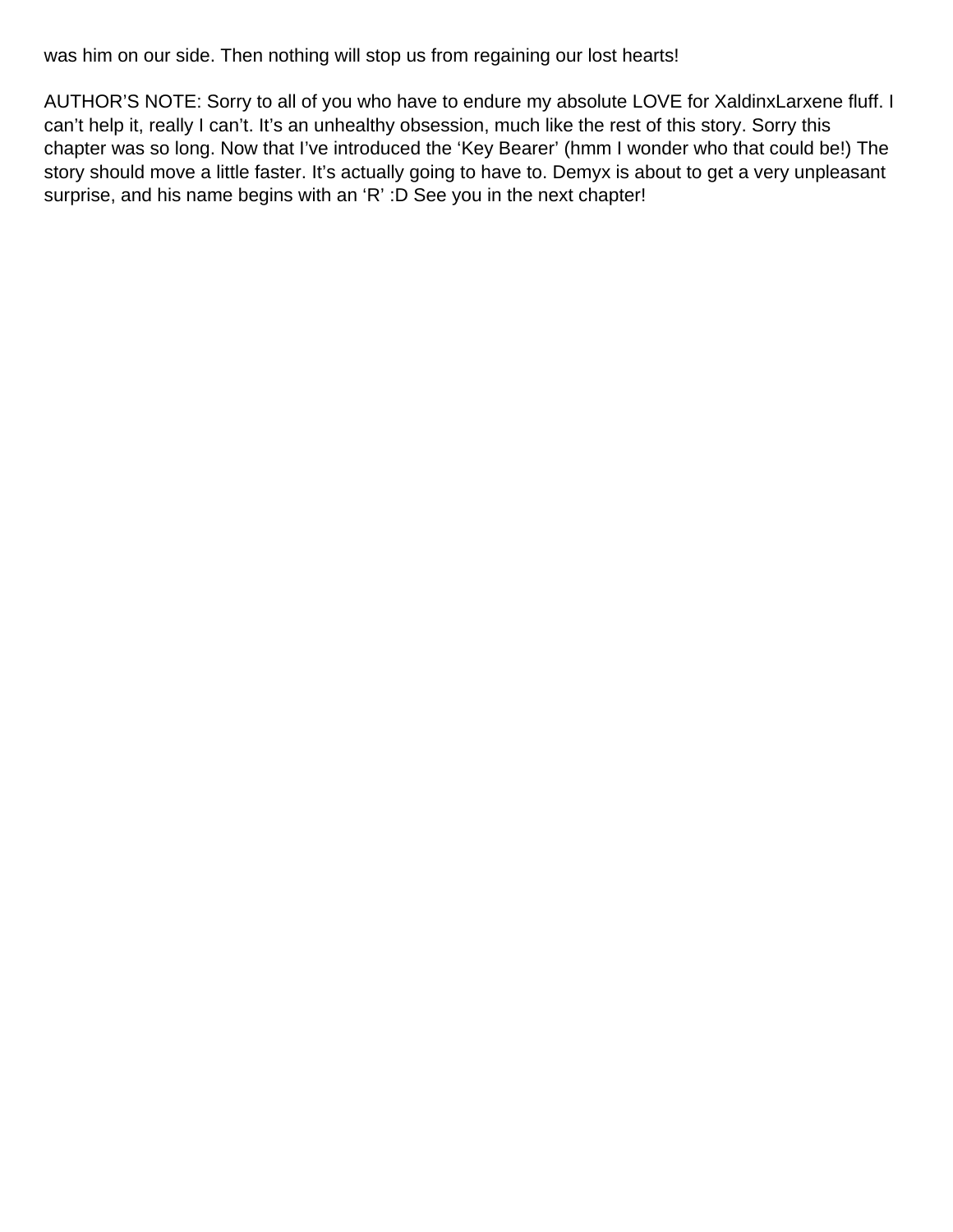was him on our side. Then nothing will stop us from regaining our lost hearts!

AUTHOR'S NOTE: Sorry to all of you who have to endure my absolute LOVE for XaldinxLarxene fluff. I can't help it, really I can't. It's an unhealthy obsession, much like the rest of this story. Sorry this chapter was so long. Now that I've introduced the 'Key Bearer' (hmm I wonder who that could be!) The story should move a little faster. It's actually going to have to. Demyx is about to get a very unpleasant surprise, and his name begins with an 'R' :D See you in the next chapter!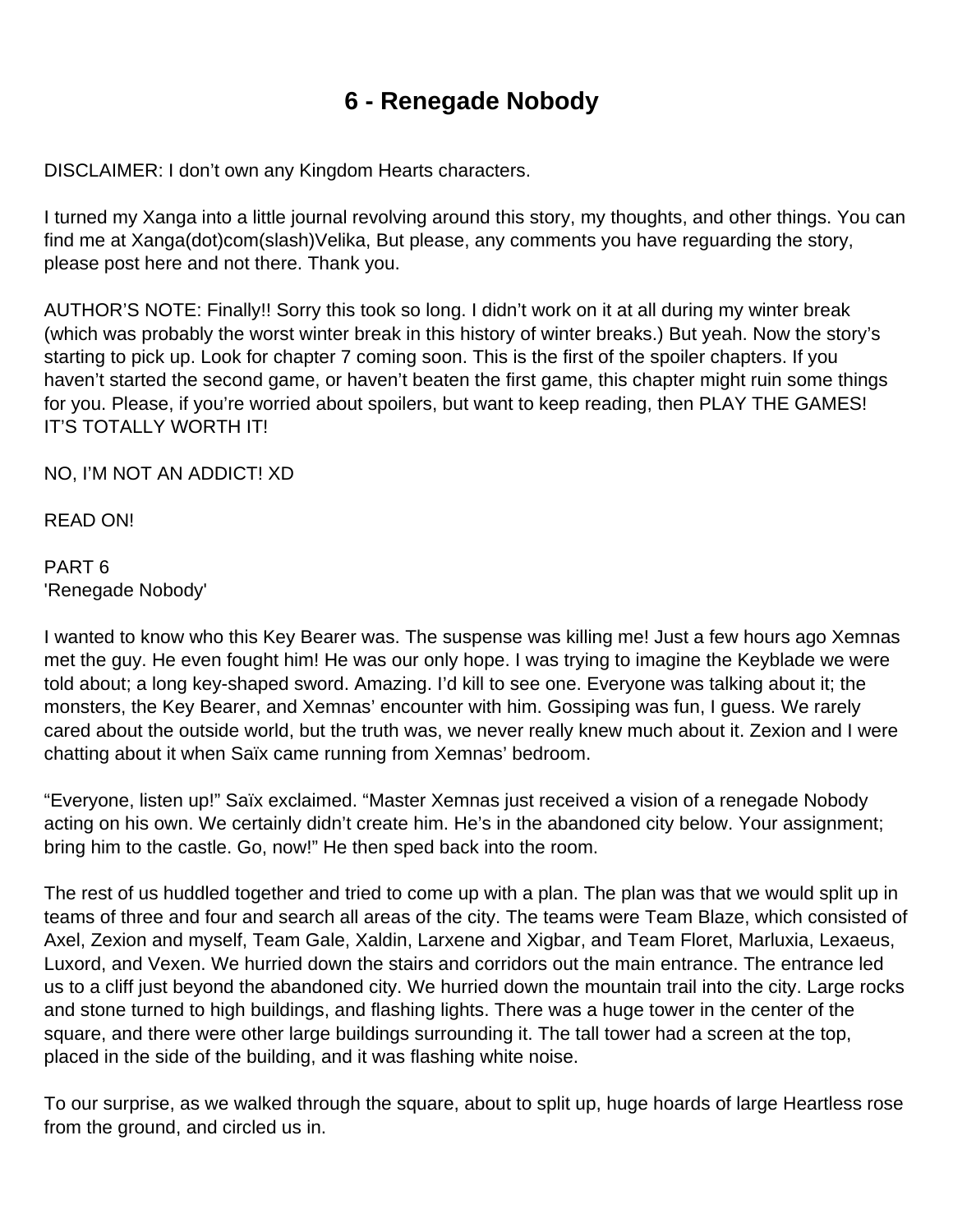# 6 - Renegade Nobody

DISCLAIMER: I don’t own any Kingdom Hearts characters.

I turned my Xanga into a little journal revolving around this story, my thoughts, and other things. You can find me at Xanga(dot)com(slash)Velika, But please, any comments you have reguarding the story, please post here and not there. Thank you.

AUTHOR’S NOTE: Finally!! Sorry this took so long. I didn’t work on it at all during my winter break (which was probably the worst winter break in this history of winter breaks.) But yeah. Now the story’s starting to pick up. Look for chapter 7 coming soon. This is the first of the spoiler chapters. If you haven’t started the second game, or haven’t beaten the first game, this chapter might ruin some things for you. Please, if you’re worried about spoilers, but want to keep reading, then PLAY THE GAMES! IT’S TOTALLY WORTH IT!

NO, I’M NOT AN ADDICT! XD

READ ON!

PART 6
'Renegade Nobody'

I wanted to know who this Key Bearer was. The suspense was killing me! Just a few hours ago Xemnas met the guy. He even fought him! He was our only hope. I was trying to imagine the Keyblade we were told about; a long key-shaped sword. Amazing. I’d kill to see one. Everyone was talking about it; the monsters, the Key Bearer, and Xemnas’ encounter with him. Gossiping was fun, I guess. We rarely cared about the outside world, but the truth was, we never really knew much about it. Zexion and I were chatting about it when Saïx came running from Xemnas’ bedroom.

“Everyone, listen up!” Saïx exclaimed. “Master Xemnas just received a vision of a renegade Nobody acting on his own. We certainly didn’t create him. He’s in the abandoned city below. Your assignment; bring him to the castle. Go, now!” He then sped back into the room.

The rest of us huddled together and tried to come up with a plan. The plan was that we would split up in teams of three and four and search all areas of the city. The teams were Team Blaze, which consisted of Axel, Zexion and myself, Team Gale, Xaldin, Larxene and Xigbar, and Team Floret, Marluxia, Lexaeus, Luxord, and Vexen. We hurried down the stairs and corridors out the main entrance. The entrance led us to a cliff just beyond the abandoned city. We hurried down the mountain trail into the city. Large rocks and stone turned to high buildings, and flashing lights. There was a huge tower in the center of the square, and there were other large buildings surrounding it. The tall tower had a screen at the top, placed in the side of the building, and it was flashing white noise.

To our surprise, as we walked through the square, about to split up, huge hoards of large Heartless rose from the ground, and circled us in.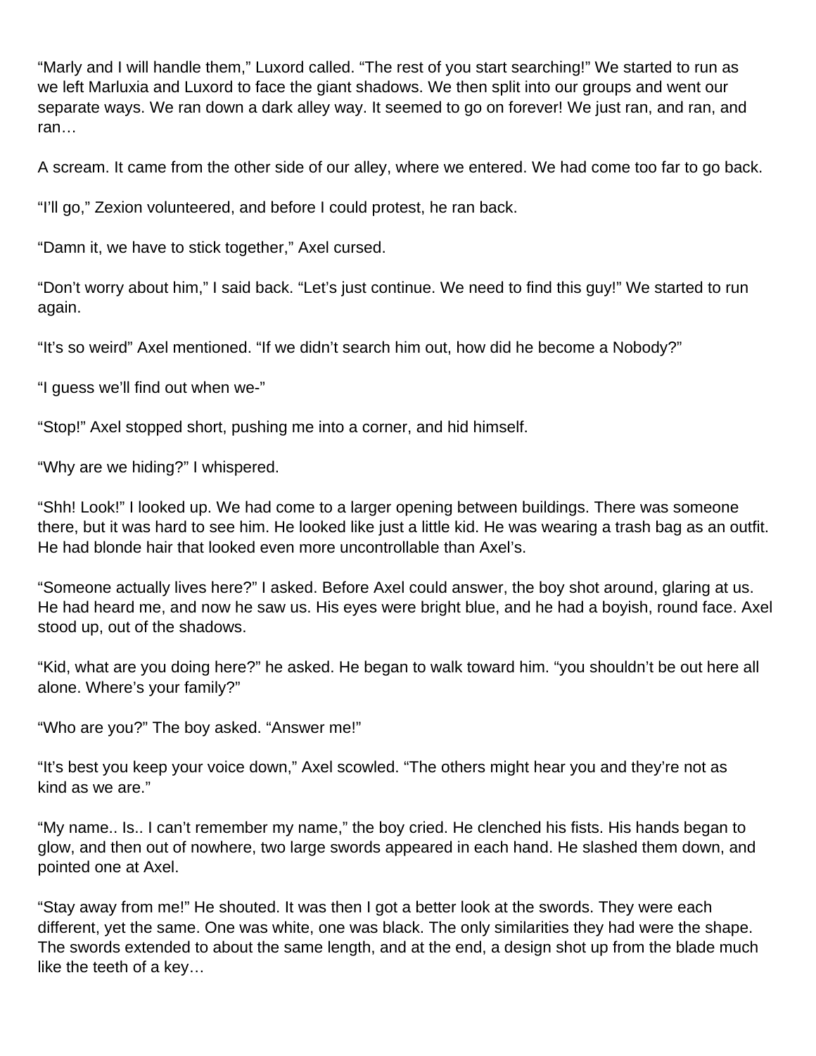“Marly and I will handle them,” Luxord called. “The rest of you start searching!” We started to run as we left Marluxia and Luxord to face the giant shadows. We then split into our groups and went our separate ways. We ran down a dark alley way. It seemed to go on forever! We just ran, and ran, and ran…

A scream. It came from the other side of our alley, where we entered. We had come too far to go back.

“I’ll go,” Zexion volunteered, and before I could protest, he ran back.

“Damn it, we have to stick together,” Axel cursed.

“Don’t worry about him,” I said back. “Let’s just continue. We need to find this guy!” We started to run again.

“It’s so weird” Axel mentioned. “If we didn’t search him out, how did he become a Nobody?”

“I guess we’ll find out when we-”

“Stop!” Axel stopped short, pushing me into a corner, and hid himself.

“Why are we hiding?” I whispered.

“Shh! Look!” I looked up. We had come to a larger opening between buildings. There was someone there, but it was hard to see him. He looked like just a little kid. He was wearing a trash bag as an outfit. He had blonde hair that looked even more uncontrollable than Axel’s.

“Someone actually lives here?” I asked. Before Axel could answer, the boy shot around, glaring at us. He had heard me, and now he saw us. His eyes were bright blue, and he had a boyish, round face. Axel stood up, out of the shadows.

“Kid, what are you doing here?” he asked. He began to walk toward him. “you shouldn’t be out here all alone. Where’s your family?”

“Who are you?” The boy asked. “Answer me!”

“It’s best you keep your voice down,” Axel scowled. “The others might hear you and they’re not as kind as we are.”

“My name.. Is.. I can’t remember my name,” the boy cried. He clenched his fists. His hands began to glow, and then out of nowhere, two large swords appeared in each hand. He slashed them down, and pointed one at Axel.

“Stay away from me!” He shouted. It was then I got a better look at the swords. They were each different, yet the same. One was white, one was black. The only similarities they had were the shape. The swords extended to about the same length, and at the end, a design shot up from the blade much like the teeth of a key…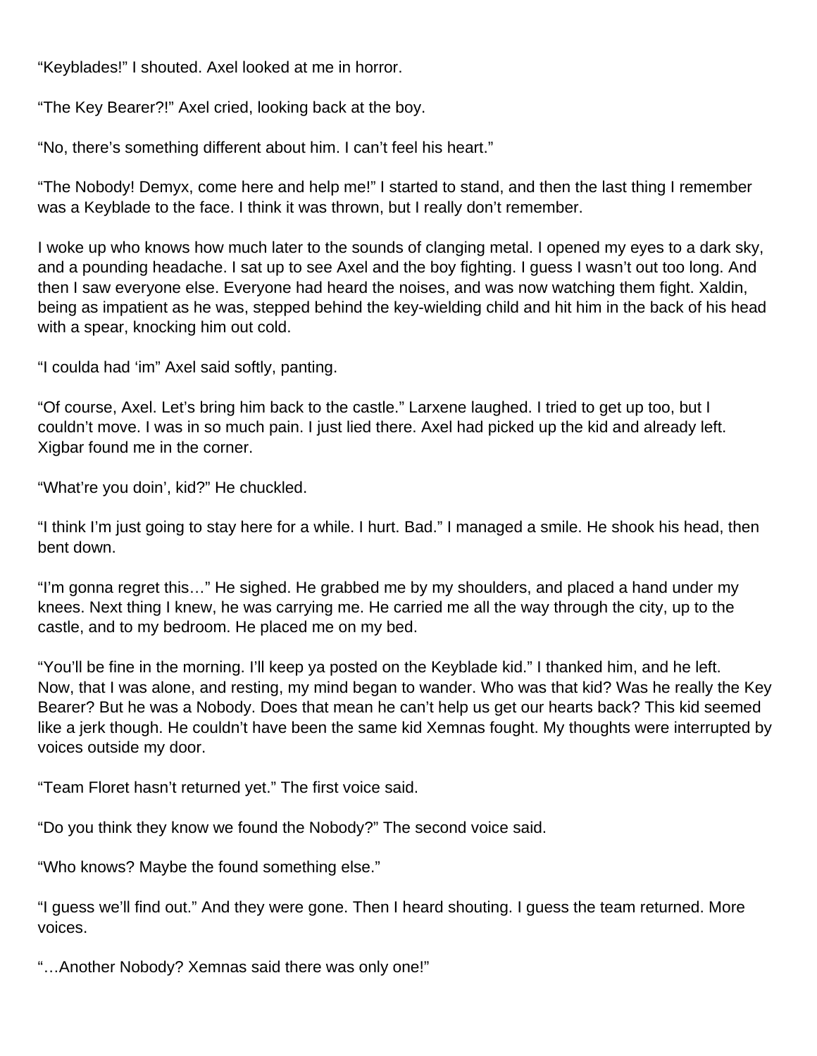“Keyblades!” I shouted. Axel looked at me in horror.

“The Key Bearer?!” Axel cried, looking back at the boy.

“No, there’s something different about him. I can’t feel his heart.”

“The Nobody! Demyx, come here and help me!” I started to stand, and then the last thing I remember was a Keyblade to the face. I think it was thrown, but I really don’t remember.

I woke up who knows how much later to the sounds of clanging metal. I opened my eyes to a dark sky, and a pounding headache. I sat up to see Axel and the boy fighting. I guess I wasn’t out too long. And then I saw everyone else. Everyone had heard the noises, and was now watching them fight. Xaldin, being as impatient as he was, stepped behind the key-wielding child and hit him in the back of his head with a spear, knocking him out cold.

“I coulda had ‘im” Axel said softly, panting.

“Of course, Axel. Let’s bring him back to the castle.” Larxene laughed. I tried to get up too, but I couldn’t move. I was in so much pain. I just lied there. Axel had picked up the kid and already left. Xigbar found me in the corner.

“What’re you doin’, kid?” He chuckled.

“I think I’m just going to stay here for a while. I hurt. Bad.” I managed a smile. He shook his head, then bent down.

“I’m gonna regret this…” He sighed. He grabbed me by my shoulders, and placed a hand under my knees. Next thing I knew, he was carrying me. He carried me all the way through the city, up to the castle, and to my bedroom. He placed me on my bed.

“You’ll be fine in the morning. I’ll keep ya posted on the Keyblade kid.” I thanked him, and he left. Now, that I was alone, and resting, my mind began to wander. Who was that kid? Was he really the Key Bearer? But he was a Nobody. Does that mean he can’t help us get our hearts back? This kid seemed like a jerk though. He couldn’t have been the same kid Xemnas fought. My thoughts were interrupted by voices outside my door.

“Team Floret hasn’t returned yet.” The first voice said.

“Do you think they know we found the Nobody?” The second voice said.

“Who knows? Maybe the found something else.”

“I guess we’ll find out.” And they were gone. Then I heard shouting. I guess the team returned. More voices.

“…Another Nobody? Xemnas said there was only one!”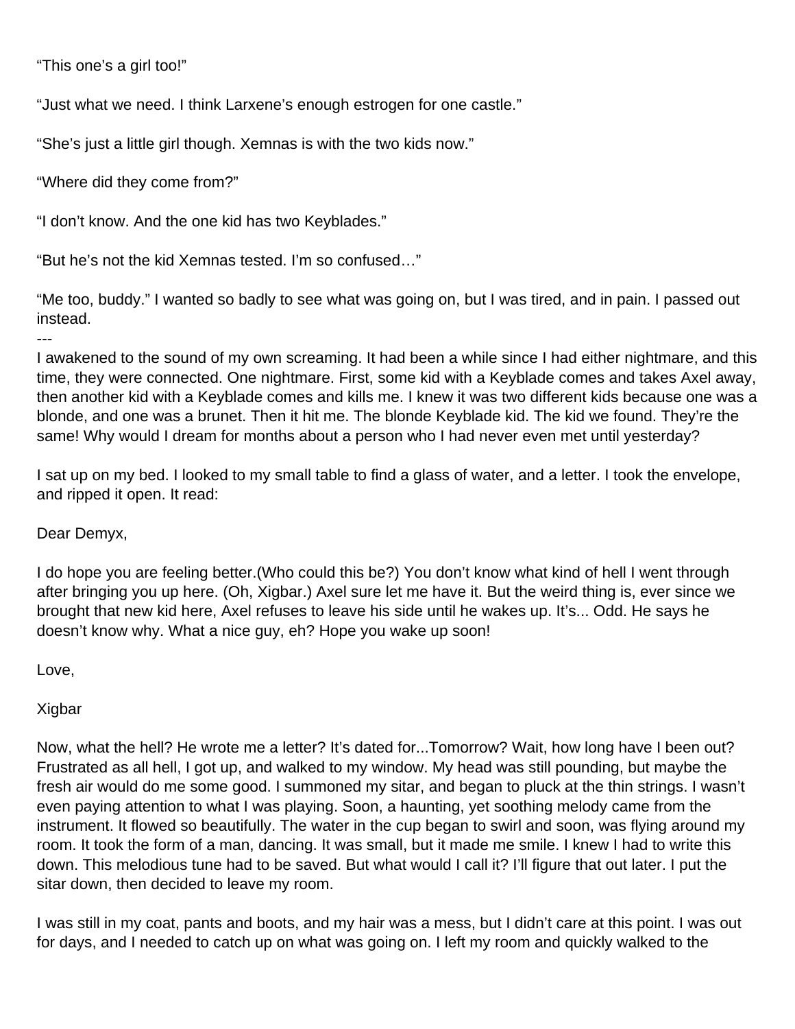“This one’s a girl too!”

“Just what we need. I think Larxene’s enough estrogen for one castle.”

“She’s just a little girl though. Xemnas is with the two kids now.”

“Where did they come from?”

“I don’t know. And the one kid has two Keyblades.”

“But he’s not the kid Xemnas tested. I’m so confused…”

“Me too, buddy.” I wanted so badly to see what was going on, but I was tired, and in pain. I passed out instead.

---

I awakened to the sound of my own screaming. It had been a while since I had either nightmare, and this time, they were connected. One nightmare. First, some kid with a Keyblade comes and takes Axel away, then another kid with a Keyblade comes and kills me. I knew it was two different kids because one was a blonde, and one was a brunet. Then it hit me. The blonde Keyblade kid. The kid we found. They’re the same! Why would I dream for months about a person who I had never even met until yesterday?

I sat up on my bed. I looked to my small table to find a glass of water, and a letter. I took the envelope, and ripped it open. It read:

Dear Demyx,

I do hope you are feeling better.(Who could this be?) You don’t know what kind of hell I went through after bringing you up here. (Oh, Xigbar.) Axel sure let me have it. But the weird thing is, ever since we brought that new kid here, Axel refuses to leave his side until he wakes up. It’s... Odd. He says he doesn’t know why. What a nice guy, eh? Hope you wake up soon!

Love,

Xigbar

Now, what the hell? He wrote me a letter? It’s dated for...Tomorrow? Wait, how long have I been out? Frustrated as all hell, I got up, and walked to my window. My head was still pounding, but maybe the fresh air would do me some good. I summoned my sitar, and began to pluck at the thin strings. I wasn’t even paying attention to what I was playing. Soon, a haunting, yet soothing melody came from the instrument. It flowed so beautifully. The water in the cup began to swirl and soon, was flying around my room. It took the form of a man, dancing. It was small, but it made me smile. I knew I had to write this down. This melodious tune had to be saved. But what would I call it? I’ll figure that out later. I put the sitar down, then decided to leave my room.

I was still in my coat, pants and boots, and my hair was a mess, but I didn’t care at this point. I was out for days, and I needed to catch up on what was going on. I left my room and quickly walked to the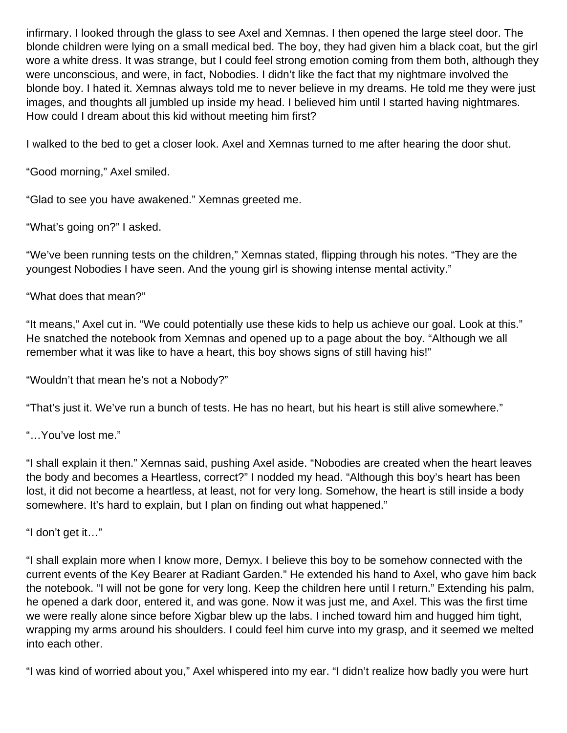infirmary. I looked through the glass to see Axel and Xemnas. I then opened the large steel door. The blonde children were lying on a small medical bed. The boy, they had given him a black coat, but the girl wore a white dress. It was strange, but I could feel strong emotion coming from them both, although they were unconscious, and were, in fact, Nobodies. I didn't like the fact that my nightmare involved the blonde boy. I hated it. Xemnas always told me to never believe in my dreams. He told me they were just images, and thoughts all jumbled up inside my head. I believed him until I started having nightmares. How could I dream about this kid without meeting him first?

I walked to the bed to get a closer look. Axel and Xemnas turned to me after hearing the door shut.

"Good morning," Axel smiled.

"Glad to see you have awakened." Xemnas greeted me.

"What's going on?" I asked.

"We've been running tests on the children," Xemnas stated, flipping through his notes. "They are the youngest Nobodies I have seen. And the young girl is showing intense mental activity."

"What does that mean?"

"It means," Axel cut in. "We could potentially use these kids to help us achieve our goal. Look at this." He snatched the notebook from Xemnas and opened up to a page about the boy. "Although we all remember what it was like to have a heart, this boy shows signs of still having his!"

"Wouldn't that mean he's not a Nobody?"

"That's just it. We've run a bunch of tests. He has no heart, but his heart is still alive somewhere."

"…You've lost me."

"I shall explain it then." Xemnas said, pushing Axel aside. "Nobodies are created when the heart leaves the body and becomes a Heartless, correct?" I nodded my head. "Although this boy's heart has been lost, it did not become a heartless, at least, not for very long. Somehow, the heart is still inside a body somewhere. It's hard to explain, but I plan on finding out what happened."

"I don't get it…"

"I shall explain more when I know more, Demyx. I believe this boy to be somehow connected with the current events of the Key Bearer at Radiant Garden." He extended his hand to Axel, who gave him back the notebook. "I will not be gone for very long. Keep the children here until I return." Extending his palm, he opened a dark door, entered it, and was gone. Now it was just me, and Axel. This was the first time we were really alone since before Xigbar blew up the labs. I inched toward him and hugged him tight, wrapping my arms around his shoulders. I could feel him curve into my grasp, and it seemed we melted into each other.

"I was kind of worried about you," Axel whispered into my ear. "I didn't realize how badly you were hurt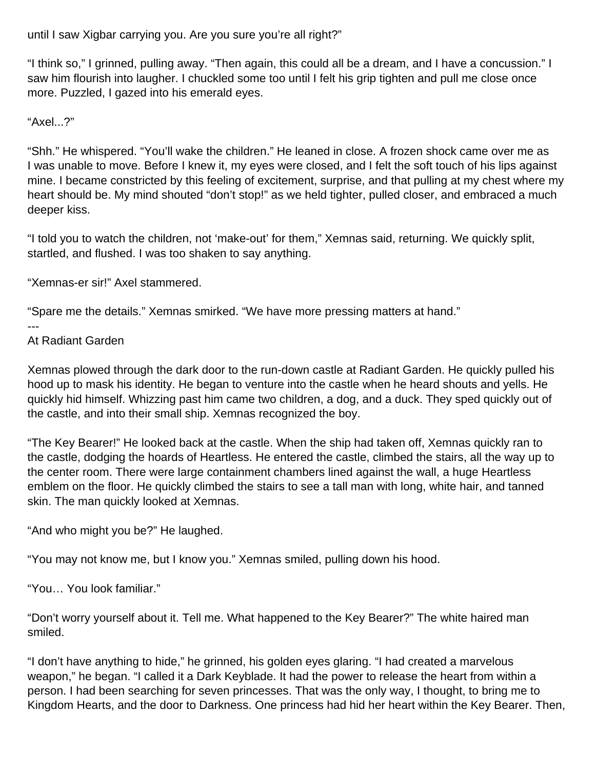until I saw Xigbar carrying you. Are you sure you're all right?"

"I think so," I grinned, pulling away. "Then again, this could all be a dream, and I have a concussion." I saw him flourish into laughter. I chuckled some too until I felt his grip tighten and pull me close once more. Puzzled, I gazed into his emerald eyes.

"Axel...?"

"Shh." He whispered. "You'll wake the children." He leaned in close. A frozen shock came over me as I was unable to move. Before I knew it, my eyes were closed, and I felt the soft touch of his lips against mine. I became constricted by this feeling of excitement, surprise, and that pulling at my chest where my heart should be. My mind shouted "don't stop!" as we held tighter, pulled closer, and embraced a much deeper kiss.

"I told you to watch the children, not 'make-out' for them," Xemnas said, returning. We quickly split, startled, and flushed. I was too shaken to say anything.

"Xemnas-er sir!" Axel stammered.

"Spare me the details." Xemnas smirked. "We have more pressing matters at hand."

---

At Radiant Garden

Xemnas plowed through the dark door to the run-down castle at Radiant Garden. He quickly pulled his hood up to mask his identity. He began to venture into the castle when he heard shouts and yells. He quickly hid himself. Whizzing past him came two children, a dog, and a duck. They sped quickly out of the castle, and into their small ship. Xemnas recognized the boy.

"The Key Bearer!" He looked back at the castle. When the ship had taken off, Xemnas quickly ran to the castle, dodging the hoards of Heartless. He entered the castle, climbed the stairs, all the way up to the center room. There were large containment chambers lined against the wall, a huge Heartless emblem on the floor. He quickly climbed the stairs to see a tall man with long, white hair, and tanned skin. The man quickly looked at Xemnas.

"And who might you be?" He laughed.

"You may not know me, but I know you." Xemnas smiled, pulling down his hood.

"You… You look familiar."

"Don't worry yourself about it. Tell me. What happened to the Key Bearer?" The white haired man smiled.

"I don't have anything to hide," he grinned, his golden eyes glaring. "I had created a marvelous weapon," he began. "I called it a Dark Keyblade. It had the power to release the heart from within a person. I had been searching for seven princesses. That was the only way, I thought, to bring me to Kingdom Hearts, and the door to Darkness. One princess had hid her heart within the Key Bearer. Then,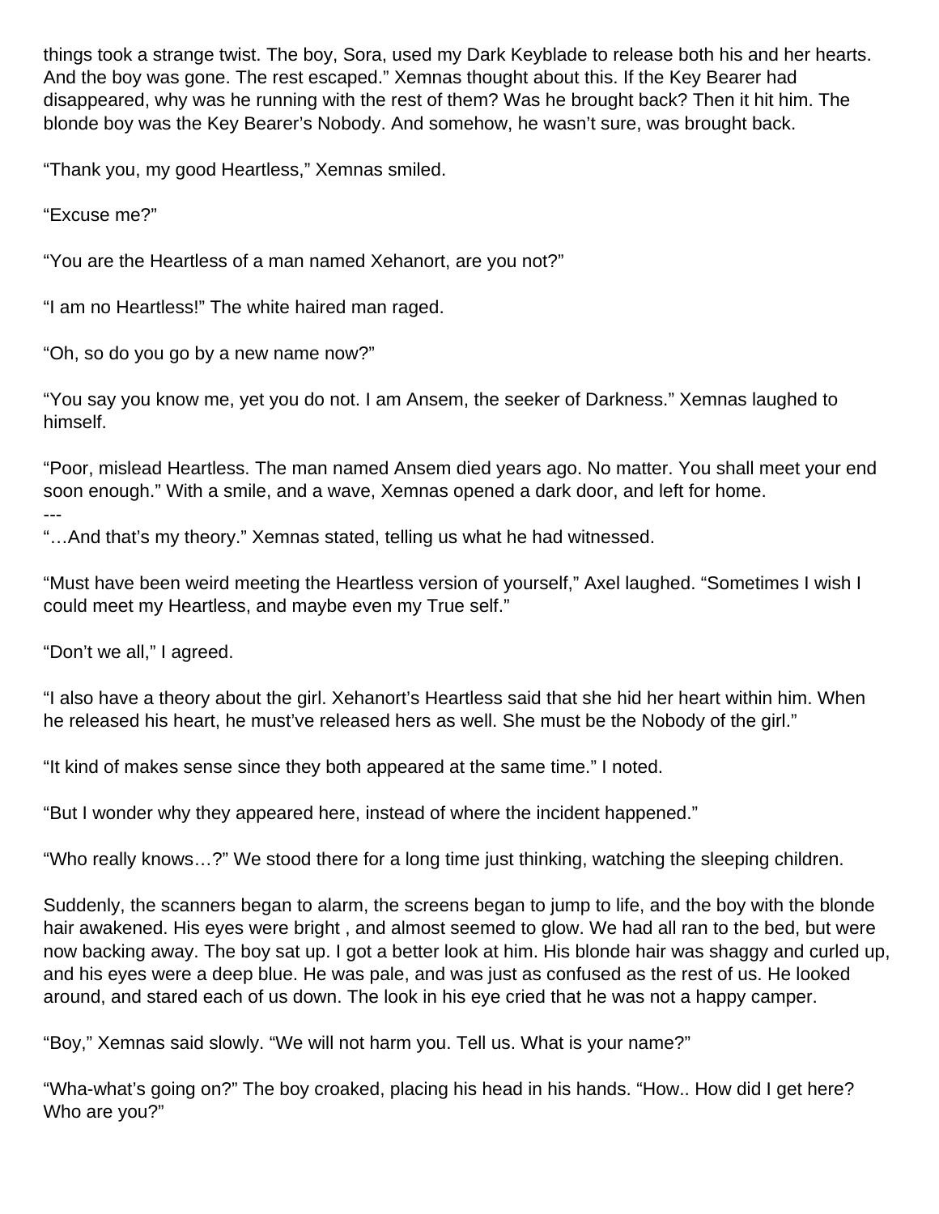things took a strange twist. The boy, Sora, used my Dark Keyblade to release both his and her hearts. And the boy was gone. The rest escaped." Xemnas thought about this. If the Key Bearer had disappeared, why was he running with the rest of them? Was he brought back? Then it hit him. The blonde boy was the Key Bearer's Nobody. And somehow, he wasn't sure, was brought back.

"Thank you, my good Heartless," Xemnas smiled.

"Excuse me?"

"You are the Heartless of a man named Xehanort, are you not?"

"I am no Heartless!" The white haired man raged.

"Oh, so do you go by a new name now?"

"You say you know me, yet you do not. I am Ansem, the seeker of Darkness." Xemnas laughed to himself.

"Poor, mislead Heartless. The man named Ansem died years ago. No matter. You shall meet your end soon enough." With a smile, and a wave, Xemnas opened a dark door, and left for home.

---

"…And that's my theory." Xemnas stated, telling us what he had witnessed.

"Must have been weird meeting the Heartless version of yourself," Axel laughed. "Sometimes I wish I could meet my Heartless, and maybe even my True self."

"Don't we all," I agreed.

"I also have a theory about the girl. Xehanort's Heartless said that she hid her heart within him. When he released his heart, he must've released hers as well. She must be the Nobody of the girl."

"It kind of makes sense since they both appeared at the same time." I noted.

"But I wonder why they appeared here, instead of where the incident happened."

"Who really knows…?" We stood there for a long time just thinking, watching the sleeping children.

Suddenly, the scanners began to alarm, the screens began to jump to life, and the boy with the blonde hair awakened. His eyes were bright , and almost seemed to glow. We had all ran to the bed, but were now backing away. The boy sat up. I got a better look at him. His blonde hair was shaggy and curled up, and his eyes were a deep blue. He was pale, and was just as confused as the rest of us. He looked around, and stared each of us down. The look in his eye cried that he was not a happy camper.

"Boy," Xemnas said slowly. "We will not harm you. Tell us. What is your name?"

"Wha-what's going on?" The boy croaked, placing his head in his hands. "How.. How did I get here? Who are you?"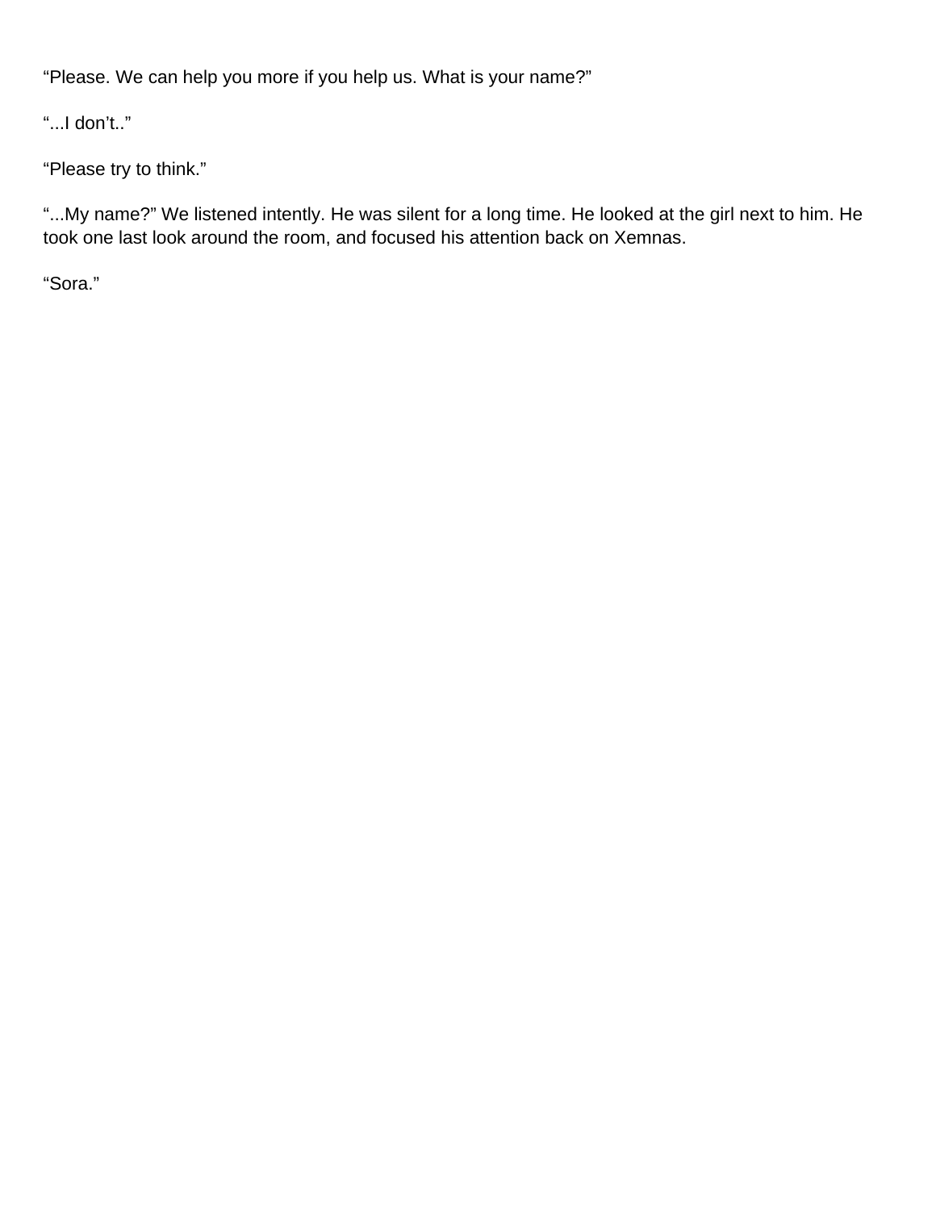“Please. We can help you more if you help us. What is your name?”

“...I don’t..”

“Please try to think.”

“...My name?” We listened intently. He was silent for a long time. He looked at the girl next to him. He took one last look around the room, and focused his attention back on Xemnas.

“Sora.”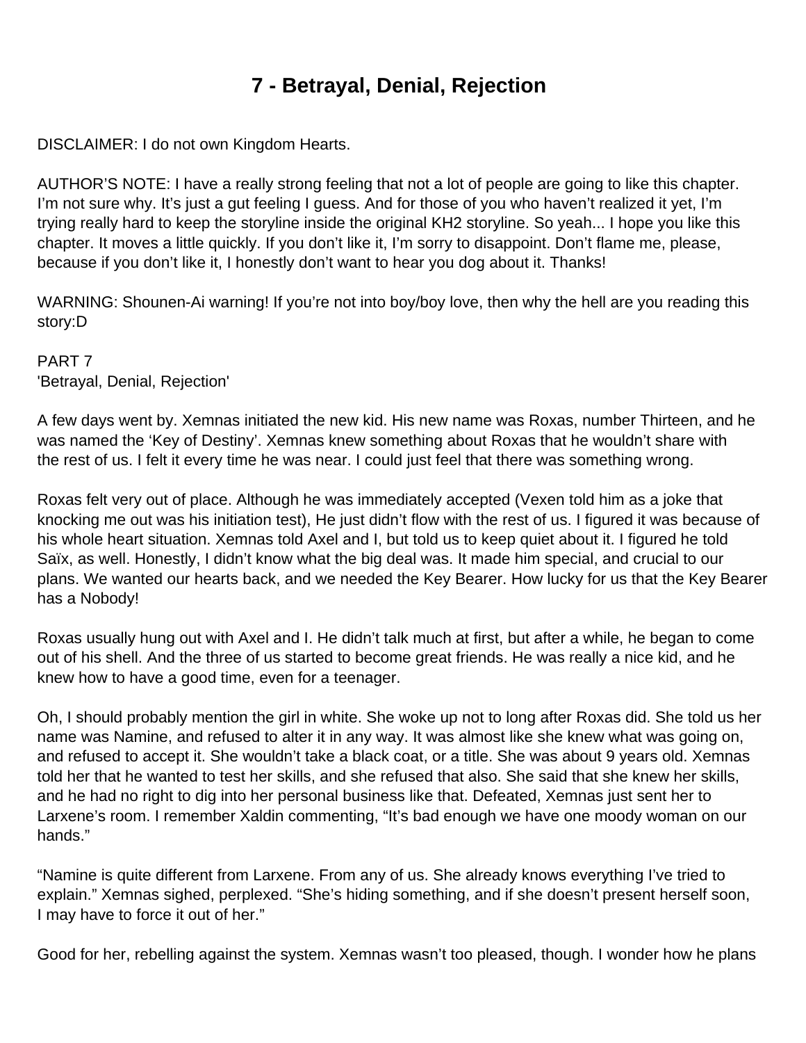# 7 - Betrayal, Denial, Rejection

DISCLAIMER: I do not own Kingdom Hearts.

AUTHOR'S NOTE: I have a really strong feeling that not a lot of people are going to like this chapter. I'm not sure why. It's just a gut feeling I guess. And for those of you who haven't realized it yet, I'm trying really hard to keep the storyline inside the original KH2 storyline. So yeah... I hope you like this chapter. It moves a little quickly. If you don't like it, I'm sorry to disappoint. Don't flame me, please, because if you don't like it, I honestly don't want to hear you dog about it. Thanks!

WARNING: Shounen-Ai warning! If you're not into boy/boy love, then why the hell are you reading this story:D

PART 7
'Betrayal, Denial, Rejection'

A few days went by. Xemnas initiated the new kid. His new name was Roxas, number Thirteen, and he was named the 'Key of Destiny'. Xemnas knew something about Roxas that he wouldn't share with the rest of us. I felt it every time he was near. I could just feel that there was something wrong.

Roxas felt very out of place. Although he was immediately accepted (Vexen told him as a joke that knocking me out was his initiation test), He just didn't flow with the rest of us. I figured it was because of his whole heart situation. Xemnas told Axel and I, but told us to keep quiet about it. I figured he told Saïx, as well. Honestly, I didn't know what the big deal was. It made him special, and crucial to our plans. We wanted our hearts back, and we needed the Key Bearer. How lucky for us that the Key Bearer has a Nobody!

Roxas usually hung out with Axel and I. He didn't talk much at first, but after a while, he began to come out of his shell. And the three of us started to become great friends. He was really a nice kid, and he knew how to have a good time, even for a teenager.

Oh, I should probably mention the girl in white. She woke up not to long after Roxas did. She told us her name was Namine, and refused to alter it in any way. It was almost like she knew what was going on, and refused to accept it. She wouldn't take a black coat, or a title. She was about 9 years old. Xemnas told her that he wanted to test her skills, and she refused that also. She said that she knew her skills, and he had no right to dig into her personal business like that. Defeated, Xemnas just sent her to Larxene's room. I remember Xaldin commenting, "It's bad enough we have one moody woman on our hands."

"Namine is quite different from Larxene. From any of us. She already knows everything I've tried to explain." Xemnas sighed, perplexed. "She's hiding something, and if she doesn't present herself soon, I may have to force it out of her."

Good for her, rebelling against the system. Xemnas wasn't too pleased, though. I wonder how he plans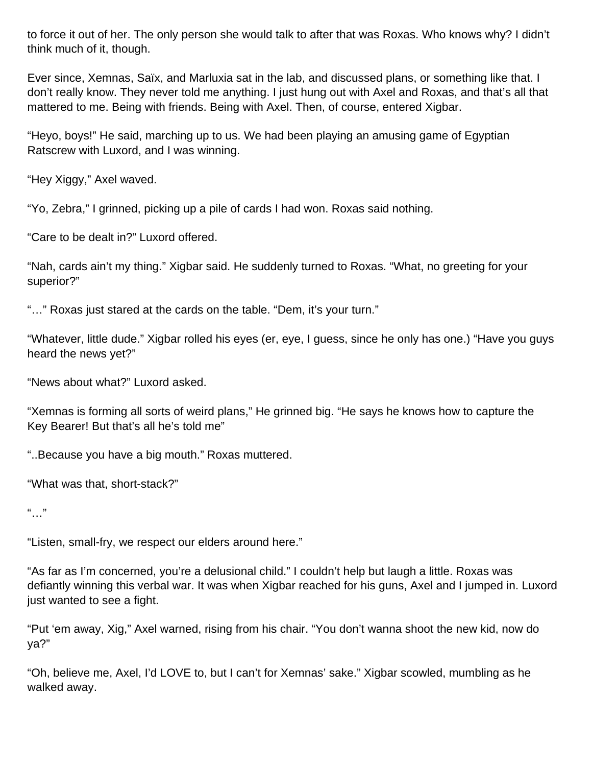to force it out of her. The only person she would talk to after that was Roxas. Who knows why? I didn't think much of it, though.

Ever since, Xemnas, Saïx, and Marluxia sat in the lab, and discussed plans, or something like that. I don't really know. They never told me anything. I just hung out with Axel and Roxas, and that's all that mattered to me. Being with friends. Being with Axel. Then, of course, entered Xigbar.

"Heyo, boys!" He said, marching up to us. We had been playing an amusing game of Egyptian Ratscrew with Luxord, and I was winning.

"Hey Xiggy," Axel waved.

"Yo, Zebra," I grinned, picking up a pile of cards I had won. Roxas said nothing.

"Care to be dealt in?" Luxord offered.

"Nah, cards ain't my thing." Xigbar said. He suddenly turned to Roxas. "What, no greeting for your superior?"

"…" Roxas just stared at the cards on the table. "Dem, it's your turn."

"Whatever, little dude." Xigbar rolled his eyes (er, eye, I guess, since he only has one.) "Have you guys heard the news yet?"

"News about what?" Luxord asked.

"Xemnas is forming all sorts of weird plans," He grinned big. "He says he knows how to capture the Key Bearer! But that's all he's told me"

"..Because you have a big mouth." Roxas muttered.

"What was that, short-stack?"

"…"

"Listen, small-fry, we respect our elders around here."

"As far as I'm concerned, you're a delusional child." I couldn't help but laugh a little. Roxas was defiantly winning this verbal war. It was when Xigbar reached for his guns, Axel and I jumped in. Luxord just wanted to see a fight.

"Put 'em away, Xig," Axel warned, rising from his chair. "You don't wanna shoot the new kid, now do ya?"

"Oh, believe me, Axel, I'd LOVE to, but I can't for Xemnas' sake." Xigbar scowled, mumbling as he walked away.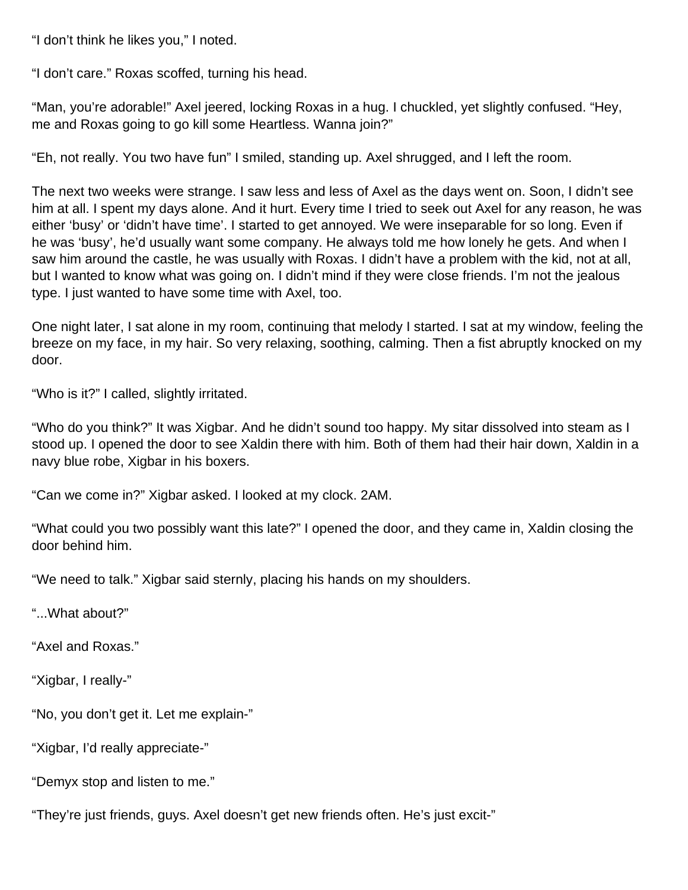"I don't think he likes you," I noted.

"I don't care." Roxas scoffed, turning his head.

"Man, you're adorable!" Axel jeered, locking Roxas in a hug. I chuckled, yet slightly confused. "Hey, me and Roxas going to go kill some Heartless. Wanna join?"

"Eh, not really. You two have fun" I smiled, standing up. Axel shrugged, and I left the room.

The next two weeks were strange. I saw less and less of Axel as the days went on. Soon, I didn't see him at all. I spent my days alone. And it hurt. Every time I tried to seek out Axel for any reason, he was either 'busy' or 'didn't have time'. I started to get annoyed. We were inseparable for so long. Even if he was 'busy', he'd usually want some company. He always told me how lonely he gets. And when I saw him around the castle, he was usually with Roxas. I didn't have a problem with the kid, not at all, but I wanted to know what was going on. I didn't mind if they were close friends. I'm not the jealous type. I just wanted to have some time with Axel, too.

One night later, I sat alone in my room, continuing that melody I started. I sat at my window, feeling the breeze on my face, in my hair. So very relaxing, soothing, calming. Then a fist abruptly knocked on my door.

"Who is it?" I called, slightly irritated.

"Who do you think?" It was Xigbar. And he didn't sound too happy. My sitar dissolved into steam as I stood up. I opened the door to see Xaldin there with him. Both of them had their hair down, Xaldin in a navy blue robe, Xigbar in his boxers.

"Can we come in?" Xigbar asked. I looked at my clock. 2AM.

"What could you two possibly want this late?" I opened the door, and they came in, Xaldin closing the door behind him.

"We need to talk." Xigbar said sternly, placing his hands on my shoulders.

"...What about?"

"Axel and Roxas."

"Xigbar, I really-"

"No, you don't get it. Let me explain-"

"Xigbar, I'd really appreciate-"

"Demyx stop and listen to me."

"They're just friends, guys. Axel doesn't get new friends often. He's just excit-"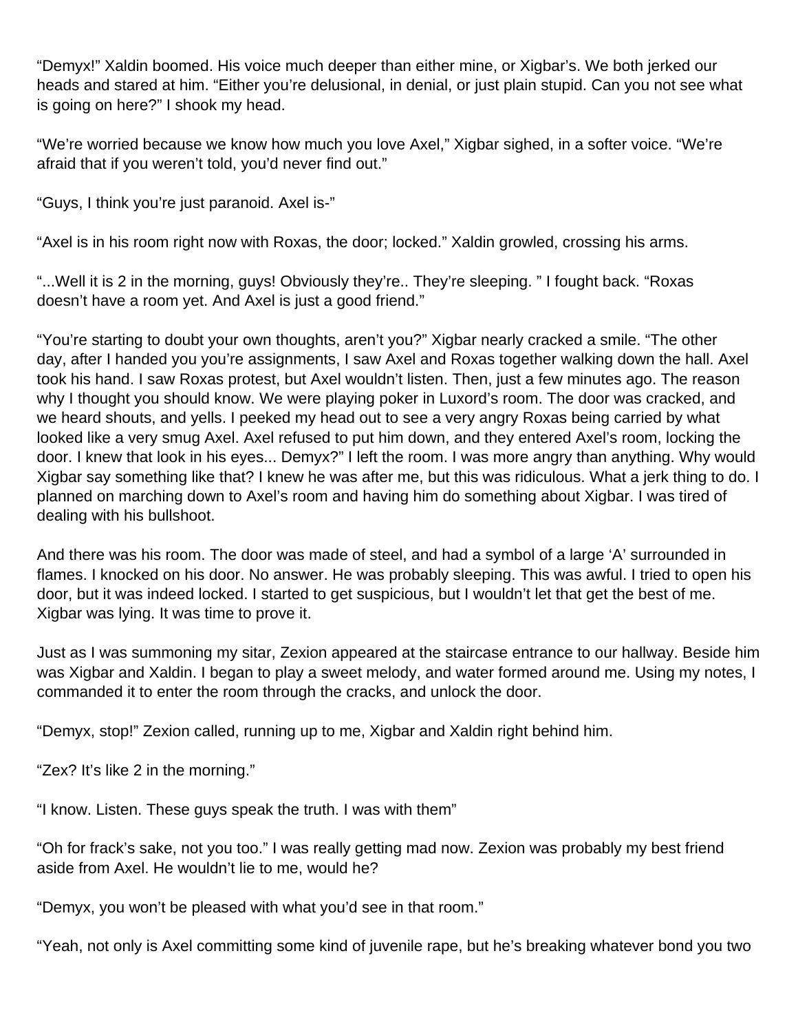"Demyx!" Xaldin boomed. His voice much deeper than either mine, or Xigbar's. We both jerked our heads and stared at him. "Either you're delusional, in denial, or just plain stupid. Can you not see what is going on here?" I shook my head.

"We're worried because we know how much you love Axel," Xigbar sighed, in a softer voice. "We're afraid that if you weren't told, you'd never find out."

"Guys, I think you're just paranoid. Axel is-"

"Axel is in his room right now with Roxas, the door; locked." Xaldin growled, crossing his arms.

"...Well it is 2 in the morning, guys! Obviously they're.. They're sleeping. " I fought back. "Roxas doesn't have a room yet. And Axel is just a good friend."

"You're starting to doubt your own thoughts, aren't you?" Xigbar nearly cracked a smile. "The other day, after I handed you you're assignments, I saw Axel and Roxas together walking down the hall. Axel took his hand. I saw Roxas protest, but Axel wouldn't listen. Then, just a few minutes ago. The reason why I thought you should know. We were playing poker in Luxord's room. The door was cracked, and we heard shouts, and yells. I peeked my head out to see a very angry Roxas being carried by what looked like a very smug Axel. Axel refused to put him down, and they entered Axel's room, locking the door. I knew that look in his eyes... Demyx?" I left the room. I was more angry than anything. Why would Xigbar say something like that? I knew he was after me, but this was ridiculous. What a jerk thing to do. I planned on marching down to Axel's room and having him do something about Xigbar. I was tired of dealing with his bullshoot.

And there was his room. The door was made of steel, and had a symbol of a large 'A' surrounded in flames. I knocked on his door. No answer. He was probably sleeping. This was awful. I tried to open his door, but it was indeed locked. I started to get suspicious, but I wouldn't let that get the best of me. Xigbar was lying. It was time to prove it.

Just as I was summoning my sitar, Zexion appeared at the staircase entrance to our hallway. Beside him was Xigbar and Xaldin. I began to play a sweet melody, and water formed around me. Using my notes, I commanded it to enter the room through the cracks, and unlock the door.

"Demyx, stop!" Zexion called, running up to me, Xigbar and Xaldin right behind him.

"Zex? It's like 2 in the morning."

"I know. Listen. These guys speak the truth. I was with them"

"Oh for frack's sake, not you too." I was really getting mad now. Zexion was probably my best friend aside from Axel. He wouldn't lie to me, would he?

"Demyx, you won't be pleased with what you'd see in that room."

"Yeah, not only is Axel committing some kind of juvenile rape, but he's breaking whatever bond you two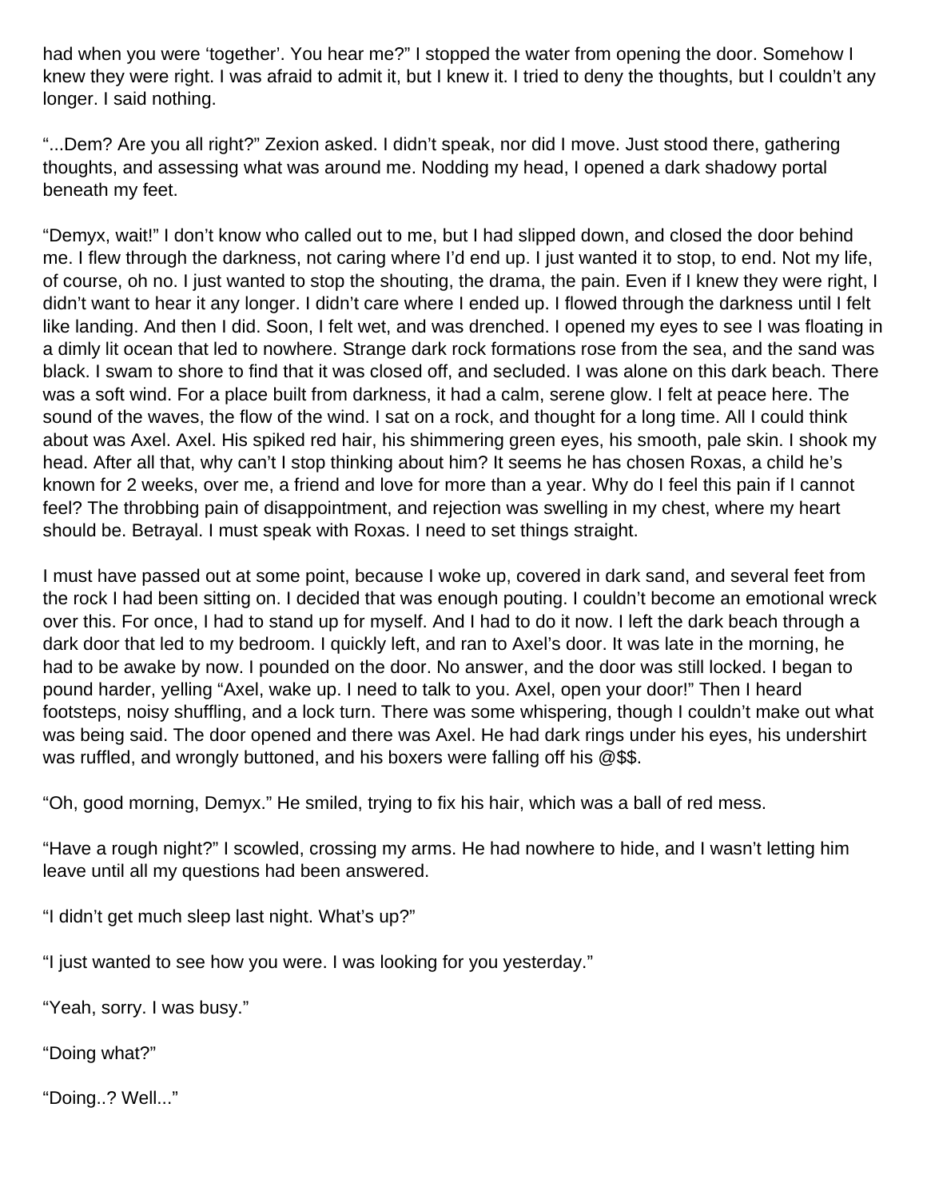had when you were 'together'. You hear me?" I stopped the water from opening the door. Somehow I knew they were right. I was afraid to admit it, but I knew it. I tried to deny the thoughts, but I couldn't any longer. I said nothing.

"...Dem? Are you all right?" Zexion asked. I didn't speak, nor did I move. Just stood there, gathering thoughts, and assessing what was around me. Nodding my head, I opened a dark shadowy portal beneath my feet.

"Demyx, wait!" I don't know who called out to me, but I had slipped down, and closed the door behind me. I flew through the darkness, not caring where I'd end up. I just wanted it to stop, to end. Not my life, of course, oh no. I just wanted to stop the shouting, the drama, the pain. Even if I knew they were right, I didn't want to hear it any longer. I didn't care where I ended up. I flowed through the darkness until I felt like landing. And then I did. Soon, I felt wet, and was drenched. I opened my eyes to see I was floating in a dimly lit ocean that led to nowhere. Strange dark rock formations rose from the sea, and the sand was black. I swam to shore to find that it was closed off, and secluded. I was alone on this dark beach. There was a soft wind. For a place built from darkness, it had a calm, serene glow. I felt at peace here. The sound of the waves, the flow of the wind. I sat on a rock, and thought for a long time. All I could think about was Axel. Axel. His spiked red hair, his shimmering green eyes, his smooth, pale skin. I shook my head. After all that, why can't I stop thinking about him? It seems he has chosen Roxas, a child he's known for 2 weeks, over me, a friend and love for more than a year. Why do I feel this pain if I cannot feel? The throbbing pain of disappointment, and rejection was swelling in my chest, where my heart should be. Betrayal. I must speak with Roxas. I need to set things straight.

I must have passed out at some point, because I woke up, covered in dark sand, and several feet from the rock I had been sitting on. I decided that was enough pouting. I couldn't become an emotional wreck over this. For once, I had to stand up for myself. And I had to do it now. I left the dark beach through a dark door that led to my bedroom. I quickly left, and ran to Axel's door. It was late in the morning, he had to be awake by now. I pounded on the door. No answer, and the door was still locked. I began to pound harder, yelling "Axel, wake up. I need to talk to you. Axel, open your door!" Then I heard footsteps, noisy shuffling, and a lock turn. There was some whispering, though I couldn't make out what was being said. The door opened and there was Axel. He had dark rings under his eyes, his undershirt was ruffled, and wrongly buttoned, and his boxers were falling off his @$$.

"Oh, good morning, Demyx." He smiled, trying to fix his hair, which was a ball of red mess.

"Have a rough night?" I scowled, crossing my arms. He had nowhere to hide, and I wasn't letting him leave until all my questions had been answered.

"I didn't get much sleep last night. What's up?"

"I just wanted to see how you were. I was looking for you yesterday."

"Yeah, sorry. I was busy."

"Doing what?"

"Doing..? Well..."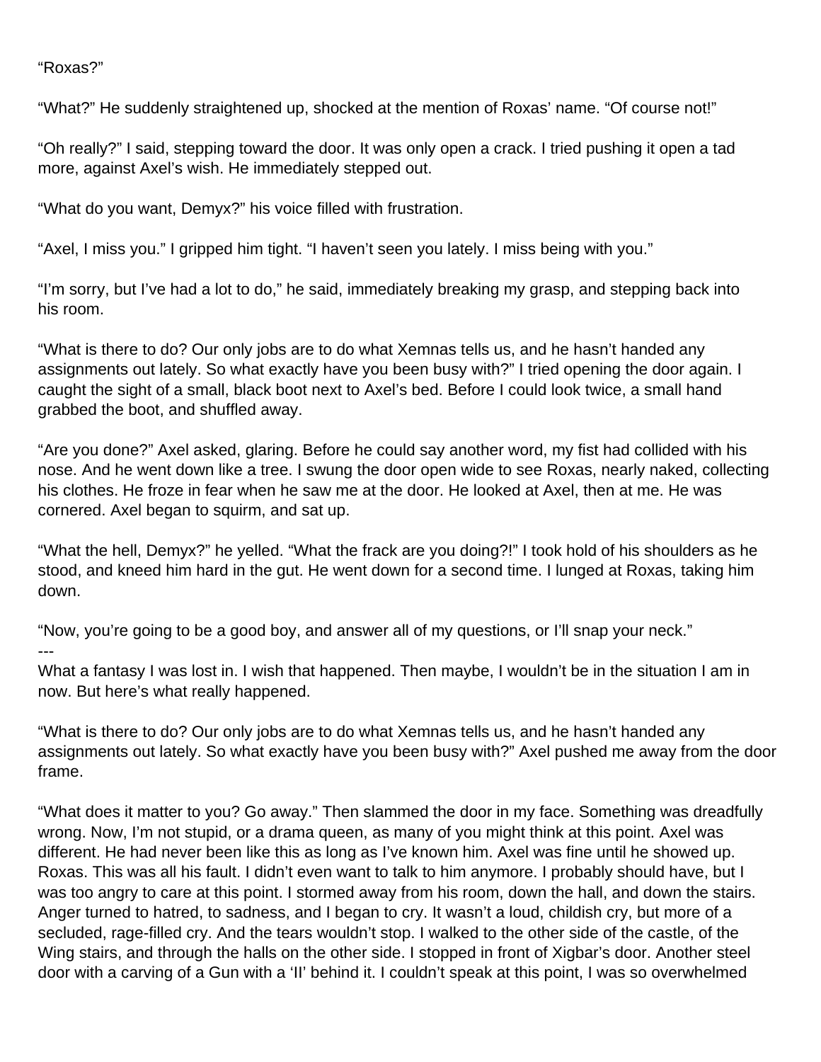"Roxas?"

"What?" He suddenly straightened up, shocked at the mention of Roxas' name. "Of course not!"

"Oh really?" I said, stepping toward the door. It was only open a crack. I tried pushing it open a tad more, against Axel's wish. He immediately stepped out.

"What do you want, Demyx?" his voice filled with frustration.

"Axel, I miss you." I gripped him tight. "I haven't seen you lately. I miss being with you."

"I'm sorry, but I've had a lot to do," he said, immediately breaking my grasp, and stepping back into his room.

"What is there to do? Our only jobs are to do what Xemnas tells us, and he hasn't handed any assignments out lately. So what exactly have you been busy with?" I tried opening the door again. I caught the sight of a small, black boot next to Axel's bed. Before I could look twice, a small hand grabbed the boot, and shuffled away.

"Are you done?" Axel asked, glaring. Before he could say another word, my fist had collided with his nose. And he went down like a tree. I swung the door open wide to see Roxas, nearly naked, collecting his clothes. He froze in fear when he saw me at the door. He looked at Axel, then at me. He was cornered. Axel began to squirm, and sat up.

"What the hell, Demyx?" he yelled. "What the frack are you doing?!" I took hold of his shoulders as he stood, and kneed him hard in the gut. He went down for a second time. I lunged at Roxas, taking him down.

"Now, you're going to be a good boy, and answer all of my questions, or I'll snap your neck."

---

What a fantasy I was lost in. I wish that happened. Then maybe, I wouldn't be in the situation I am in now. But here's what really happened.

"What is there to do? Our only jobs are to do what Xemnas tells us, and he hasn't handed any assignments out lately. So what exactly have you been busy with?" Axel pushed me away from the door frame.

"What does it matter to you? Go away." Then slammed the door in my face. Something was dreadfully wrong. Now, I'm not stupid, or a drama queen, as many of you might think at this point. Axel was different. He had never been like this as long as I've known him. Axel was fine until he showed up. Roxas. This was all his fault. I didn't even want to talk to him anymore. I probably should have, but I was too angry to care at this point. I stormed away from his room, down the hall, and down the stairs. Anger turned to hatred, to sadness, and I began to cry. It wasn't a loud, childish cry, but more of a secluded, rage-filled cry. And the tears wouldn't stop. I walked to the other side of the castle, of the Wing stairs, and through the halls on the other side. I stopped in front of Xigbar's door. Another steel door with a carving of a Gun with a 'II' behind it. I couldn't speak at this point, I was so overwhelmed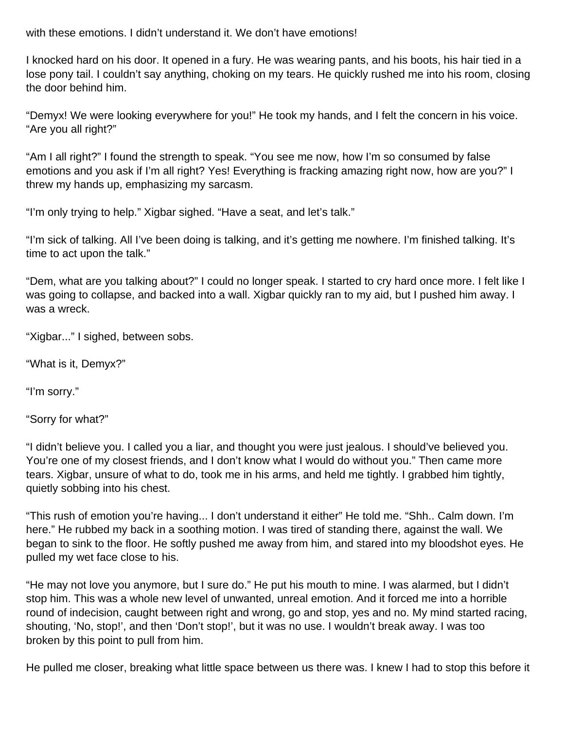with these emotions. I didn't understand it. We don't have emotions!

I knocked hard on his door. It opened in a fury. He was wearing pants, and his boots, his hair tied in a lose pony tail. I couldn't say anything, choking on my tears. He quickly rushed me into his room, closing the door behind him.

"Demyx! We were looking everywhere for you!" He took my hands, and I felt the concern in his voice. "Are you all right?"

"Am I all right?" I found the strength to speak. "You see me now, how I'm so consumed by false emotions and you ask if I'm all right? Yes! Everything is fracking amazing right now, how are you?" I threw my hands up, emphasizing my sarcasm.

"I'm only trying to help." Xigbar sighed. "Have a seat, and let's talk."

"I'm sick of talking. All I've been doing is talking, and it's getting me nowhere. I'm finished talking. It's time to act upon the talk."

"Dem, what are you talking about?" I could no longer speak. I started to cry hard once more. I felt like I was going to collapse, and backed into a wall. Xigbar quickly ran to my aid, but I pushed him away. I was a wreck.

"Xigbar..." I sighed, between sobs.

"What is it, Demyx?"

"I'm sorry."

"Sorry for what?"

"I didn't believe you. I called you a liar, and thought you were just jealous. I should've believed you. You're one of my closest friends, and I don't know what I would do without you." Then came more tears. Xigbar, unsure of what to do, took me in his arms, and held me tightly. I grabbed him tightly, quietly sobbing into his chest.

"This rush of emotion you're having... I don't understand it either" He told me. "Shh.. Calm down. I'm here." He rubbed my back in a soothing motion. I was tired of standing there, against the wall. We began to sink to the floor. He softly pushed me away from him, and stared into my bloodshot eyes. He pulled my wet face close to his.

"He may not love you anymore, but I sure do." He put his mouth to mine. I was alarmed, but I didn't stop him. This was a whole new level of unwanted, unreal emotion. And it forced me into a horrible round of indecision, caught between right and wrong, go and stop, yes and no. My mind started racing, shouting, 'No, stop!', and then 'Don't stop!', but it was no use. I wouldn't break away. I was too broken by this point to pull from him.

He pulled me closer, breaking what little space between us there was. I knew I had to stop this before it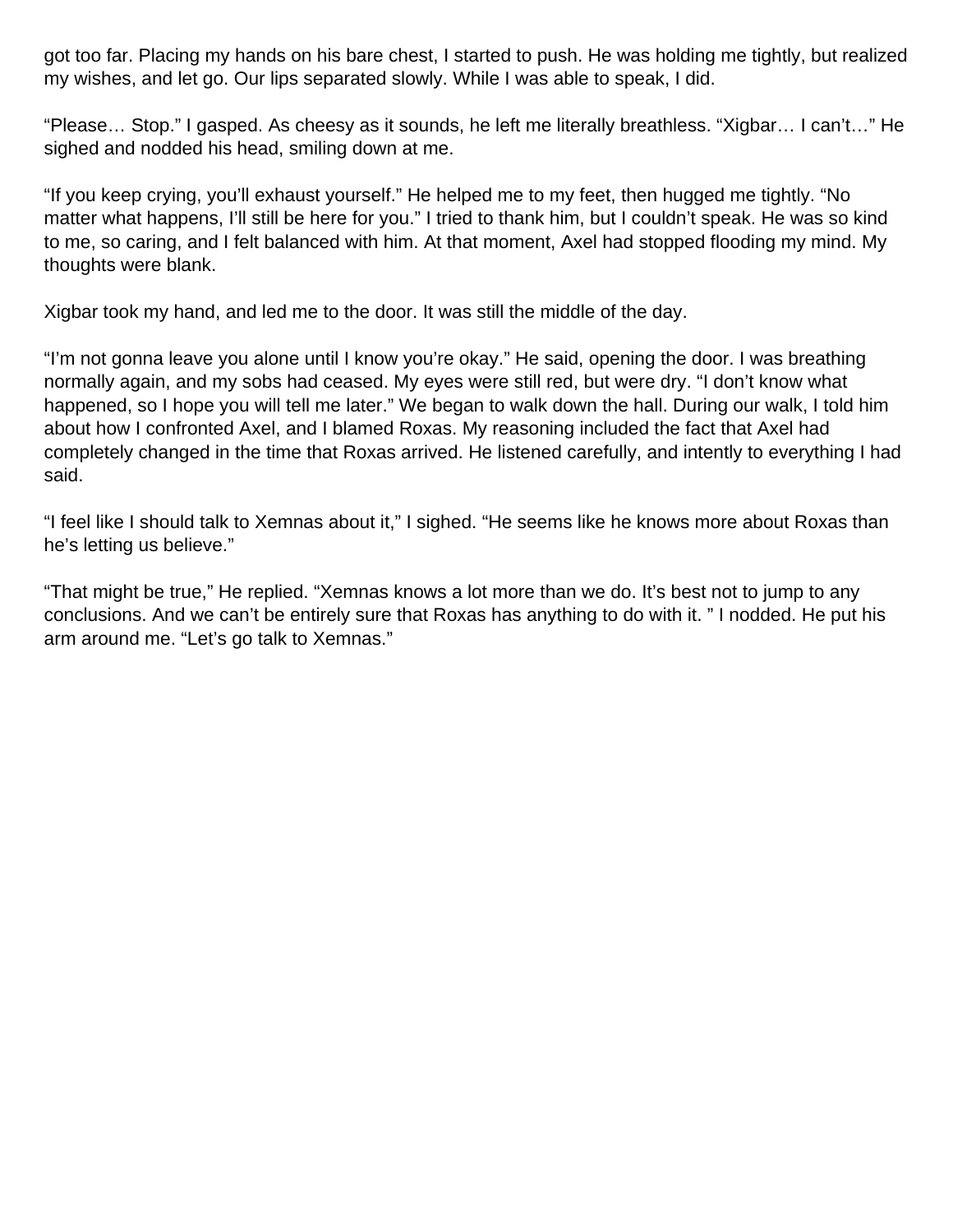got too far. Placing my hands on his bare chest, I started to push. He was holding me tightly, but realized my wishes, and let go. Our lips separated slowly. While I was able to speak, I did.

“Please… Stop.” I gasped. As cheesy as it sounds, he left me literally breathless. “Xigbar… I can’t…” He sighed and nodded his head, smiling down at me.

“If you keep crying, you’ll exhaust yourself.” He helped me to my feet, then hugged me tightly. “No matter what happens, I’ll still be here for you.” I tried to thank him, but I couldn’t speak. He was so kind to me, so caring, and I felt balanced with him. At that moment, Axel had stopped flooding my mind. My thoughts were blank.

Xigbar took my hand, and led me to the door. It was still the middle of the day.

“I’m not gonna leave you alone until I know you’re okay.” He said, opening the door. I was breathing normally again, and my sobs had ceased. My eyes were still red, but were dry. “I don’t know what happened, so I hope you will tell me later.” We began to walk down the hall. During our walk, I told him about how I confronted Axel, and I blamed Roxas. My reasoning included the fact that Axel had completely changed in the time that Roxas arrived. He listened carefully, and intently to everything I had said.

“I feel like I should talk to Xemnas about it,” I sighed. “He seems like he knows more about Roxas than he’s letting us believe.”

“That might be true,” He replied. “Xemnas knows a lot more than we do. It’s best not to jump to any conclusions. And we can’t be entirely sure that Roxas has anything to do with it. ” I nodded. He put his arm around me. “Let’s go talk to Xemnas.”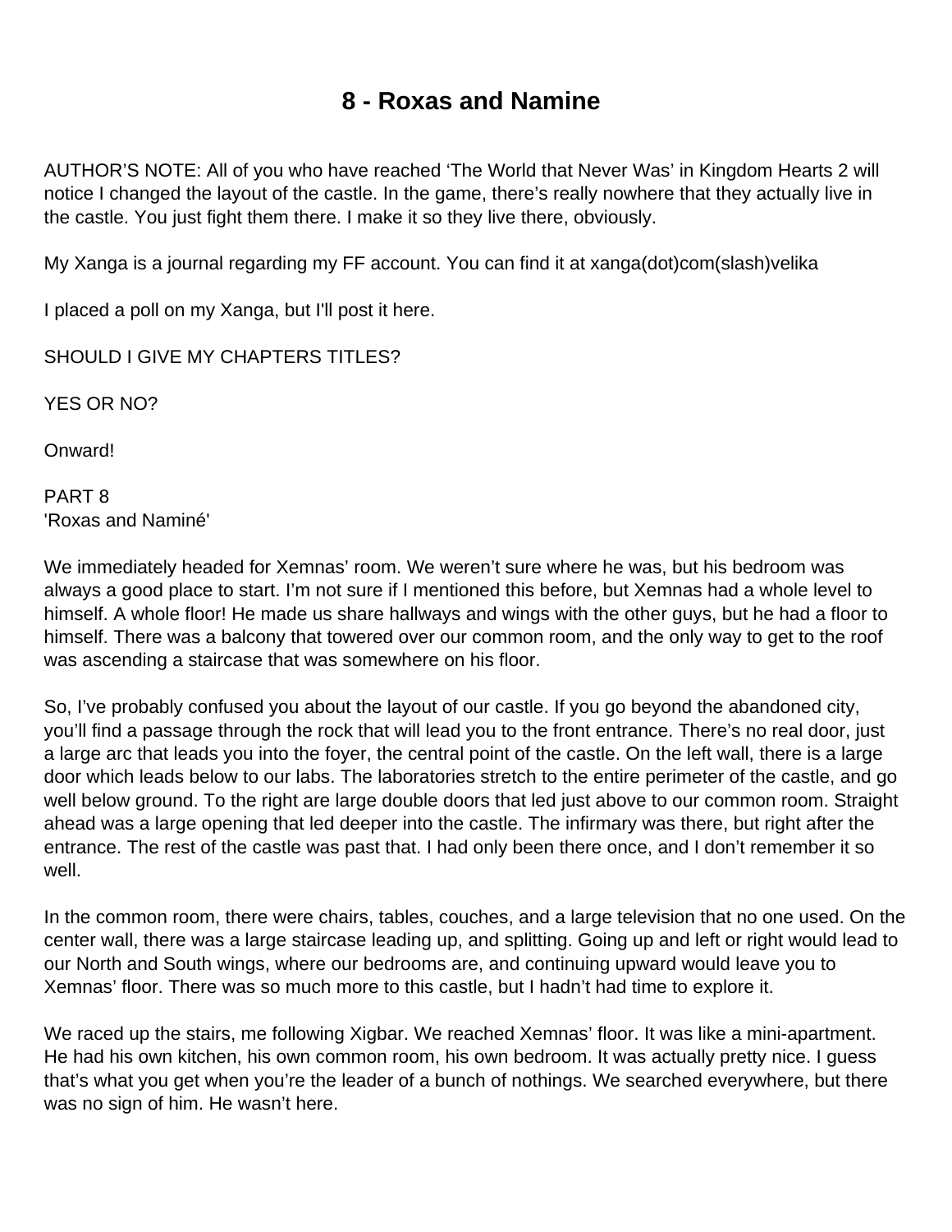# 8 - Roxas and Namine

AUTHOR'S NOTE: All of you who have reached 'The World that Never Was' in Kingdom Hearts 2 will notice I changed the layout of the castle. In the game, there's really nowhere that they actually live in the castle. You just fight them there. I make it so they live there, obviously.

My Xanga is a journal regarding my FF account. You can find it at xanga(dot)com(slash)velika

I placed a poll on my Xanga, but I'll post it here.

SHOULD I GIVE MY CHAPTERS TITLES?

YES OR NO?

Onward!

PART 8
'Roxas and Naminé'

We immediately headed for Xemnas' room. We weren't sure where he was, but his bedroom was always a good place to start. I'm not sure if I mentioned this before, but Xemnas had a whole level to himself. A whole floor! He made us share hallways and wings with the other guys, but he had a floor to himself. There was a balcony that towered over our common room, and the only way to get to the roof was ascending a staircase that was somewhere on his floor.

So, I've probably confused you about the layout of our castle. If you go beyond the abandoned city, you'll find a passage through the rock that will lead you to the front entrance. There's no real door, just a large arc that leads you into the foyer, the central point of the castle. On the left wall, there is a large door which leads below to our labs. The laboratories stretch to the entire perimeter of the castle, and go well below ground. To the right are large double doors that led just above to our common room. Straight ahead was a large opening that led deeper into the castle. The infirmary was there, but right after the entrance. The rest of the castle was past that. I had only been there once, and I don't remember it so well.

In the common room, there were chairs, tables, couches, and a large television that no one used. On the center wall, there was a large staircase leading up, and splitting. Going up and left or right would lead to our North and South wings, where our bedrooms are, and continuing upward would leave you to Xemnas' floor. There was so much more to this castle, but I hadn't had time to explore it.

We raced up the stairs, me following Xigbar. We reached Xemnas' floor. It was like a mini-apartment. He had his own kitchen, his own common room, his own bedroom. It was actually pretty nice. I guess that's what you get when you're the leader of a bunch of nothings. We searched everywhere, but there was no sign of him. He wasn't here.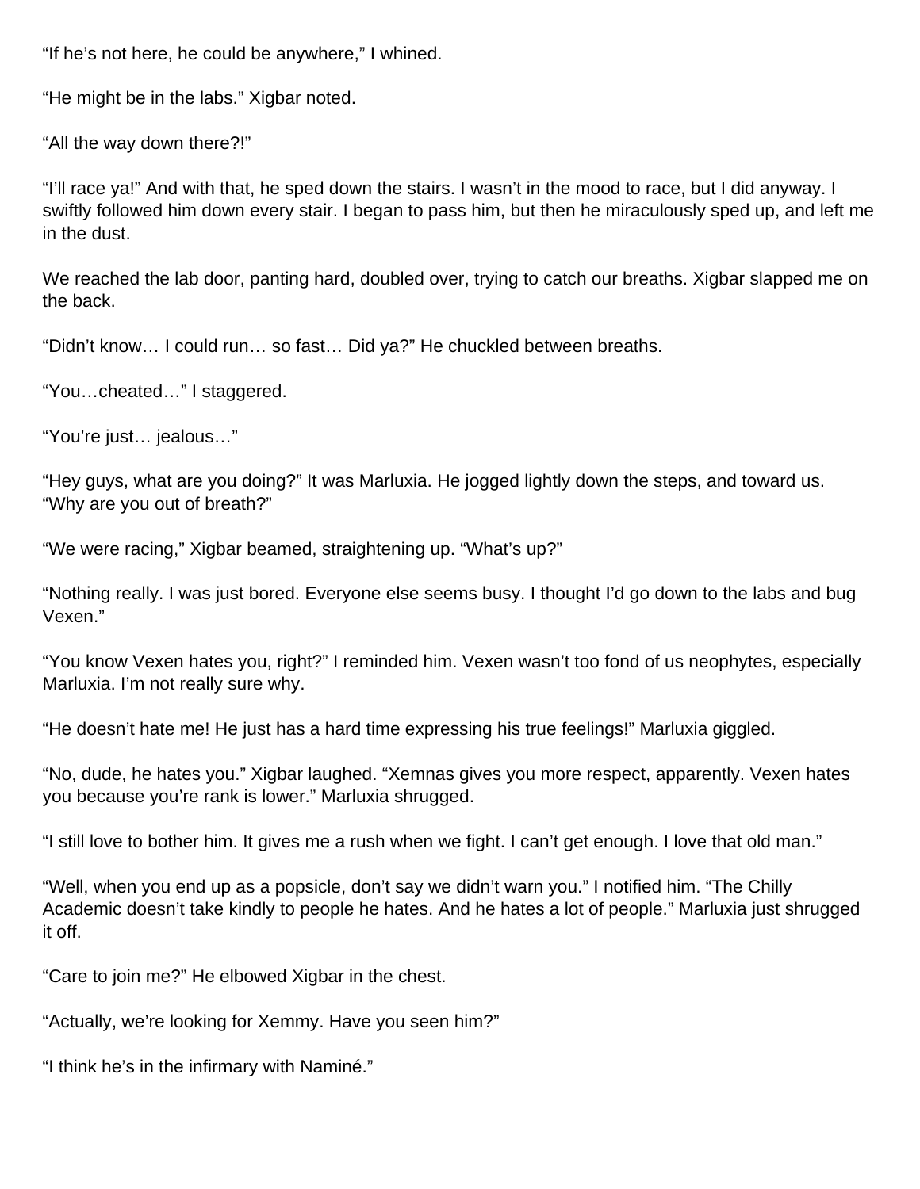"If he's not here, he could be anywhere," I whined.

"He might be in the labs." Xigbar noted.

"All the way down there?!"

"I'll race ya!" And with that, he sped down the stairs. I wasn't in the mood to race, but I did anyway. I swiftly followed him down every stair. I began to pass him, but then he miraculously sped up, and left me in the dust.

We reached the lab door, panting hard, doubled over, trying to catch our breaths. Xigbar slapped me on the back.

"Didn't know… I could run… so fast… Did ya?" He chuckled between breaths.

"You…cheated…" I staggered.

"You're just… jealous…"

"Hey guys, what are you doing?" It was Marluxia. He jogged lightly down the steps, and toward us. "Why are you out of breath?"

"We were racing," Xigbar beamed, straightening up. "What's up?"

"Nothing really. I was just bored. Everyone else seems busy. I thought I'd go down to the labs and bug Vexen."

"You know Vexen hates you, right?" I reminded him. Vexen wasn't too fond of us neophytes, especially Marluxia. I'm not really sure why.

"He doesn't hate me! He just has a hard time expressing his true feelings!" Marluxia giggled.

"No, dude, he hates you." Xigbar laughed. "Xemnas gives you more respect, apparently. Vexen hates you because you're rank is lower." Marluxia shrugged.

"I still love to bother him. It gives me a rush when we fight. I can't get enough. I love that old man."

"Well, when you end up as a popsicle, don't say we didn't warn you." I notified him. "The Chilly Academic doesn't take kindly to people he hates. And he hates a lot of people." Marluxia just shrugged it off.

"Care to join me?" He elbowed Xigbar in the chest.

"Actually, we're looking for Xemmy. Have you seen him?"

"I think he's in the infirmary with Naminé."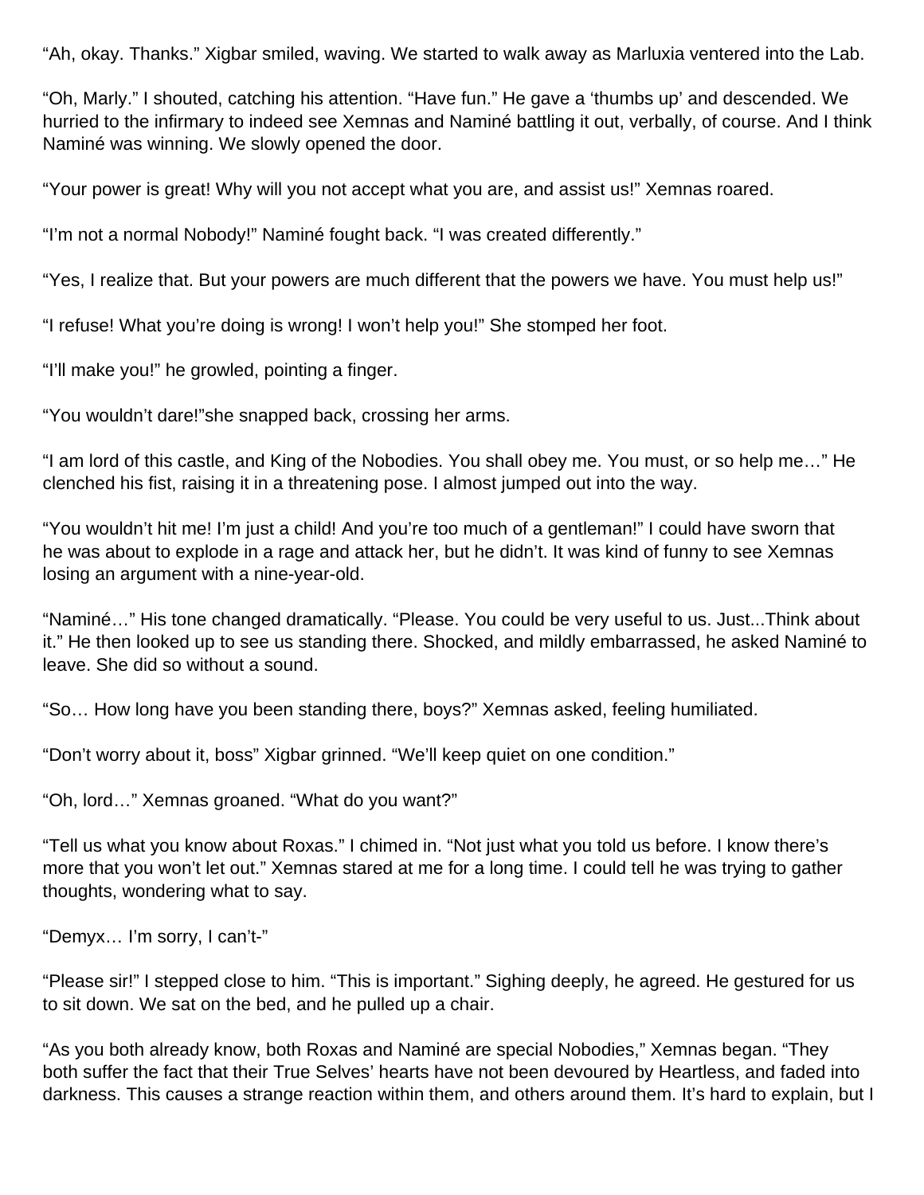“Ah, okay. Thanks.” Xigbar smiled, waving. We started to walk away as Marluxia ventered into the Lab.

“Oh, Marly.” I shouted, catching his attention. “Have fun.” He gave a ‘thumbs up’ and descended. We hurried to the infirmary to indeed see Xemnas and Naminé battling it out, verbally, of course. And I think Naminé was winning. We slowly opened the door.

“Your power is great! Why will you not accept what you are, and assist us!” Xemnas roared.

“I’m not a normal Nobody!” Naminé fought back. “I was created differently.”

“Yes, I realize that. But your powers are much different that the powers we have. You must help us!”

“I refuse! What you’re doing is wrong! I won’t help you!” She stomped her foot.

“I’ll make you!” he growled, pointing a finger.

“You wouldn’t dare!”she snapped back, crossing her arms.

“I am lord of this castle, and King of the Nobodies. You shall obey me. You must, or so help me…” He clenched his fist, raising it in a threatening pose. I almost jumped out into the way.

“You wouldn’t hit me! I’m just a child! And you’re too much of a gentleman!” I could have sworn that he was about to explode in a rage and attack her, but he didn’t. It was kind of funny to see Xemnas losing an argument with a nine-year-old.

“Naminé…” His tone changed dramatically. “Please. You could be very useful to us. Just...Think about it.” He then looked up to see us standing there. Shocked, and mildly embarrassed, he asked Naminé to leave. She did so without a sound.

“So… How long have you been standing there, boys?” Xemnas asked, feeling humiliated.

“Don’t worry about it, boss” Xigbar grinned. “We’ll keep quiet on one condition.”

“Oh, lord…” Xemnas groaned. “What do you want?”

“Tell us what you know about Roxas.” I chimed in. “Not just what you told us before. I know there’s more that you won’t let out.” Xemnas stared at me for a long time. I could tell he was trying to gather thoughts, wondering what to say.

“Demyx… I’m sorry, I can’t-”

“Please sir!” I stepped close to him. “This is important.” Sighing deeply, he agreed. He gestured for us to sit down. We sat on the bed, and he pulled up a chair.

“As you both already know, both Roxas and Naminé are special Nobodies,” Xemnas began. “They both suffer the fact that their True Selves’ hearts have not been devoured by Heartless, and faded into darkness. This causes a strange reaction within them, and others around them. It’s hard to explain, but I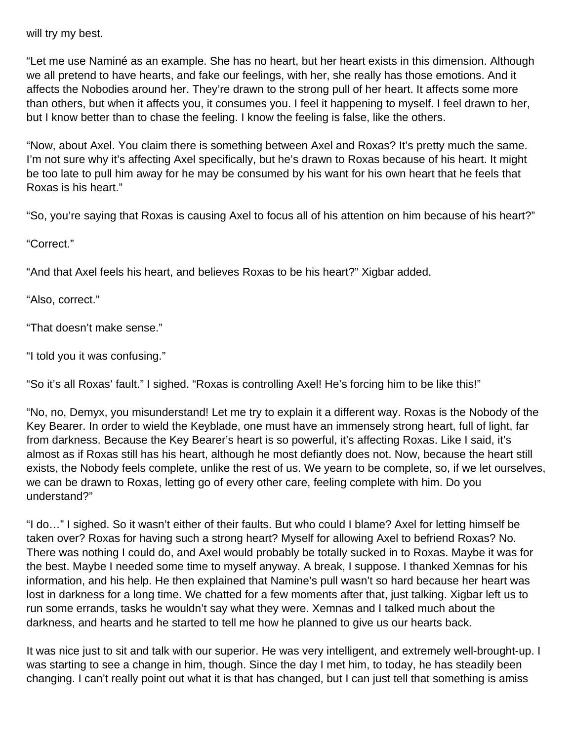will try my best.

"Let me use Naminé as an example. She has no heart, but her heart exists in this dimension. Although we all pretend to have hearts, and fake our feelings, with her, she really has those emotions. And it affects the Nobodies around her. They're drawn to the strong pull of her heart. It affects some more than others, but when it affects you, it consumes you. I feel it happening to myself. I feel drawn to her, but I know better than to chase the feeling. I know the feeling is false, like the others.

"Now, about Axel. You claim there is something between Axel and Roxas? It's pretty much the same. I'm not sure why it's affecting Axel specifically, but he's drawn to Roxas because of his heart. It might be too late to pull him away for he may be consumed by his want for his own heart that he feels that Roxas is his heart."

"So, you're saying that Roxas is causing Axel to focus all of his attention on him because of his heart?"

"Correct."

"And that Axel feels his heart, and believes Roxas to be his heart?" Xigbar added.

"Also, correct."

"That doesn't make sense."

"I told you it was confusing."

"So it's all Roxas' fault." I sighed. "Roxas is controlling Axel! He's forcing him to be like this!"

"No, no, Demyx, you misunderstand! Let me try to explain it a different way. Roxas is the Nobody of the Key Bearer. In order to wield the Keyblade, one must have an immensely strong heart, full of light, far from darkness. Because the Key Bearer's heart is so powerful, it's affecting Roxas. Like I said, it's almost as if Roxas still has his heart, although he most defiantly does not. Now, because the heart still exists, the Nobody feels complete, unlike the rest of us. We yearn to be complete, so, if we let ourselves, we can be drawn to Roxas, letting go of every other care, feeling complete with him. Do you understand?"

"I do…" I sighed. So it wasn't either of their faults. But who could I blame? Axel for letting himself be taken over? Roxas for having such a strong heart? Myself for allowing Axel to befriend Roxas? No. There was nothing I could do, and Axel would probably be totally sucked in to Roxas. Maybe it was for the best. Maybe I needed some time to myself anyway. A break, I suppose. I thanked Xemnas for his information, and his help. He then explained that Namine's pull wasn't so hard because her heart was lost in darkness for a long time. We chatted for a few moments after that, just talking. Xigbar left us to run some errands, tasks he wouldn't say what they were. Xemnas and I talked much about the darkness, and hearts and he started to tell me how he planned to give us our hearts back.

It was nice just to sit and talk with our superior. He was very intelligent, and extremely well-brought-up. I was starting to see a change in him, though. Since the day I met him, to today, he has steadily been changing. I can't really point out what it is that has changed, but I can just tell that something is amiss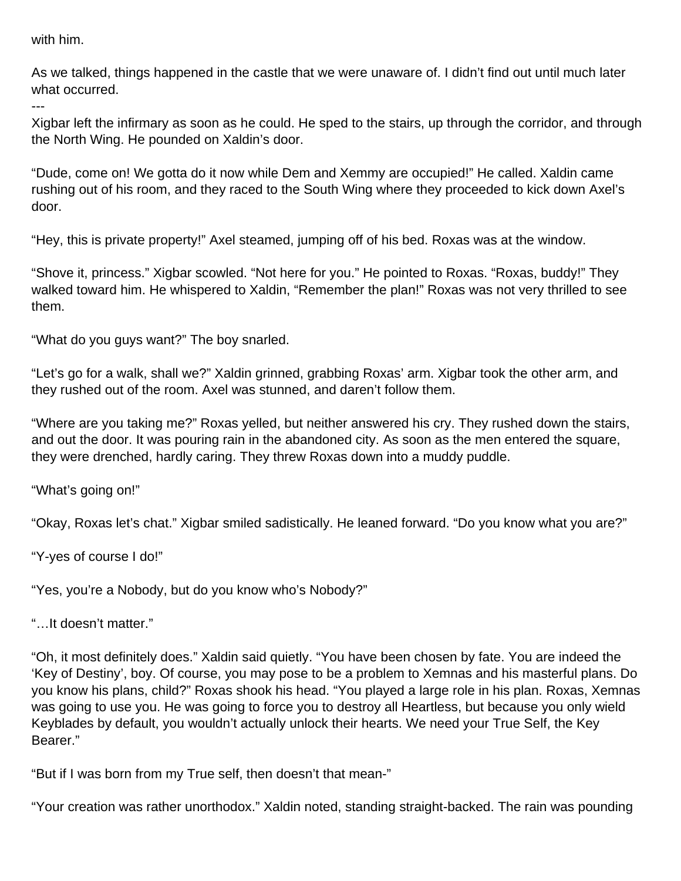with him.

As we talked, things happened in the castle that we were unaware of. I didn't find out until much later what occurred.

---

Xigbar left the infirmary as soon as he could. He sped to the stairs, up through the corridor, and through the North Wing. He pounded on Xaldin's door.

"Dude, come on! We gotta do it now while Dem and Xemmy are occupied!" He called. Xaldin came rushing out of his room, and they raced to the South Wing where they proceeded to kick down Axel's door.

"Hey, this is private property!" Axel steamed, jumping off of his bed. Roxas was at the window.

"Shove it, princess." Xigbar scowled. "Not here for you." He pointed to Roxas. "Roxas, buddy!" They walked toward him. He whispered to Xaldin, "Remember the plan!" Roxas was not very thrilled to see them.

"What do you guys want?" The boy snarled.

"Let's go for a walk, shall we?" Xaldin grinned, grabbing Roxas' arm. Xigbar took the other arm, and they rushed out of the room. Axel was stunned, and daren't follow them.

"Where are you taking me?" Roxas yelled, but neither answered his cry. They rushed down the stairs, and out the door. It was pouring rain in the abandoned city. As soon as the men entered the square, they were drenched, hardly caring. They threw Roxas down into a muddy puddle.

"What's going on!"

"Okay, Roxas let's chat." Xigbar smiled sadistically. He leaned forward. "Do you know what you are?"

"Y-yes of course I do!"

"Yes, you're a Nobody, but do you know who's Nobody?"

"…It doesn't matter."

"Oh, it most definitely does." Xaldin said quietly. "You have been chosen by fate. You are indeed the 'Key of Destiny', boy. Of course, you may pose to be a problem to Xemnas and his masterful plans. Do you know his plans, child?" Roxas shook his head. "You played a large role in his plan. Roxas, Xemnas was going to use you. He was going to force you to destroy all Heartless, but because you only wield Keyblades by default, you wouldn't actually unlock their hearts. We need your True Self, the Key Bearer."

"But if I was born from my True self, then doesn't that mean-"

"Your creation was rather unorthodox." Xaldin noted, standing straight-backed. The rain was pounding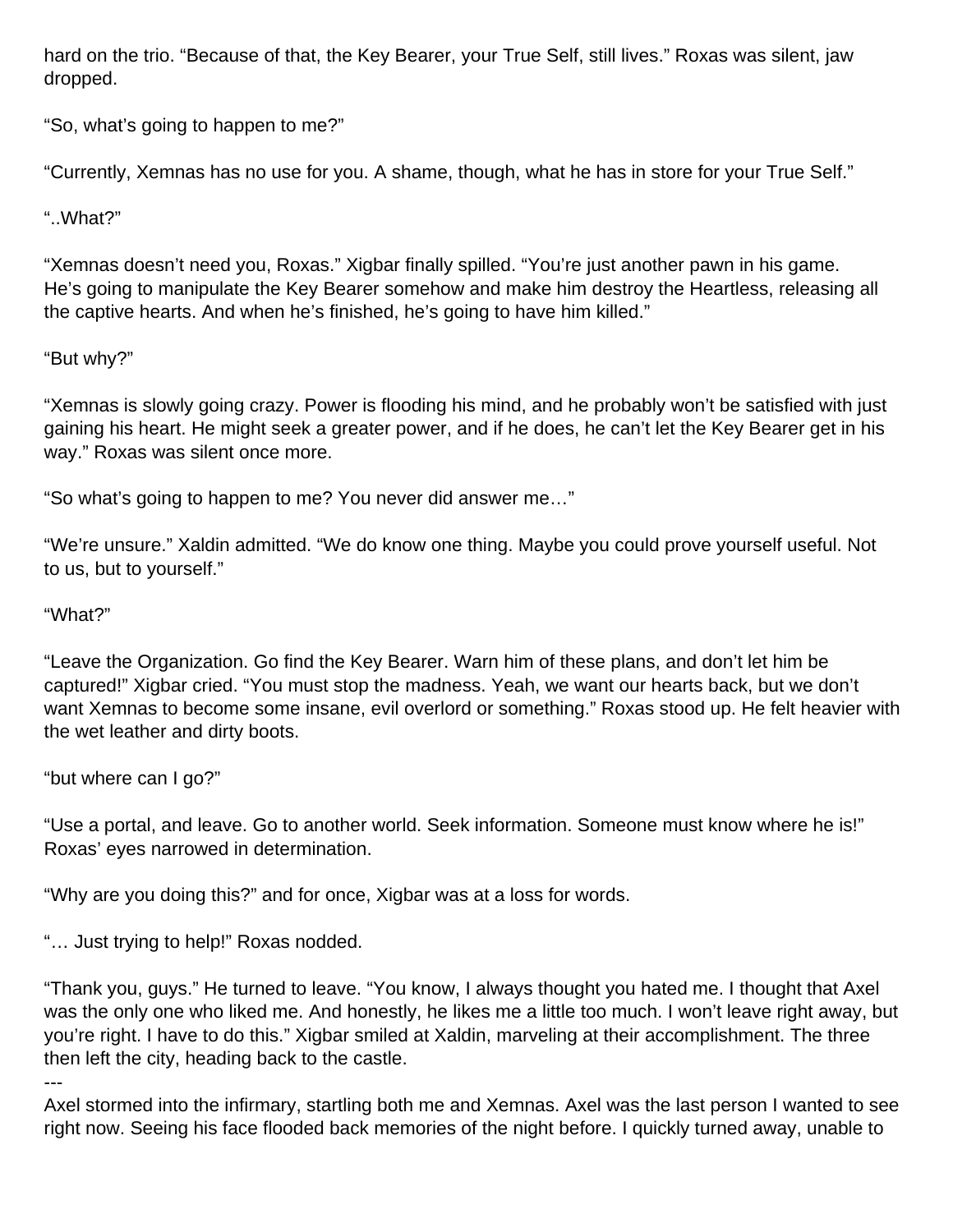hard on the trio. “Because of that, the Key Bearer, your True Self, still lives.” Roxas was silent, jaw dropped.

“So, what’s going to happen to me?”

“Currently, Xemnas has no use for you. A shame, though, what he has in store for your True Self.”

“..What?”

“Xemnas doesn’t need you, Roxas.” Xigbar finally spilled. “You’re just another pawn in his game. He’s going to manipulate the Key Bearer somehow and make him destroy the Heartless, releasing all the captive hearts. And when he’s finished, he’s going to have him killed.”

“But why?”

“Xemnas is slowly going crazy. Power is flooding his mind, and he probably won’t be satisfied with just gaining his heart. He might seek a greater power, and if he does, he can’t let the Key Bearer get in his way.” Roxas was silent once more.

“So what’s going to happen to me? You never did answer me…”

“We’re unsure.” Xaldin admitted. “We do know one thing. Maybe you could prove yourself useful. Not to us, but to yourself.”

“What?”

“Leave the Organization. Go find the Key Bearer. Warn him of these plans, and don’t let him be captured!” Xigbar cried. “You must stop the madness. Yeah, we want our hearts back, but we don’t want Xemnas to become some insane, evil overlord or something.” Roxas stood up. He felt heavier with the wet leather and dirty boots.

“but where can I go?”

“Use a portal, and leave. Go to another world. Seek information. Someone must know where he is!” Roxas’ eyes narrowed in determination.

“Why are you doing this?” and for once, Xigbar was at a loss for words.

“… Just trying to help!” Roxas nodded.

“Thank you, guys.” He turned to leave. “You know, I always thought you hated me. I thought that Axel was the only one who liked me. And honestly, he likes me a little too much. I won’t leave right away, but you’re right. I have to do this.” Xigbar smiled at Xaldin, marveling at their accomplishment. The three then left the city, heading back to the castle.

---

Axel stormed into the infirmary, startling both me and Xemnas. Axel was the last person I wanted to see right now. Seeing his face flooded back memories of the night before. I quickly turned away, unable to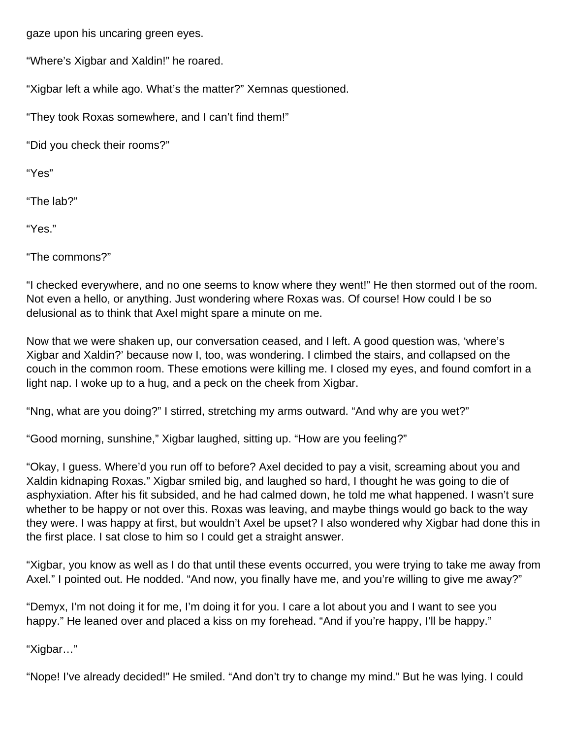gaze upon his uncaring green eyes.

“Where’s Xigbar and Xaldin!” he roared.

“Xigbar left a while ago. What’s the matter?” Xemnas questioned.

“They took Roxas somewhere, and I can’t find them!”

“Did you check their rooms?”

“Yes”

“The lab?”

“Yes.”

“The commons?”

“I checked everywhere, and no one seems to know where they went!” He then stormed out of the room. Not even a hello, or anything. Just wondering where Roxas was. Of course! How could I be so delusional as to think that Axel might spare a minute on me.

Now that we were shaken up, our conversation ceased, and I left. A good question was, ‘where’s Xigbar and Xaldin?’ because now I, too, was wondering. I climbed the stairs, and collapsed on the couch in the common room. These emotions were killing me. I closed my eyes, and found comfort in a light nap. I woke up to a hug, and a peck on the cheek from Xigbar.

“Nng, what are you doing?” I stirred, stretching my arms outward. “And why are you wet?”

“Good morning, sunshine,” Xigbar laughed, sitting up. “How are you feeling?”

“Okay, I guess. Where’d you run off to before? Axel decided to pay a visit, screaming about you and Xaldin kidnaping Roxas.” Xigbar smiled big, and laughed so hard, I thought he was going to die of asphyxiation. After his fit subsided, and he had calmed down, he told me what happened. I wasn’t sure whether to be happy or not over this. Roxas was leaving, and maybe things would go back to the way they were. I was happy at first, but wouldn’t Axel be upset? I also wondered why Xigbar had done this in the first place. I sat close to him so I could get a straight answer.

“Xigbar, you know as well as I do that until these events occurred, you were trying to take me away from Axel.” I pointed out. He nodded. “And now, you finally have me, and you’re willing to give me away?”

“Demyx, I’m not doing it for me, I’m doing it for you. I care a lot about you and I want to see you happy.” He leaned over and placed a kiss on my forehead. “And if you’re happy, I’ll be happy.”

“Xigbar…”

“Nope! I’ve already decided!” He smiled. “And don’t try to change my mind.” But he was lying. I could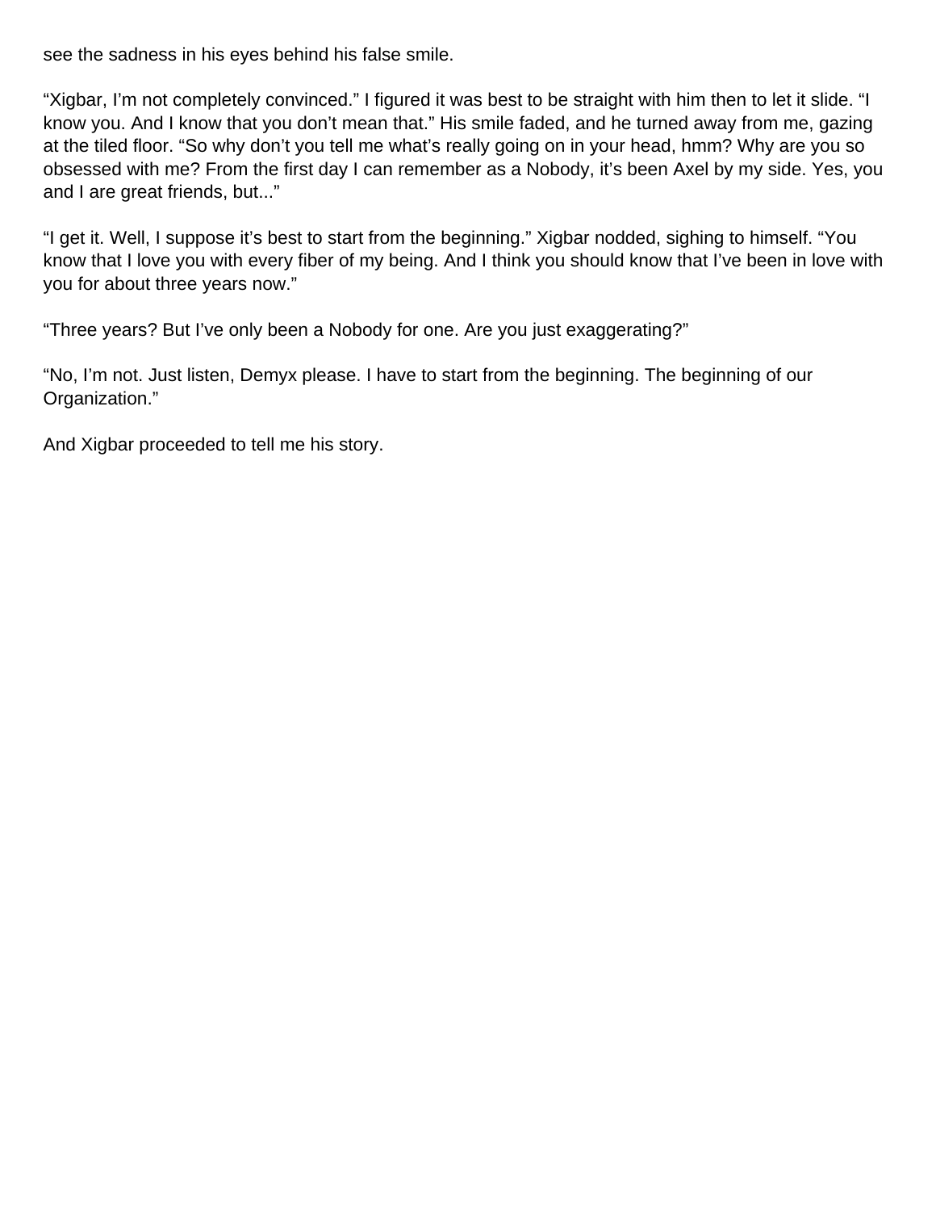see the sadness in his eyes behind his false smile.

“Xigbar, I’m not completely convinced.” I figured it was best to be straight with him then to let it slide. “I know you. And I know that you don’t mean that.” His smile faded, and he turned away from me, gazing at the tiled floor. “So why don’t you tell me what’s really going on in your head, hmm? Why are you so obsessed with me? From the first day I can remember as a Nobody, it’s been Axel by my side. Yes, you and I are great friends, but...”

“I get it. Well, I suppose it’s best to start from the beginning.” Xigbar nodded, sighing to himself. “You know that I love you with every fiber of my being. And I think you should know that I’ve been in love with you for about three years now.”

“Three years? But I’ve only been a Nobody for one. Are you just exaggerating?”

“No, I’m not. Just listen, Demyx please. I have to start from the beginning. The beginning of our Organization.”

And Xigbar proceeded to tell me his story.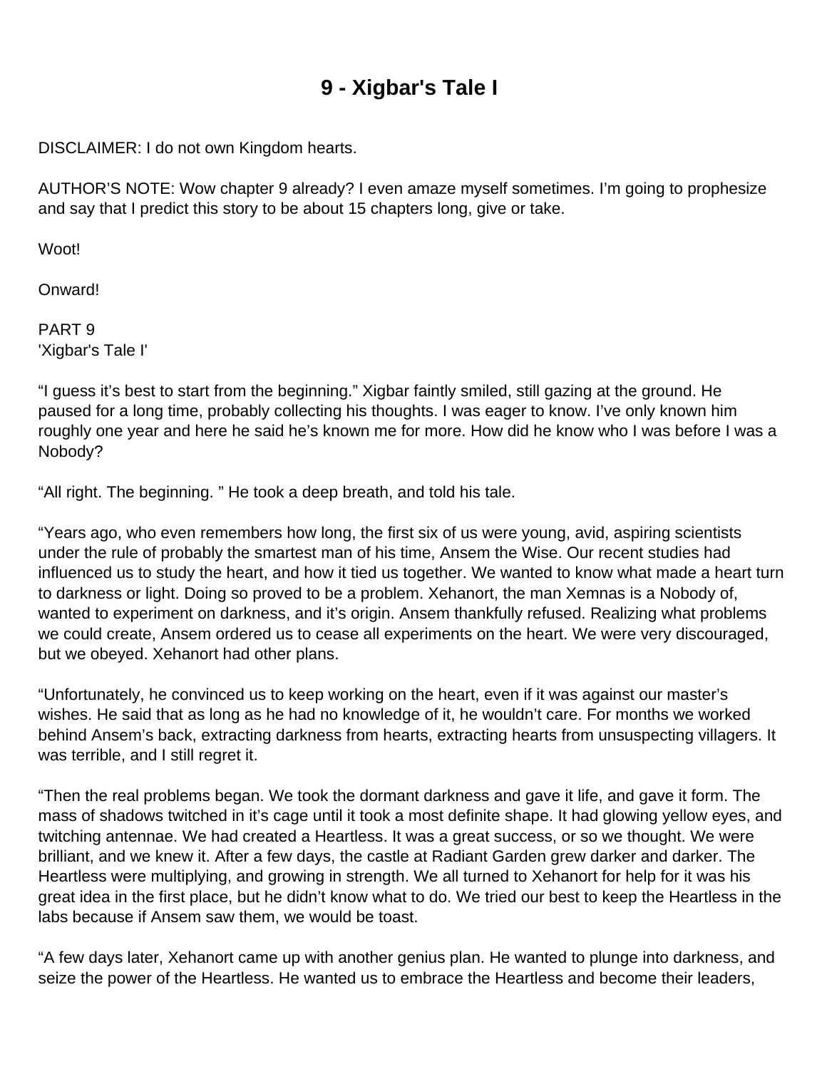# 9 - Xigbar's Tale I

DISCLAIMER: I do not own Kingdom hearts.

AUTHOR'S NOTE: Wow chapter 9 already? I even amaze myself sometimes. I'm going to prophesize and say that I predict this story to be about 15 chapters long, give or take.

Woot!

Onward!

PART 9
'Xigbar's Tale I'

"I guess it's best to start from the beginning." Xigbar faintly smiled, still gazing at the ground. He paused for a long time, probably collecting his thoughts. I was eager to know. I've only known him roughly one year and here he said he's known me for more. How did he know who I was before I was a Nobody?

"All right. The beginning. " He took a deep breath, and told his tale.

"Years ago, who even remembers how long, the first six of us were young, avid, aspiring scientists under the rule of probably the smartest man of his time, Ansem the Wise. Our recent studies had influenced us to study the heart, and how it tied us together. We wanted to know what made a heart turn to darkness or light. Doing so proved to be a problem. Xehanort, the man Xemnas is a Nobody of, wanted to experiment on darkness, and it's origin. Ansem thankfully refused. Realizing what problems we could create, Ansem ordered us to cease all experiments on the heart. We were very discouraged, but we obeyed. Xehanort had other plans.

"Unfortunately, he convinced us to keep working on the heart, even if it was against our master's wishes. He said that as long as he had no knowledge of it, he wouldn't care. For months we worked behind Ansem's back, extracting darkness from hearts, extracting hearts from unsuspecting villagers. It was terrible, and I still regret it.

"Then the real problems began. We took the dormant darkness and gave it life, and gave it form. The mass of shadows twitched in it's cage until it took a most definite shape. It had glowing yellow eyes, and twitching antennae. We had created a Heartless. It was a great success, or so we thought. We were brilliant, and we knew it. After a few days, the castle at Radiant Garden grew darker and darker. The Heartless were multiplying, and growing in strength. We all turned to Xehanort for help for it was his great idea in the first place, but he didn't know what to do. We tried our best to keep the Heartless in the labs because if Ansem saw them, we would be toast.

"A few days later, Xehanort came up with another genius plan. He wanted to plunge into darkness, and seize the power of the Heartless. He wanted us to embrace the Heartless and become their leaders,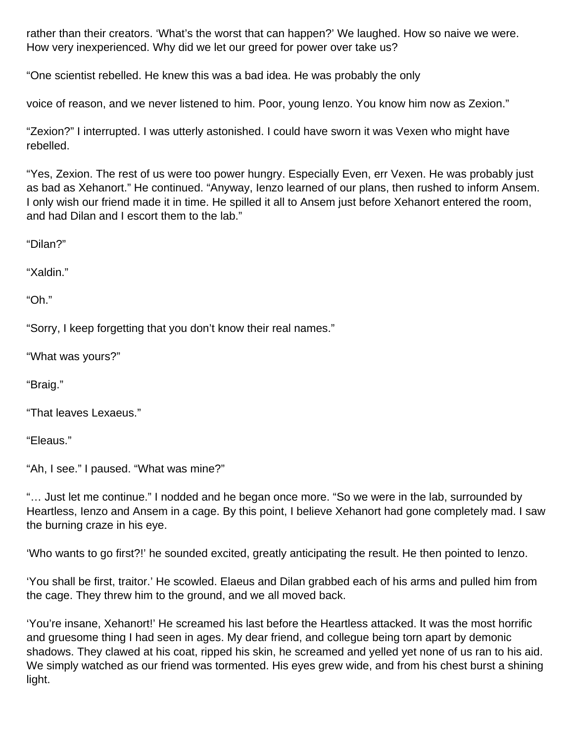rather than their creators. 'What's the worst that can happen?' We laughed. How so naive we were. How very inexperienced. Why did we let our greed for power over take us?

"One scientist rebelled. He knew this was a bad idea. He was probably the only

voice of reason, and we never listened to him. Poor, young Ienzo. You know him now as Zexion."

"Zexion?" I interrupted. I was utterly astonished. I could have sworn it was Vexen who might have rebelled.

"Yes, Zexion. The rest of us were too power hungry. Especially Even, err Vexen. He was probably just as bad as Xehanort." He continued. "Anyway, Ienzo learned of our plans, then rushed to inform Ansem. I only wish our friend made it in time. He spilled it all to Ansem just before Xehanort entered the room, and had Dilan and I escort them to the lab."

"Dilan?"

"Xaldin."

"Oh."

"Sorry, I keep forgetting that you don't know their real names."

"What was yours?"

"Braig."

"That leaves Lexaeus."

"Eleaus."

"Ah, I see." I paused. "What was mine?"

"… Just let me continue." I nodded and he began once more. "So we were in the lab, surrounded by Heartless, Ienzo and Ansem in a cage. By this point, I believe Xehanort had gone completely mad. I saw the burning craze in his eye.

'Who wants to go first?!' he sounded excited, greatly anticipating the result. He then pointed to Ienzo.

'You shall be first, traitor.' He scowled. Elaeus and Dilan grabbed each of his arms and pulled him from the cage. They threw him to the ground, and we all moved back.

'You're insane, Xehanort!' He screamed his last before the Heartless attacked. It was the most horrific and gruesome thing I had seen in ages. My dear friend, and collegue being torn apart by demonic shadows. They clawed at his coat, ripped his skin, he screamed and yelled yet none of us ran to his aid. We simply watched as our friend was tormented. His eyes grew wide, and from his chest burst a shining light.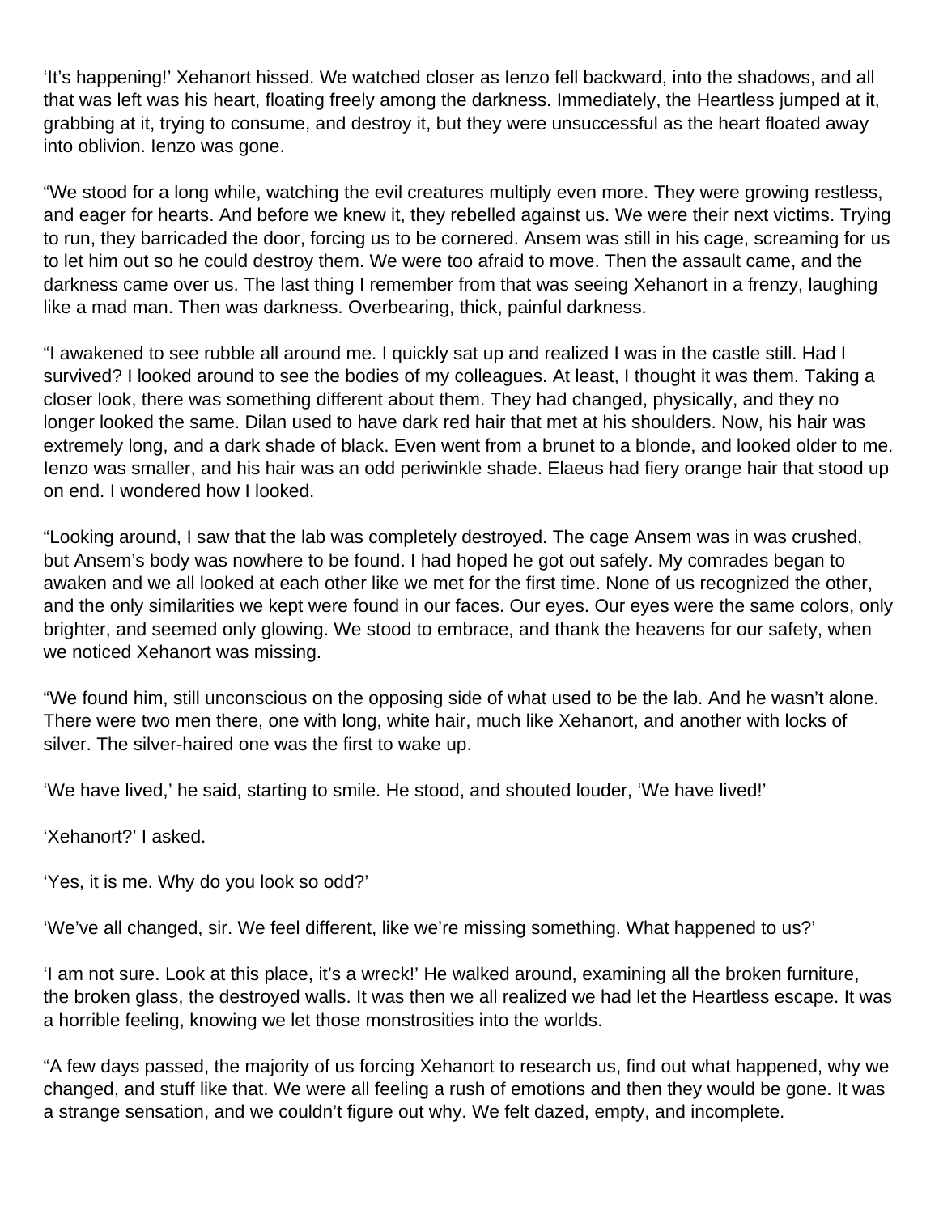'It's happening!' Xehanort hissed. We watched closer as Ienzo fell backward, into the shadows, and all that was left was his heart, floating freely among the darkness. Immediately, the Heartless jumped at it, grabbing at it, trying to consume, and destroy it, but they were unsuccessful as the heart floated away into oblivion. Ienzo was gone.

"We stood for a long while, watching the evil creatures multiply even more. They were growing restless, and eager for hearts. And before we knew it, they rebelled against us. We were their next victims. Trying to run, they barricaded the door, forcing us to be cornered. Ansem was still in his cage, screaming for us to let him out so he could destroy them. We were too afraid to move. Then the assault came, and the darkness came over us. The last thing I remember from that was seeing Xehanort in a frenzy, laughing like a mad man. Then was darkness. Overbearing, thick, painful darkness.

"I awakened to see rubble all around me. I quickly sat up and realized I was in the castle still. Had I survived? I looked around to see the bodies of my colleagues. At least, I thought it was them. Taking a closer look, there was something different about them. They had changed, physically, and they no longer looked the same. Dilan used to have dark red hair that met at his shoulders. Now, his hair was extremely long, and a dark shade of black. Even went from a brunet to a blonde, and looked older to me. Ienzo was smaller, and his hair was an odd periwinkle shade. Elaeus had fiery orange hair that stood up on end. I wondered how I looked.

"Looking around, I saw that the lab was completely destroyed. The cage Ansem was in was crushed, but Ansem's body was nowhere to be found. I had hoped he got out safely. My comrades began to awaken and we all looked at each other like we met for the first time. None of us recognized the other, and the only similarities we kept were found in our faces. Our eyes. Our eyes were the same colors, only brighter, and seemed only glowing. We stood to embrace, and thank the heavens for our safety, when we noticed Xehanort was missing.

"We found him, still unconscious on the opposing side of what used to be the lab. And he wasn't alone. There were two men there, one with long, white hair, much like Xehanort, and another with locks of silver. The silver-haired one was the first to wake up.

'We have lived,' he said, starting to smile. He stood, and shouted louder, 'We have lived!'

'Xehanort?' I asked.

'Yes, it is me. Why do you look so odd?'

'We've all changed, sir. We feel different, like we're missing something. What happened to us?'

'I am not sure. Look at this place, it's a wreck!' He walked around, examining all the broken furniture, the broken glass, the destroyed walls. It was then we all realized we had let the Heartless escape. It was a horrible feeling, knowing we let those monstrosities into the worlds.

"A few days passed, the majority of us forcing Xehanort to research us, find out what happened, why we changed, and stuff like that. We were all feeling a rush of emotions and then they would be gone. It was a strange sensation, and we couldn't figure out why. We felt dazed, empty, and incomplete.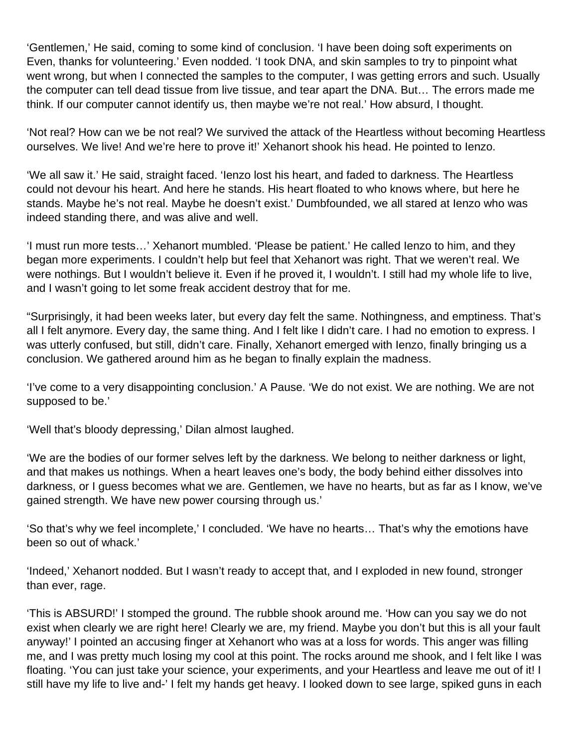‘Gentlemen,’ He said, coming to some kind of conclusion. ‘I have been doing soft experiments on Even, thanks for volunteering.’ Even nodded. ‘I took DNA, and skin samples to try to pinpoint what went wrong, but when I connected the samples to the computer, I was getting errors and such. Usually the computer can tell dead tissue from live tissue, and tear apart the DNA. But… The errors made me think. If our computer cannot identify us, then maybe we’re not real.’ How absurd, I thought.

‘Not real? How can we be not real? We survived the attack of the Heartless without becoming Heartless ourselves. We live! And we’re here to prove it!’ Xehanort shook his head. He pointed to Ienzo.

‘We all saw it.’ He said, straight faced. ‘Ienzo lost his heart, and faded to darkness. The Heartless could not devour his heart. And here he stands. His heart floated to who knows where, but here he stands. Maybe he’s not real. Maybe he doesn’t exist.’ Dumbfounded, we all stared at Ienzo who was indeed standing there, and was alive and well.

‘I must run more tests…’ Xehanort mumbled. ‘Please be patient.’ He called Ienzo to him, and they began more experiments. I couldn’t help but feel that Xehanort was right. That we weren’t real. We were nothings. But I wouldn’t believe it. Even if he proved it, I wouldn’t. I still had my whole life to live, and I wasn’t going to let some freak accident destroy that for me.

“Surprisingly, it had been weeks later, but every day felt the same. Nothingness, and emptiness. That’s all I felt anymore. Every day, the same thing. And I felt like I didn’t care. I had no emotion to express. I was utterly confused, but still, didn’t care. Finally, Xehanort emerged with Ienzo, finally bringing us a conclusion. We gathered around him as he began to finally explain the madness.

‘I’ve come to a very disappointing conclusion.’ A Pause. ‘We do not exist. We are nothing. We are not supposed to be.’

‘Well that’s bloody depressing,’ Dilan almost laughed.

‘We are the bodies of our former selves left by the darkness. We belong to neither darkness or light, and that makes us nothings. When a heart leaves one’s body, the body behind either dissolves into darkness, or I guess becomes what we are. Gentlemen, we have no hearts, but as far as I know, we’ve gained strength. We have new power coursing through us.’

‘So that’s why we feel incomplete,’ I concluded. ‘We have no hearts… That’s why the emotions have been so out of whack.’

‘Indeed,’ Xehanort nodded. But I wasn’t ready to accept that, and I exploded in new found, stronger than ever, rage.

‘This is ABSURD!’ I stomped the ground. The rubble shook around me. ‘How can you say we do not exist when clearly we are right here! Clearly we are, my friend. Maybe you don’t but this is all your fault anyway!’ I pointed an accusing finger at Xehanort who was at a loss for words. This anger was filling me, and I was pretty much losing my cool at this point. The rocks around me shook, and I felt like I was floating. ‘You can just take your science, your experiments, and your Heartless and leave me out of it! I still have my life to live and-’ I felt my hands get heavy. I looked down to see large, spiked guns in each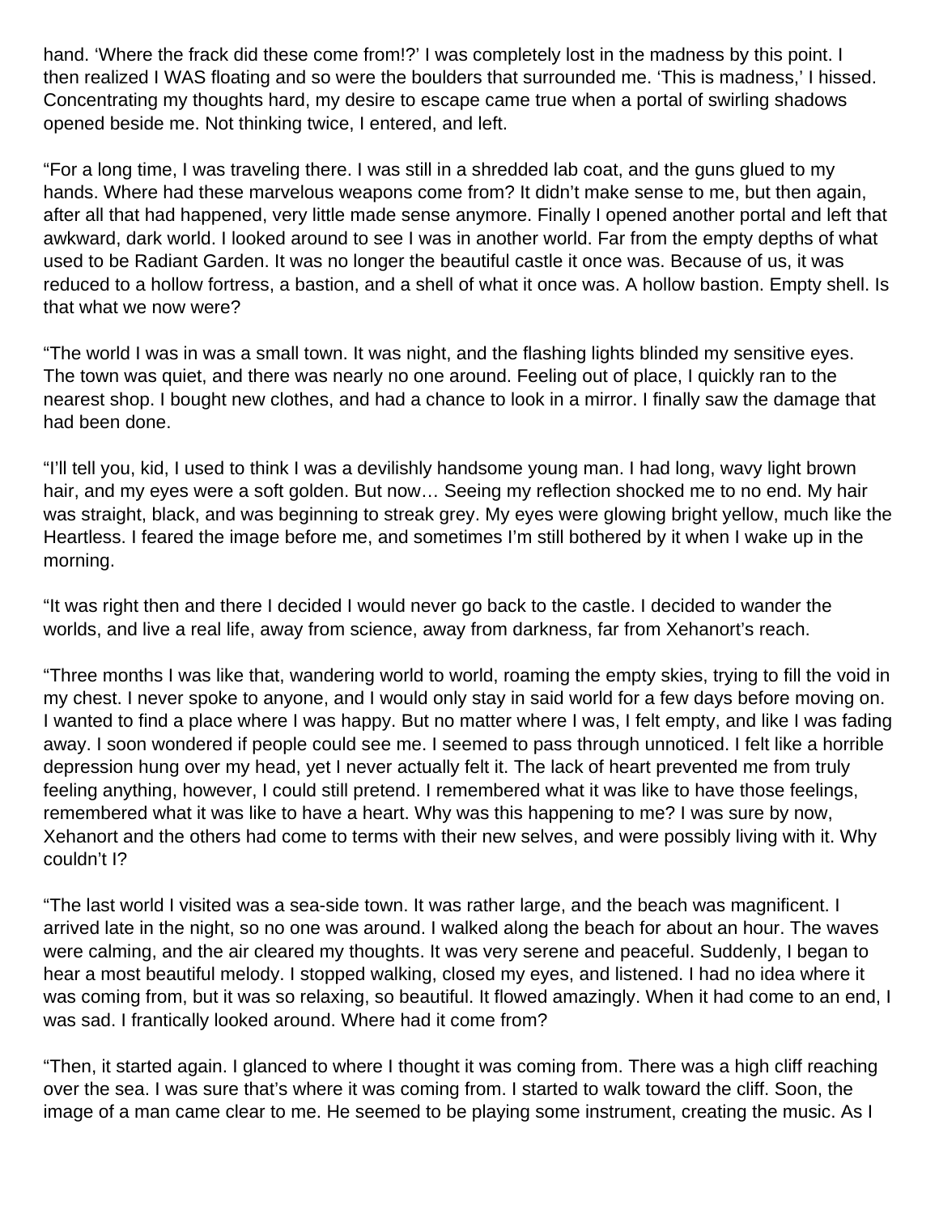hand. 'Where the frack did these come from!?' I was completely lost in the madness by this point. I then realized I WAS floating and so were the boulders that surrounded me. 'This is madness,' I hissed. Concentrating my thoughts hard, my desire to escape came true when a portal of swirling shadows opened beside me. Not thinking twice, I entered, and left.

"For a long time, I was traveling there. I was still in a shredded lab coat, and the guns glued to my hands. Where had these marvelous weapons come from? It didn't make sense to me, but then again, after all that had happened, very little made sense anymore. Finally I opened another portal and left that awkward, dark world. I looked around to see I was in another world. Far from the empty depths of what used to be Radiant Garden. It was no longer the beautiful castle it once was. Because of us, it was reduced to a hollow fortress, a bastion, and a shell of what it once was. A hollow bastion. Empty shell. Is that what we now were?

"The world I was in was a small town. It was night, and the flashing lights blinded my sensitive eyes. The town was quiet, and there was nearly no one around. Feeling out of place, I quickly ran to the nearest shop. I bought new clothes, and had a chance to look in a mirror. I finally saw the damage that had been done.

"I'll tell you, kid, I used to think I was a devilishly handsome young man. I had long, wavy light brown hair, and my eyes were a soft golden. But now… Seeing my reflection shocked me to no end. My hair was straight, black, and was beginning to streak grey. My eyes were glowing bright yellow, much like the Heartless. I feared the image before me, and sometimes I'm still bothered by it when I wake up in the morning.

"It was right then and there I decided I would never go back to the castle. I decided to wander the worlds, and live a real life, away from science, away from darkness, far from Xehanort's reach.

"Three months I was like that, wandering world to world, roaming the empty skies, trying to fill the void in my chest. I never spoke to anyone, and I would only stay in said world for a few days before moving on. I wanted to find a place where I was happy. But no matter where I was, I felt empty, and like I was fading away. I soon wondered if people could see me. I seemed to pass through unnoticed. I felt like a horrible depression hung over my head, yet I never actually felt it. The lack of heart prevented me from truly feeling anything, however, I could still pretend. I remembered what it was like to have those feelings, remembered what it was like to have a heart. Why was this happening to me? I was sure by now, Xehanort and the others had come to terms with their new selves, and were possibly living with it. Why couldn't I?

"The last world I visited was a sea-side town. It was rather large, and the beach was magnificent. I arrived late in the night, so no one was around. I walked along the beach for about an hour. The waves were calming, and the air cleared my thoughts. It was very serene and peaceful. Suddenly, I began to hear a most beautiful melody. I stopped walking, closed my eyes, and listened. I had no idea where it was coming from, but it was so relaxing, so beautiful. It flowed amazingly. When it had come to an end, I was sad. I frantically looked around. Where had it come from?

"Then, it started again. I glanced to where I thought it was coming from. There was a high cliff reaching over the sea. I was sure that's where it was coming from. I started to walk toward the cliff. Soon, the image of a man came clear to me. He seemed to be playing some instrument, creating the music. As I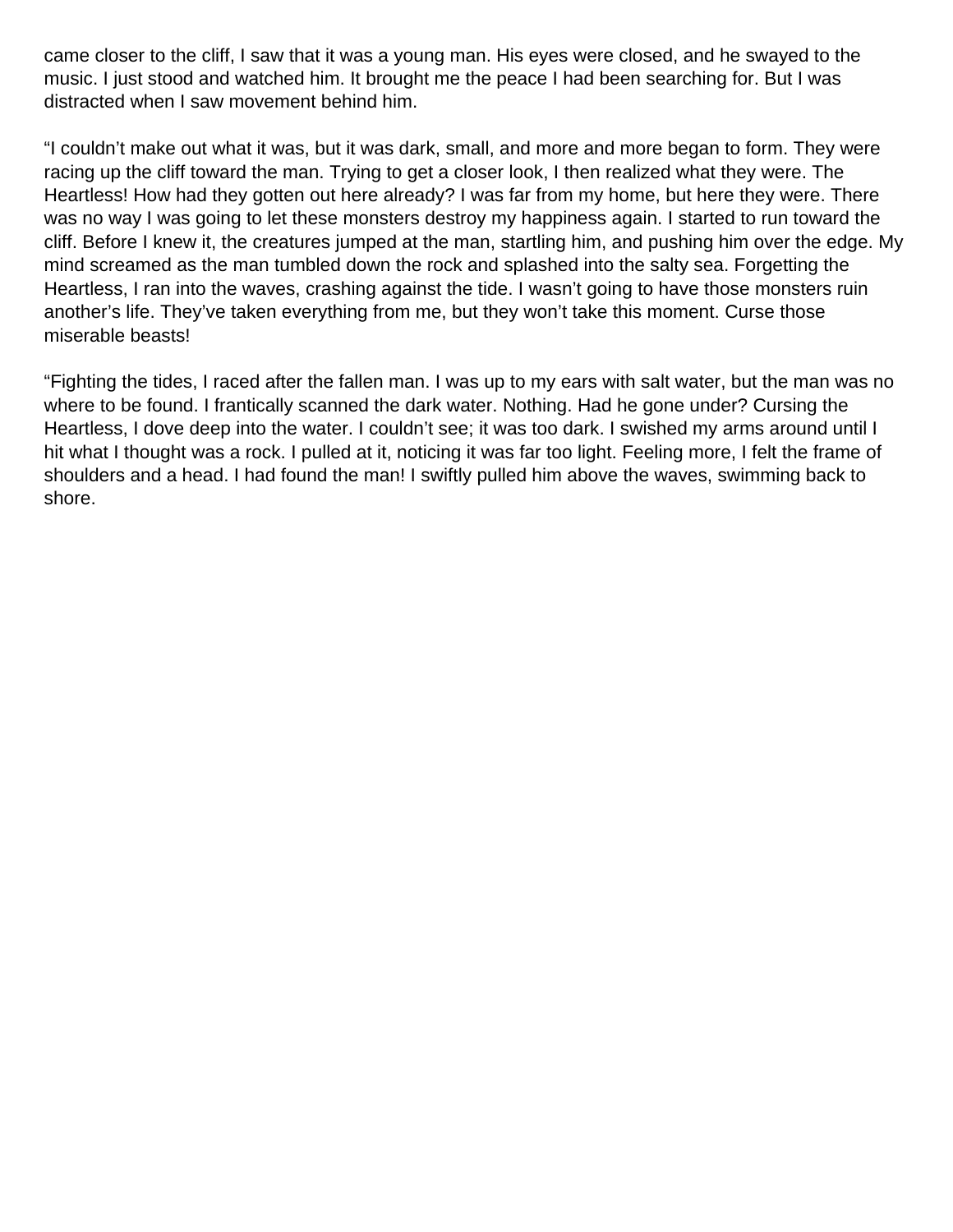came closer to the cliff, I saw that it was a young man. His eyes were closed, and he swayed to the music. I just stood and watched him. It brought me the peace I had been searching for. But I was distracted when I saw movement behind him.

“I couldn’t make out what it was, but it was dark, small, and more and more began to form. They were racing up the cliff toward the man. Trying to get a closer look, I then realized what they were. The Heartless! How had they gotten out here already? I was far from my home, but here they were. There was no way I was going to let these monsters destroy my happiness again. I started to run toward the cliff. Before I knew it, the creatures jumped at the man, startling him, and pushing him over the edge. My mind screamed as the man tumbled down the rock and splashed into the salty sea. Forgetting the Heartless, I ran into the waves, crashing against the tide. I wasn’t going to have those monsters ruin another’s life. They’ve taken everything from me, but they won’t take this moment. Curse those miserable beasts!

“Fighting the tides, I raced after the fallen man. I was up to my ears with salt water, but the man was no where to be found. I frantically scanned the dark water. Nothing. Had he gone under? Cursing the Heartless, I dove deep into the water. I couldn’t see; it was too dark. I swished my arms around until I hit what I thought was a rock. I pulled at it, noticing it was far too light. Feeling more, I felt the frame of shoulders and a head. I had found the man! I swiftly pulled him above the waves, swimming back to shore.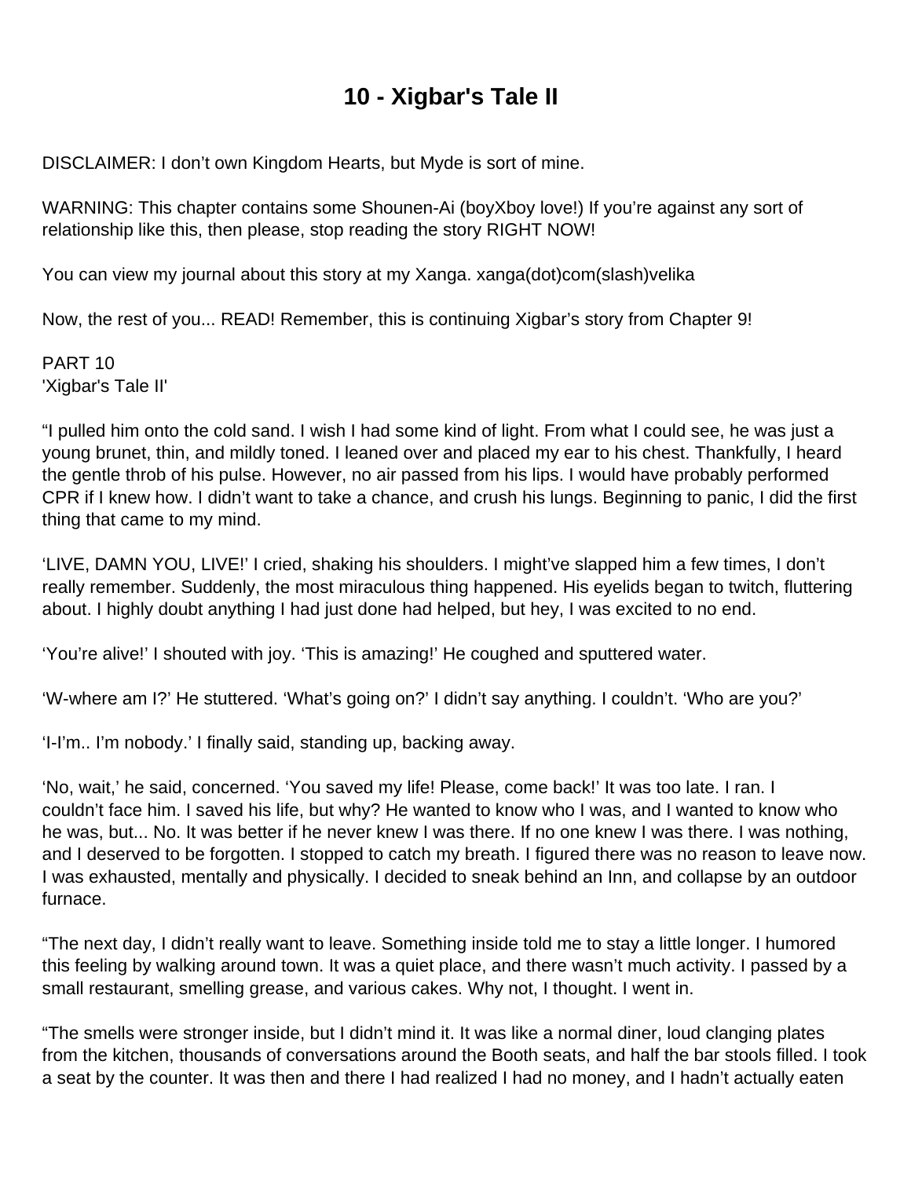# 10 - Xigbar's Tale II

DISCLAIMER: I don't own Kingdom Hearts, but Myde is sort of mine.

WARNING: This chapter contains some Shounen-Ai (boyXboy love!) If you're against any sort of relationship like this, then please, stop reading the story RIGHT NOW!

You can view my journal about this story at my Xanga. xanga(dot)com(slash)velika

Now, the rest of you... READ! Remember, this is continuing Xigbar's story from Chapter 9!

PART 10
'Xigbar's Tale II'

"I pulled him onto the cold sand. I wish I had some kind of light. From what I could see, he was just a young brunet, thin, and mildly toned. I leaned over and placed my ear to his chest. Thankfully, I heard the gentle throb of his pulse. However, no air passed from his lips. I would have probably performed CPR if I knew how. I didn't want to take a chance, and crush his lungs. Beginning to panic, I did the first thing that came to my mind.

'LIVE, DAMN YOU, LIVE!' I cried, shaking his shoulders. I might've slapped him a few times, I don't really remember. Suddenly, the most miraculous thing happened. His eyelids began to twitch, fluttering about. I highly doubt anything I had just done had helped, but hey, I was excited to no end.

'You're alive!' I shouted with joy. 'This is amazing!' He coughed and sputtered water.

'W-where am I?' He stuttered. 'What's going on?' I didn't say anything. I couldn't. 'Who are you?'

'I-I'm.. I'm nobody.' I finally said, standing up, backing away.

'No, wait,' he said, concerned. 'You saved my life! Please, come back!' It was too late. I ran. I couldn't face him. I saved his life, but why? He wanted to know who I was, and I wanted to know who he was, but... No. It was better if he never knew I was there. If no one knew I was there. I was nothing, and I deserved to be forgotten. I stopped to catch my breath. I figured there was no reason to leave now. I was exhausted, mentally and physically. I decided to sneak behind an Inn, and collapse by an outdoor furnace.

"The next day, I didn't really want to leave. Something inside told me to stay a little longer. I humored this feeling by walking around town. It was a quiet place, and there wasn't much activity. I passed by a small restaurant, smelling grease, and various cakes. Why not, I thought. I went in.

"The smells were stronger inside, but I didn't mind it. It was like a normal diner, loud clanging plates from the kitchen, thousands of conversations around the Booth seats, and half the bar stools filled. I took a seat by the counter. It was then and there I had realized I had no money, and I hadn't actually eaten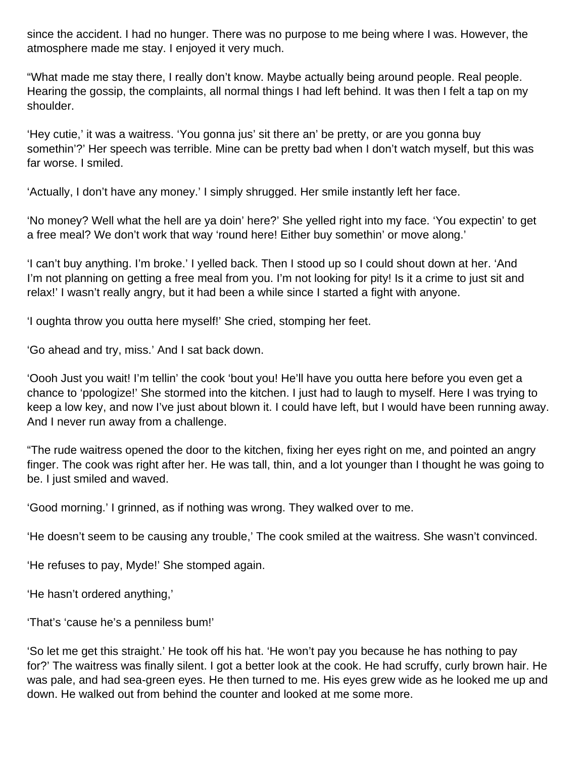since the accident. I had no hunger. There was no purpose to me being where I was. However, the atmosphere made me stay. I enjoyed it very much.

“What made me stay there, I really don’t know. Maybe actually being around people. Real people. Hearing the gossip, the complaints, all normal things I had left behind. It was then I felt a tap on my shoulder.

‘Hey cutie,’ it was a waitress. ‘You gonna jus’ sit there an’ be pretty, or are you gonna buy somethin’?’ Her speech was terrible. Mine can be pretty bad when I don’t watch myself, but this was far worse. I smiled.

‘Actually, I don’t have any money.’ I simply shrugged. Her smile instantly left her face.

‘No money? Well what the hell are ya doin’ here?’ She yelled right into my face. ‘You expectin’ to get a free meal? We don’t work that way ‘round here! Either buy somethin’ or move along.’

‘I can’t buy anything. I’m broke.’ I yelled back. Then I stood up so I could shout down at her. ‘And I’m not planning on getting a free meal from you. I’m not looking for pity! Is it a crime to just sit and relax!’ I wasn’t really angry, but it had been a while since I started a fight with anyone.

‘I oughta throw you outta here myself!’ She cried, stomping her feet.

‘Go ahead and try, miss.’ And I sat back down.

‘Oooh Just you wait! I’m tellin’ the cook ‘bout you! He’ll have you outta here before you even get a chance to ‘ppologize!’ She stormed into the kitchen. I just had to laugh to myself. Here I was trying to keep a low key, and now I’ve just about blown it. I could have left, but I would have been running away. And I never run away from a challenge.

“The rude waitress opened the door to the kitchen, fixing her eyes right on me, and pointed an angry finger. The cook was right after her. He was tall, thin, and a lot younger than I thought he was going to be. I just smiled and waved.

‘Good morning.’ I grinned, as if nothing was wrong. They walked over to me.

‘He doesn’t seem to be causing any trouble,’ The cook smiled at the waitress. She wasn’t convinced.

‘He refuses to pay, Myde!’ She stomped again.

‘He hasn’t ordered anything,’

‘That’s ‘cause he’s a penniless bum!’

‘So let me get this straight.’ He took off his hat. ‘He won’t pay you because he has nothing to pay for?’ The waitress was finally silent. I got a better look at the cook. He had scruffy, curly brown hair. He was pale, and had sea-green eyes. He then turned to me. His eyes grew wide as he looked me up and down. He walked out from behind the counter and looked at me some more.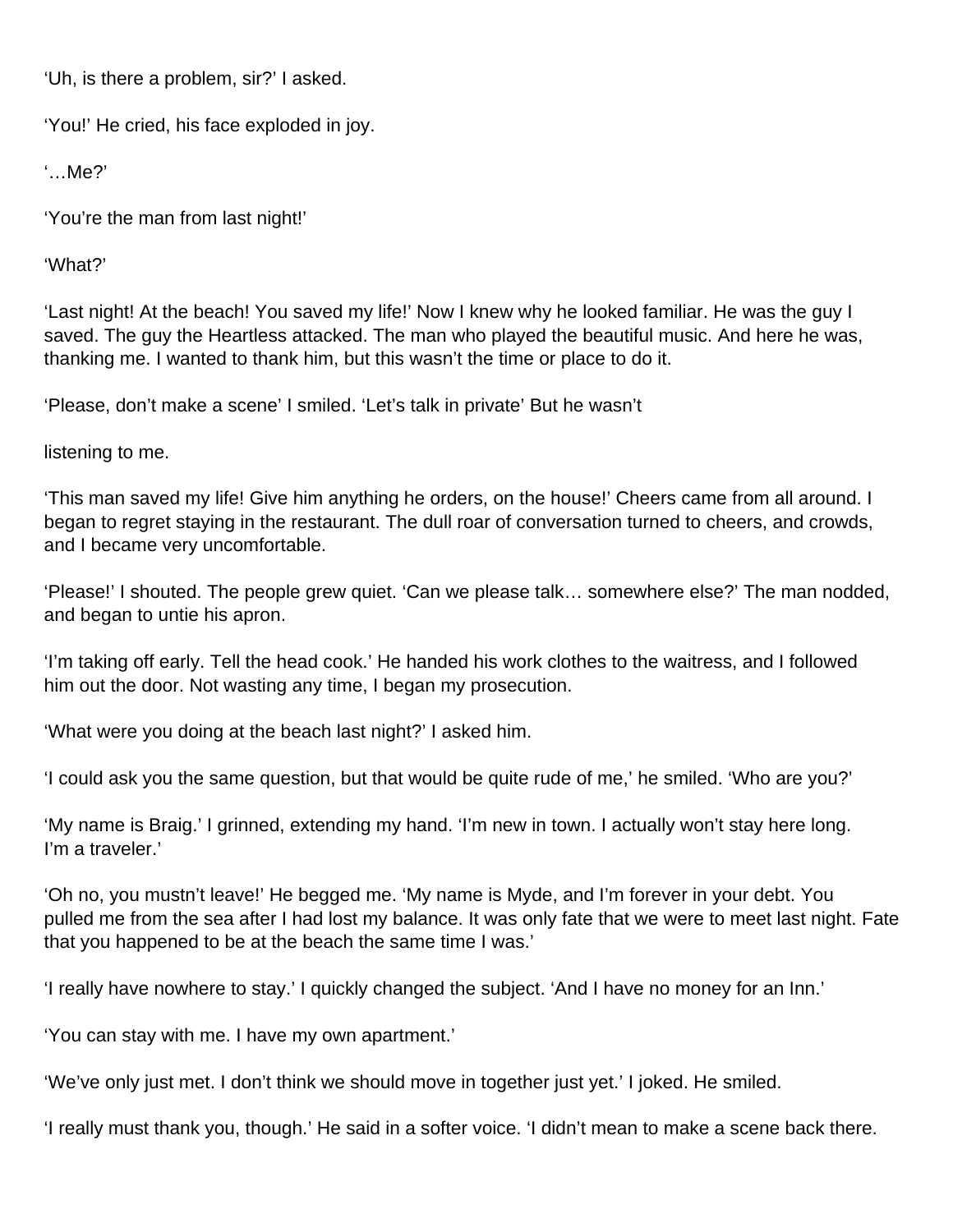'Uh, is there a problem, sir?' I asked.

'You!' He cried, his face exploded in joy.

'…Me?'

'You're the man from last night!'

'What?'

'Last night! At the beach! You saved my life!' Now I knew why he looked familiar. He was the guy I saved. The guy the Heartless attacked. The man who played the beautiful music. And here he was, thanking me. I wanted to thank him, but this wasn't the time or place to do it.

'Please, don't make a scene' I smiled. 'Let's talk in private' But he wasn't

listening to me.

'This man saved my life! Give him anything he orders, on the house!' Cheers came from all around. I began to regret staying in the restaurant. The dull roar of conversation turned to cheers, and crowds, and I became very uncomfortable.

'Please!' I shouted. The people grew quiet. 'Can we please talk… somewhere else?' The man nodded, and began to untie his apron.

'I'm taking off early. Tell the head cook.' He handed his work clothes to the waitress, and I followed him out the door. Not wasting any time, I began my prosecution.

'What were you doing at the beach last night?' I asked him.

'I could ask you the same question, but that would be quite rude of me,' he smiled. 'Who are you?'

'My name is Braig.' I grinned, extending my hand. 'I'm new in town. I actually won't stay here long. I'm a traveler.'

'Oh no, you mustn't leave!' He begged me. 'My name is Myde, and I'm forever in your debt. You pulled me from the sea after I had lost my balance. It was only fate that we were to meet last night. Fate that you happened to be at the beach the same time I was.'

'I really have nowhere to stay.' I quickly changed the subject. 'And I have no money for an Inn.'

'You can stay with me. I have my own apartment.'

'We've only just met. I don't think we should move in together just yet.' I joked. He smiled.

'I really must thank you, though.' He said in a softer voice. 'I didn't mean to make a scene back there.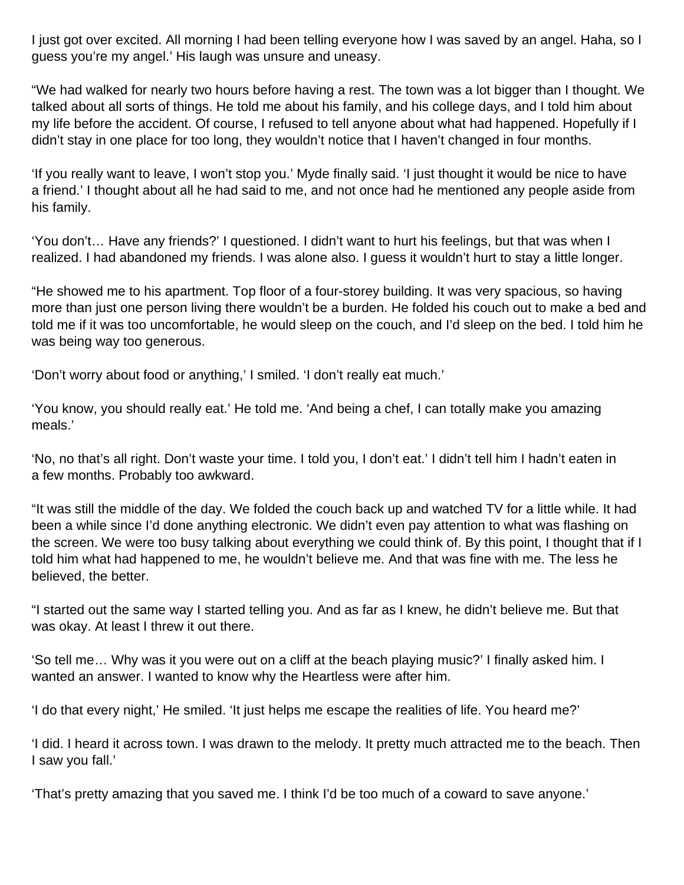I just got over excited. All morning I had been telling everyone how I was saved by an angel. Haha, so I guess you're my angel.' His laugh was unsure and uneasy.

"We had walked for nearly two hours before having a rest. The town was a lot bigger than I thought. We talked about all sorts of things. He told me about his family, and his college days, and I told him about my life before the accident. Of course, I refused to tell anyone about what had happened. Hopefully if I didn't stay in one place for too long, they wouldn't notice that I haven't changed in four months.

'If you really want to leave, I won't stop you.' Myde finally said. 'I just thought it would be nice to have a friend.' I thought about all he had said to me, and not once had he mentioned any people aside from his family.

'You don't… Have any friends?' I questioned. I didn't want to hurt his feelings, but that was when I realized. I had abandoned my friends. I was alone also. I guess it wouldn't hurt to stay a little longer.

"He showed me to his apartment. Top floor of a four-storey building. It was very spacious, so having more than just one person living there wouldn't be a burden. He folded his couch out to make a bed and told me if it was too uncomfortable, he would sleep on the couch, and I'd sleep on the bed. I told him he was being way too generous.

'Don't worry about food or anything,' I smiled. 'I don't really eat much.'

'You know, you should really eat.' He told me. 'And being a chef, I can totally make you amazing meals.'

'No, no that's all right. Don't waste your time. I told you, I don't eat.' I didn't tell him I hadn't eaten in a few months. Probably too awkward.

"It was still the middle of the day. We folded the couch back up and watched TV for a little while. It had been a while since I'd done anything electronic. We didn't even pay attention to what was flashing on the screen. We were too busy talking about everything we could think of. By this point, I thought that if I told him what had happened to me, he wouldn't believe me. And that was fine with me. The less he believed, the better.

"I started out the same way I started telling you. And as far as I knew, he didn't believe me. But that was okay. At least I threw it out there.

'So tell me… Why was it you were out on a cliff at the beach playing music?' I finally asked him. I wanted an answer. I wanted to know why the Heartless were after him.

'I do that every night,' He smiled. 'It just helps me escape the realities of life. You heard me?'

'I did. I heard it across town. I was drawn to the melody. It pretty much attracted me to the beach. Then I saw you fall.'

'That's pretty amazing that you saved me. I think I'd be too much of a coward to save anyone.'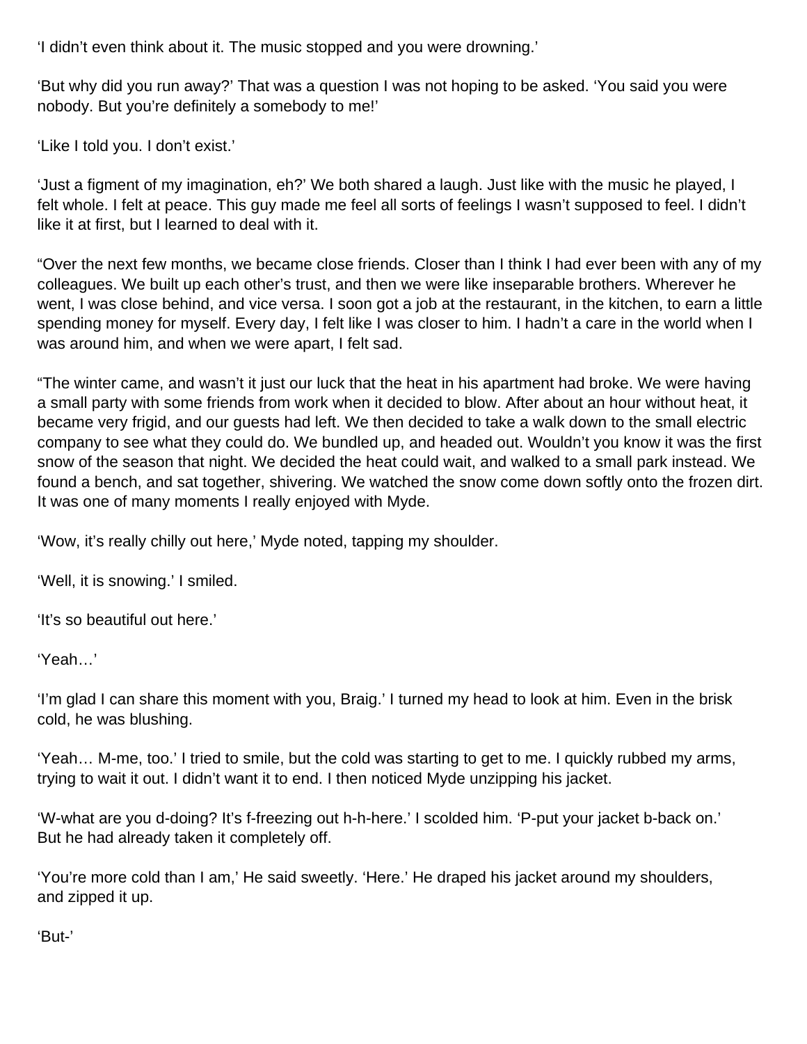'I didn't even think about it. The music stopped and you were drowning.'

'But why did you run away?' That was a question I was not hoping to be asked. 'You said you were nobody. But you're definitely a somebody to me!'

'Like I told you. I don't exist.'

'Just a figment of my imagination, eh?' We both shared a laugh. Just like with the music he played, I felt whole. I felt at peace. This guy made me feel all sorts of feelings I wasn't supposed to feel. I didn't like it at first, but I learned to deal with it.

"Over the next few months, we became close friends. Closer than I think I had ever been with any of my colleagues. We built up each other's trust, and then we were like inseparable brothers. Wherever he went, I was close behind, and vice versa. I soon got a job at the restaurant, in the kitchen, to earn a little spending money for myself. Every day, I felt like I was closer to him. I hadn't a care in the world when I was around him, and when we were apart, I felt sad.

"The winter came, and wasn't it just our luck that the heat in his apartment had broke. We were having a small party with some friends from work when it decided to blow. After about an hour without heat, it became very frigid, and our guests had left. We then decided to take a walk down to the small electric company to see what they could do. We bundled up, and headed out. Wouldn't you know it was the first snow of the season that night. We decided the heat could wait, and walked to a small park instead. We found a bench, and sat together, shivering. We watched the snow come down softly onto the frozen dirt. It was one of many moments I really enjoyed with Myde.

'Wow, it's really chilly out here,' Myde noted, tapping my shoulder.

'Well, it is snowing.' I smiled.

'It's so beautiful out here.'

'Yeah…'

'I'm glad I can share this moment with you, Braig.' I turned my head to look at him. Even in the brisk cold, he was blushing.

'Yeah… M-me, too.' I tried to smile, but the cold was starting to get to me. I quickly rubbed my arms, trying to wait it out. I didn't want it to end. I then noticed Myde unzipping his jacket.

'W-what are you d-doing? It's f-freezing out h-h-here.' I scolded him. 'P-put your jacket b-back on.' But he had already taken it completely off.

'You're more cold than I am,' He said sweetly. 'Here.' He draped his jacket around my shoulders, and zipped it up.

'But-'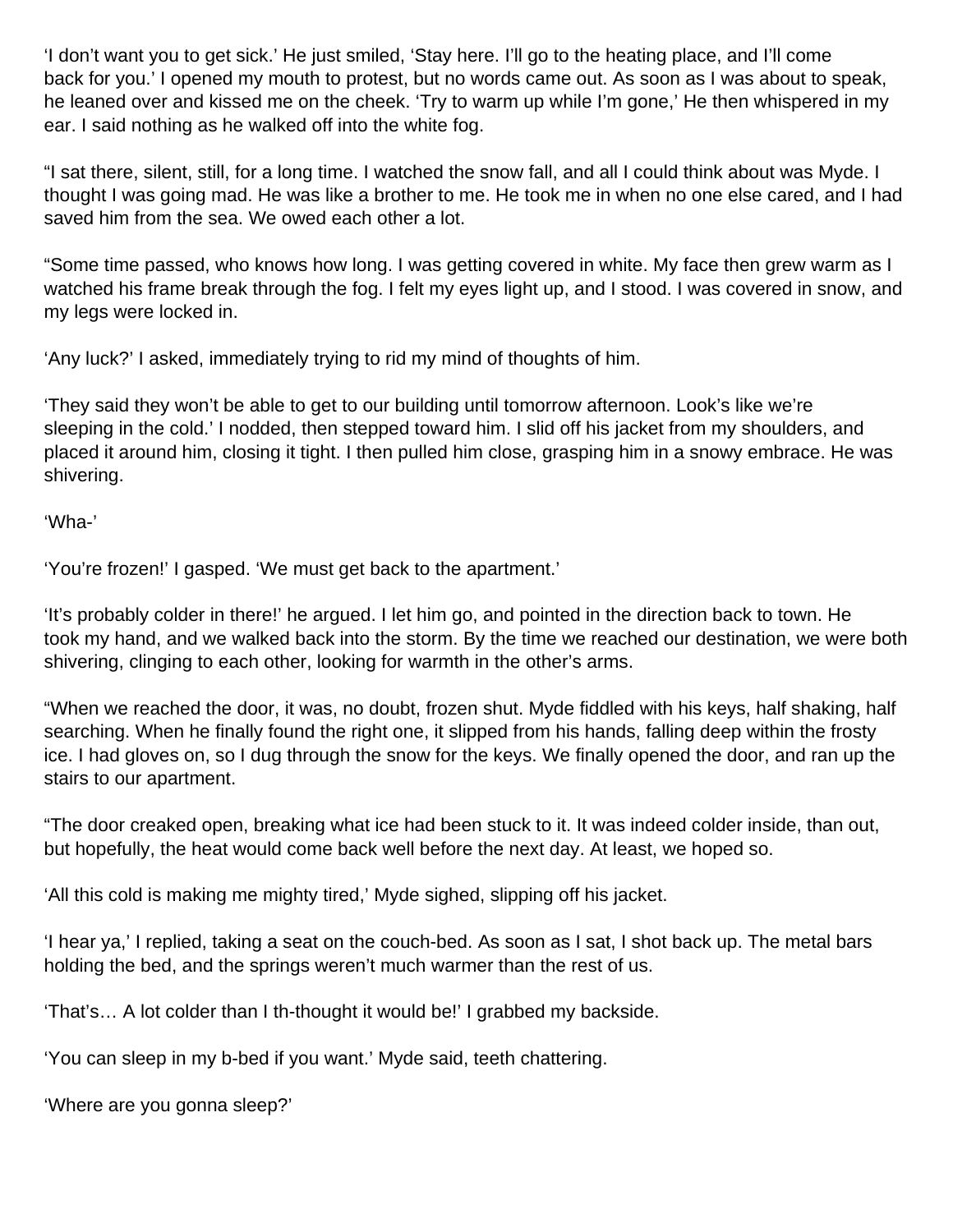'I don't want you to get sick.' He just smiled, 'Stay here. I'll go to the heating place, and I'll come back for you.' I opened my mouth to protest, but no words came out. As soon as I was about to speak, he leaned over and kissed me on the cheek. 'Try to warm up while I'm gone,' He then whispered in my ear. I said nothing as he walked off into the white fog.

"I sat there, silent, still, for a long time. I watched the snow fall, and all I could think about was Myde. I thought I was going mad. He was like a brother to me. He took me in when no one else cared, and I had saved him from the sea. We owed each other a lot.

"Some time passed, who knows how long. I was getting covered in white. My face then grew warm as I watched his frame break through the fog. I felt my eyes light up, and I stood. I was covered in snow, and my legs were locked in.

'Any luck?' I asked, immediately trying to rid my mind of thoughts of him.

'They said they won't be able to get to our building until tomorrow afternoon. Look's like we're sleeping in the cold.' I nodded, then stepped toward him. I slid off his jacket from my shoulders, and placed it around him, closing it tight. I then pulled him close, grasping him in a snowy embrace. He was shivering.

'Wha-'

'You're frozen!' I gasped. 'We must get back to the apartment.'

'It's probably colder in there!' he argued. I let him go, and pointed in the direction back to town. He took my hand, and we walked back into the storm. By the time we reached our destination, we were both shivering, clinging to each other, looking for warmth in the other's arms.

"When we reached the door, it was, no doubt, frozen shut. Myde fiddled with his keys, half shaking, half searching. When he finally found the right one, it slipped from his hands, falling deep within the frosty ice. I had gloves on, so I dug through the snow for the keys. We finally opened the door, and ran up the stairs to our apartment.

"The door creaked open, breaking what ice had been stuck to it. It was indeed colder inside, than out, but hopefully, the heat would come back well before the next day. At least, we hoped so.

'All this cold is making me mighty tired,' Myde sighed, slipping off his jacket.

'I hear ya,' I replied, taking a seat on the couch-bed. As soon as I sat, I shot back up. The metal bars holding the bed, and the springs weren't much warmer than the rest of us.

'That's… A lot colder than I th-thought it would be!' I grabbed my backside.

'You can sleep in my b-bed if you want.' Myde said, teeth chattering.

'Where are you gonna sleep?'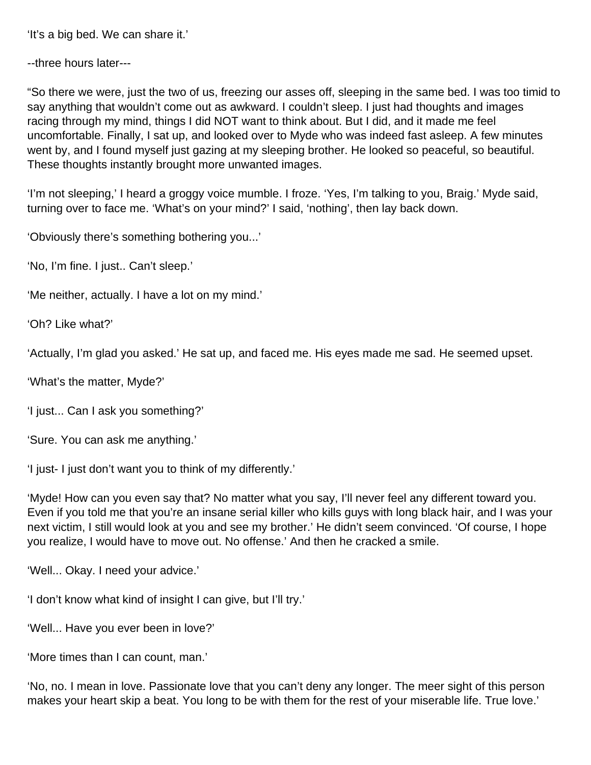'It's a big bed. We can share it.'

--three hours later---

"So there we were, just the two of us, freezing our asses off, sleeping in the same bed. I was too timid to say anything that wouldn't come out as awkward. I couldn't sleep. I just had thoughts and images racing through my mind, things I did NOT want to think about. But I did, and it made me feel uncomfortable. Finally, I sat up, and looked over to Myde who was indeed fast asleep. A few minutes went by, and I found myself just gazing at my sleeping brother. He looked so peaceful, so beautiful. These thoughts instantly brought more unwanted images.

'I'm not sleeping,' I heard a groggy voice mumble. I froze. 'Yes, I'm talking to you, Braig.' Myde said, turning over to face me. 'What's on your mind?' I said, 'nothing', then lay back down.

'Obviously there's something bothering you...'

'No, I'm fine. I just.. Can't sleep.'

'Me neither, actually. I have a lot on my mind.'

'Oh? Like what?'

'Actually, I'm glad you asked.' He sat up, and faced me. His eyes made me sad. He seemed upset.

'What's the matter, Myde?'

'I just... Can I ask you something?'

'Sure. You can ask me anything.'

'I just- I just don't want you to think of my differently.'

'Myde! How can you even say that? No matter what you say, I'll never feel any different toward you. Even if you told me that you're an insane serial killer who kills guys with long black hair, and I was your next victim, I still would look at you and see my brother.' He didn't seem convinced. 'Of course, I hope you realize, I would have to move out. No offense.' And then he cracked a smile.

'Well... Okay. I need your advice.'

'I don't know what kind of insight I can give, but I'll try.'

'Well... Have you ever been in love?'

'More times than I can count, man.'

'No, no. I mean in love. Passionate love that you can't deny any longer. The meer sight of this person makes your heart skip a beat. You long to be with them for the rest of your miserable life. True love.'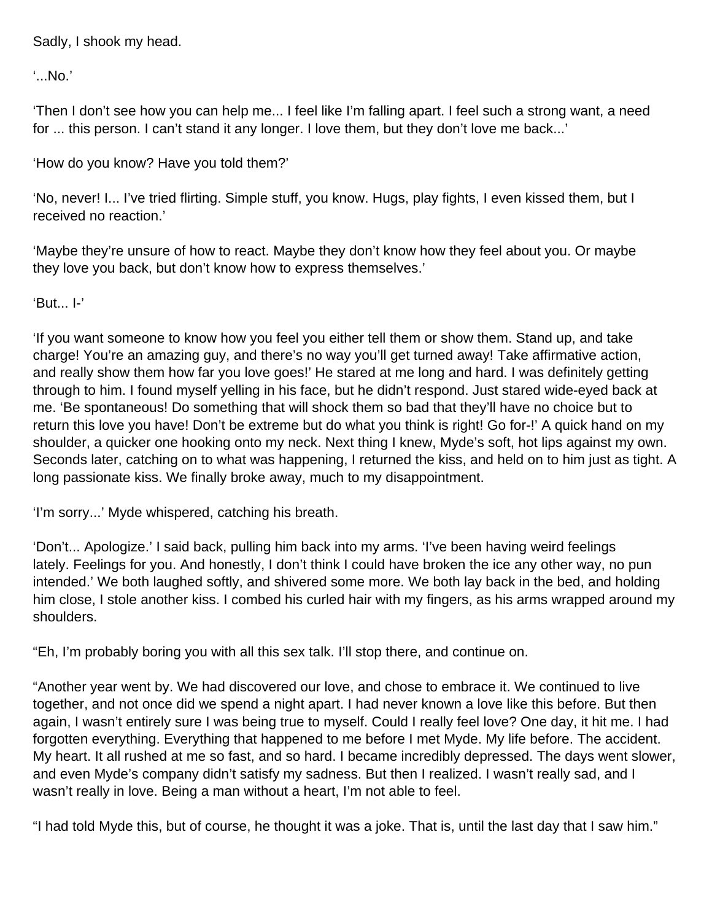Sadly, I shook my head.

'...No.'

'Then I don't see how you can help me... I feel like I'm falling apart. I feel such a strong want, a need for ... this person. I can't stand it any longer. I love them, but they don't love me back...'

'How do you know? Have you told them?'

'No, never! I... I've tried flirting. Simple stuff, you know. Hugs, play fights, I even kissed them, but I received no reaction.'

'Maybe they're unsure of how to react. Maybe they don't know how they feel about you. Or maybe they love you back, but don't know how to express themselves.'

'But... I-'

'If you want someone to know how you feel you either tell them or show them. Stand up, and take charge! You're an amazing guy, and there's no way you'll get turned away! Take affirmative action, and really show them how far you love goes!' He stared at me long and hard. I was definitely getting through to him. I found myself yelling in his face, but he didn't respond. Just stared wide-eyed back at me. 'Be spontaneous! Do something that will shock them so bad that they'll have no choice but to return this love you have! Don't be extreme but do what you think is right! Go for-!' A quick hand on my shoulder, a quicker one hooking onto my neck. Next thing I knew, Myde's soft, hot lips against my own. Seconds later, catching on to what was happening, I returned the kiss, and held on to him just as tight. A long passionate kiss. We finally broke away, much to my disappointment.

'I'm sorry...' Myde whispered, catching his breath.

'Don't... Apologize.' I said back, pulling him back into my arms. 'I've been having weird feelings lately. Feelings for you. And honestly, I don't think I could have broken the ice any other way, no pun intended.' We both laughed softly, and shivered some more. We both lay back in the bed, and holding him close, I stole another kiss. I combed his curled hair with my fingers, as his arms wrapped around my shoulders.

"Eh, I'm probably boring you with all this sex talk. I'll stop there, and continue on.

"Another year went by. We had discovered our love, and chose to embrace it. We continued to live together, and not once did we spend a night apart. I had never known a love like this before. But then again, I wasn't entirely sure I was being true to myself. Could I really feel love? One day, it hit me. I had forgotten everything. Everything that happened to me before I met Myde. My life before. The accident. My heart. It all rushed at me so fast, and so hard. I became incredibly depressed. The days went slower, and even Myde's company didn't satisfy my sadness. But then I realized. I wasn't really sad, and I wasn't really in love. Being a man without a heart, I'm not able to feel.

"I had told Myde this, but of course, he thought it was a joke. That is, until the last day that I saw him."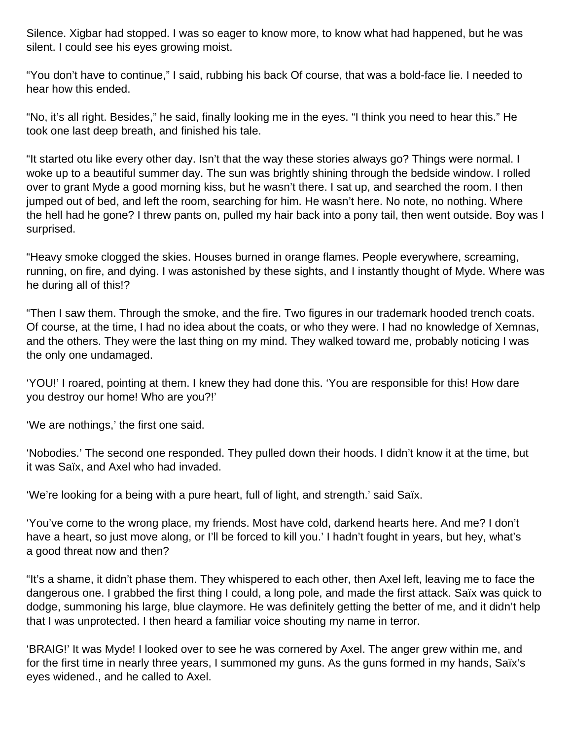Silence. Xigbar had stopped. I was so eager to know more, to know what had happened, but he was silent. I could see his eyes growing moist.

“You don’t have to continue,” I said, rubbing his back Of course, that was a bold-face lie. I needed to hear how this ended.

“No, it’s all right. Besides,” he said, finally looking me in the eyes. “I think you need to hear this.” He took one last deep breath, and finished his tale.

“It started otu like every other day. Isn’t that the way these stories always go? Things were normal. I woke up to a beautiful summer day. The sun was brightly shining through the bedside window. I rolled over to grant Myde a good morning kiss, but he wasn’t there. I sat up, and searched the room. I then jumped out of bed, and left the room, searching for him. He wasn’t here. No note, no nothing. Where the hell had he gone? I threw pants on, pulled my hair back into a pony tail, then went outside. Boy was I surprised.

“Heavy smoke clogged the skies. Houses burned in orange flames. People everywhere, screaming, running, on fire, and dying. I was astonished by these sights, and I instantly thought of Myde. Where was he during all of this!?

“Then I saw them. Through the smoke, and the fire. Two figures in our trademark hooded trench coats. Of course, at the time, I had no idea about the coats, or who they were. I had no knowledge of Xemnas, and the others. They were the last thing on my mind. They walked toward me, probably noticing I was the only one undamaged.

‘YOU!’ I roared, pointing at them. I knew they had done this. ‘You are responsible for this! How dare you destroy our home! Who are you?!’

‘We are nothings,’ the first one said.

‘Nobodies.’ The second one responded. They pulled down their hoods. I didn’t know it at the time, but it was Saïx, and Axel who had invaded.

‘We’re looking for a being with a pure heart, full of light, and strength.’ said Saïx.

‘You’ve come to the wrong place, my friends. Most have cold, darkend hearts here. And me? I don’t have a heart, so just move along, or I’ll be forced to kill you.’ I hadn’t fought in years, but hey, what’s a good threat now and then?

“It’s a shame, it didn’t phase them. They whispered to each other, then Axel left, leaving me to face the dangerous one. I grabbed the first thing I could, a long pole, and made the first attack. Saïx was quick to dodge, summoning his large, blue claymore. He was definitely getting the better of me, and it didn’t help that I was unprotected. I then heard a familiar voice shouting my name in terror.

‘BRAIG!’ It was Myde! I looked over to see he was cornered by Axel. The anger grew within me, and for the first time in nearly three years, I summoned my guns. As the guns formed in my hands, Saïx’s eyes widened., and he called to Axel.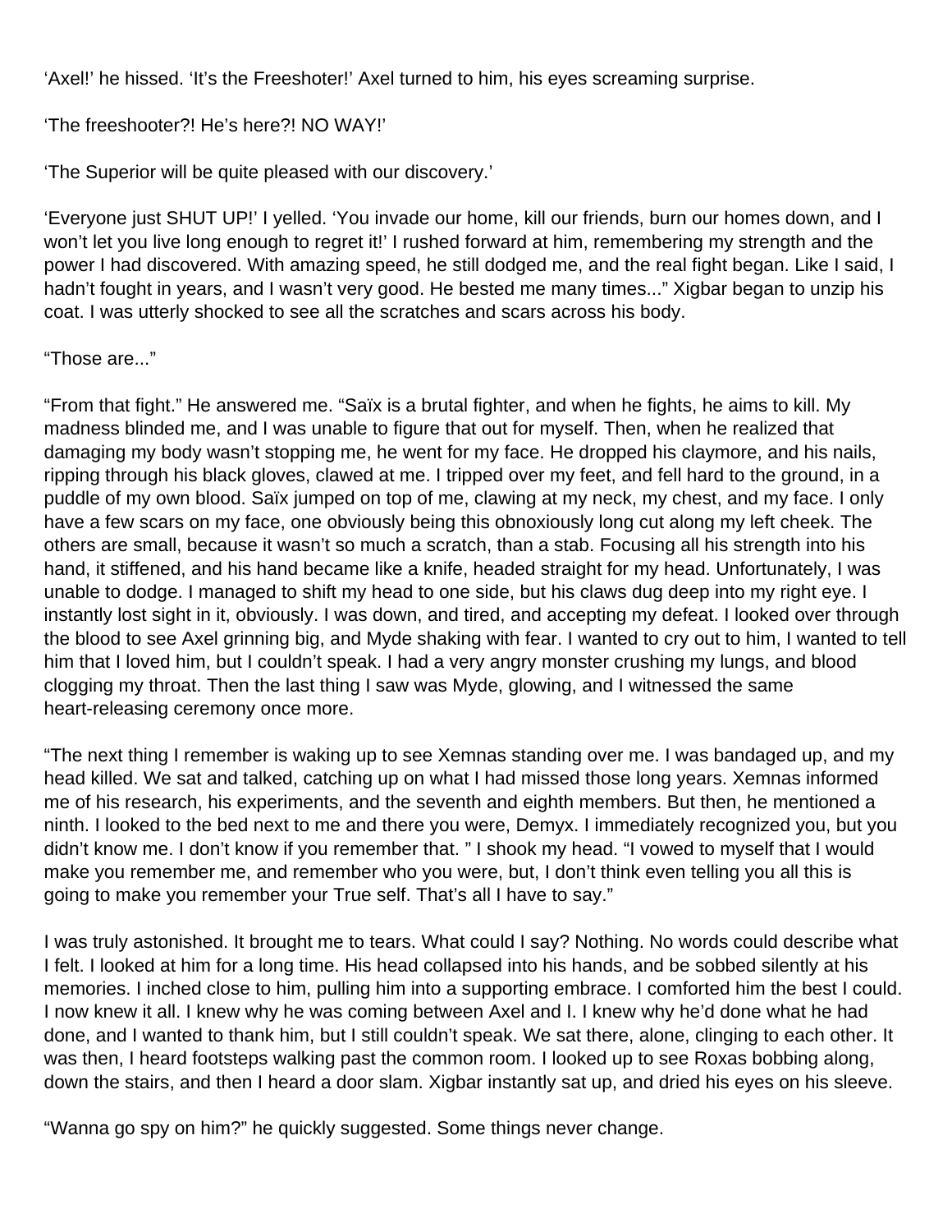'Axel!' he hissed. 'It's the Freeshoter!' Axel turned to him, his eyes screaming surprise.

'The freeshooter?! He's here?! NO WAY!'

'The Superior will be quite pleased with our discovery.'

'Everyone just SHUT UP!' I yelled. 'You invade our home, kill our friends, burn our homes down, and I won't let you live long enough to regret it!' I rushed forward at him, remembering my strength and the power I had discovered. With amazing speed, he still dodged me, and the real fight began. Like I said, I hadn't fought in years, and I wasn't very good. He bested me many times..." Xigbar began to unzip his coat. I was utterly shocked to see all the scratches and scars across his body.

"Those are..."

"From that fight." He answered me. "Saïx is a brutal fighter, and when he fights, he aims to kill. My madness blinded me, and I was unable to figure that out for myself. Then, when he realized that damaging my body wasn't stopping me, he went for my face. He dropped his claymore, and his nails, ripping through his black gloves, clawed at me. I tripped over my feet, and fell hard to the ground, in a puddle of my own blood. Saïx jumped on top of me, clawing at my neck, my chest, and my face. I only have a few scars on my face, one obviously being this obnoxiously long cut along my left cheek. The others are small, because it wasn't so much a scratch, than a stab. Focusing all his strength into his hand, it stiffened, and his hand became like a knife, headed straight for my head. Unfortunately, I was unable to dodge. I managed to shift my head to one side, but his claws dug deep into my right eye. I instantly lost sight in it, obviously. I was down, and tired, and accepting my defeat. I looked over through the blood to see Axel grinning big, and Myde shaking with fear. I wanted to cry out to him, I wanted to tell him that I loved him, but I couldn't speak. I had a very angry monster crushing my lungs, and blood clogging my throat. Then the last thing I saw was Myde, glowing, and I witnessed the same heart-releasing ceremony once more.

"The next thing I remember is waking up to see Xemnas standing over me. I was bandaged up, and my head killed. We sat and talked, catching up on what I had missed those long years. Xemnas informed me of his research, his experiments, and the seventh and eighth members. But then, he mentioned a ninth. I looked to the bed next to me and there you were, Demyx. I immediately recognized you, but you didn't know me. I don't know if you remember that. " I shook my head. "I vowed to myself that I would make you remember me, and remember who you were, but, I don't think even telling you all this is going to make you remember your True self. That's all I have to say."

I was truly astonished. It brought me to tears. What could I say? Nothing. No words could describe what I felt. I looked at him for a long time. His head collapsed into his hands, and be sobbed silently at his memories. I inched close to him, pulling him into a supporting embrace. I comforted him the best I could. I now knew it all. I knew why he was coming between Axel and I. I knew why he'd done what he had done, and I wanted to thank him, but I still couldn't speak. We sat there, alone, clinging to each other. It was then, I heard footsteps walking past the common room. I looked up to see Roxas bobbing along, down the stairs, and then I heard a door slam. Xigbar instantly sat up, and dried his eyes on his sleeve.

"Wanna go spy on him?" he quickly suggested. Some things never change.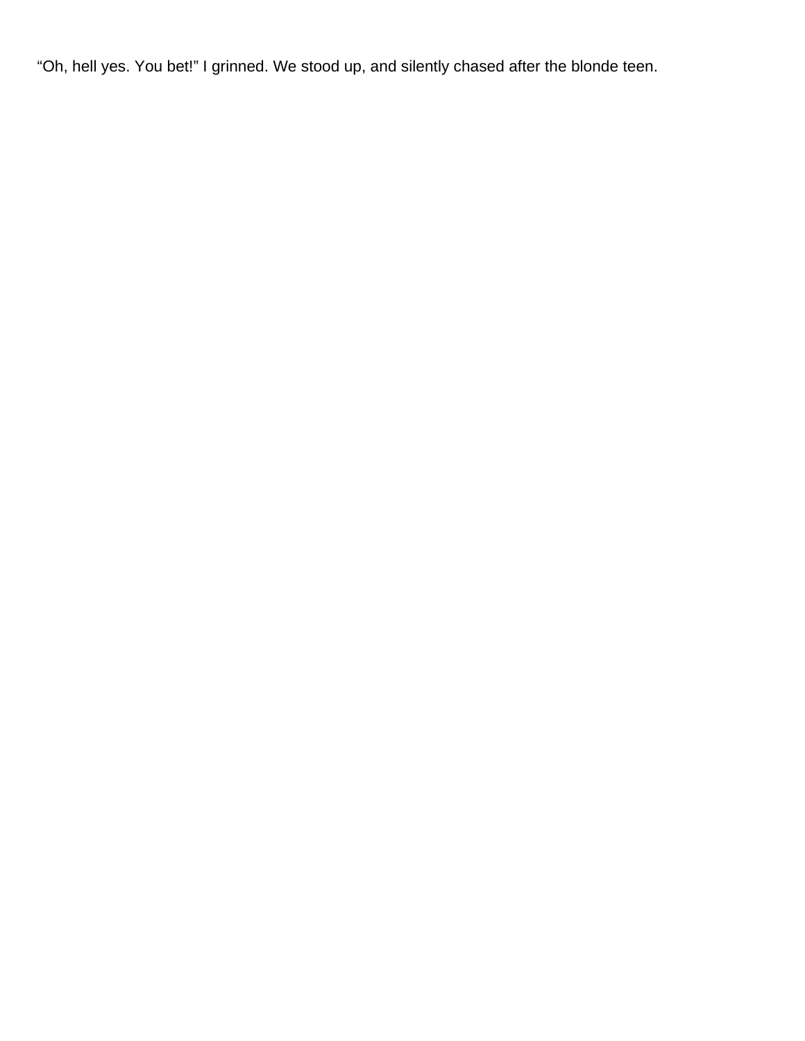“Oh, hell yes. You bet!” I grinned. We stood up, and silently chased after the blonde teen.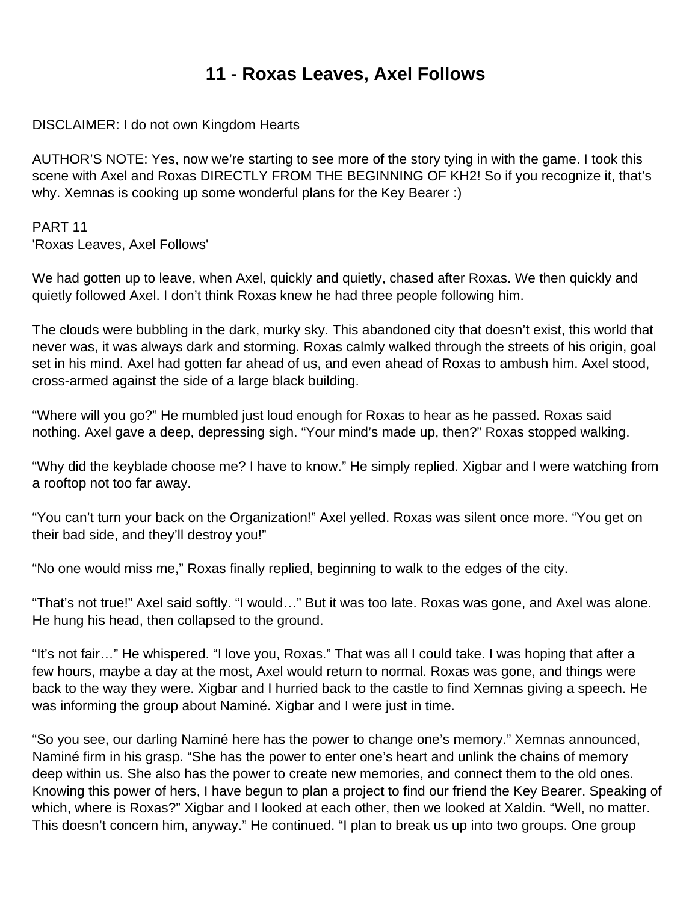# 11 - Roxas Leaves, Axel Follows

DISCLAIMER: I do not own Kingdom Hearts

AUTHOR'S NOTE: Yes, now we're starting to see more of the story tying in with the game. I took this scene with Axel and Roxas DIRECTLY FROM THE BEGINNING OF KH2! So if you recognize it, that's why. Xemnas is cooking up some wonderful plans for the Key Bearer :)

PART 11
'Roxas Leaves, Axel Follows'

We had gotten up to leave, when Axel, quickly and quietly, chased after Roxas. We then quickly and quietly followed Axel. I don't think Roxas knew he had three people following him.

The clouds were bubbling in the dark, murky sky. This abandoned city that doesn't exist, this world that never was, it was always dark and storming. Roxas calmly walked through the streets of his origin, goal set in his mind. Axel had gotten far ahead of us, and even ahead of Roxas to ambush him. Axel stood, cross-armed against the side of a large black building.

"Where will you go?" He mumbled just loud enough for Roxas to hear as he passed. Roxas said nothing. Axel gave a deep, depressing sigh. "Your mind's made up, then?" Roxas stopped walking.

"Why did the keyblade choose me? I have to know." He simply replied. Xigbar and I were watching from a rooftop not too far away.

"You can't turn your back on the Organization!" Axel yelled. Roxas was silent once more. "You get on their bad side, and they'll destroy you!"

"No one would miss me," Roxas finally replied, beginning to walk to the edges of the city.

"That's not true!" Axel said softly. "I would…" But it was too late. Roxas was gone, and Axel was alone. He hung his head, then collapsed to the ground.

"It's not fair…" He whispered. "I love you, Roxas." That was all I could take. I was hoping that after a few hours, maybe a day at the most, Axel would return to normal. Roxas was gone, and things were back to the way they were. Xigbar and I hurried back to the castle to find Xemnas giving a speech. He was informing the group about Naminé. Xigbar and I were just in time.

"So you see, our darling Naminé here has the power to change one's memory." Xemnas announced, Naminé firm in his grasp. "She has the power to enter one's heart and unlink the chains of memory deep within us. She also has the power to create new memories, and connect them to the old ones. Knowing this power of hers, I have begun to plan a project to find our friend the Key Bearer. Speaking of which, where is Roxas?" Xigbar and I looked at each other, then we looked at Xaldin. "Well, no matter. This doesn't concern him, anyway." He continued. "I plan to break us up into two groups. One group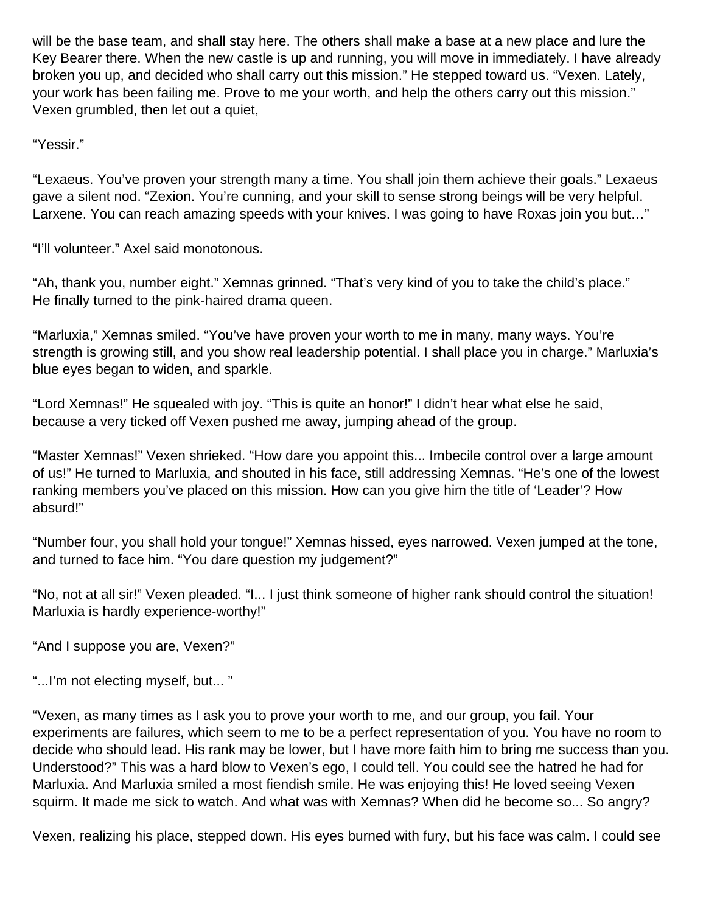will be the base team, and shall stay here. The others shall make a base at a new place and lure the Key Bearer there. When the new castle is up and running, you will move in immediately. I have already broken you up, and decided who shall carry out this mission." He stepped toward us. "Vexen. Lately, your work has been failing me. Prove to me your worth, and help the others carry out this mission." Vexen grumbled, then let out a quiet,

"Yessir."

"Lexaeus. You've proven your strength many a time. You shall join them achieve their goals." Lexaeus gave a silent nod. "Zexion. You're cunning, and your skill to sense strong beings will be very helpful. Larxene. You can reach amazing speeds with your knives. I was going to have Roxas join you but…"

"I'll volunteer." Axel said monotonous.

"Ah, thank you, number eight." Xemnas grinned. "That's very kind of you to take the child's place." He finally turned to the pink-haired drama queen.

"Marluxia," Xemnas smiled. "You've have proven your worth to me in many, many ways. You're strength is growing still, and you show real leadership potential. I shall place you in charge." Marluxia's blue eyes began to widen, and sparkle.

"Lord Xemnas!" He squealed with joy. "This is quite an honor!" I didn't hear what else he said, because a very ticked off Vexen pushed me away, jumping ahead of the group.

"Master Xemnas!" Vexen shrieked. "How dare you appoint this... Imbecile control over a large amount of us!" He turned to Marluxia, and shouted in his face, still addressing Xemnas. "He's one of the lowest ranking members you've placed on this mission. How can you give him the title of 'Leader'? How absurd!"

"Number four, you shall hold your tongue!" Xemnas hissed, eyes narrowed. Vexen jumped at the tone, and turned to face him. "You dare question my judgement?"

"No, not at all sir!" Vexen pleaded. "I... I just think someone of higher rank should control the situation! Marluxia is hardly experience-worthy!"

"And I suppose you are, Vexen?"

"...I'm not electing myself, but... "

"Vexen, as many times as I ask you to prove your worth to me, and our group, you fail. Your experiments are failures, which seem to me to be a perfect representation of you. You have no room to decide who should lead. His rank may be lower, but I have more faith him to bring me success than you. Understood?" This was a hard blow to Vexen's ego, I could tell. You could see the hatred he had for Marluxia. And Marluxia smiled a most fiendish smile. He was enjoying this! He loved seeing Vexen squirm. It made me sick to watch. And what was with Xemnas? When did he become so... So angry?

Vexen, realizing his place, stepped down. His eyes burned with fury, but his face was calm. I could see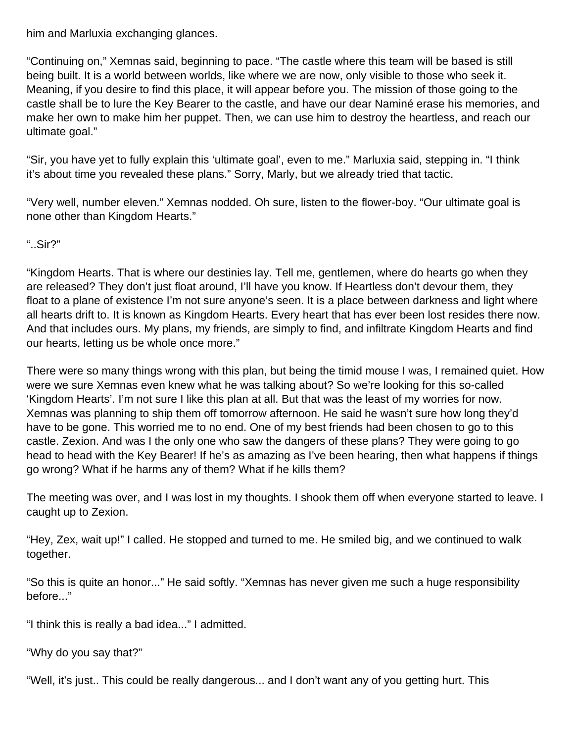him and Marluxia exchanging glances.

“Continuing on,” Xemnas said, beginning to pace. “The castle where this team will be based is still being built. It is a world between worlds, like where we are now, only visible to those who seek it. Meaning, if you desire to find this place, it will appear before you. The mission of those going to the castle shall be to lure the Key Bearer to the castle, and have our dear Naminé erase his memories, and make her own to make him her puppet. Then, we can use him to destroy the heartless, and reach our ultimate goal.”

“Sir, you have yet to fully explain this ‘ultimate goal’, even to me.” Marluxia said, stepping in. “I think it’s about time you revealed these plans.” Sorry, Marly, but we already tried that tactic.

“Very well, number eleven.” Xemnas nodded. Oh sure, listen to the flower-boy. “Our ultimate goal is none other than Kingdom Hearts.”

“..Sir?”

“Kingdom Hearts. That is where our destinies lay. Tell me, gentlemen, where do hearts go when they are released? They don’t just float around, I’ll have you know. If Heartless don’t devour them, they float to a plane of existence I’m not sure anyone’s seen. It is a place between darkness and light where all hearts drift to. It is known as Kingdom Hearts. Every heart that has ever been lost resides there now. And that includes ours. My plans, my friends, are simply to find, and infiltrate Kingdom Hearts and find our hearts, letting us be whole once more.”

There were so many things wrong with this plan, but being the timid mouse I was, I remained quiet. How were we sure Xemnas even knew what he was talking about? So we’re looking for this so-called ‘Kingdom Hearts’. I’m not sure I like this plan at all. But that was the least of my worries for now. Xemnas was planning to ship them off tomorrow afternoon. He said he wasn’t sure how long they’d have to be gone. This worried me to no end. One of my best friends had been chosen to go to this castle. Zexion. And was I the only one who saw the dangers of these plans? They were going to go head to head with the Key Bearer! If he’s as amazing as I’ve been hearing, then what happens if things go wrong? What if he harms any of them? What if he kills them?

The meeting was over, and I was lost in my thoughts. I shook them off when everyone started to leave. I caught up to Zexion.

“Hey, Zex, wait up!” I called. He stopped and turned to me. He smiled big, and we continued to walk together.

“So this is quite an honor...” He said softly. “Xemnas has never given me such a huge responsibility before...”

“I think this is really a bad idea...” I admitted.

“Why do you say that?”

“Well, it’s just.. This could be really dangerous... and I don’t want any of you getting hurt. This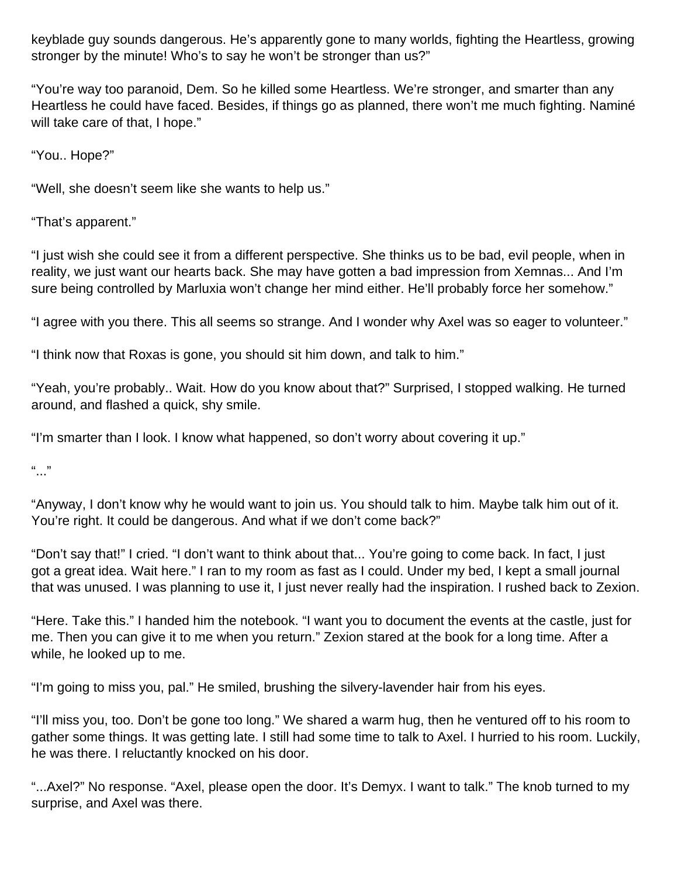keyblade guy sounds dangerous. He's apparently gone to many worlds, fighting the Heartless, growing stronger by the minute! Who's to say he won't be stronger than us?"

"You're way too paranoid, Dem. So he killed some Heartless. We're stronger, and smarter than any Heartless he could have faced. Besides, if things go as planned, there won't me much fighting. Naminé will take care of that, I hope."

"You.. Hope?"

"Well, she doesn't seem like she wants to help us."

"That's apparent."

"I just wish she could see it from a different perspective. She thinks us to be bad, evil people, when in reality, we just want our hearts back. She may have gotten a bad impression from Xemnas... And I'm sure being controlled by Marluxia won't change her mind either. He'll probably force her somehow."

"I agree with you there. This all seems so strange. And I wonder why Axel was so eager to volunteer."

"I think now that Roxas is gone, you should sit him down, and talk to him."

"Yeah, you're probably.. Wait. How do you know about that?" Surprised, I stopped walking. He turned around, and flashed a quick, shy smile.

"I'm smarter than I look. I know what happened, so don't worry about covering it up."

"..."

"Anyway, I don't know why he would want to join us. You should talk to him. Maybe talk him out of it. You're right. It could be dangerous. And what if we don't come back?"

"Don't say that!" I cried. "I don't want to think about that... You're going to come back. In fact, I just got a great idea. Wait here." I ran to my room as fast as I could. Under my bed, I kept a small journal that was unused. I was planning to use it, I just never really had the inspiration. I rushed back to Zexion.

"Here. Take this." I handed him the notebook. "I want you to document the events at the castle, just for me. Then you can give it to me when you return." Zexion stared at the book for a long time. After a while, he looked up to me.

"I'm going to miss you, pal." He smiled, brushing the silvery-lavender hair from his eyes.

"I'll miss you, too. Don't be gone too long." We shared a warm hug, then he ventured off to his room to gather some things. It was getting late. I still had some time to talk to Axel. I hurried to his room. Luckily, he was there. I reluctantly knocked on his door.

"...Axel?" No response. "Axel, please open the door. It's Demyx. I want to talk." The knob turned to my surprise, and Axel was there.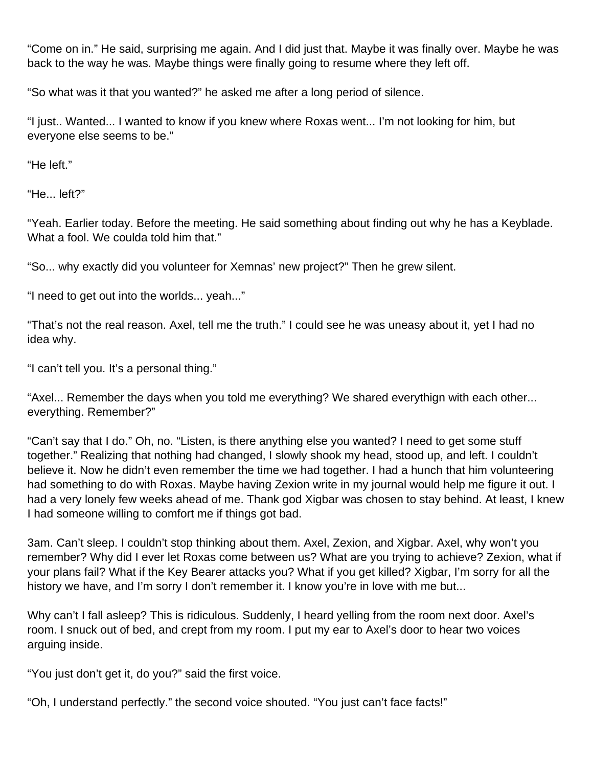“Come on in.” He said, surprising me again. And I did just that. Maybe it was finally over. Maybe he was back to the way he was. Maybe things were finally going to resume where they left off.

“So what was it that you wanted?” he asked me after a long period of silence.

“I just.. Wanted... I wanted to know if you knew where Roxas went... I’m not looking for him, but everyone else seems to be.”

“He left.”

“He... left?”

“Yeah. Earlier today. Before the meeting. He said something about finding out why he has a Keyblade. What a fool. We coulda told him that.”

“So... why exactly did you volunteer for Xemnas’ new project?” Then he grew silent.

“I need to get out into the worlds... yeah...”

“That’s not the real reason. Axel, tell me the truth.” I could see he was uneasy about it, yet I had no idea why.

“I can’t tell you. It’s a personal thing.”

“Axel... Remember the days when you told me everything? We shared everythign with each other... everything. Remember?”

“Can’t say that I do.” Oh, no. “Listen, is there anything else you wanted? I need to get some stuff together.” Realizing that nothing had changed, I slowly shook my head, stood up, and left. I couldn’t believe it. Now he didn’t even remember the time we had together. I had a hunch that him volunteering had something to do with Roxas. Maybe having Zexion write in my journal would help me figure it out. I had a very lonely few weeks ahead of me. Thank god Xigbar was chosen to stay behind. At least, I knew I had someone willing to comfort me if things got bad.

3am. Can’t sleep. I couldn’t stop thinking about them. Axel, Zexion, and Xigbar. Axel, why won’t you remember? Why did I ever let Roxas come between us? What are you trying to achieve? Zexion, what if your plans fail? What if the Key Bearer attacks you? What if you get killed? Xigbar, I’m sorry for all the history we have, and I’m sorry I don’t remember it. I know you’re in love with me but...

Why can’t I fall asleep? This is ridiculous. Suddenly, I heard yelling from the room next door. Axel’s room. I snuck out of bed, and crept from my room. I put my ear to Axel’s door to hear two voices arguing inside.

“You just don’t get it, do you?” said the first voice.

“Oh, I understand perfectly.” the second voice shouted. “You just can’t face facts!”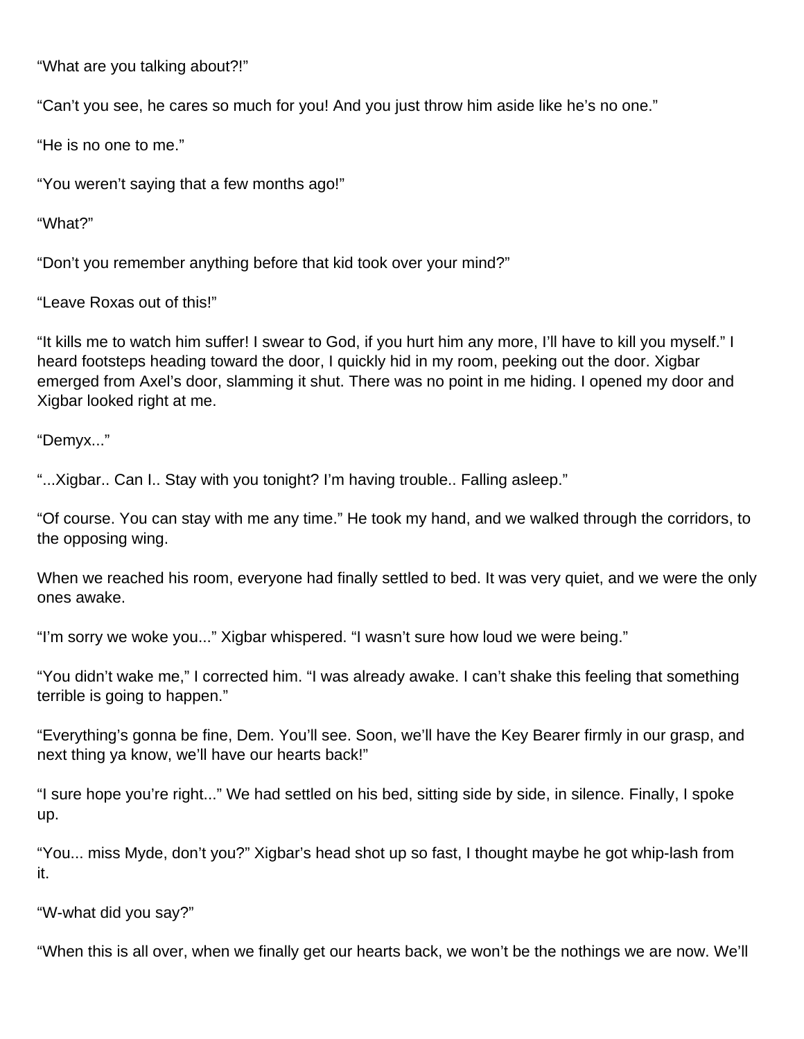“What are you talking about?!”

“Can’t you see, he cares so much for you! And you just throw him aside like he’s no one.”

“He is no one to me.”

“You weren’t saying that a few months ago!”

“What?”

“Don’t you remember anything before that kid took over your mind?”

“Leave Roxas out of this!”

“It kills me to watch him suffer! I swear to God, if you hurt him any more, I’ll have to kill you myself.” I heard footsteps heading toward the door, I quickly hid in my room, peeking out the door. Xigbar emerged from Axel’s door, slamming it shut. There was no point in me hiding. I opened my door and Xigbar looked right at me.

“Demyx...”

“...Xigbar.. Can I.. Stay with you tonight? I’m having trouble.. Falling asleep.”

“Of course. You can stay with me any time.” He took my hand, and we walked through the corridors, to the opposing wing.

When we reached his room, everyone had finally settled to bed. It was very quiet, and we were the only ones awake.

“I’m sorry we woke you...” Xigbar whispered. “I wasn’t sure how loud we were being.”

“You didn’t wake me,” I corrected him. “I was already awake. I can’t shake this feeling that something terrible is going to happen.”

“Everything’s gonna be fine, Dem. You’ll see. Soon, we’ll have the Key Bearer firmly in our grasp, and next thing ya know, we’ll have our hearts back!”

“I sure hope you’re right...” We had settled on his bed, sitting side by side, in silence. Finally, I spoke up.

“You... miss Myde, don’t you?” Xigbar’s head shot up so fast, I thought maybe he got whip-lash from it.

“W-what did you say?”

“When this is all over, when we finally get our hearts back, we won’t be the nothings we are now. We’ll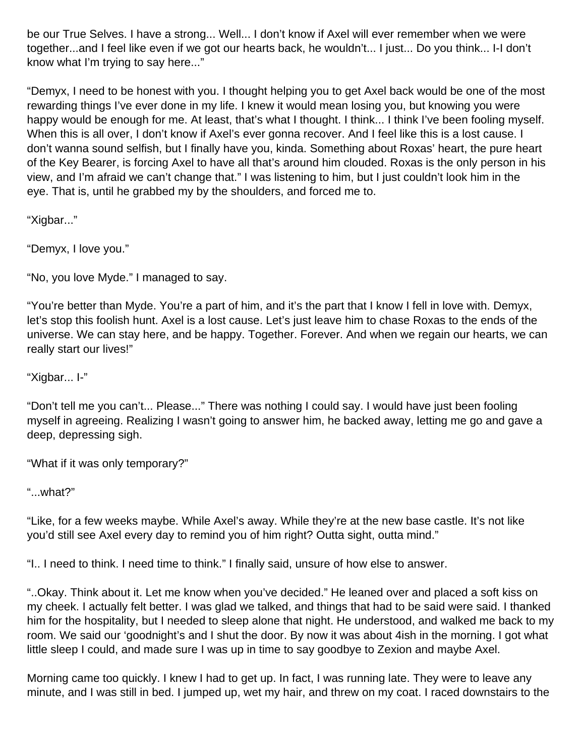be our True Selves. I have a strong... Well... I don’t know if Axel will ever remember when we were together...and I feel like even if we got our hearts back, he wouldn’t... I just... Do you think... I-I don’t know what I’m trying to say here...”

“Demyx, I need to be honest with you. I thought helping you to get Axel back would be one of the most rewarding things I’ve ever done in my life. I knew it would mean losing you, but knowing you were happy would be enough for me. At least, that’s what I thought. I think... I think I’ve been fooling myself. When this is all over, I don’t know if Axel’s ever gonna recover. And I feel like this is a lost cause. I don’t wanna sound selfish, but I finally have you, kinda. Something about Roxas’ heart, the pure heart of the Key Bearer, is forcing Axel to have all that’s around him clouded. Roxas is the only person in his view, and I’m afraid we can’t change that.” I was listening to him, but I just couldn’t look him in the eye. That is, until he grabbed my by the shoulders, and forced me to.

“Xigbar...”

“Demyx, I love you.”

“No, you love Myde.” I managed to say.

“You’re better than Myde. You’re a part of him, and it’s the part that I know I fell in love with. Demyx, let’s stop this foolish hunt. Axel is a lost cause. Let’s just leave him to chase Roxas to the ends of the universe. We can stay here, and be happy. Together. Forever. And when we regain our hearts, we can really start our lives!”

“Xigbar... I-”

“Don’t tell me you can’t... Please...” There was nothing I could say. I would have just been fooling myself in agreeing. Realizing I wasn’t going to answer him, he backed away, letting me go and gave a deep, depressing sigh.

“What if it was only temporary?”

“...what?”

“Like, for a few weeks maybe. While Axel’s away. While they’re at the new base castle. It’s not like you’d still see Axel every day to remind you of him right? Outta sight, outta mind.”

“I.. I need to think. I need time to think.” I finally said, unsure of how else to answer.

“..Okay. Think about it. Let me know when you’ve decided.” He leaned over and placed a soft kiss on my cheek. I actually felt better. I was glad we talked, and things that had to be said were said. I thanked him for the hospitality, but I needed to sleep alone that night. He understood, and walked me back to my room. We said our ‘goodnight’s and I shut the door. By now it was about 4ish in the morning. I got what little sleep I could, and made sure I was up in time to say goodbye to Zexion and maybe Axel.

Morning came too quickly. I knew I had to get up. In fact, I was running late. They were to leave any minute, and I was still in bed. I jumped up, wet my hair, and threw on my coat. I raced downstairs to the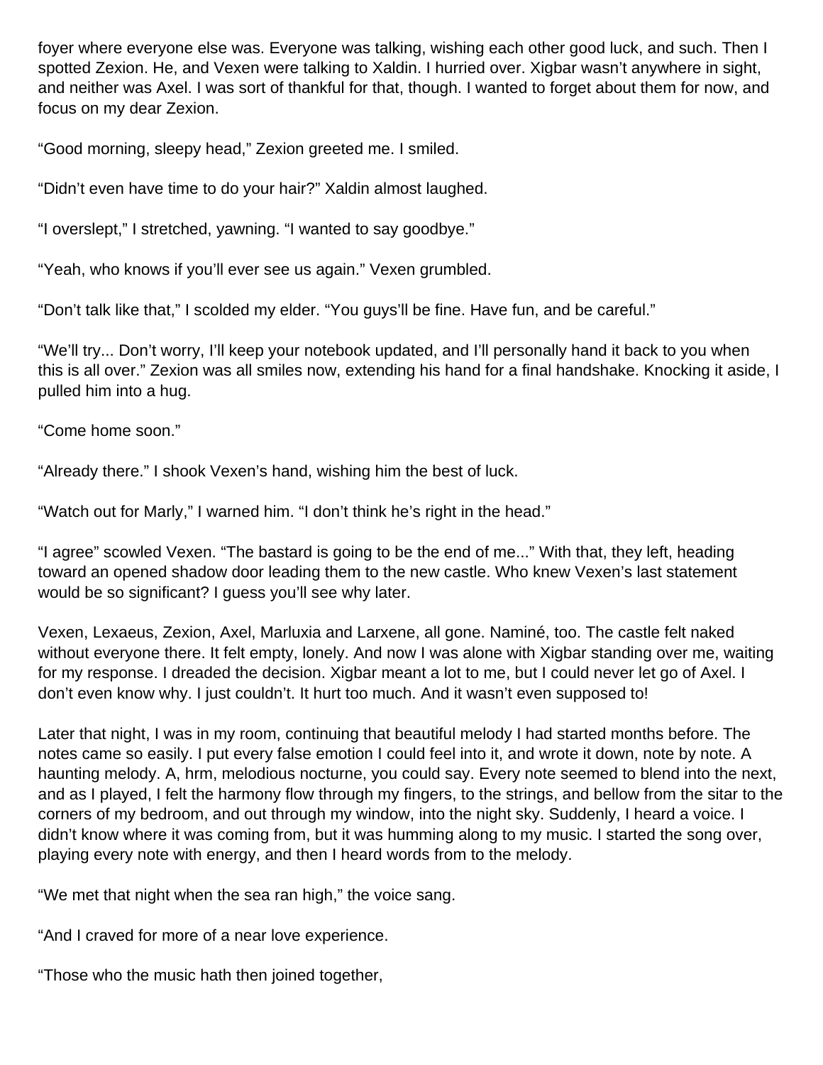foyer where everyone else was. Everyone was talking, wishing each other good luck, and such. Then I spotted Zexion. He, and Vexen were talking to Xaldin. I hurried over. Xigbar wasn't anywhere in sight, and neither was Axel. I was sort of thankful for that, though. I wanted to forget about them for now, and focus on my dear Zexion.

"Good morning, sleepy head," Zexion greeted me. I smiled.

"Didn't even have time to do your hair?" Xaldin almost laughed.

"I overslept," I stretched, yawning. "I wanted to say goodbye."

"Yeah, who knows if you'll ever see us again." Vexen grumbled.

"Don't talk like that," I scolded my elder. "You guys'll be fine. Have fun, and be careful."

"We'll try... Don't worry, I'll keep your notebook updated, and I'll personally hand it back to you when this is all over." Zexion was all smiles now, extending his hand for a final handshake. Knocking it aside, I pulled him into a hug.

"Come home soon."

"Already there." I shook Vexen's hand, wishing him the best of luck.

"Watch out for Marly," I warned him. "I don't think he's right in the head."

"I agree" scowled Vexen. "The bastard is going to be the end of me..." With that, they left, heading toward an opened shadow door leading them to the new castle. Who knew Vexen's last statement would be so significant? I guess you'll see why later.

Vexen, Lexaeus, Zexion, Axel, Marluxia and Larxene, all gone. Naminé, too. The castle felt naked without everyone there. It felt empty, lonely. And now I was alone with Xigbar standing over me, waiting for my response. I dreaded the decision. Xigbar meant a lot to me, but I could never let go of Axel. I don't even know why. I just couldn't. It hurt too much. And it wasn't even supposed to!

Later that night, I was in my room, continuing that beautiful melody I had started months before. The notes came so easily. I put every false emotion I could feel into it, and wrote it down, note by note. A haunting melody. A, hrm, melodious nocturne, you could say. Every note seemed to blend into the next, and as I played, I felt the harmony flow through my fingers, to the strings, and bellow from the sitar to the corners of my bedroom, and out through my window, into the night sky. Suddenly, I heard a voice. I didn't know where it was coming from, but it was humming along to my music. I started the song over, playing every note with energy, and then I heard words from to the melody.

"We met that night when the sea ran high," the voice sang.

"And I craved for more of a near love experience.

"Those who the music hath then joined together,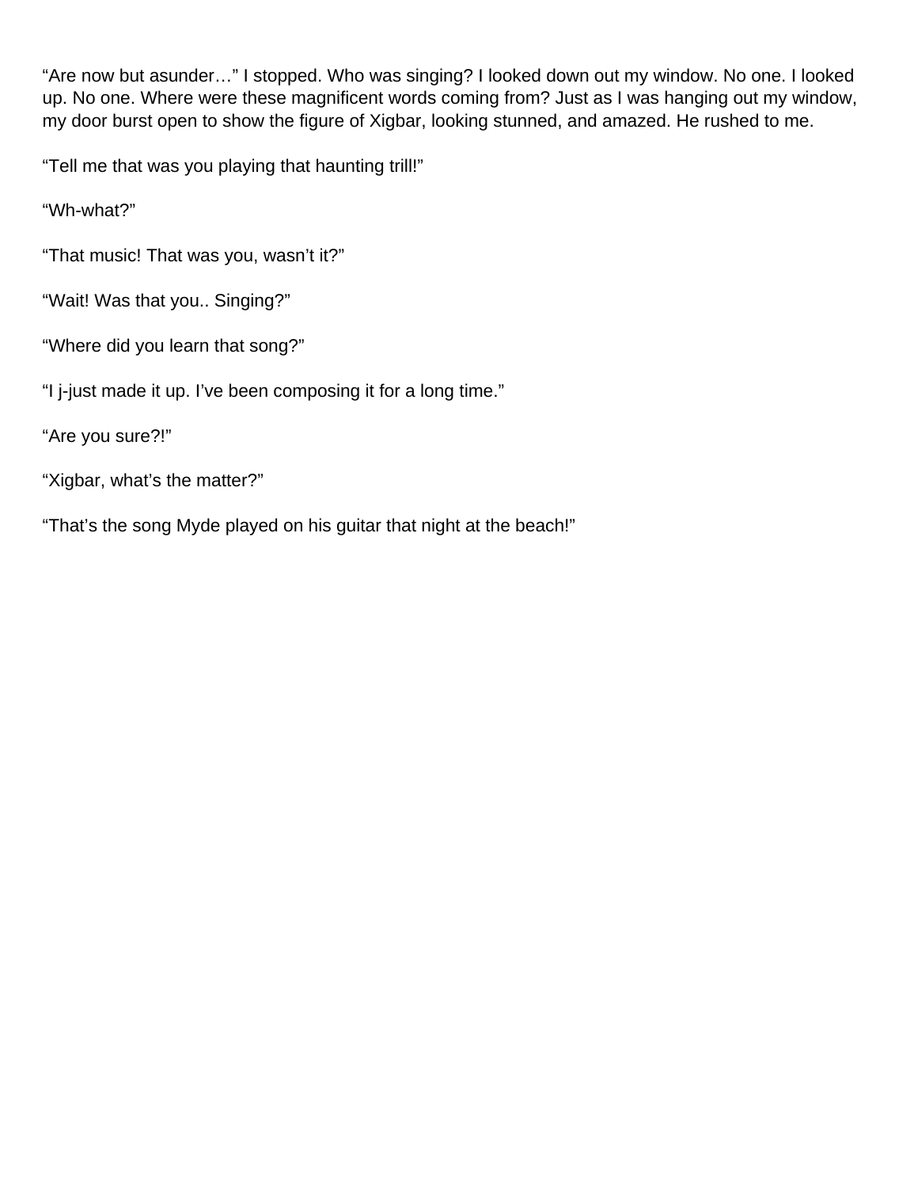“Are now but asunder…” I stopped. Who was singing? I looked down out my window. No one. I looked up. No one. Where were these magnificent words coming from? Just as I was hanging out my window, my door burst open to show the figure of Xigbar, looking stunned, and amazed. He rushed to me.

“Tell me that was you playing that haunting trill!”

“Wh-what?”

“That music! That was you, wasn’t it?”

“Wait! Was that you.. Singing?”

“Where did you learn that song?”

“I j-just made it up. I’ve been composing it for a long time.”

“Are you sure?!”

“Xigbar, what’s the matter?”

“That’s the song Myde played on his guitar that night at the beach!”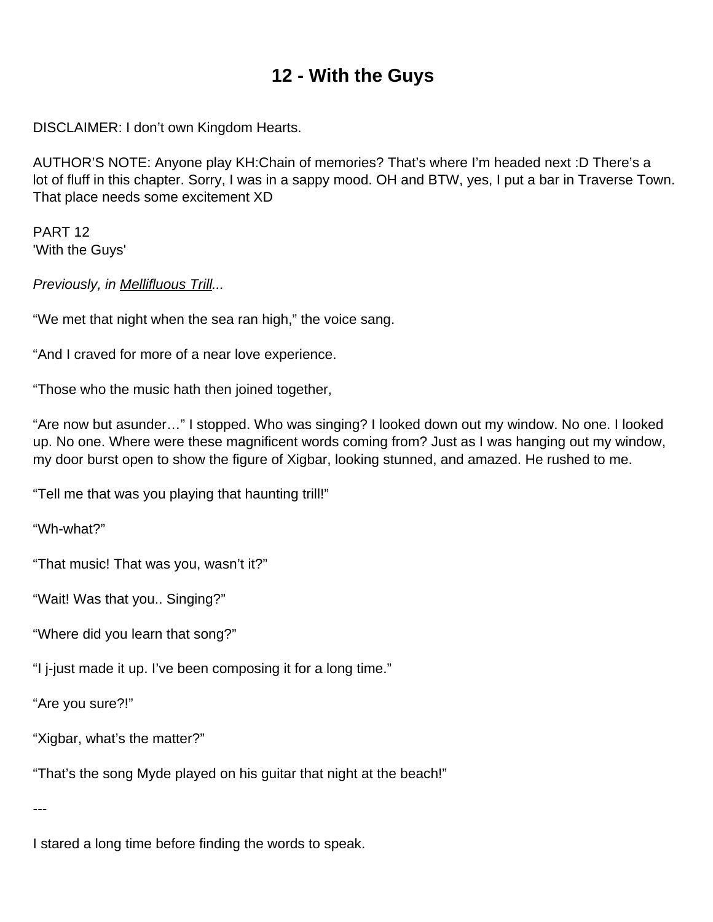# 12 - With the Guys

DISCLAIMER: I don’t own Kingdom Hearts.

AUTHOR’S NOTE: Anyone play KH:Chain of memories? That’s where I’m headed next :D There’s a lot of fluff in this chapter. Sorry, I was in a sappy mood. OH and BTW, yes, I put a bar in Traverse Town. That place needs some excitement XD

PART 12
'With the Guys'

*Previously, in* *Mellifluous Trill...*

“We met that night when the sea ran high,” the voice sang.

“And I craved for more of a near love experience.

“Those who the music hath then joined together,

“Are now but asunder…” I stopped. Who was singing? I looked down out my window. No one. I looked up. No one. Where were these magnificent words coming from? Just as I was hanging out my window, my door burst open to show the figure of Xigbar, looking stunned, and amazed. He rushed to me.

“Tell me that was you playing that haunting trill!”

“Wh-what?”

“That music! That was you, wasn’t it?”

“Wait! Was that you.. Singing?”

“Where did you learn that song?”

“I j-just made it up. I’ve been composing it for a long time.”

“Are you sure?!”

“Xigbar, what’s the matter?”

“That’s the song Myde played on his guitar that night at the beach!”

---

I stared a long time before finding the words to speak.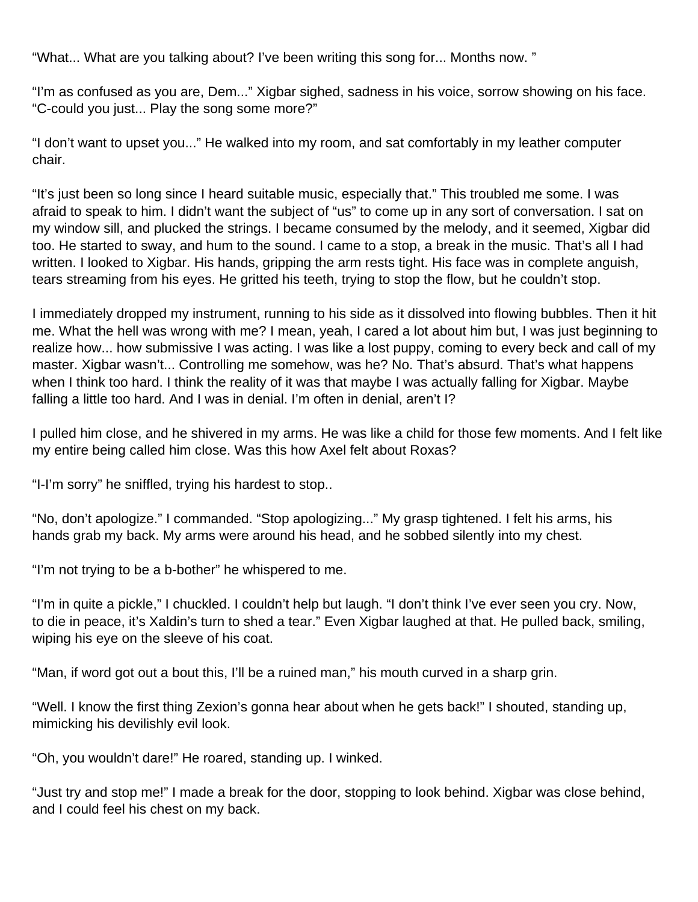“What... What are you talking about? I’ve been writing this song for... Months now. ”

“I’m as confused as you are, Dem...” Xigbar sighed, sadness in his voice, sorrow showing on his face. “C-could you just... Play the song some more?”

“I don’t want to upset you...” He walked into my room, and sat comfortably in my leather computer chair.

“It’s just been so long since I heard suitable music, especially that.” This troubled me some. I was afraid to speak to him. I didn’t want the subject of “us” to come up in any sort of conversation. I sat on my window sill, and plucked the strings. I became consumed by the melody, and it seemed, Xigbar did too. He started to sway, and hum to the sound. I came to a stop, a break in the music. That’s all I had written. I looked to Xigbar. His hands, gripping the arm rests tight. His face was in complete anguish, tears streaming from his eyes. He gritted his teeth, trying to stop the flow, but he couldn’t stop.

I immediately dropped my instrument, running to his side as it dissolved into flowing bubbles. Then it hit me. What the hell was wrong with me? I mean, yeah, I cared a lot about him but, I was just beginning to realize how... how submissive I was acting. I was like a lost puppy, coming to every beck and call of my master. Xigbar wasn’t... Controlling me somehow, was he? No. That’s absurd. That’s what happens when I think too hard. I think the reality of it was that maybe I was actually falling for Xigbar. Maybe falling a little too hard. And I was in denial. I’m often in denial, aren’t I?

I pulled him close, and he shivered in my arms. He was like a child for those few moments. And I felt like my entire being called him close. Was this how Axel felt about Roxas?

“I-I’m sorry” he sniffled, trying his hardest to stop..

“No, don’t apologize.” I commanded. “Stop apologizing...” My grasp tightened. I felt his arms, his hands grab my back. My arms were around his head, and he sobbed silently into my chest.

“I’m not trying to be a b-bother” he whispered to me.

“I’m in quite a pickle,” I chuckled. I couldn’t help but laugh. “I don’t think I’ve ever seen you cry. Now, to die in peace, it’s Xaldin’s turn to shed a tear.” Even Xigbar laughed at that. He pulled back, smiling, wiping his eye on the sleeve of his coat.

“Man, if word got out a bout this, I’ll be a ruined man,” his mouth curved in a sharp grin.

“Well. I know the first thing Zexion’s gonna hear about when he gets back!” I shouted, standing up, mimicking his devilishly evil look.

“Oh, you wouldn’t dare!” He roared, standing up. I winked.

“Just try and stop me!” I made a break for the door, stopping to look behind. Xigbar was close behind, and I could feel his chest on my back.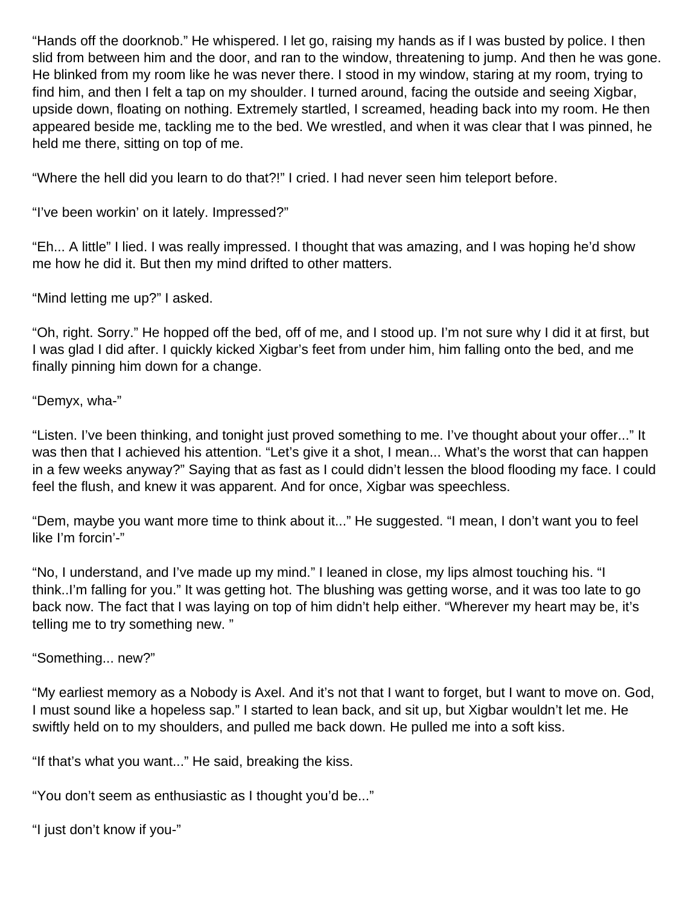“Hands off the doorknob.” He whispered. I let go, raising my hands as if I was busted by police. I then slid from between him and the door, and ran to the window, threatening to jump. And then he was gone. He blinked from my room like he was never there. I stood in my window, staring at my room, trying to find him, and then I felt a tap on my shoulder. I turned around, facing the outside and seeing Xigbar, upside down, floating on nothing. Extremely startled, I screamed, heading back into my room. He then appeared beside me, tackling me to the bed. We wrestled, and when it was clear that I was pinned, he held me there, sitting on top of me.

“Where the hell did you learn to do that?!” I cried. I had never seen him teleport before.

“I’ve been workin’ on it lately. Impressed?”

“Eh... A little” I lied. I was really impressed. I thought that was amazing, and I was hoping he’d show me how he did it. But then my mind drifted to other matters.

“Mind letting me up?” I asked.

“Oh, right. Sorry.” He hopped off the bed, off of me, and I stood up. I’m not sure why I did it at first, but I was glad I did after. I quickly kicked Xigbar’s feet from under him, him falling onto the bed, and me finally pinning him down for a change.

“Demyx, wha-”

“Listen. I’ve been thinking, and tonight just proved something to me. I’ve thought about your offer...” It was then that I achieved his attention. “Let’s give it a shot, I mean... What’s the worst that can happen in a few weeks anyway?” Saying that as fast as I could didn’t lessen the blood flooding my face. I could feel the flush, and knew it was apparent. And for once, Xigbar was speechless.

“Dem, maybe you want more time to think about it...” He suggested. “I mean, I don’t want you to feel like I’m forcin’-”

“No, I understand, and I’ve made up my mind.” I leaned in close, my lips almost touching his. “I think..I’m falling for you.” It was getting hot. The blushing was getting worse, and it was too late to go back now. The fact that I was laying on top of him didn’t help either. “Wherever my heart may be, it’s telling me to try something new. ”

“Something... new?”

“My earliest memory as a Nobody is Axel. And it’s not that I want to forget, but I want to move on. God, I must sound like a hopeless sap.” I started to lean back, and sit up, but Xigbar wouldn’t let me. He swiftly held on to my shoulders, and pulled me back down. He pulled me into a soft kiss.

“If that’s what you want...” He said, breaking the kiss.

“You don’t seem as enthusiastic as I thought you’d be...”

“I just don’t know if you-”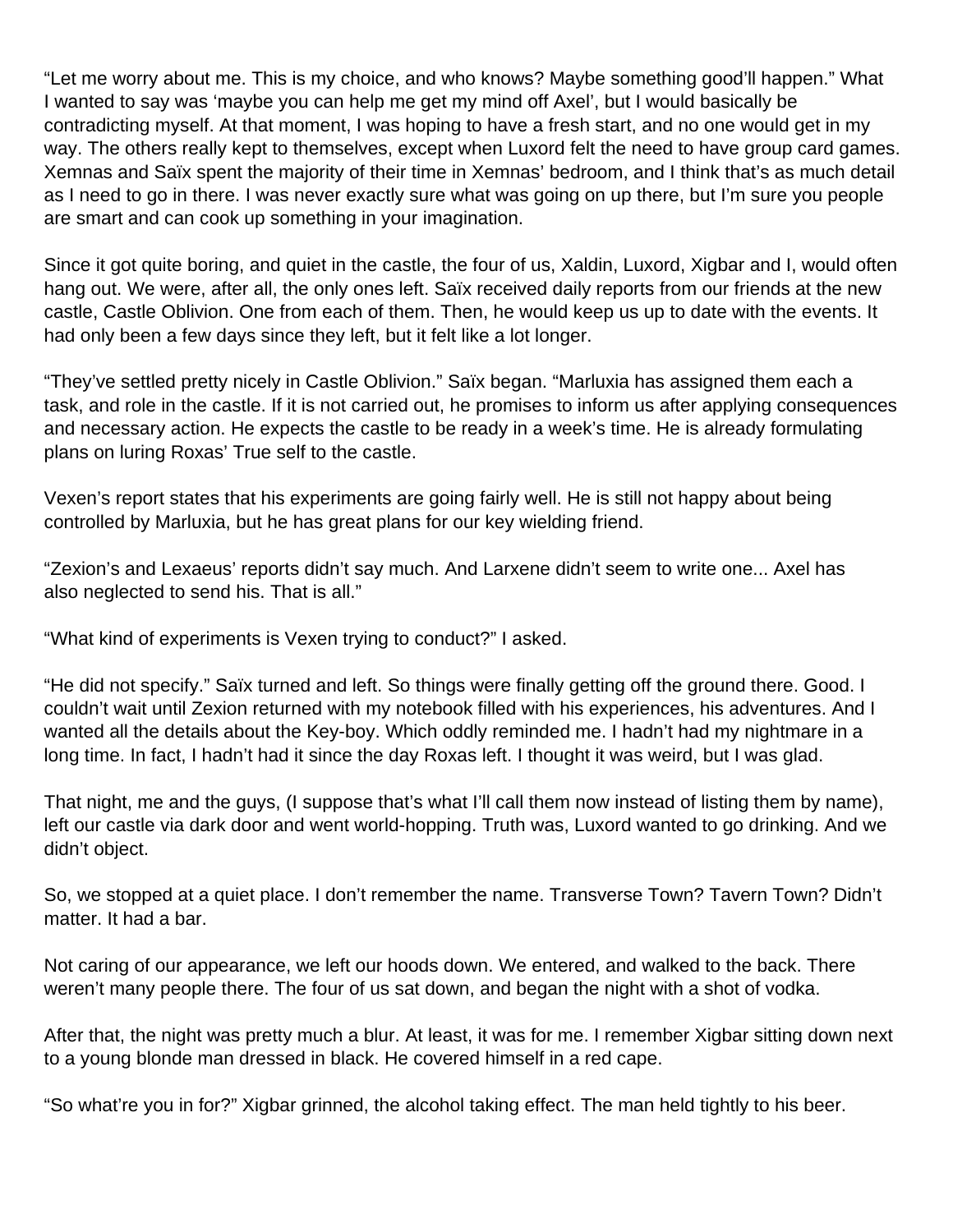"Let me worry about me. This is my choice, and who knows? Maybe something good'll happen." What I wanted to say was 'maybe you can help me get my mind off Axel', but I would basically be contradicting myself. At that moment, I was hoping to have a fresh start, and no one would get in my way. The others really kept to themselves, except when Luxord felt the need to have group card games. Xemnas and Saïx spent the majority of their time in Xemnas' bedroom, and I think that's as much detail as I need to go in there. I was never exactly sure what was going on up there, but I'm sure you people are smart and can cook up something in your imagination.

Since it got quite boring, and quiet in the castle, the four of us, Xaldin, Luxord, Xigbar and I, would often hang out. We were, after all, the only ones left. Saïx received daily reports from our friends at the new castle, Castle Oblivion. One from each of them. Then, he would keep us up to date with the events. It had only been a few days since they left, but it felt like a lot longer.

"They've settled pretty nicely in Castle Oblivion." Saïx began. "Marluxia has assigned them each a task, and role in the castle. If it is not carried out, he promises to inform us after applying consequences and necessary action. He expects the castle to be ready in a week's time. He is already formulating plans on luring Roxas' True self to the castle.

Vexen's report states that his experiments are going fairly well. He is still not happy about being controlled by Marluxia, but he has great plans for our key wielding friend.

"Zexion's and Lexaeus' reports didn't say much. And Larxene didn't seem to write one... Axel has also neglected to send his. That is all."

"What kind of experiments is Vexen trying to conduct?" I asked.

"He did not specify." Saïx turned and left. So things were finally getting off the ground there. Good. I couldn't wait until Zexion returned with my notebook filled with his experiences, his adventures. And I wanted all the details about the Key-boy. Which oddly reminded me. I hadn't had my nightmare in a long time. In fact, I hadn't had it since the day Roxas left. I thought it was weird, but I was glad.

That night, me and the guys, (I suppose that's what I'll call them now instead of listing them by name), left our castle via dark door and went world-hopping. Truth was, Luxord wanted to go drinking. And we didn't object.

So, we stopped at a quiet place. I don't remember the name. Transverse Town? Tavern Town? Didn't matter. It had a bar.

Not caring of our appearance, we left our hoods down. We entered, and walked to the back. There weren't many people there. The four of us sat down, and began the night with a shot of vodka.

After that, the night was pretty much a blur. At least, it was for me. I remember Xigbar sitting down next to a young blonde man dressed in black. He covered himself in a red cape.

"So what're you in for?" Xigbar grinned, the alcohol taking effect. The man held tightly to his beer.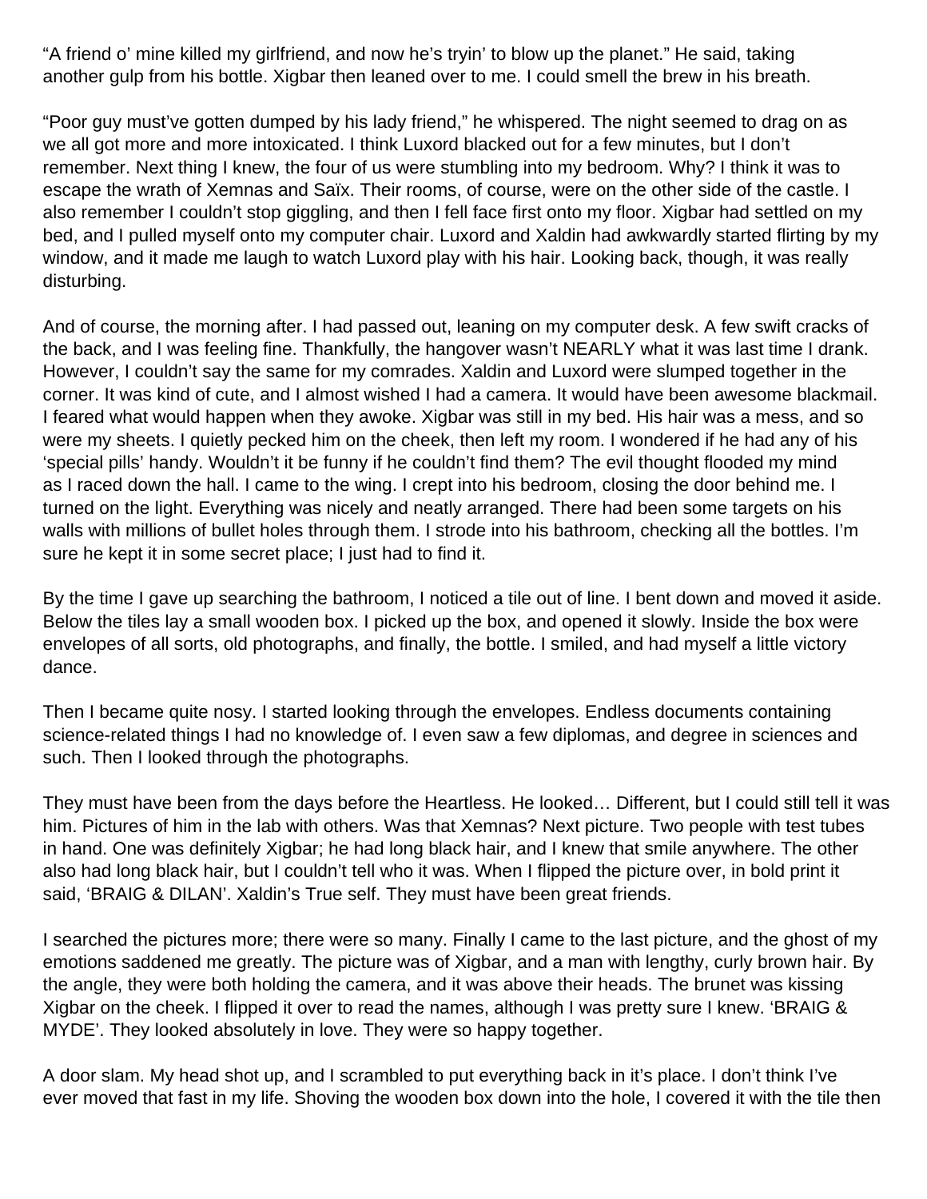"A friend o' mine killed my girlfriend, and now he's tryin' to blow up the planet." He said, taking another gulp from his bottle. Xigbar then leaned over to me. I could smell the brew in his breath.

"Poor guy must've gotten dumped by his lady friend," he whispered. The night seemed to drag on as we all got more and more intoxicated. I think Luxord blacked out for a few minutes, but I don't remember. Next thing I knew, the four of us were stumbling into my bedroom. Why? I think it was to escape the wrath of Xemnas and Saïx. Their rooms, of course, were on the other side of the castle. I also remember I couldn't stop giggling, and then I fell face first onto my floor. Xigbar had settled on my bed, and I pulled myself onto my computer chair. Luxord and Xaldin had awkwardly started flirting by my window, and it made me laugh to watch Luxord play with his hair. Looking back, though, it was really disturbing.

And of course, the morning after. I had passed out, leaning on my computer desk. A few swift cracks of the back, and I was feeling fine. Thankfully, the hangover wasn't NEARLY what it was last time I drank. However, I couldn't say the same for my comrades. Xaldin and Luxord were slumped together in the corner. It was kind of cute, and I almost wished I had a camera. It would have been awesome blackmail. I feared what would happen when they awoke. Xigbar was still in my bed. His hair was a mess, and so were my sheets. I quietly pecked him on the cheek, then left my room. I wondered if he had any of his 'special pills' handy. Wouldn't it be funny if he couldn't find them? The evil thought flooded my mind as I raced down the hall. I came to the wing. I crept into his bedroom, closing the door behind me. I turned on the light. Everything was nicely and neatly arranged. There had been some targets on his walls with millions of bullet holes through them. I strode into his bathroom, checking all the bottles. I'm sure he kept it in some secret place; I just had to find it.

By the time I gave up searching the bathroom, I noticed a tile out of line. I bent down and moved it aside. Below the tiles lay a small wooden box. I picked up the box, and opened it slowly. Inside the box were envelopes of all sorts, old photographs, and finally, the bottle. I smiled, and had myself a little victory dance.

Then I became quite nosy. I started looking through the envelopes. Endless documents containing science-related things I had no knowledge of. I even saw a few diplomas, and degree in sciences and such. Then I looked through the photographs.

They must have been from the days before the Heartless. He looked… Different, but I could still tell it was him. Pictures of him in the lab with others. Was that Xemnas? Next picture. Two people with test tubes in hand. One was definitely Xigbar; he had long black hair, and I knew that smile anywhere. The other also had long black hair, but I couldn't tell who it was. When I flipped the picture over, in bold print it said, 'BRAIG & DILAN'. Xaldin's True self. They must have been great friends.

I searched the pictures more; there were so many. Finally I came to the last picture, and the ghost of my emotions saddened me greatly. The picture was of Xigbar, and a man with lengthy, curly brown hair. By the angle, they were both holding the camera, and it was above their heads. The brunet was kissing Xigbar on the cheek. I flipped it over to read the names, although I was pretty sure I knew. 'BRAIG & MYDE'. They looked absolutely in love. They were so happy together.

A door slam. My head shot up, and I scrambled to put everything back in it's place. I don't think I've ever moved that fast in my life. Shoving the wooden box down into the hole, I covered it with the tile then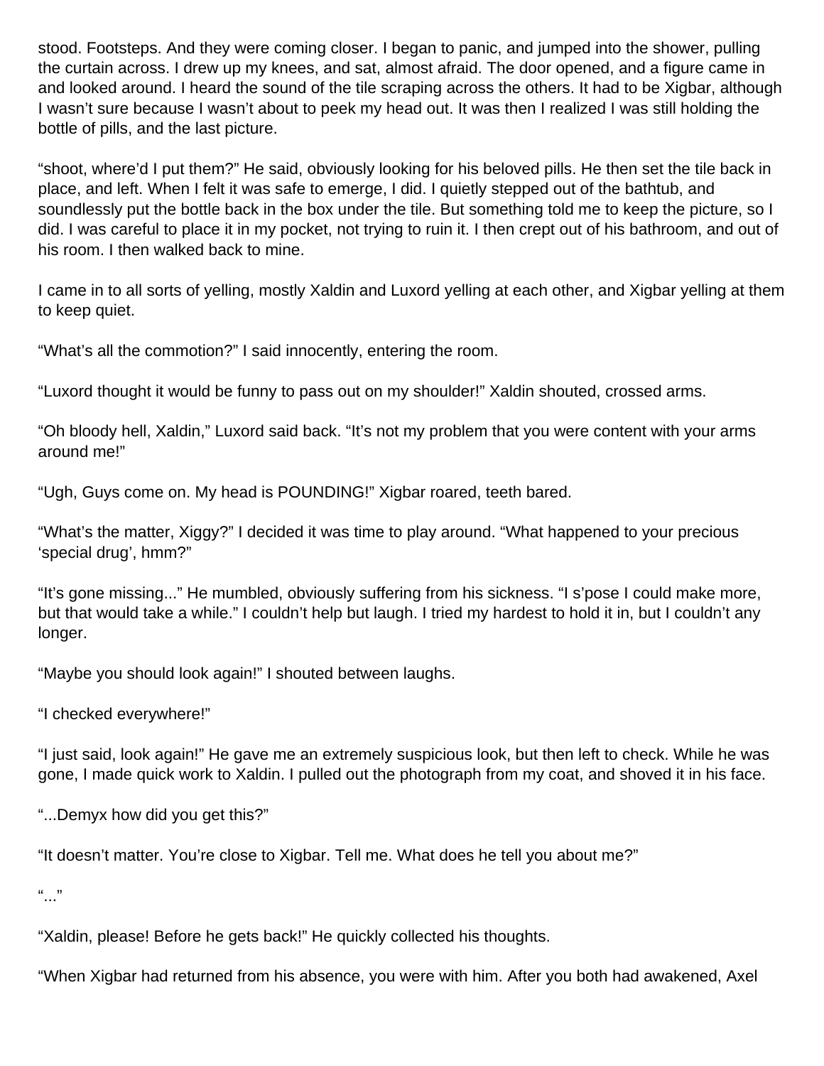stood. Footsteps. And they were coming closer. I began to panic, and jumped into the shower, pulling the curtain across. I drew up my knees, and sat, almost afraid. The door opened, and a figure came in and looked around. I heard the sound of the tile scraping across the others. It had to be Xigbar, although I wasn't sure because I wasn't about to peek my head out. It was then I realized I was still holding the bottle of pills, and the last picture.

"shoot, where'd I put them?" He said, obviously looking for his beloved pills. He then set the tile back in place, and left. When I felt it was safe to emerge, I did. I quietly stepped out of the bathtub, and soundlessly put the bottle back in the box under the tile. But something told me to keep the picture, so I did. I was careful to place it in my pocket, not trying to ruin it. I then crept out of his bathroom, and out of his room. I then walked back to mine.

I came in to all sorts of yelling, mostly Xaldin and Luxord yelling at each other, and Xigbar yelling at them to keep quiet.

"What's all the commotion?" I said innocently, entering the room.

"Luxord thought it would be funny to pass out on my shoulder!" Xaldin shouted, crossed arms.

"Oh bloody hell, Xaldin," Luxord said back. "It's not my problem that you were content with your arms around me!"

"Ugh, Guys come on. My head is POUNDING!" Xigbar roared, teeth bared.

"What's the matter, Xiggy?" I decided it was time to play around. "What happened to your precious 'special drug', hmm?"

"It's gone missing..." He mumbled, obviously suffering from his sickness. "I s'pose I could make more, but that would take a while." I couldn't help but laugh. I tried my hardest to hold it in, but I couldn't any longer.

"Maybe you should look again!" I shouted between laughs.

"I checked everywhere!"

"I just said, look again!" He gave me an extremely suspicious look, but then left to check. While he was gone, I made quick work to Xaldin. I pulled out the photograph from my coat, and shoved it in his face.

"...Demyx how did you get this?"

"It doesn't matter. You're close to Xigbar. Tell me. What does he tell you about me?"

"..."

"Xaldin, please! Before he gets back!" He quickly collected his thoughts.

"When Xigbar had returned from his absence, you were with him. After you both had awakened, Axel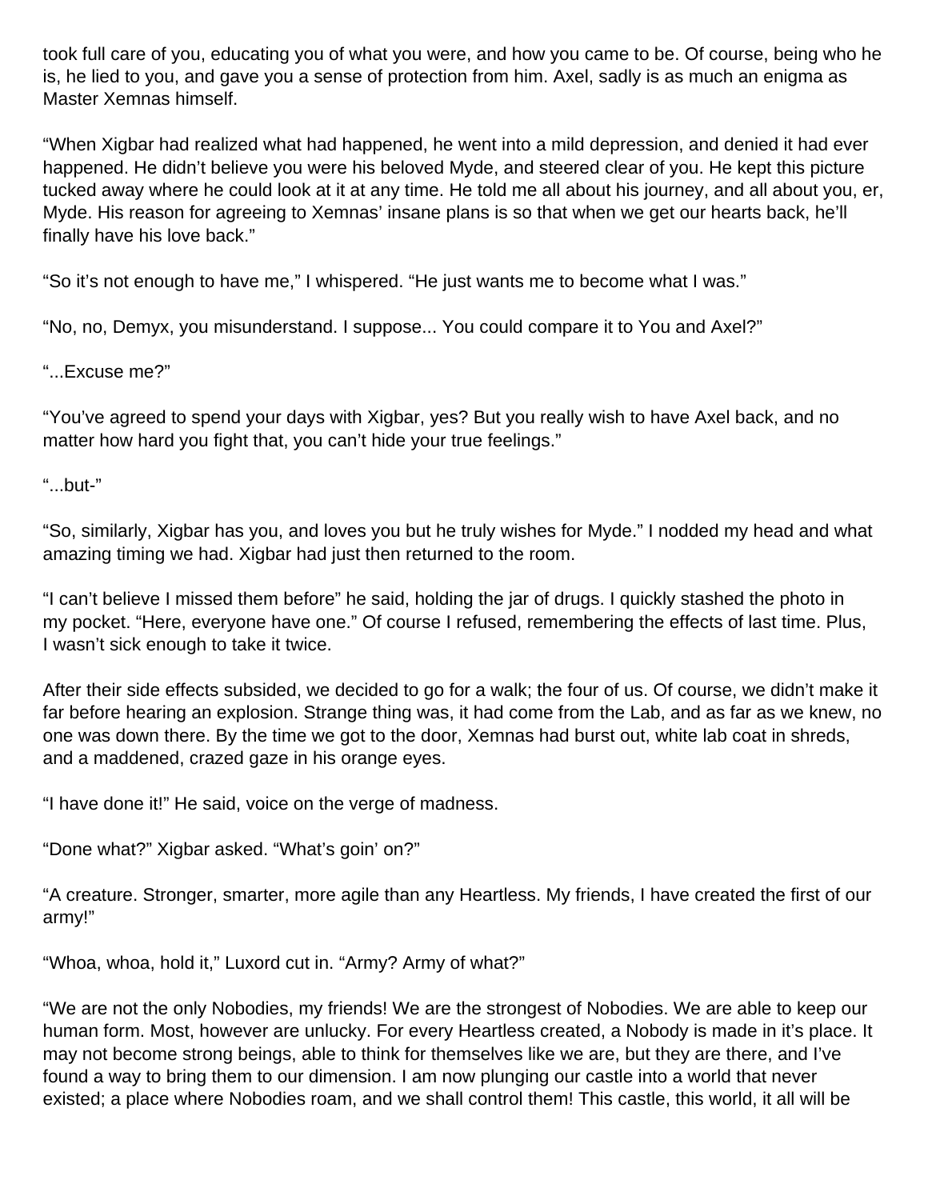took full care of you, educating you of what you were, and how you came to be. Of course, being who he is, he lied to you, and gave you a sense of protection from him. Axel, sadly is as much an enigma as Master Xemnas himself.

“When Xigbar had realized what had happened, he went into a mild depression, and denied it had ever happened. He didn’t believe you were his beloved Myde, and steered clear of you. He kept this picture tucked away where he could look at it at any time. He told me all about his journey, and all about you, er, Myde. His reason for agreeing to Xemnas’ insane plans is so that when we get our hearts back, he’ll finally have his love back.”

“So it’s not enough to have me,” I whispered. “He just wants me to become what I was.”

“No, no, Demyx, you misunderstand. I suppose... You could compare it to You and Axel?”

“...Excuse me?”

“You’ve agreed to spend your days with Xigbar, yes? But you really wish to have Axel back, and no matter how hard you fight that, you can’t hide your true feelings.”

“...but-”

“So, similarly, Xigbar has you, and loves you but he truly wishes for Myde.” I nodded my head and what amazing timing we had. Xigbar had just then returned to the room.

“I can’t believe I missed them before” he said, holding the jar of drugs. I quickly stashed the photo in my pocket. “Here, everyone have one.” Of course I refused, remembering the effects of last time. Plus, I wasn’t sick enough to take it twice.

After their side effects subsided, we decided to go for a walk; the four of us. Of course, we didn’t make it far before hearing an explosion. Strange thing was, it had come from the Lab, and as far as we knew, no one was down there. By the time we got to the door, Xemnas had burst out, white lab coat in shreds, and a maddened, crazed gaze in his orange eyes.

“I have done it!” He said, voice on the verge of madness.

“Done what?” Xigbar asked. “What’s goin’ on?”

“A creature. Stronger, smarter, more agile than any Heartless. My friends, I have created the first of our army!”

“Whoa, whoa, hold it,” Luxord cut in. “Army? Army of what?”

“We are not the only Nobodies, my friends! We are the strongest of Nobodies. We are able to keep our human form. Most, however are unlucky. For every Heartless created, a Nobody is made in it’s place. It may not become strong beings, able to think for themselves like we are, but they are there, and I’ve found a way to bring them to our dimension. I am now plunging our castle into a world that never existed; a place where Nobodies roam, and we shall control them! This castle, this world, it all will be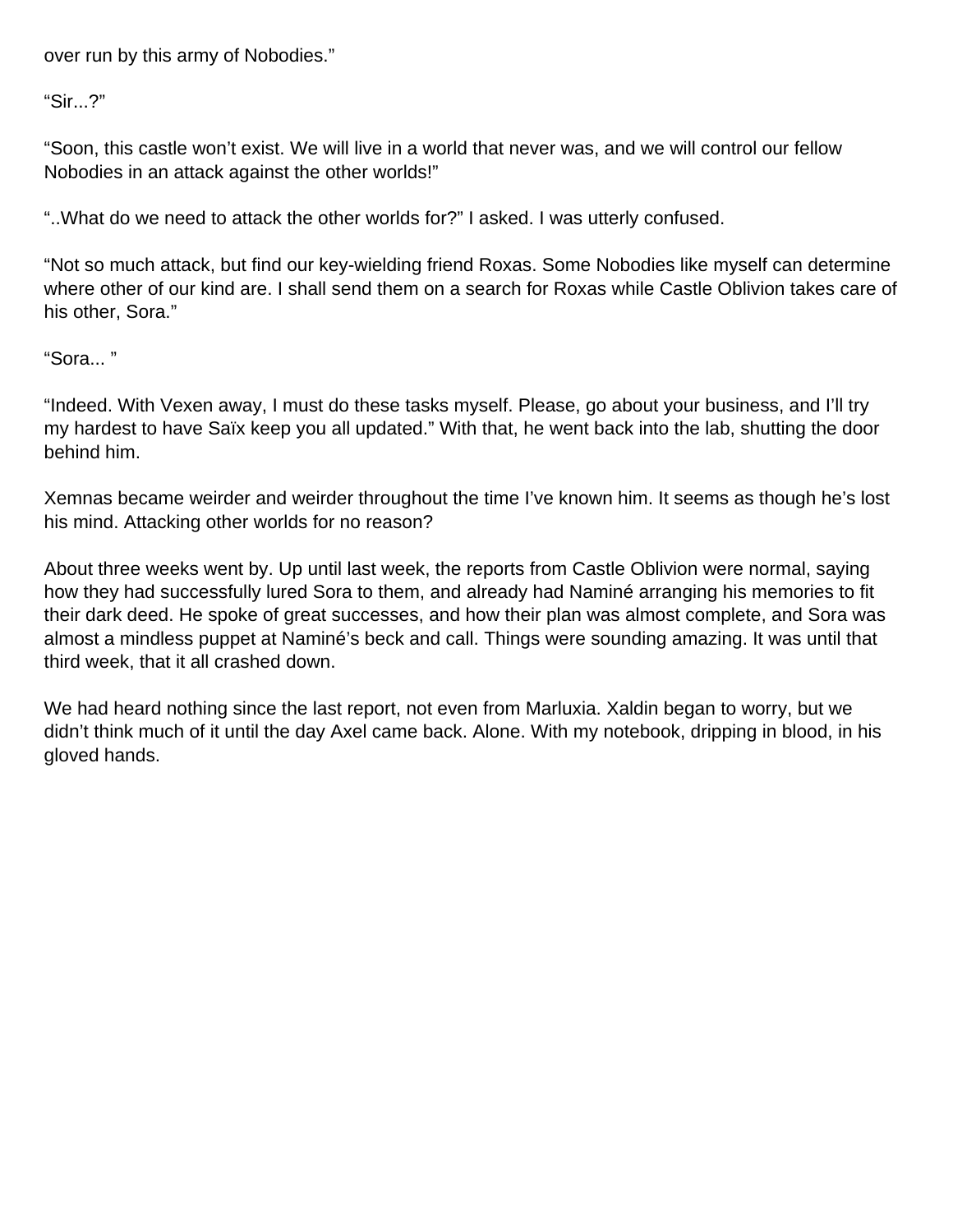over run by this army of Nobodies."

"Sir...?"

"Soon, this castle won't exist. We will live in a world that never was, and we will control our fellow Nobodies in an attack against the other worlds!"

"..What do we need to attack the other worlds for?" I asked. I was utterly confused.

"Not so much attack, but find our key-wielding friend Roxas. Some Nobodies like myself can determine where other of our kind are. I shall send them on a search for Roxas while Castle Oblivion takes care of his other, Sora."

"Sora... "

"Indeed. With Vexen away, I must do these tasks myself. Please, go about your business, and I'll try my hardest to have Saïx keep you all updated." With that, he went back into the lab, shutting the door behind him.

Xemnas became weirder and weirder throughout the time I've known him. It seems as though he's lost his mind. Attacking other worlds for no reason?

About three weeks went by. Up until last week, the reports from Castle Oblivion were normal, saying how they had successfully lured Sora to them, and already had Naminé arranging his memories to fit their dark deed. He spoke of great successes, and how their plan was almost complete, and Sora was almost a mindless puppet at Naminé's beck and call. Things were sounding amazing. It was until that third week, that it all crashed down.

We had heard nothing since the last report, not even from Marluxia. Xaldin began to worry, but we didn't think much of it until the day Axel came back. Alone. With my notebook, dripping in blood, in his gloved hands.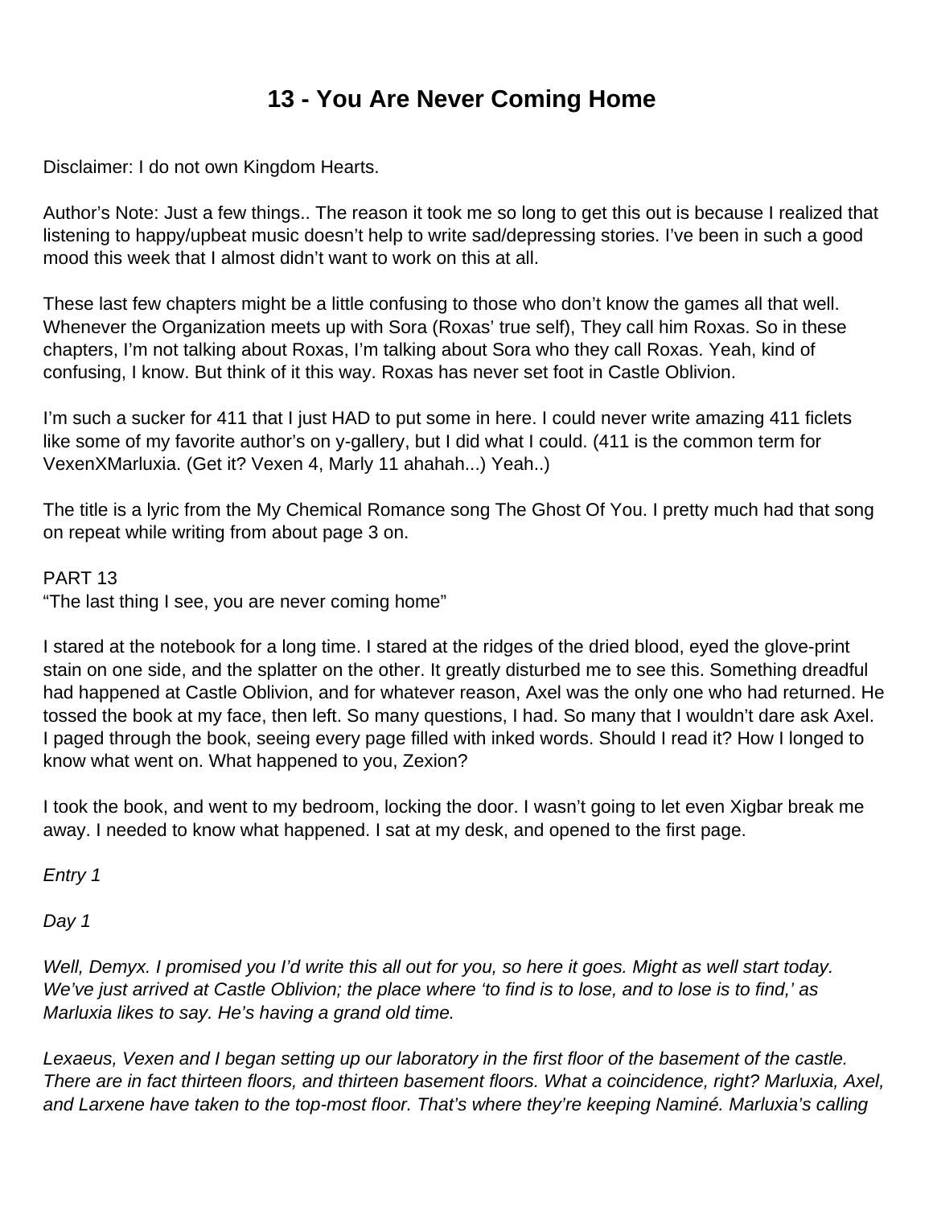# 13 - You Are Never Coming Home

Disclaimer: I do not own Kingdom Hearts.

Author's Note: Just a few things.. The reason it took me so long to get this out is because I realized that listening to happy/upbeat music doesn't help to write sad/depressing stories. I've been in such a good mood this week that I almost didn't want to work on this at all.

These last few chapters might be a little confusing to those who don't know the games all that well. Whenever the Organization meets up with Sora (Roxas' true self), They call him Roxas. So in these chapters, I'm not talking about Roxas, I'm talking about Sora who they call Roxas. Yeah, kind of confusing, I know. But think of it this way. Roxas has never set foot in Castle Oblivion.

I'm such a sucker for 411 that I just HAD to put some in here. I could never write amazing 411 ficlets like some of my favorite author's on y-gallery, but I did what I could. (411 is the common term for VexenXMarluxia. (Get it? Vexen 4, Marly 11 ahahah...) Yeah..)

The title is a lyric from the My Chemical Romance song The Ghost Of You. I pretty much had that song on repeat while writing from about page 3 on.

PART 13
"The last thing I see, you are never coming home"

I stared at the notebook for a long time. I stared at the ridges of the dried blood, eyed the glove-print stain on one side, and the splatter on the other. It greatly disturbed me to see this. Something dreadful had happened at Castle Oblivion, and for whatever reason, Axel was the only one who had returned. He tossed the book at my face, then left. So many questions, I had. So many that I wouldn't dare ask Axel. I paged through the book, seeing every page filled with inked words. Should I read it? How I longed to know what went on. What happened to you, Zexion?

I took the book, and went to my bedroom, locking the door. I wasn't going to let even Xigbar break me away. I needed to know what happened. I sat at my desk, and opened to the first page.

*Entry 1*

*Day 1*

*Well, Demyx. I promised you I'd write this all out for you, so here it goes. Might as well start today. We've just arrived at Castle Oblivion; the place where 'to find is to lose, and to lose is to find,' as Marluxia likes to say. He's having a grand old time.*

*Lexaeus, Vexen and I began setting up our laboratory in the first floor of the basement of the castle. There are in fact thirteen floors, and thirteen basement floors. What a coincidence, right? Marluxia, Axel, and Larxene have taken to the top-most floor. That's where they're keeping Naminé. Marluxia's calling*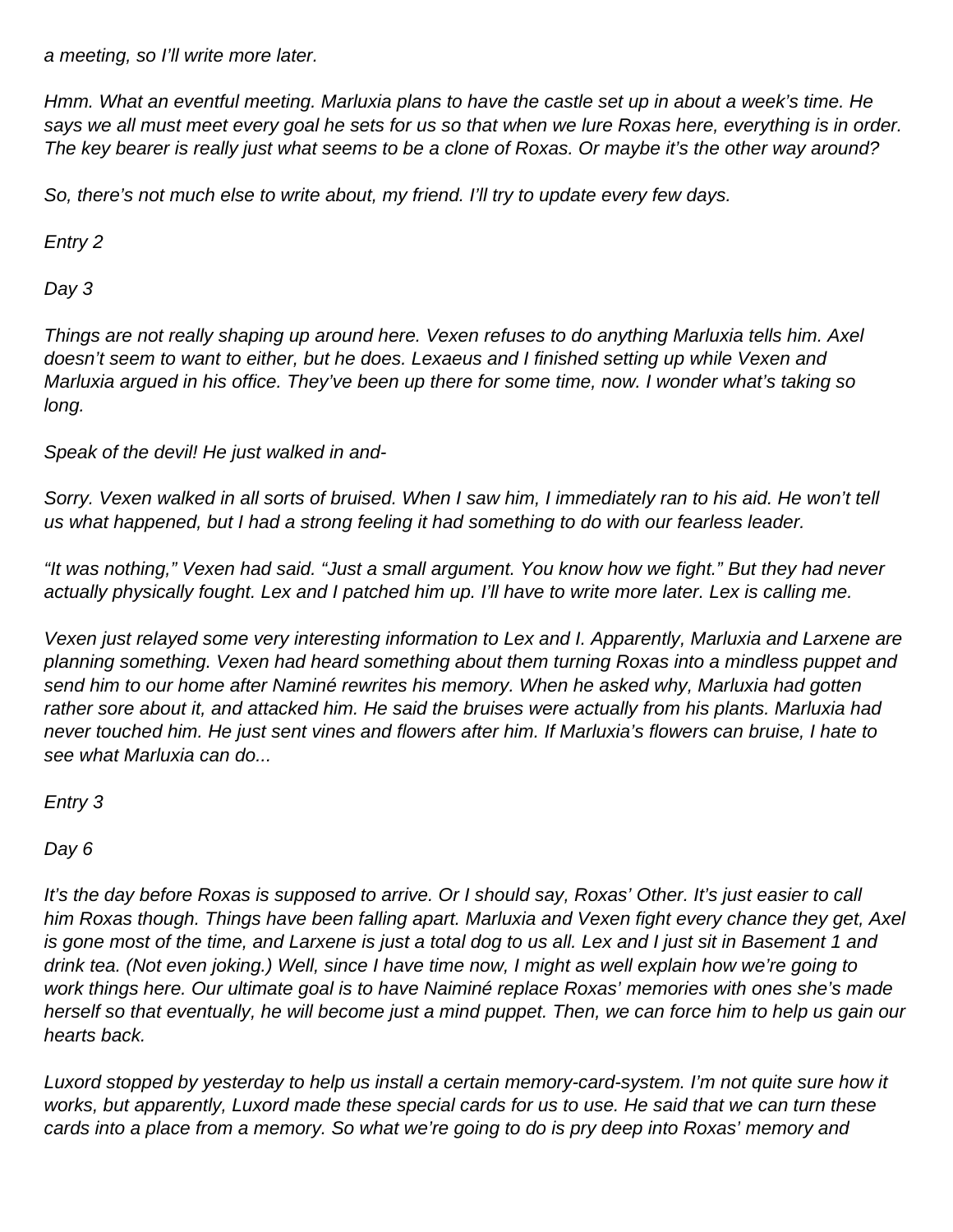*a meeting, so I'll write more later.*

*Hmm. What an eventful meeting. Marluxia plans to have the castle set up in about a week's time. He says we all must meet every goal he sets for us so that when we lure Roxas here, everything is in order. The key bearer is really just what seems to be a clone of Roxas. Or maybe it's the other way around?*

*So, there's not much else to write about, my friend. I'll try to update every few days.*

*Entry 2*

*Day 3*

*Things are not really shaping up around here. Vexen refuses to do anything Marluxia tells him. Axel doesn't seem to want to either, but he does. Lexaeus and I finished setting up while Vexen and Marluxia argued in his office. They've been up there for some time, now. I wonder what's taking so long.*

*Speak of the devil! He just walked in and-*

*Sorry. Vexen walked in all sorts of bruised. When I saw him, I immediately ran to his aid. He won't tell us what happened, but I had a strong feeling it had something to do with our fearless leader.*

*"It was nothing," Vexen had said. "Just a small argument. You know how we fight." But they had never actually physically fought. Lex and I patched him up. I'll have to write more later. Lex is calling me.*

*Vexen just relayed some very interesting information to Lex and I. Apparently, Marluxia and Larxene are planning something. Vexen had heard something about them turning Roxas into a mindless puppet and send him to our home after Naminé rewrites his memory. When he asked why, Marluxia had gotten rather sore about it, and attacked him. He said the bruises were actually from his plants. Marluxia had never touched him. He just sent vines and flowers after him. If Marluxia's flowers can bruise, I hate to see what Marluxia can do...*

*Entry 3*

*Day 6*

*It's the day before Roxas is supposed to arrive. Or I should say, Roxas' Other. It's just easier to call him Roxas though. Things have been falling apart. Marluxia and Vexen fight every chance they get, Axel is gone most of the time, and Larxene is just a total dog to us all. Lex and I just sit in Basement 1 and drink tea. (Not even joking.) Well, since I have time now, I might as well explain how we're going to work things here. Our ultimate goal is to have Naiminé replace Roxas' memories with ones she's made herself so that eventually, he will become just a mind puppet. Then, we can force him to help us gain our hearts back.*

*Luxord stopped by yesterday to help us install a certain memory-card-system. I'm not quite sure how it works, but apparently, Luxord made these special cards for us to use. He said that we can turn these cards into a place from a memory. So what we're going to do is pry deep into Roxas' memory and*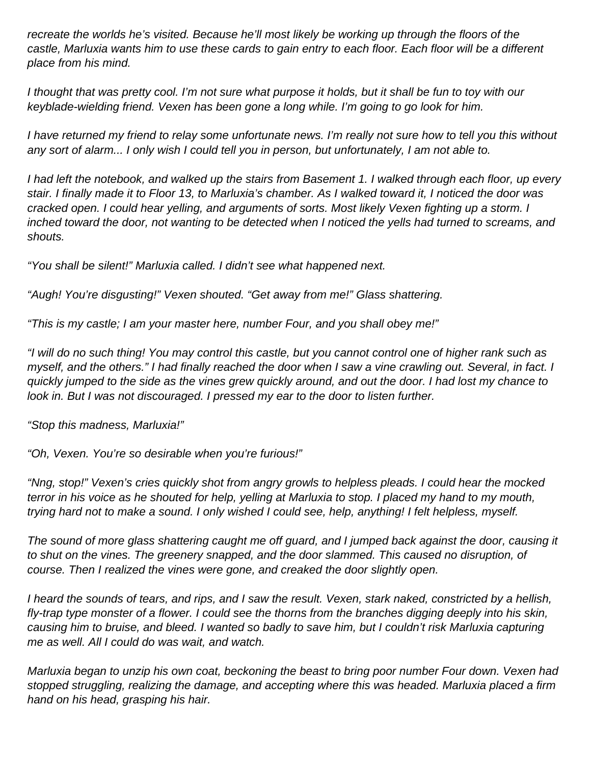*recreate the worlds he's visited. Because he'll most likely be working up through the floors of the castle, Marluxia wants him to use these cards to gain entry to each floor. Each floor will be a different place from his mind.*

*I thought that was pretty cool. I'm not sure what purpose it holds, but it shall be fun to toy with our keyblade-wielding friend. Vexen has been gone a long while. I'm going to go look for him.*

*I have returned my friend to relay some unfortunate news. I'm really not sure how to tell you this without any sort of alarm... I only wish I could tell you in person, but unfortunately, I am not able to.*

*I had left the notebook, and walked up the stairs from Basement 1. I walked through each floor, up every stair. I finally made it to Floor 13, to Marluxia's chamber. As I walked toward it, I noticed the door was cracked open. I could hear yelling, and arguments of sorts. Most likely Vexen fighting up a storm. I inched toward the door, not wanting to be detected when I noticed the yells had turned to screams, and shouts.*

*"You shall be silent!" Marluxia called. I didn't see what happened next.*

*"Augh! You're disgusting!" Vexen shouted. "Get away from me!" Glass shattering.*

*"This is my castle; I am your master here, number Four, and you shall obey me!"*

*"I will do no such thing! You may control this castle, but you cannot control one of higher rank such as myself, and the others." I had finally reached the door when I saw a vine crawling out. Several, in fact. I quickly jumped to the side as the vines grew quickly around, and out the door. I had lost my chance to look in. But I was not discouraged. I pressed my ear to the door to listen further.*

*"Stop this madness, Marluxia!"*

*"Oh, Vexen. You're so desirable when you're furious!"*

*"Nng, stop!" Vexen's cries quickly shot from angry growls to helpless pleads. I could hear the mocked terror in his voice as he shouted for help, yelling at Marluxia to stop. I placed my hand to my mouth, trying hard not to make a sound. I only wished I could see, help, anything! I felt helpless, myself.*

*The sound of more glass shattering caught me off guard, and I jumped back against the door, causing it to shut on the vines. The greenery snapped, and the door slammed. This caused no disruption, of course. Then I realized the vines were gone, and creaked the door slightly open.*

*I heard the sounds of tears, and rips, and I saw the result. Vexen, stark naked, constricted by a hellish, fly-trap type monster of a flower. I could see the thorns from the branches digging deeply into his skin, causing him to bruise, and bleed. I wanted so badly to save him, but I couldn't risk Marluxia capturing me as well. All I could do was wait, and watch.*

*Marluxia began to unzip his own coat, beckoning the beast to bring poor number Four down. Vexen had stopped struggling, realizing the damage, and accepting where this was headed. Marluxia placed a firm hand on his head, grasping his hair.*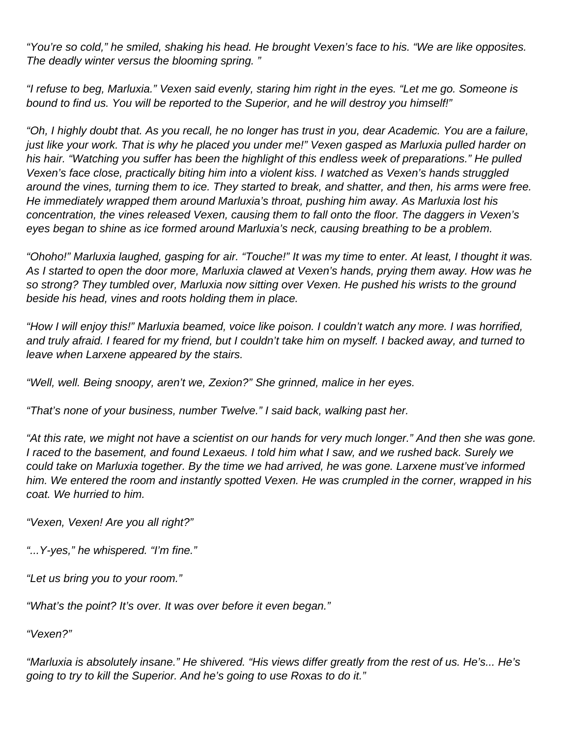*"You're so cold," he smiled, shaking his head. He brought Vexen's face to his. "We are like opposites. The deadly winter versus the blooming spring. "*

*"I refuse to beg, Marluxia." Vexen said evenly, staring him right in the eyes. "Let me go. Someone is bound to find us. You will be reported to the Superior, and he will destroy you himself!"*

*"Oh, I highly doubt that. As you recall, he no longer has trust in you, dear Academic. You are a failure, just like your work. That is why he placed you under me!" Vexen gasped as Marluxia pulled harder on his hair. "Watching you suffer has been the highlight of this endless week of preparations." He pulled Vexen's face close, practically biting him into a violent kiss. I watched as Vexen's hands struggled around the vines, turning them to ice. They started to break, and shatter, and then, his arms were free. He immediately wrapped them around Marluxia's throat, pushing him away. As Marluxia lost his concentration, the vines released Vexen, causing them to fall onto the floor. The daggers in Vexen's eyes began to shine as ice formed around Marluxia's neck, causing breathing to be a problem.*

*"Ohoho!" Marluxia laughed, gasping for air. "Touche!" It was my time to enter. At least, I thought it was. As I started to open the door more, Marluxia clawed at Vexen's hands, prying them away. How was he so strong? They tumbled over, Marluxia now sitting over Vexen. He pushed his wrists to the ground beside his head, vines and roots holding them in place.*

*"How I will enjoy this!" Marluxia beamed, voice like poison. I couldn't watch any more. I was horrified, and truly afraid. I feared for my friend, but I couldn't take him on myself. I backed away, and turned to leave when Larxene appeared by the stairs.*

*"Well, well. Being snoopy, aren't we, Zexion?" She grinned, malice in her eyes.*

*"That's none of your business, number Twelve." I said back, walking past her.*

*"At this rate, we might not have a scientist on our hands for very much longer." And then she was gone. I raced to the basement, and found Lexaeus. I told him what I saw, and we rushed back. Surely we could take on Marluxia together. By the time we had arrived, he was gone. Larxene must've informed him. We entered the room and instantly spotted Vexen. He was crumpled in the corner, wrapped in his coat. We hurried to him.*

*"Vexen, Vexen! Are you all right?"*

*"...Y-yes," he whispered. "I'm fine."*

*"Let us bring you to your room."*

*"What's the point? It's over. It was over before it even began."*

*"Vexen?"*

*"Marluxia is absolutely insane." He shivered. "His views differ greatly from the rest of us. He's... He's going to try to kill the Superior. And he's going to use Roxas to do it."*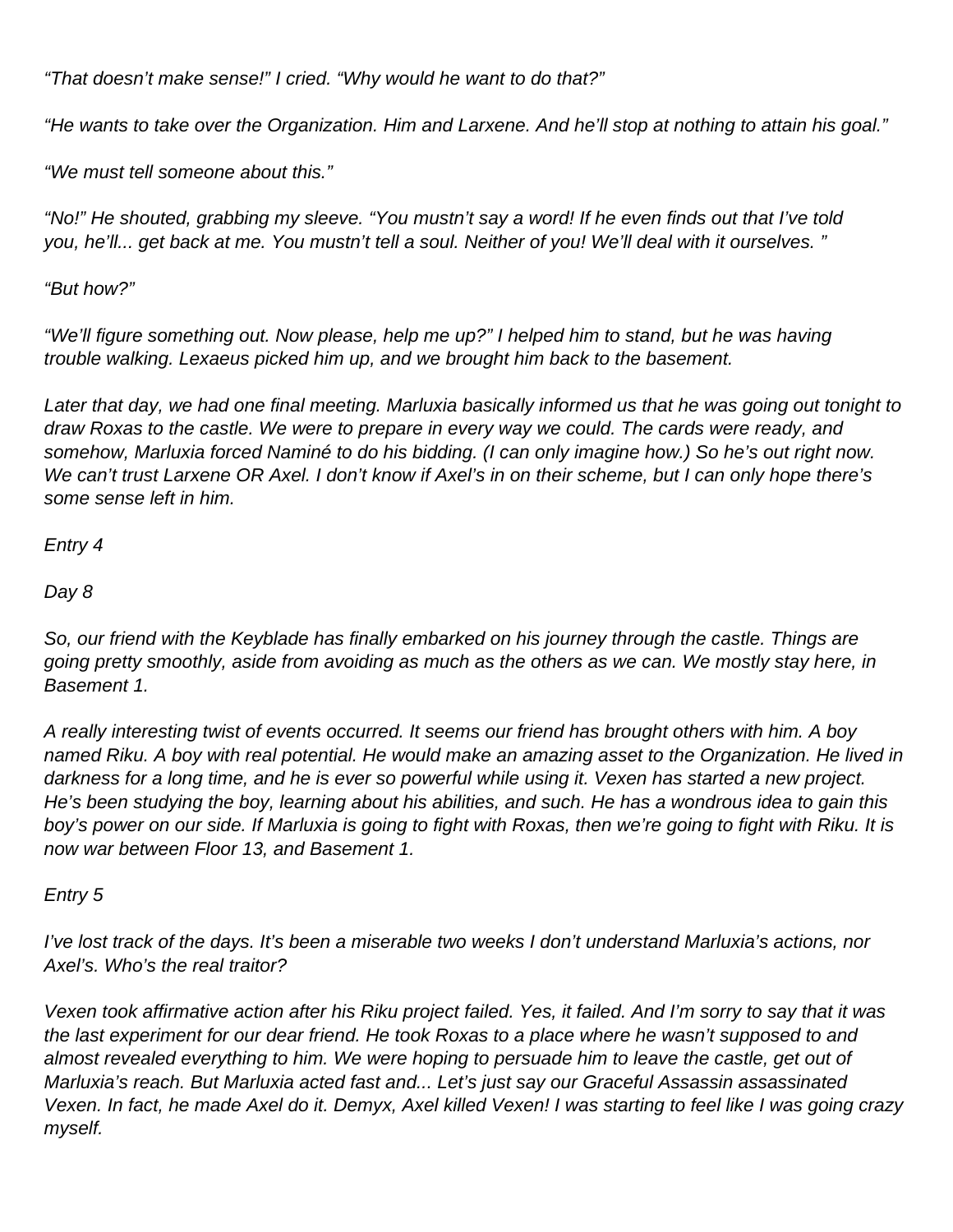*“That doesn’t make sense!” I cried. “Why would he want to do that?”*

*“He wants to take over the Organization. Him and Larxene. And he’ll stop at nothing to attain his goal.”*

*“We must tell someone about this.”*

*“No!” He shouted, grabbing my sleeve. “You mustn’t say a word! If he even finds out that I’ve told you, he’ll... get back at me. You mustn’t tell a soul. Neither of you! We’ll deal with it ourselves. ”*

*“But how?”*

*“We’ll figure something out. Now please, help me up?” I helped him to stand, but he was having trouble walking. Lexaeus picked him up, and we brought him back to the basement.*

*Later that day, we had one final meeting. Marluxia basically informed us that he was going out tonight to draw Roxas to the castle. We were to prepare in every way we could. The cards were ready, and somehow, Marluxia forced Naminé to do his bidding. (I can only imagine how.) So he’s out right now. We can’t trust Larxene OR Axel. I don’t know if Axel’s in on their scheme, but I can only hope there’s some sense left in him.*

*Entry 4*

*Day 8*

*So, our friend with the Keyblade has finally embarked on his journey through the castle. Things are going pretty smoothly, aside from avoiding as much as the others as we can. We mostly stay here, in Basement 1.*

*A really interesting twist of events occurred. It seems our friend has brought others with him. A boy named Riku. A boy with real potential. He would make an amazing asset to the Organization. He lived in darkness for a long time, and he is ever so powerful while using it. Vexen has started a new project. He’s been studying the boy, learning about his abilities, and such. He has a wondrous idea to gain this boy’s power on our side. If Marluxia is going to fight with Roxas, then we’re going to fight with Riku. It is now war between Floor 13, and Basement 1.*

*Entry 5*

*I’ve lost track of the days. It’s been a miserable two weeks I don’t understand Marluxia’s actions, nor Axel’s. Who’s the real traitor?*

*Vexen took affirmative action after his Riku project failed. Yes, it failed. And I’m sorry to say that it was the last experiment for our dear friend. He took Roxas to a place where he wasn’t supposed to and almost revealed everything to him. We were hoping to persuade him to leave the castle, get out of Marluxia’s reach. But Marluxia acted fast and... Let’s just say our Graceful Assassin assassinated Vexen. In fact, he made Axel do it. Demyx, Axel killed Vexen! I was starting to feel like I was going crazy myself.*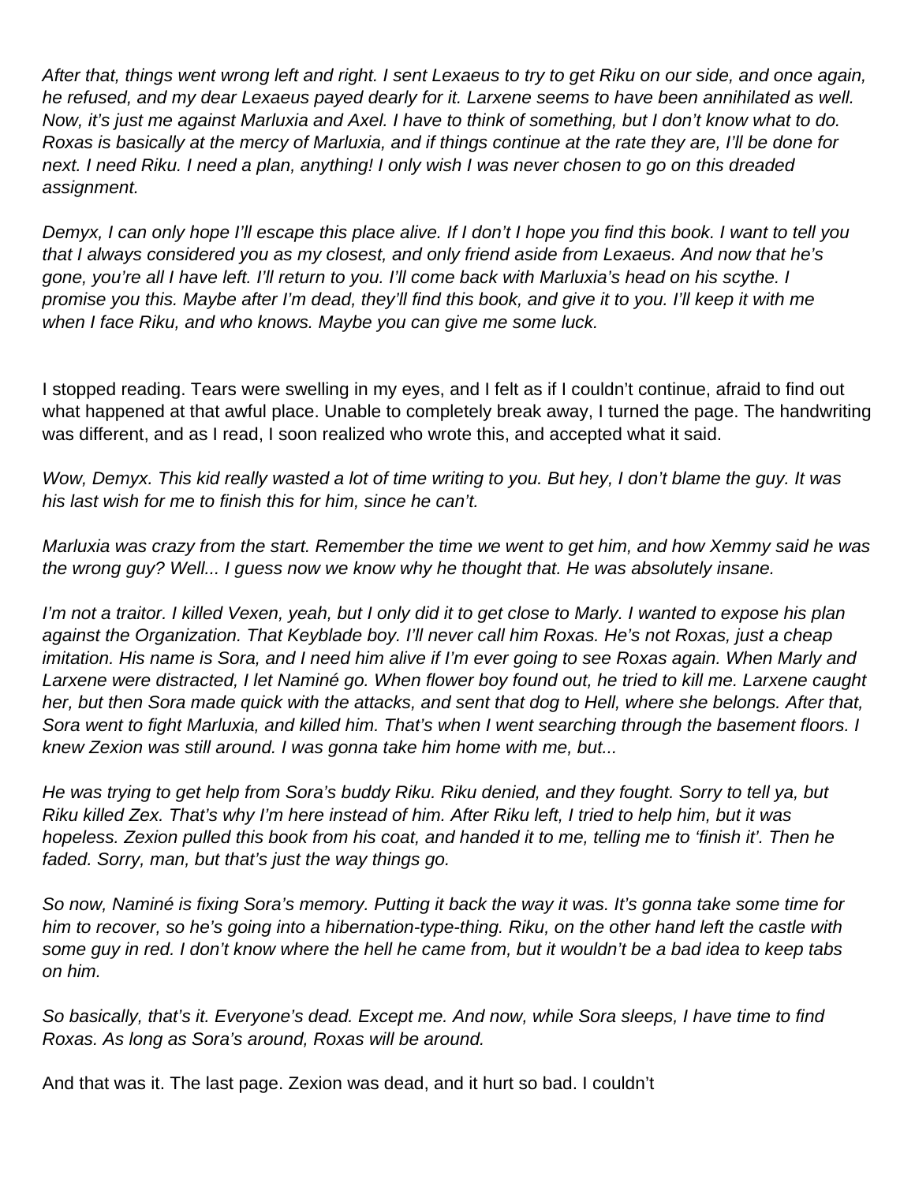*After that, things went wrong left and right. I sent Lexaeus to try to get Riku on our side, and once again, he refused, and my dear Lexaeus payed dearly for it. Larxene seems to have been annihilated as well. Now, it's just me against Marluxia and Axel. I have to think of something, but I don't know what to do. Roxas is basically at the mercy of Marluxia, and if things continue at the rate they are, I'll be done for next. I need Riku. I need a plan, anything! I only wish I was never chosen to go on this dreaded assignment.*

*Demyx, I can only hope I'll escape this place alive. If I don't I hope you find this book. I want to tell you that I always considered you as my closest, and only friend aside from Lexaeus. And now that he's gone, you're all I have left. I'll return to you. I'll come back with Marluxia's head on his scythe. I promise you this. Maybe after I'm dead, they'll find this book, and give it to you. I'll keep it with me when I face Riku, and who knows. Maybe you can give me some luck.*

I stopped reading. Tears were swelling in my eyes, and I felt as if I couldn't continue, afraid to find out what happened at that awful place. Unable to completely break away, I turned the page. The handwriting was different, and as I read, I soon realized who wrote this, and accepted what it said.

*Wow, Demyx. This kid really wasted a lot of time writing to you. But hey, I don't blame the guy. It was his last wish for me to finish this for him, since he can't.*

*Marluxia was crazy from the start. Remember the time we went to get him, and how Xemmy said he was the wrong guy? Well... I guess now we know why he thought that. He was absolutely insane.*

*I'm not a traitor. I killed Vexen, yeah, but I only did it to get close to Marly. I wanted to expose his plan against the Organization. That Keyblade boy. I'll never call him Roxas. He's not Roxas, just a cheap imitation. His name is Sora, and I need him alive if I'm ever going to see Roxas again. When Marly and Larxene were distracted, I let Naminé go. When flower boy found out, he tried to kill me. Larxene caught her, but then Sora made quick with the attacks, and sent that dog to Hell, where she belongs. After that, Sora went to fight Marluxia, and killed him. That's when I went searching through the basement floors. I knew Zexion was still around. I was gonna take him home with me, but...*

*He was trying to get help from Sora's buddy Riku. Riku denied, and they fought. Sorry to tell ya, but Riku killed Zex. That's why I'm here instead of him. After Riku left, I tried to help him, but it was hopeless. Zexion pulled this book from his coat, and handed it to me, telling me to 'finish it'. Then he faded. Sorry, man, but that's just the way things go.*

*So now, Naminé is fixing Sora's memory. Putting it back the way it was. It's gonna take some time for him to recover, so he's going into a hibernation-type-thing. Riku, on the other hand left the castle with some guy in red. I don't know where the hell he came from, but it wouldn't be a bad idea to keep tabs on him.*

*So basically, that's it. Everyone's dead. Except me. And now, while Sora sleeps, I have time to find Roxas. As long as Sora's around, Roxas will be around.*

And that was it. The last page. Zexion was dead, and it hurt so bad. I couldn't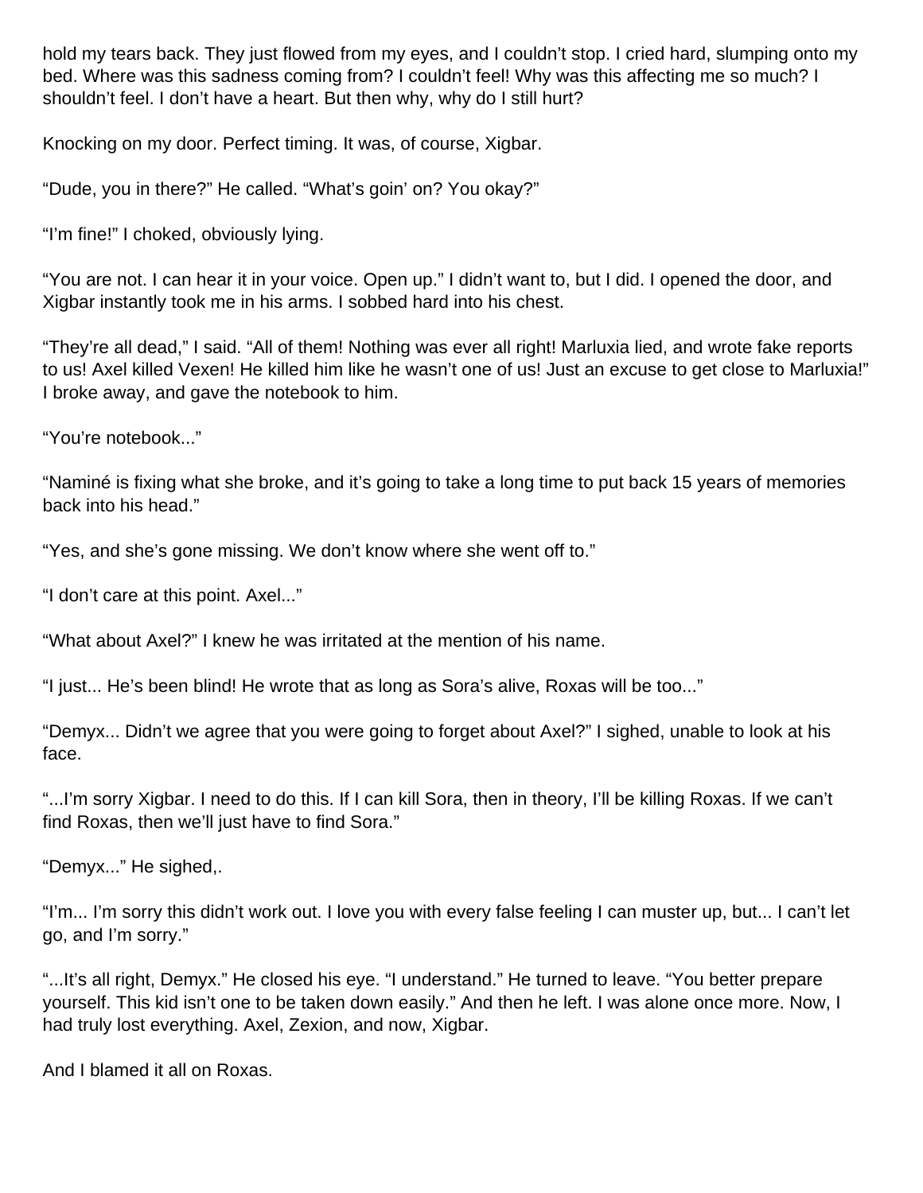hold my tears back. They just flowed from my eyes, and I couldn't stop. I cried hard, slumping onto my bed. Where was this sadness coming from? I couldn't feel! Why was this affecting me so much? I shouldn't feel. I don't have a heart. But then why, why do I still hurt?

Knocking on my door. Perfect timing. It was, of course, Xigbar.

"Dude, you in there?" He called. "What's goin' on? You okay?"

"I'm fine!" I choked, obviously lying.

"You are not. I can hear it in your voice. Open up." I didn't want to, but I did. I opened the door, and Xigbar instantly took me in his arms. I sobbed hard into his chest.

"They're all dead," I said. "All of them! Nothing was ever all right! Marluxia lied, and wrote fake reports to us! Axel killed Vexen! He killed him like he wasn't one of us! Just an excuse to get close to Marluxia!" I broke away, and gave the notebook to him.

"You're notebook..."

"Naminé is fixing what she broke, and it's going to take a long time to put back 15 years of memories back into his head."

"Yes, and she's gone missing. We don't know where she went off to."

"I don't care at this point. Axel..."

"What about Axel?" I knew he was irritated at the mention of his name.

"I just... He's been blind! He wrote that as long as Sora's alive, Roxas will be too..."

"Demyx... Didn't we agree that you were going to forget about Axel?" I sighed, unable to look at his face.

"...I'm sorry Xigbar. I need to do this. If I can kill Sora, then in theory, I'll be killing Roxas. If we can't find Roxas, then we'll just have to find Sora."

"Demyx..." He sighed,.

"I'm... I'm sorry this didn't work out. I love you with every false feeling I can muster up, but... I can't let go, and I'm sorry."

"...It's all right, Demyx." He closed his eye. "I understand." He turned to leave. "You better prepare yourself. This kid isn't one to be taken down easily." And then he left. I was alone once more. Now, I had truly lost everything. Axel, Zexion, and now, Xigbar.

And I blamed it all on Roxas.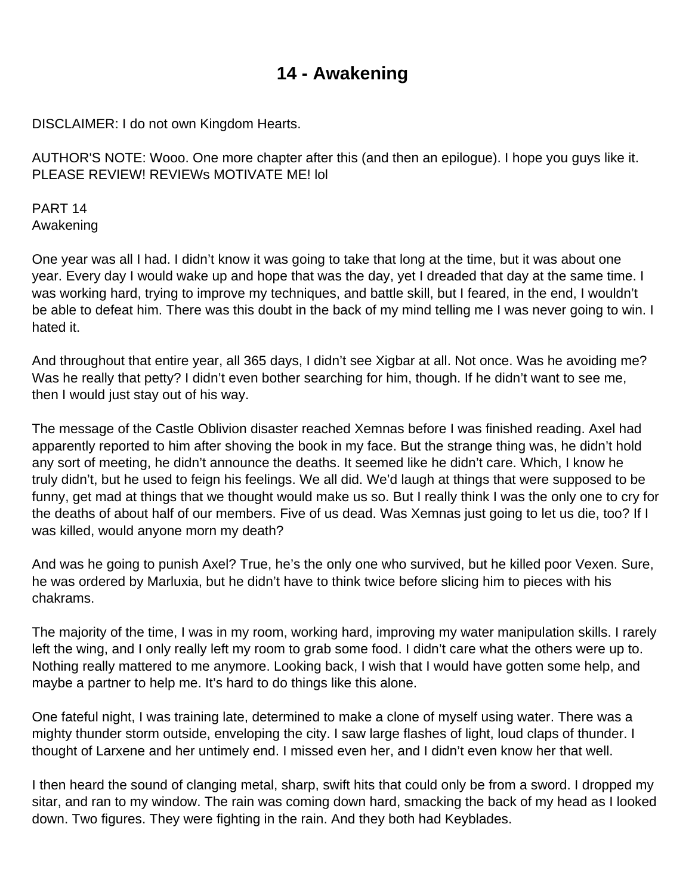# 14 - Awakening

DISCLAIMER: I do not own Kingdom Hearts.

AUTHOR'S NOTE: Wooo. One more chapter after this (and then an epilogue). I hope you guys like it. PLEASE REVIEW! REVIEWs MOTIVATE ME! lol

PART 14
Awakening

One year was all I had. I didn't know it was going to take that long at the time, but it was about one year. Every day I would wake up and hope that was the day, yet I dreaded that day at the same time. I was working hard, trying to improve my techniques, and battle skill, but I feared, in the end, I wouldn't be able to defeat him. There was this doubt in the back of my mind telling me I was never going to win. I hated it.

And throughout that entire year, all 365 days, I didn't see Xigbar at all. Not once. Was he avoiding me? Was he really that petty? I didn't even bother searching for him, though. If he didn't want to see me, then I would just stay out of his way.

The message of the Castle Oblivion disaster reached Xemnas before I was finished reading. Axel had apparently reported to him after shoving the book in my face. But the strange thing was, he didn't hold any sort of meeting, he didn't announce the deaths. It seemed like he didn't care. Which, I know he truly didn't, but he used to feign his feelings. We all did. We'd laugh at things that were supposed to be funny, get mad at things that we thought would make us so. But I really think I was the only one to cry for the deaths of about half of our members. Five of us dead. Was Xemnas just going to let us die, too? If I was killed, would anyone morn my death?

And was he going to punish Axel? True, he's the only one who survived, but he killed poor Vexen. Sure, he was ordered by Marluxia, but he didn't have to think twice before slicing him to pieces with his chakrams.

The majority of the time, I was in my room, working hard, improving my water manipulation skills. I rarely left the wing, and I only really left my room to grab some food. I didn't care what the others were up to. Nothing really mattered to me anymore. Looking back, I wish that I would have gotten some help, and maybe a partner to help me. It's hard to do things like this alone.

One fateful night, I was training late, determined to make a clone of myself using water. There was a mighty thunder storm outside, enveloping the city. I saw large flashes of light, loud claps of thunder. I thought of Larxene and her untimely end. I missed even her, and I didn't even know her that well.

I then heard the sound of clanging metal, sharp, swift hits that could only be from a sword. I dropped my sitar, and ran to my window. The rain was coming down hard, smacking the back of my head as I looked down. Two figures. They were fighting in the rain. And they both had Keyblades.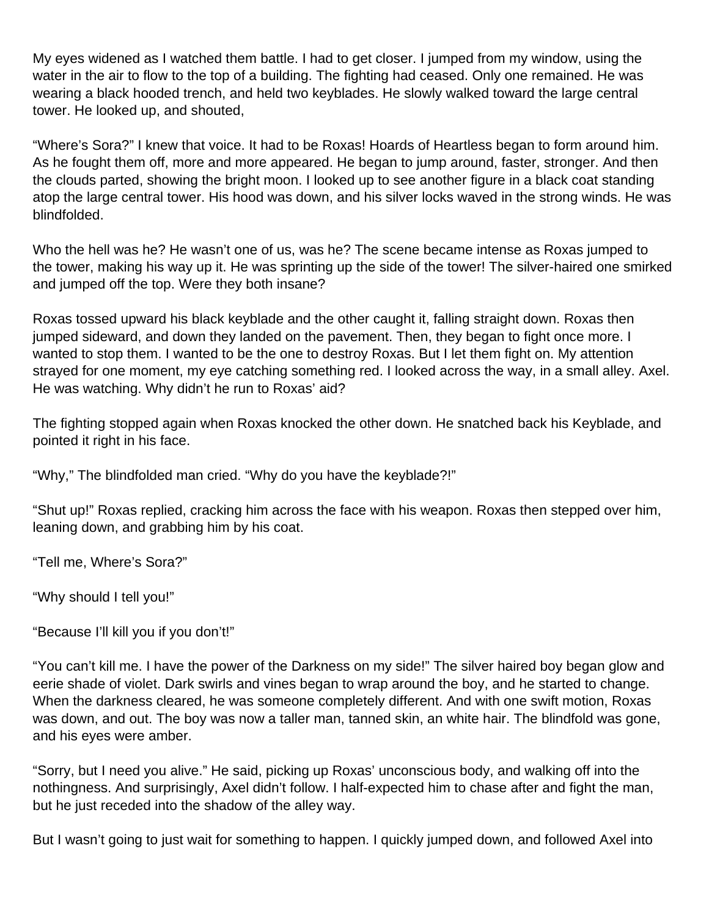My eyes widened as I watched them battle. I had to get closer. I jumped from my window, using the water in the air to flow to the top of a building. The fighting had ceased. Only one remained. He was wearing a black hooded trench, and held two keyblades. He slowly walked toward the large central tower. He looked up, and shouted,

“Where’s Sora?” I knew that voice. It had to be Roxas! Hoards of Heartless began to form around him. As he fought them off, more and more appeared. He began to jump around, faster, stronger. And then the clouds parted, showing the bright moon. I looked up to see another figure in a black coat standing atop the large central tower. His hood was down, and his silver locks waved in the strong winds. He was blindfolded.

Who the hell was he? He wasn’t one of us, was he? The scene became intense as Roxas jumped to the tower, making his way up it. He was sprinting up the side of the tower! The silver-haired one smirked and jumped off the top. Were they both insane?

Roxas tossed upward his black keyblade and the other caught it, falling straight down. Roxas then jumped sideward, and down they landed on the pavement. Then, they began to fight once more. I wanted to stop them. I wanted to be the one to destroy Roxas. But I let them fight on. My attention strayed for one moment, my eye catching something red. I looked across the way, in a small alley. Axel. He was watching. Why didn’t he run to Roxas’ aid?

The fighting stopped again when Roxas knocked the other down. He snatched back his Keyblade, and pointed it right in his face.

“Why,” The blindfolded man cried. “Why do you have the keyblade?!”

“Shut up!” Roxas replied, cracking him across the face with his weapon. Roxas then stepped over him, leaning down, and grabbing him by his coat.

“Tell me, Where’s Sora?”

“Why should I tell you!”

“Because I’ll kill you if you don’t!”

“You can’t kill me. I have the power of the Darkness on my side!” The silver haired boy began glow and eerie shade of violet. Dark swirls and vines began to wrap around the boy, and he started to change. When the darkness cleared, he was someone completely different. And with one swift motion, Roxas was down, and out. The boy was now a taller man, tanned skin, an white hair. The blindfold was gone, and his eyes were amber.

“Sorry, but I need you alive.” He said, picking up Roxas’ unconscious body, and walking off into the nothingness. And surprisingly, Axel didn’t follow. I half-expected him to chase after and fight the man, but he just receded into the shadow of the alley way.

But I wasn’t going to just wait for something to happen. I quickly jumped down, and followed Axel into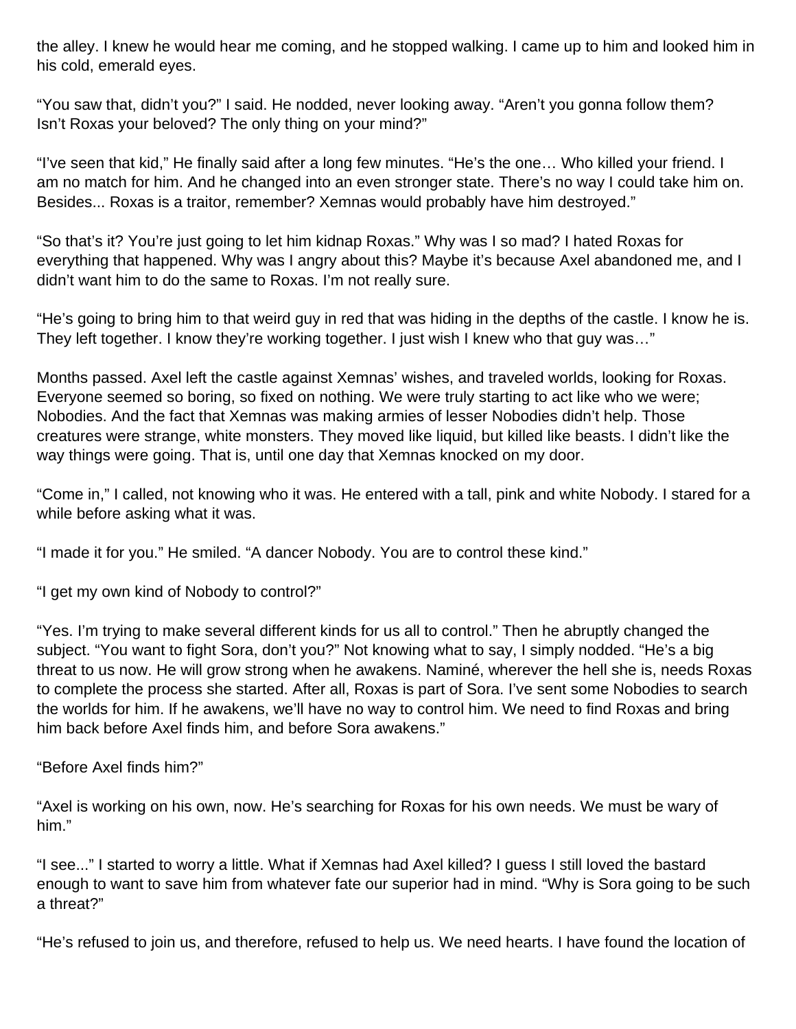the alley. I knew he would hear me coming, and he stopped walking. I came up to him and looked him in his cold, emerald eyes.

“You saw that, didn’t you?” I said. He nodded, never looking away. “Aren’t you gonna follow them? Isn’t Roxas your beloved? The only thing on your mind?”

“I’ve seen that kid,” He finally said after a long few minutes. “He’s the one… Who killed your friend. I am no match for him. And he changed into an even stronger state. There’s no way I could take him on. Besides... Roxas is a traitor, remember? Xemnas would probably have him destroyed.”

“So that’s it? You’re just going to let him kidnap Roxas.” Why was I so mad? I hated Roxas for everything that happened. Why was I angry about this? Maybe it’s because Axel abandoned me, and I didn’t want him to do the same to Roxas. I’m not really sure.

“He’s going to bring him to that weird guy in red that was hiding in the depths of the castle. I know he is. They left together. I know they’re working together. I just wish I knew who that guy was…”

Months passed. Axel left the castle against Xemnas’ wishes, and traveled worlds, looking for Roxas. Everyone seemed so boring, so fixed on nothing. We were truly starting to act like who we were; Nobodies. And the fact that Xemnas was making armies of lesser Nobodies didn’t help. Those creatures were strange, white monsters. They moved like liquid, but killed like beasts. I didn’t like the way things were going. That is, until one day that Xemnas knocked on my door.

“Come in,” I called, not knowing who it was. He entered with a tall, pink and white Nobody. I stared for a while before asking what it was.

“I made it for you.” He smiled. “A dancer Nobody. You are to control these kind.”

“I get my own kind of Nobody to control?”

“Yes. I’m trying to make several different kinds for us all to control.” Then he abruptly changed the subject. “You want to fight Sora, don’t you?” Not knowing what to say, I simply nodded. “He’s a big threat to us now. He will grow strong when he awakens. Naminé, wherever the hell she is, needs Roxas to complete the process she started. After all, Roxas is part of Sora. I’ve sent some Nobodies to search the worlds for him. If he awakens, we’ll have no way to control him. We need to find Roxas and bring him back before Axel finds him, and before Sora awakens.”

“Before Axel finds him?”

“Axel is working on his own, now. He’s searching for Roxas for his own needs. We must be wary of him.”

“I see...” I started to worry a little. What if Xemnas had Axel killed? I guess I still loved the bastard enough to want to save him from whatever fate our superior had in mind. “Why is Sora going to be such a threat?”

“He’s refused to join us, and therefore, refused to help us. We need hearts. I have found the location of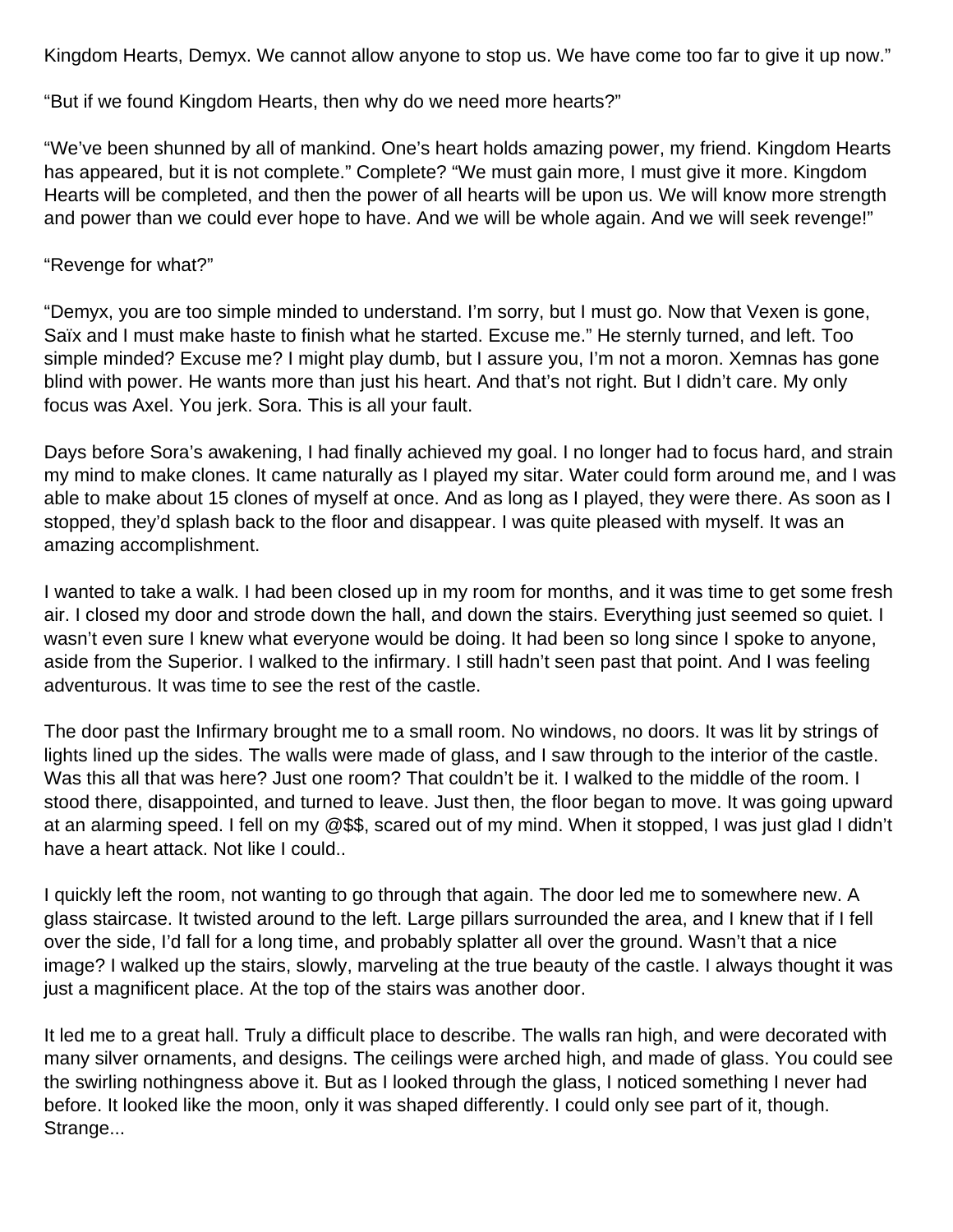Kingdom Hearts, Demyx. We cannot allow anyone to stop us. We have come too far to give it up now."

"But if we found Kingdom Hearts, then why do we need more hearts?"

"We've been shunned by all of mankind. One's heart holds amazing power, my friend. Kingdom Hearts has appeared, but it is not complete." Complete? "We must gain more, I must give it more. Kingdom Hearts will be completed, and then the power of all hearts will be upon us. We will know more strength and power than we could ever hope to have. And we will be whole again. And we will seek revenge!"

"Revenge for what?"

"Demyx, you are too simple minded to understand. I'm sorry, but I must go. Now that Vexen is gone, Saïx and I must make haste to finish what he started. Excuse me." He sternly turned, and left. Too simple minded? Excuse me? I might play dumb, but I assure you, I'm not a moron. Xemnas has gone blind with power. He wants more than just his heart. And that's not right. But I didn't care. My only focus was Axel. You jerk. Sora. This is all your fault.

Days before Sora's awakening, I had finally achieved my goal. I no longer had to focus hard, and strain my mind to make clones. It came naturally as I played my sitar. Water could form around me, and I was able to make about 15 clones of myself at once. And as long as I played, they were there. As soon as I stopped, they'd splash back to the floor and disappear. I was quite pleased with myself. It was an amazing accomplishment.

I wanted to take a walk. I had been closed up in my room for months, and it was time to get some fresh air. I closed my door and strode down the hall, and down the stairs. Everything just seemed so quiet. I wasn't even sure I knew what everyone would be doing. It had been so long since I spoke to anyone, aside from the Superior. I walked to the infirmary. I still hadn't seen past that point. And I was feeling adventurous. It was time to see the rest of the castle.

The door past the Infirmary brought me to a small room. No windows, no doors. It was lit by strings of lights lined up the sides. The walls were made of glass, and I saw through to the interior of the castle. Was this all that was here? Just one room? That couldn't be it. I walked to the middle of the room. I stood there, disappointed, and turned to leave. Just then, the floor began to move. It was going upward at an alarming speed. I fell on my @$$, scared out of my mind. When it stopped, I was just glad I didn't have a heart attack. Not like I could..

I quickly left the room, not wanting to go through that again. The door led me to somewhere new. A glass staircase. It twisted around to the left. Large pillars surrounded the area, and I knew that if I fell over the side, I'd fall for a long time, and probably splatter all over the ground. Wasn't that a nice image? I walked up the stairs, slowly, marveling at the true beauty of the castle. I always thought it was just a magnificent place. At the top of the stairs was another door.

It led me to a great hall. Truly a difficult place to describe. The walls ran high, and were decorated with many silver ornaments, and designs. The ceilings were arched high, and made of glass. You could see the swirling nothingness above it. But as I looked through the glass, I noticed something I never had before. It looked like the moon, only it was shaped differently. I could only see part of it, though. Strange...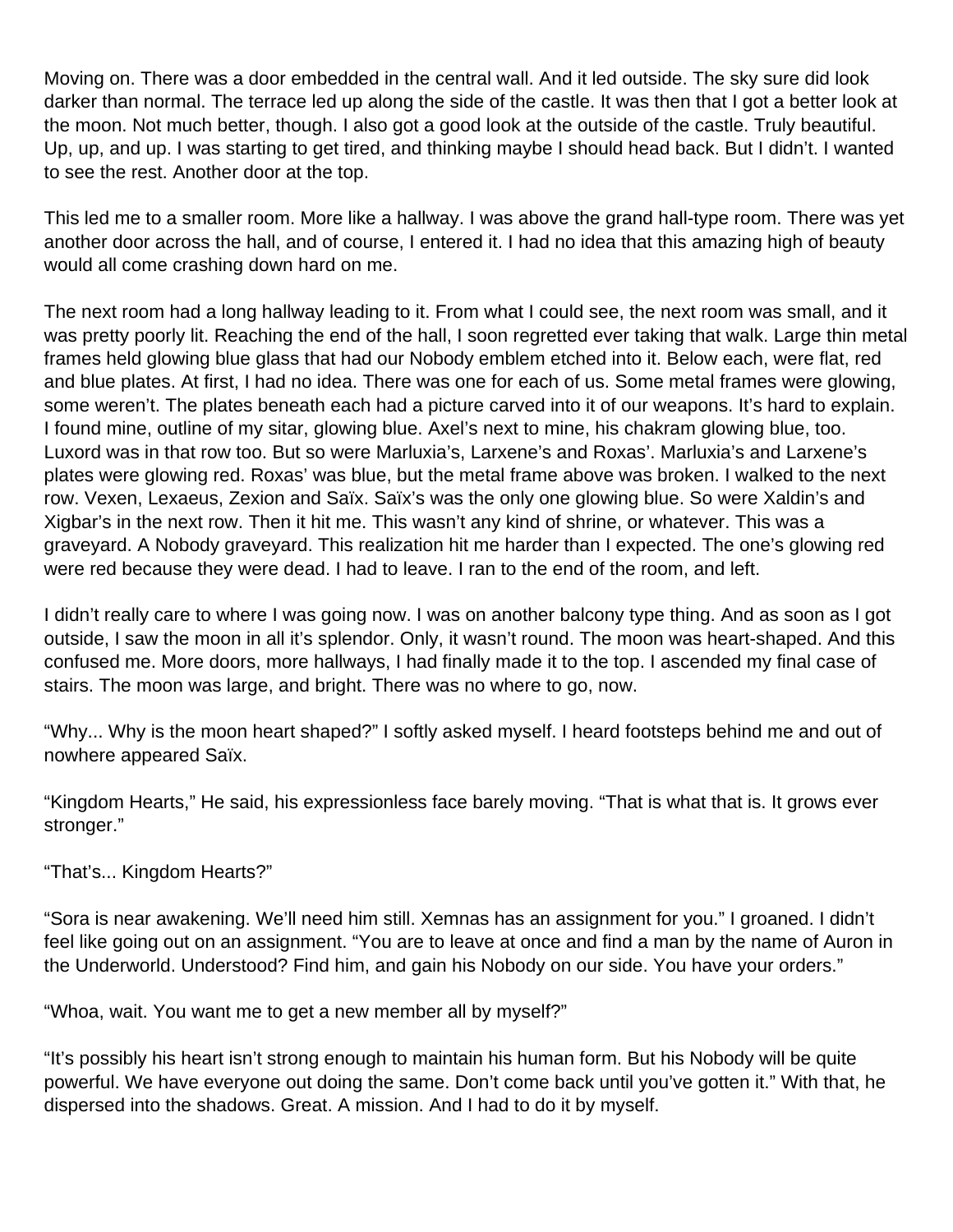Moving on. There was a door embedded in the central wall. And it led outside. The sky sure did look darker than normal. The terrace led up along the side of the castle. It was then that I got a better look at the moon. Not much better, though. I also got a good look at the outside of the castle. Truly beautiful. Up, up, and up. I was starting to get tired, and thinking maybe I should head back. But I didn't. I wanted to see the rest. Another door at the top.

This led me to a smaller room. More like a hallway. I was above the grand hall-type room. There was yet another door across the hall, and of course, I entered it. I had no idea that this amazing high of beauty would all come crashing down hard on me.

The next room had a long hallway leading to it. From what I could see, the next room was small, and it was pretty poorly lit. Reaching the end of the hall, I soon regretted ever taking that walk. Large thin metal frames held glowing blue glass that had our Nobody emblem etched into it. Below each, were flat, red and blue plates. At first, I had no idea. There was one for each of us. Some metal frames were glowing, some weren't. The plates beneath each had a picture carved into it of our weapons. It's hard to explain. I found mine, outline of my sitar, glowing blue. Axel's next to mine, his chakram glowing blue, too. Luxord was in that row too. But so were Marluxia's, Larxene's and Roxas'. Marluxia's and Larxene's plates were glowing red. Roxas' was blue, but the metal frame above was broken. I walked to the next row. Vexen, Lexaeus, Zexion and Saïx. Saïx's was the only one glowing blue. So were Xaldin's and Xigbar's in the next row. Then it hit me. This wasn't any kind of shrine, or whatever. This was a graveyard. A Nobody graveyard. This realization hit me harder than I expected. The one's glowing red were red because they were dead. I had to leave. I ran to the end of the room, and left.

I didn't really care to where I was going now. I was on another balcony type thing. And as soon as I got outside, I saw the moon in all it's splendor. Only, it wasn't round. The moon was heart-shaped. And this confused me. More doors, more hallways, I had finally made it to the top. I ascended my final case of stairs. The moon was large, and bright. There was no where to go, now.

"Why... Why is the moon heart shaped?" I softly asked myself. I heard footsteps behind me and out of nowhere appeared Saïx.

"Kingdom Hearts," He said, his expressionless face barely moving. "That is what that is. It grows ever stronger."

"That's... Kingdom Hearts?"

"Sora is near awakening. We'll need him still. Xemnas has an assignment for you." I groaned. I didn't feel like going out on an assignment. "You are to leave at once and find a man by the name of Auron in the Underworld. Understood? Find him, and gain his Nobody on our side. You have your orders."

"Whoa, wait. You want me to get a new member all by myself?"

"It's possibly his heart isn't strong enough to maintain his human form. But his Nobody will be quite powerful. We have everyone out doing the same. Don't come back until you've gotten it." With that, he dispersed into the shadows. Great. A mission. And I had to do it by myself.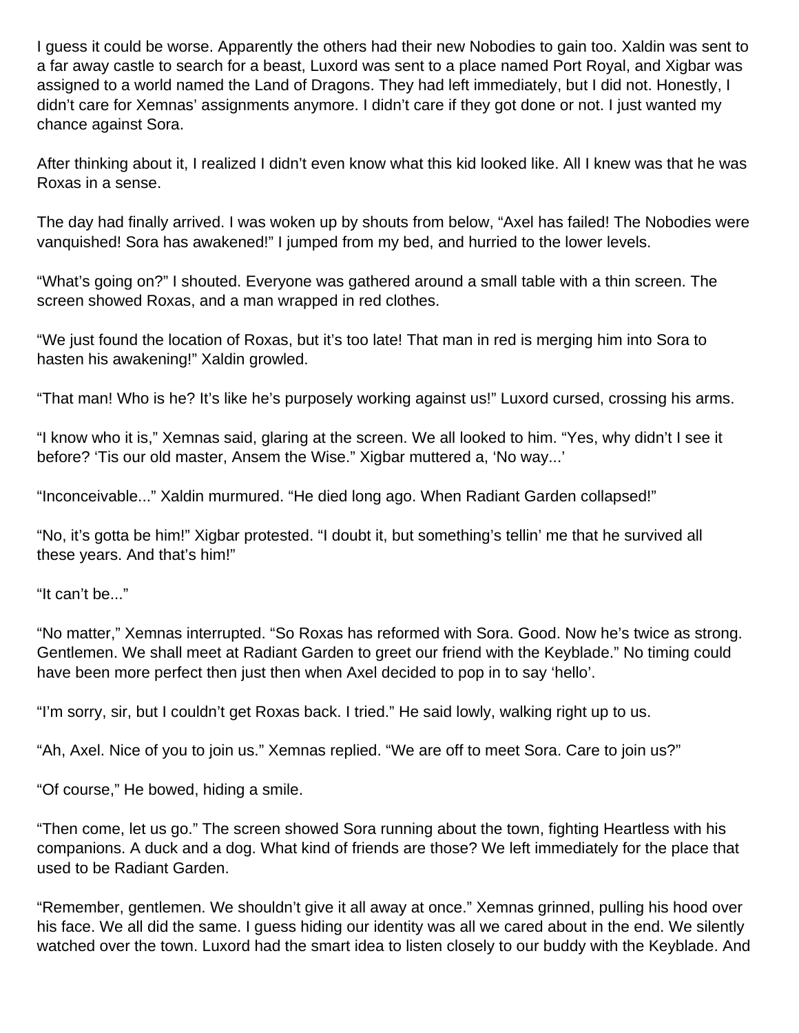I guess it could be worse. Apparently the others had their new Nobodies to gain too. Xaldin was sent to a far away castle to search for a beast, Luxord was sent to a place named Port Royal, and Xigbar was assigned to a world named the Land of Dragons. They had left immediately, but I did not. Honestly, I didn't care for Xemnas' assignments anymore. I didn't care if they got done or not. I just wanted my chance against Sora.

After thinking about it, I realized I didn't even know what this kid looked like. All I knew was that he was Roxas in a sense.

The day had finally arrived. I was woken up by shouts from below, "Axel has failed! The Nobodies were vanquished! Sora has awakened!" I jumped from my bed, and hurried to the lower levels.

"What's going on?" I shouted. Everyone was gathered around a small table with a thin screen. The screen showed Roxas, and a man wrapped in red clothes.

"We just found the location of Roxas, but it's too late! That man in red is merging him into Sora to hasten his awakening!" Xaldin growled.

"That man! Who is he? It's like he's purposely working against us!" Luxord cursed, crossing his arms.

"I know who it is," Xemnas said, glaring at the screen. We all looked to him. "Yes, why didn't I see it before? 'Tis our old master, Ansem the Wise." Xigbar muttered a, 'No way...'

"Inconceivable..." Xaldin murmured. "He died long ago. When Radiant Garden collapsed!"

"No, it's gotta be him!" Xigbar protested. "I doubt it, but something's tellin' me that he survived all these years. And that's him!"

"It can't be..."

"No matter," Xemnas interrupted. "So Roxas has reformed with Sora. Good. Now he's twice as strong. Gentlemen. We shall meet at Radiant Garden to greet our friend with the Keyblade." No timing could have been more perfect then just then when Axel decided to pop in to say 'hello'.

"I'm sorry, sir, but I couldn't get Roxas back. I tried." He said lowly, walking right up to us.

"Ah, Axel. Nice of you to join us." Xemnas replied. "We are off to meet Sora. Care to join us?"

"Of course," He bowed, hiding a smile.

"Then come, let us go." The screen showed Sora running about the town, fighting Heartless with his companions. A duck and a dog. What kind of friends are those? We left immediately for the place that used to be Radiant Garden.

"Remember, gentlemen. We shouldn't give it all away at once." Xemnas grinned, pulling his hood over his face. We all did the same. I guess hiding our identity was all we cared about in the end. We silently watched over the town. Luxord had the smart idea to listen closely to our buddy with the Keyblade. And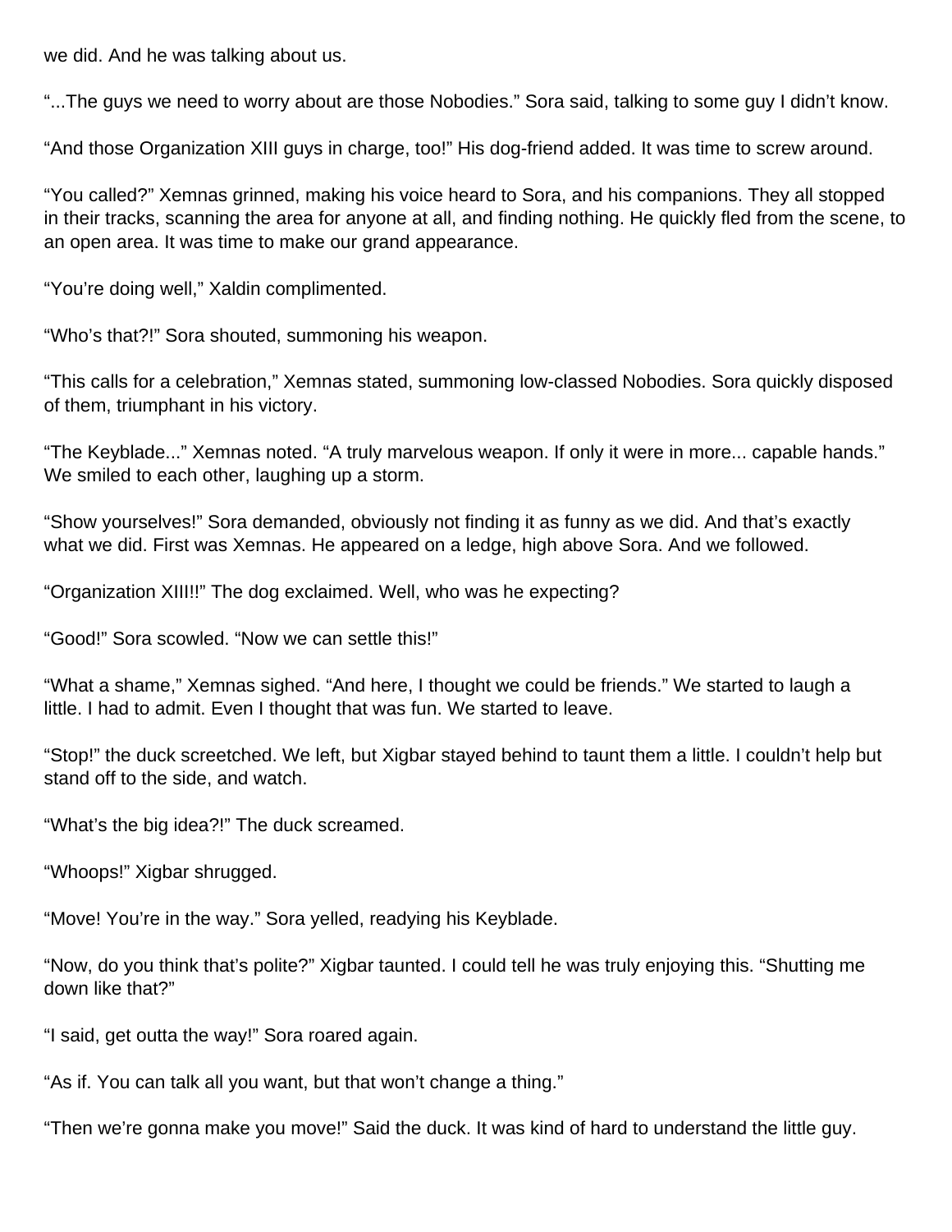we did. And he was talking about us.

“...The guys we need to worry about are those Nobodies.” Sora said, talking to some guy I didn’t know.

“And those Organization XIII guys in charge, too!” His dog-friend added. It was time to screw around.

“You called?” Xemnas grinned, making his voice heard to Sora, and his companions. They all stopped in their tracks, scanning the area for anyone at all, and finding nothing. He quickly fled from the scene, to an open area. It was time to make our grand appearance.

“You’re doing well,” Xaldin complimented.

“Who’s that?!” Sora shouted, summoning his weapon.

“This calls for a celebration,” Xemnas stated, summoning low-classed Nobodies. Sora quickly disposed of them, triumphant in his victory.

“The Keyblade...” Xemnas noted. “A truly marvelous weapon. If only it were in more... capable hands.” We smiled to each other, laughing up a storm.

“Show yourselves!” Sora demanded, obviously not finding it as funny as we did. And that’s exactly what we did. First was Xemnas. He appeared on a ledge, high above Sora. And we followed.

“Organization XIII!!” The dog exclaimed. Well, who was he expecting?

“Good!” Sora scowled. “Now we can settle this!”

“What a shame,” Xemnas sighed. “And here, I thought we could be friends.” We started to laugh a little. I had to admit. Even I thought that was fun. We started to leave.

“Stop!” the duck screetched. We left, but Xigbar stayed behind to taunt them a little. I couldn’t help but stand off to the side, and watch.

“What’s the big idea?!” The duck screamed.

“Whoops!” Xigbar shrugged.

“Move! You’re in the way.” Sora yelled, readying his Keyblade.

“Now, do you think that’s polite?” Xigbar taunted. I could tell he was truly enjoying this. “Shutting me down like that?”

“I said, get outta the way!” Sora roared again.

“As if. You can talk all you want, but that won’t change a thing.”

“Then we’re gonna make you move!” Said the duck. It was kind of hard to understand the little guy.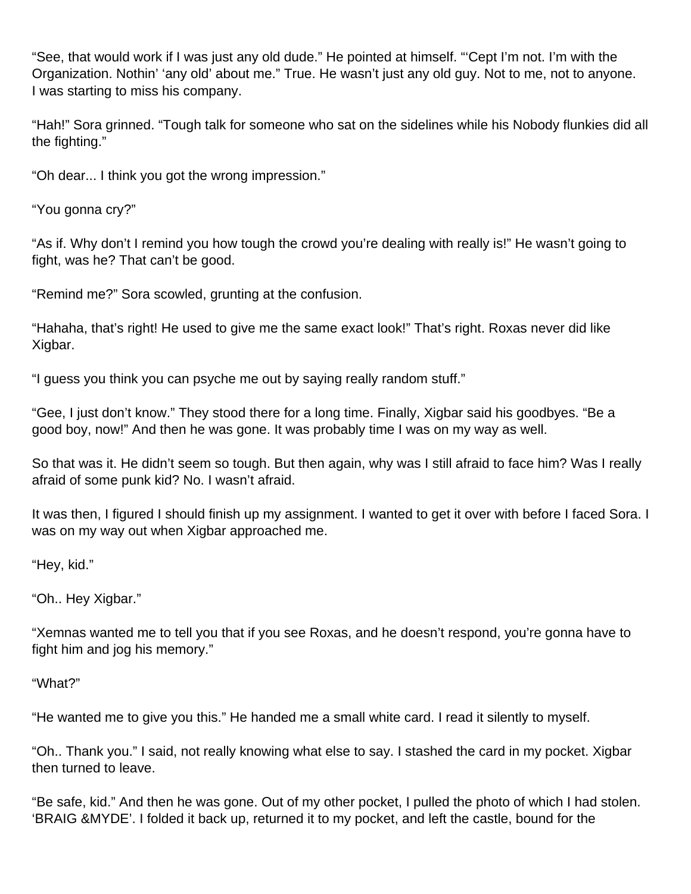"See, that would work if I was just any old dude." He pointed at himself. "'Cept I'm not. I'm with the Organization. Nothin' 'any old' about me." True. He wasn't just any old guy. Not to me, not to anyone. I was starting to miss his company.

"Hah!" Sora grinned. "Tough talk for someone who sat on the sidelines while his Nobody flunkies did all the fighting."

"Oh dear... I think you got the wrong impression."

"You gonna cry?"

"As if. Why don't I remind you how tough the crowd you're dealing with really is!" He wasn't going to fight, was he? That can't be good.

"Remind me?" Sora scowled, grunting at the confusion.

"Hahaha, that's right! He used to give me the same exact look!" That's right. Roxas never did like Xigbar.

"I guess you think you can psyche me out by saying really random stuff."

"Gee, I just don't know." They stood there for a long time. Finally, Xigbar said his goodbyes. "Be a good boy, now!" And then he was gone. It was probably time I was on my way as well.

So that was it. He didn't seem so tough. But then again, why was I still afraid to face him? Was I really afraid of some punk kid? No. I wasn't afraid.

It was then, I figured I should finish up my assignment. I wanted to get it over with before I faced Sora. I was on my way out when Xigbar approached me.

"Hey, kid."

"Oh.. Hey Xigbar."

"Xemnas wanted me to tell you that if you see Roxas, and he doesn't respond, you're gonna have to fight him and jog his memory."

"What?"

"He wanted me to give you this." He handed me a small white card. I read it silently to myself.

"Oh.. Thank you." I said, not really knowing what else to say. I stashed the card in my pocket. Xigbar then turned to leave.

"Be safe, kid." And then he was gone. Out of my other pocket, I pulled the photo of which I had stolen. 'BRAIG &MYDE'. I folded it back up, returned it to my pocket, and left the castle, bound for the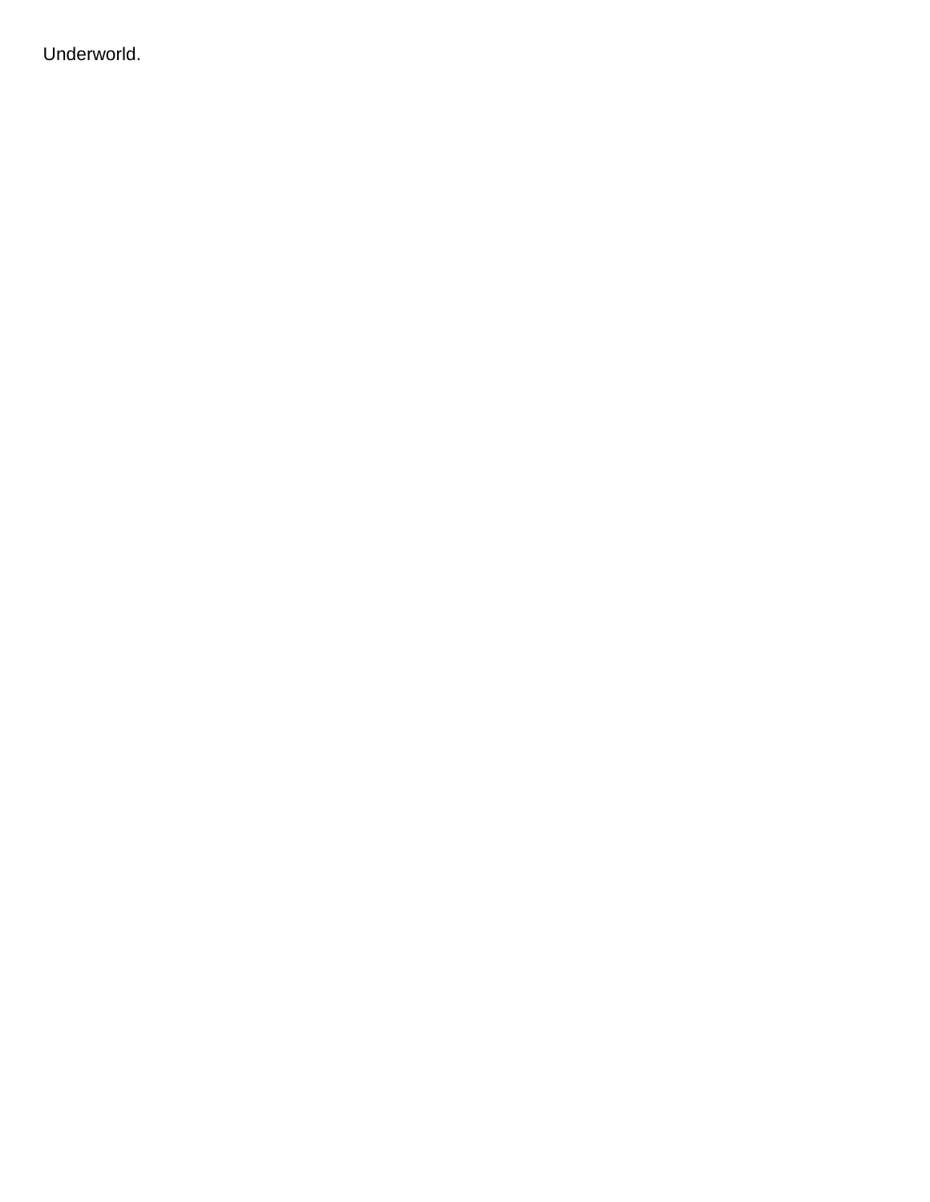Underworld.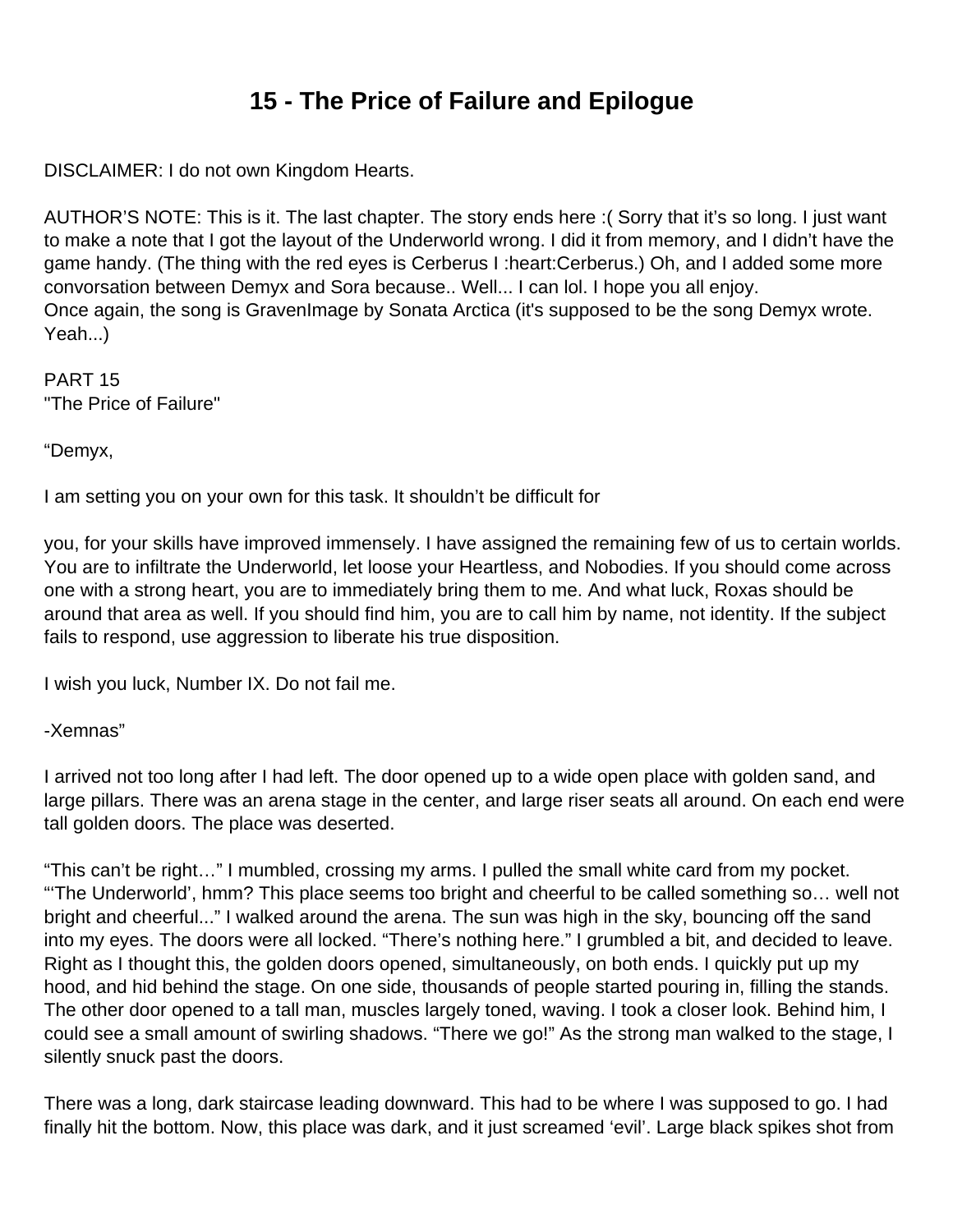# 15 - The Price of Failure and Epilogue

DISCLAIMER: I do not own Kingdom Hearts.

AUTHOR'S NOTE: This is it. The last chapter. The story ends here :( Sorry that it's so long. I just want to make a note that I got the layout of the Underworld wrong. I did it from memory, and I didn't have the game handy. (The thing with the red eyes is Cerberus I :heart:Cerberus.) Oh, and I added some more convorsation between Demyx and Sora because.. Well... I can lol. I hope you all enjoy.
Once again, the song is GravenImage by Sonata Arctica (it's supposed to be the song Demyx wrote. Yeah...)

PART 15
"The Price of Failure"

"Demyx,

I am setting you on your own for this task. It shouldn't be difficult for

you, for your skills have improved immensely. I have assigned the remaining few of us to certain worlds. You are to infiltrate the Underworld, let loose your Heartless, and Nobodies. If you should come across one with a strong heart, you are to immediately bring them to me. And what luck, Roxas should be around that area as well. If you should find him, you are to call him by name, not identity. If the subject fails to respond, use aggression to liberate his true disposition.

I wish you luck, Number IX. Do not fail me.

-Xemnas"

I arrived not too long after I had left. The door opened up to a wide open place with golden sand, and large pillars. There was an arena stage in the center, and large riser seats all around. On each end were tall golden doors. The place was deserted.

"This can't be right…" I mumbled, crossing my arms. I pulled the small white card from my pocket. "'The Underworld', hmm? This place seems too bright and cheerful to be called something so… well not bright and cheerful..." I walked around the arena. The sun was high in the sky, bouncing off the sand into my eyes. The doors were all locked. "There's nothing here." I grumbled a bit, and decided to leave. Right as I thought this, the golden doors opened, simultaneously, on both ends. I quickly put up my hood, and hid behind the stage. On one side, thousands of people started pouring in, filling the stands. The other door opened to a tall man, muscles largely toned, waving. I took a closer look. Behind him, I could see a small amount of swirling shadows. "There we go!" As the strong man walked to the stage, I silently snuck past the doors.

There was a long, dark staircase leading downward. This had to be where I was supposed to go. I had finally hit the bottom. Now, this place was dark, and it just screamed 'evil'. Large black spikes shot from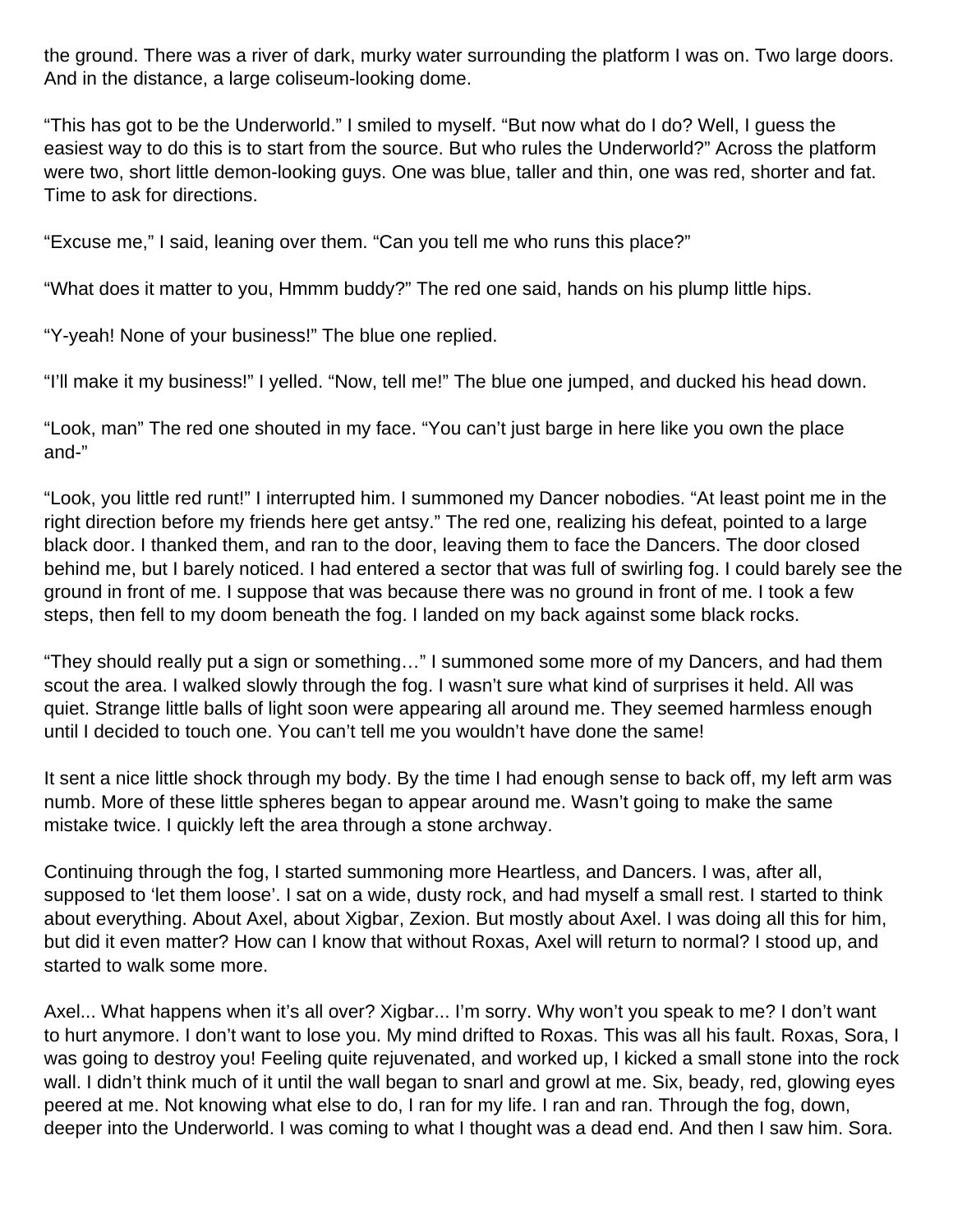the ground. There was a river of dark, murky water surrounding the platform I was on. Two large doors. And in the distance, a large coliseum-looking dome.

"This has got to be the Underworld." I smiled to myself. "But now what do I do? Well, I guess the easiest way to do this is to start from the source. But who rules the Underworld?" Across the platform were two, short little demon-looking guys. One was blue, taller and thin, one was red, shorter and fat. Time to ask for directions.

"Excuse me," I said, leaning over them. "Can you tell me who runs this place?"

"What does it matter to you, Hmmm buddy?" The red one said, hands on his plump little hips.

"Y-yeah! None of your business!" The blue one replied.

"I'll make it my business!" I yelled. "Now, tell me!" The blue one jumped, and ducked his head down.

"Look, man" The red one shouted in my face. "You can't just barge in here like you own the place and-"

"Look, you little red runt!" I interrupted him. I summoned my Dancer nobodies. "At least point me in the right direction before my friends here get antsy." The red one, realizing his defeat, pointed to a large black door. I thanked them, and ran to the door, leaving them to face the Dancers. The door closed behind me, but I barely noticed. I had entered a sector that was full of swirling fog. I could barely see the ground in front of me. I suppose that was because there was no ground in front of me. I took a few steps, then fell to my doom beneath the fog. I landed on my back against some black rocks.

"They should really put a sign or something…" I summoned some more of my Dancers, and had them scout the area. I walked slowly through the fog. I wasn't sure what kind of surprises it held. All was quiet. Strange little balls of light soon were appearing all around me. They seemed harmless enough until I decided to touch one. You can't tell me you wouldn't have done the same!

It sent a nice little shock through my body. By the time I had enough sense to back off, my left arm was numb. More of these little spheres began to appear around me. Wasn't going to make the same mistake twice. I quickly left the area through a stone archway.

Continuing through the fog, I started summoning more Heartless, and Dancers. I was, after all, supposed to 'let them loose'. I sat on a wide, dusty rock, and had myself a small rest. I started to think about everything. About Axel, about Xigbar, Zexion. But mostly about Axel. I was doing all this for him, but did it even matter? How can I know that without Roxas, Axel will return to normal? I stood up, and started to walk some more.

Axel... What happens when it's all over? Xigbar... I'm sorry. Why won't you speak to me? I don't want to hurt anymore. I don't want to lose you. My mind drifted to Roxas. This was all his fault. Roxas, Sora, I was going to destroy you! Feeling quite rejuvenated, and worked up, I kicked a small stone into the rock wall. I didn't think much of it until the wall began to snarl and growl at me. Six, beady, red, glowing eyes peered at me. Not knowing what else to do, I ran for my life. I ran and ran. Through the fog, down, deeper into the Underworld. I was coming to what I thought was a dead end. And then I saw him. Sora.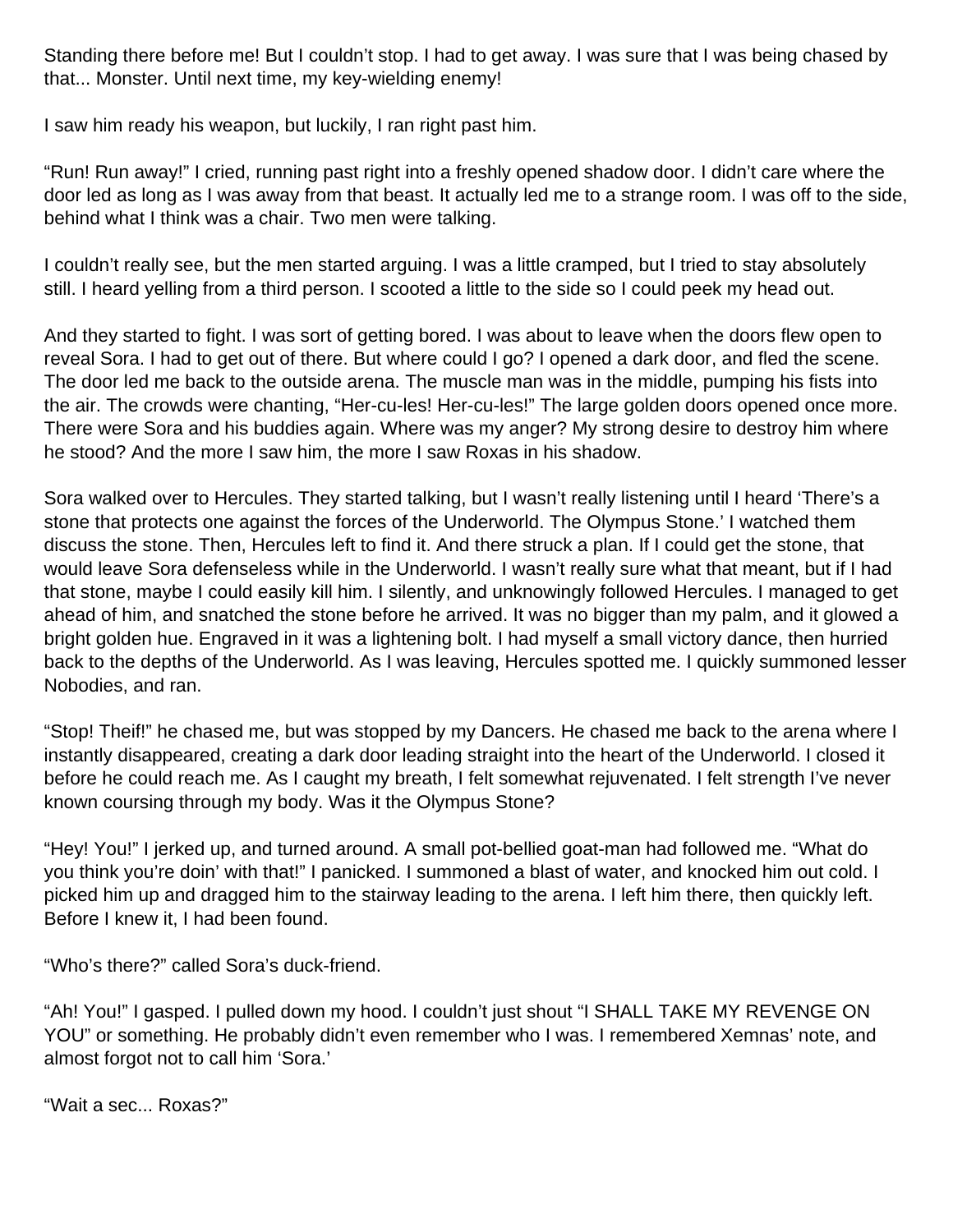Standing there before me! But I couldn't stop. I had to get away. I was sure that I was being chased by that... Monster. Until next time, my key-wielding enemy!

I saw him ready his weapon, but luckily, I ran right past him.

"Run! Run away!" I cried, running past right into a freshly opened shadow door. I didn't care where the door led as long as I was away from that beast. It actually led me to a strange room. I was off to the side, behind what I think was a chair. Two men were talking.

I couldn't really see, but the men started arguing. I was a little cramped, but I tried to stay absolutely still. I heard yelling from a third person. I scooted a little to the side so I could peek my head out.

And they started to fight. I was sort of getting bored. I was about to leave when the doors flew open to reveal Sora. I had to get out of there. But where could I go? I opened a dark door, and fled the scene. The door led me back to the outside arena. The muscle man was in the middle, pumping his fists into the air. The crowds were chanting, "Her-cu-les! Her-cu-les!" The large golden doors opened once more. There were Sora and his buddies again. Where was my anger? My strong desire to destroy him where he stood? And the more I saw him, the more I saw Roxas in his shadow.

Sora walked over to Hercules. They started talking, but I wasn't really listening until I heard 'There's a stone that protects one against the forces of the Underworld. The Olympus Stone.' I watched them discuss the stone. Then, Hercules left to find it. And there struck a plan. If I could get the stone, that would leave Sora defenseless while in the Underworld. I wasn't really sure what that meant, but if I had that stone, maybe I could easily kill him. I silently, and unknowingly followed Hercules. I managed to get ahead of him, and snatched the stone before he arrived. It was no bigger than my palm, and it glowed a bright golden hue. Engraved in it was a lightening bolt. I had myself a small victory dance, then hurried back to the depths of the Underworld. As I was leaving, Hercules spotted me. I quickly summoned lesser Nobodies, and ran.

"Stop! Theif!" he chased me, but was stopped by my Dancers. He chased me back to the arena where I instantly disappeared, creating a dark door leading straight into the heart of the Underworld. I closed it before he could reach me. As I caught my breath, I felt somewhat rejuvenated. I felt strength I've never known coursing through my body. Was it the Olympus Stone?

"Hey! You!" I jerked up, and turned around. A small pot-bellied goat-man had followed me. "What do you think you're doin' with that!" I panicked. I summoned a blast of water, and knocked him out cold. I picked him up and dragged him to the stairway leading to the arena. I left him there, then quickly left. Before I knew it, I had been found.

"Who's there?" called Sora's duck-friend.

"Ah! You!" I gasped. I pulled down my hood. I couldn't just shout "I SHALL TAKE MY REVENGE ON YOU" or something. He probably didn't even remember who I was. I remembered Xemnas' note, and almost forgot not to call him 'Sora.'

"Wait a sec... Roxas?"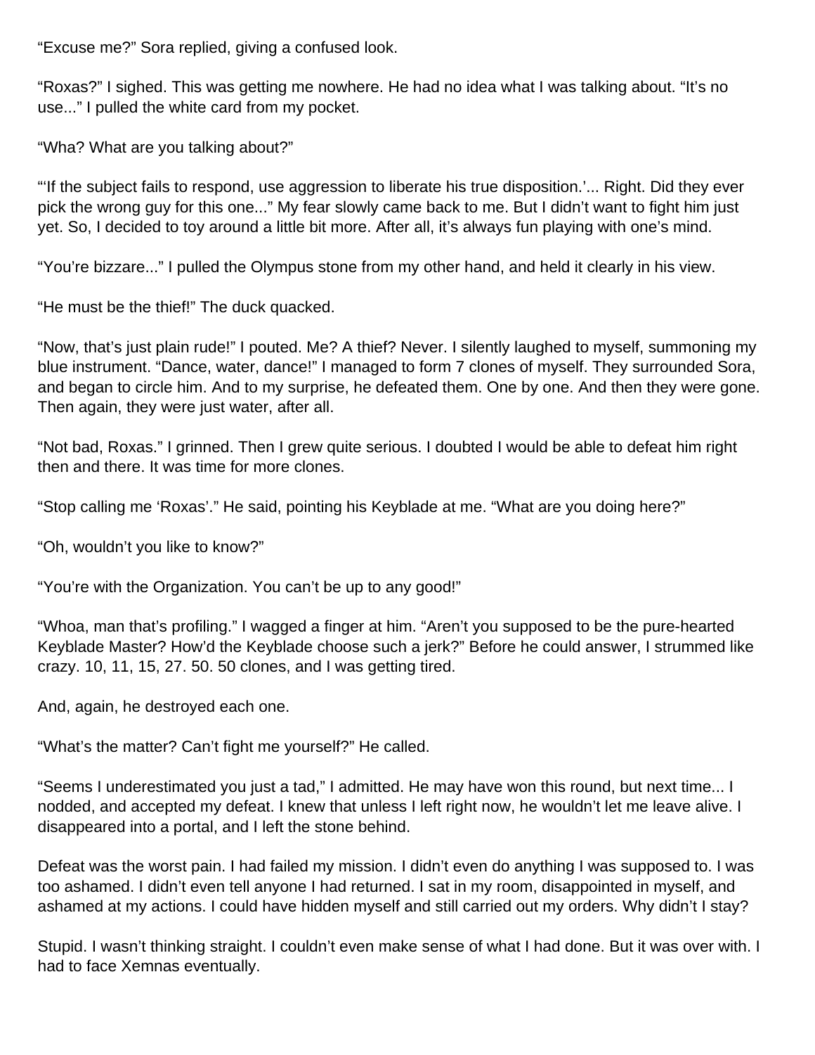"Excuse me?" Sora replied, giving a confused look.

"Roxas?" I sighed. This was getting me nowhere. He had no idea what I was talking about. "It's no use..." I pulled the white card from my pocket.

"Wha? What are you talking about?"

"'If the subject fails to respond, use aggression to liberate his true disposition.'... Right. Did they ever pick the wrong guy for this one..." My fear slowly came back to me. But I didn't want to fight him just yet. So, I decided to toy around a little bit more. After all, it's always fun playing with one's mind.

"You're bizzare..." I pulled the Olympus stone from my other hand, and held it clearly in his view.

"He must be the thief!" The duck quacked.

"Now, that's just plain rude!" I pouted. Me? A thief? Never. I silently laughed to myself, summoning my blue instrument. "Dance, water, dance!" I managed to form 7 clones of myself. They surrounded Sora, and began to circle him. And to my surprise, he defeated them. One by one. And then they were gone. Then again, they were just water, after all.

"Not bad, Roxas." I grinned. Then I grew quite serious. I doubted I would be able to defeat him right then and there. It was time for more clones.

"Stop calling me 'Roxas'." He said, pointing his Keyblade at me. "What are you doing here?"

"Oh, wouldn't you like to know?"

"You're with the Organization. You can't be up to any good!"

"Whoa, man that's profiling." I wagged a finger at him. "Aren't you supposed to be the pure-hearted Keyblade Master? How'd the Keyblade choose such a jerk?" Before he could answer, I strummed like crazy. 10, 11, 15, 27. 50. 50 clones, and I was getting tired.

And, again, he destroyed each one.

"What's the matter? Can't fight me yourself?" He called.

"Seems I underestimated you just a tad," I admitted. He may have won this round, but next time... I nodded, and accepted my defeat. I knew that unless I left right now, he wouldn't let me leave alive. I disappeared into a portal, and I left the stone behind.

Defeat was the worst pain. I had failed my mission. I didn't even do anything I was supposed to. I was too ashamed. I didn't even tell anyone I had returned. I sat in my room, disappointed in myself, and ashamed at my actions. I could have hidden myself and still carried out my orders. Why didn't I stay?

Stupid. I wasn't thinking straight. I couldn't even make sense of what I had done. But it was over with. I had to face Xemnas eventually.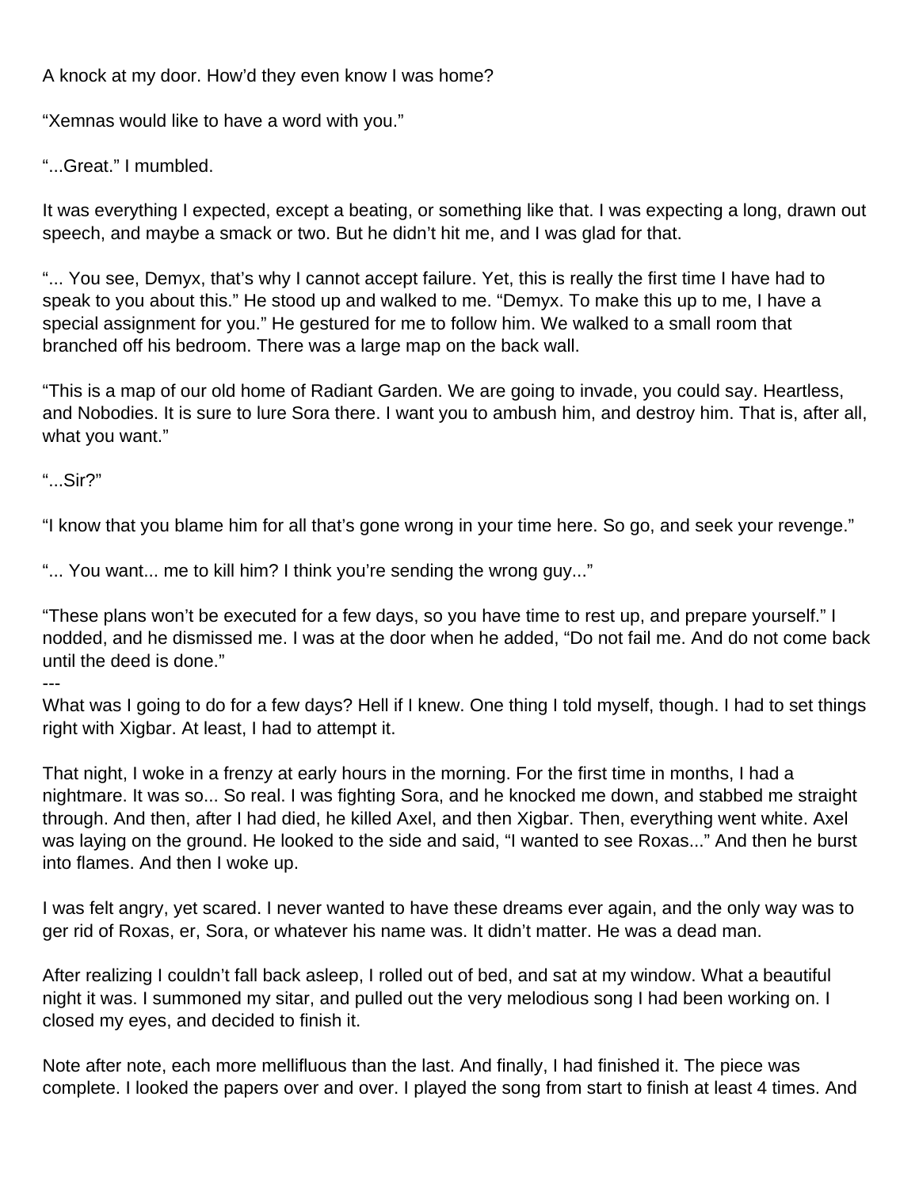A knock at my door. How'd they even know I was home?

"Xemnas would like to have a word with you."

"...Great." I mumbled.

It was everything I expected, except a beating, or something like that. I was expecting a long, drawn out speech, and maybe a smack or two. But he didn't hit me, and I was glad for that.

"... You see, Demyx, that's why I cannot accept failure. Yet, this is really the first time I have had to speak to you about this." He stood up and walked to me. "Demyx. To make this up to me, I have a special assignment for you." He gestured for me to follow him. We walked to a small room that branched off his bedroom. There was a large map on the back wall.

"This is a map of our old home of Radiant Garden. We are going to invade, you could say. Heartless, and Nobodies. It is sure to lure Sora there. I want you to ambush him, and destroy him. That is, after all, what you want."

"...Sir?"

"I know that you blame him for all that's gone wrong in your time here. So go, and seek your revenge."

"... You want... me to kill him? I think you're sending the wrong guy..."

"These plans won't be executed for a few days, so you have time to rest up, and prepare yourself." I nodded, and he dismissed me. I was at the door when he added, "Do not fail me. And do not come back until the deed is done."

---

What was I going to do for a few days? Hell if I knew. One thing I told myself, though. I had to set things right with Xigbar. At least, I had to attempt it.

That night, I woke in a frenzy at early hours in the morning. For the first time in months, I had a nightmare. It was so... So real. I was fighting Sora, and he knocked me down, and stabbed me straight through. And then, after I had died, he killed Axel, and then Xigbar. Then, everything went white. Axel was laying on the ground. He looked to the side and said, "I wanted to see Roxas..." And then he burst into flames. And then I woke up.

I was felt angry, yet scared. I never wanted to have these dreams ever again, and the only way was to ger rid of Roxas, er, Sora, or whatever his name was. It didn't matter. He was a dead man.

After realizing I couldn't fall back asleep, I rolled out of bed, and sat at my window. What a beautiful night it was. I summoned my sitar, and pulled out the very melodious song I had been working on. I closed my eyes, and decided to finish it.

Note after note, each more mellifluous than the last. And finally, I had finished it. The piece was complete. I looked the papers over and over. I played the song from start to finish at least 4 times. And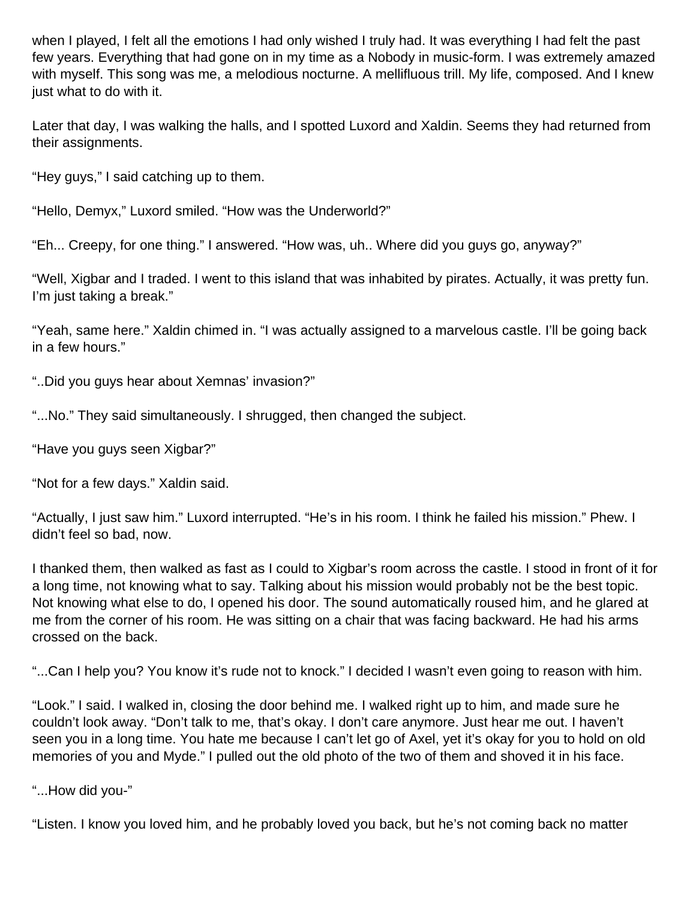when I played, I felt all the emotions I had only wished I truly had. It was everything I had felt the past few years. Everything that had gone on in my time as a Nobody in music-form. I was extremely amazed with myself. This song was me, a melodious nocturne. A mellifluous trill. My life, composed. And I knew just what to do with it.

Later that day, I was walking the halls, and I spotted Luxord and Xaldin. Seems they had returned from their assignments.

“Hey guys,” I said catching up to them.

“Hello, Demyx,” Luxord smiled. “How was the Underworld?”

“Eh... Creepy, for one thing.” I answered. “How was, uh.. Where did you guys go, anyway?”

“Well, Xigbar and I traded. I went to this island that was inhabited by pirates. Actually, it was pretty fun. I’m just taking a break.”

“Yeah, same here.” Xaldin chimed in. “I was actually assigned to a marvelous castle. I’ll be going back in a few hours.”

“..Did you guys hear about Xemnas’ invasion?”

“...No.” They said simultaneously. I shrugged, then changed the subject.

“Have you guys seen Xigbar?”

“Not for a few days.” Xaldin said.

“Actually, I just saw him.” Luxord interrupted. “He’s in his room. I think he failed his mission.” Phew. I didn’t feel so bad, now.

I thanked them, then walked as fast as I could to Xigbar’s room across the castle. I stood in front of it for a long time, not knowing what to say. Talking about his mission would probably not be the best topic. Not knowing what else to do, I opened his door. The sound automatically roused him, and he glared at me from the corner of his room. He was sitting on a chair that was facing backward. He had his arms crossed on the back.

“...Can I help you? You know it’s rude not to knock.” I decided I wasn’t even going to reason with him.

“Look.” I said. I walked in, closing the door behind me. I walked right up to him, and made sure he couldn’t look away. “Don’t talk to me, that’s okay. I don’t care anymore. Just hear me out. I haven’t seen you in a long time. You hate me because I can’t let go of Axel, yet it’s okay for you to hold on old memories of you and Myde.” I pulled out the old photo of the two of them and shoved it in his face.

“...How did you-”

“Listen. I know you loved him, and he probably loved you back, but he’s not coming back no matter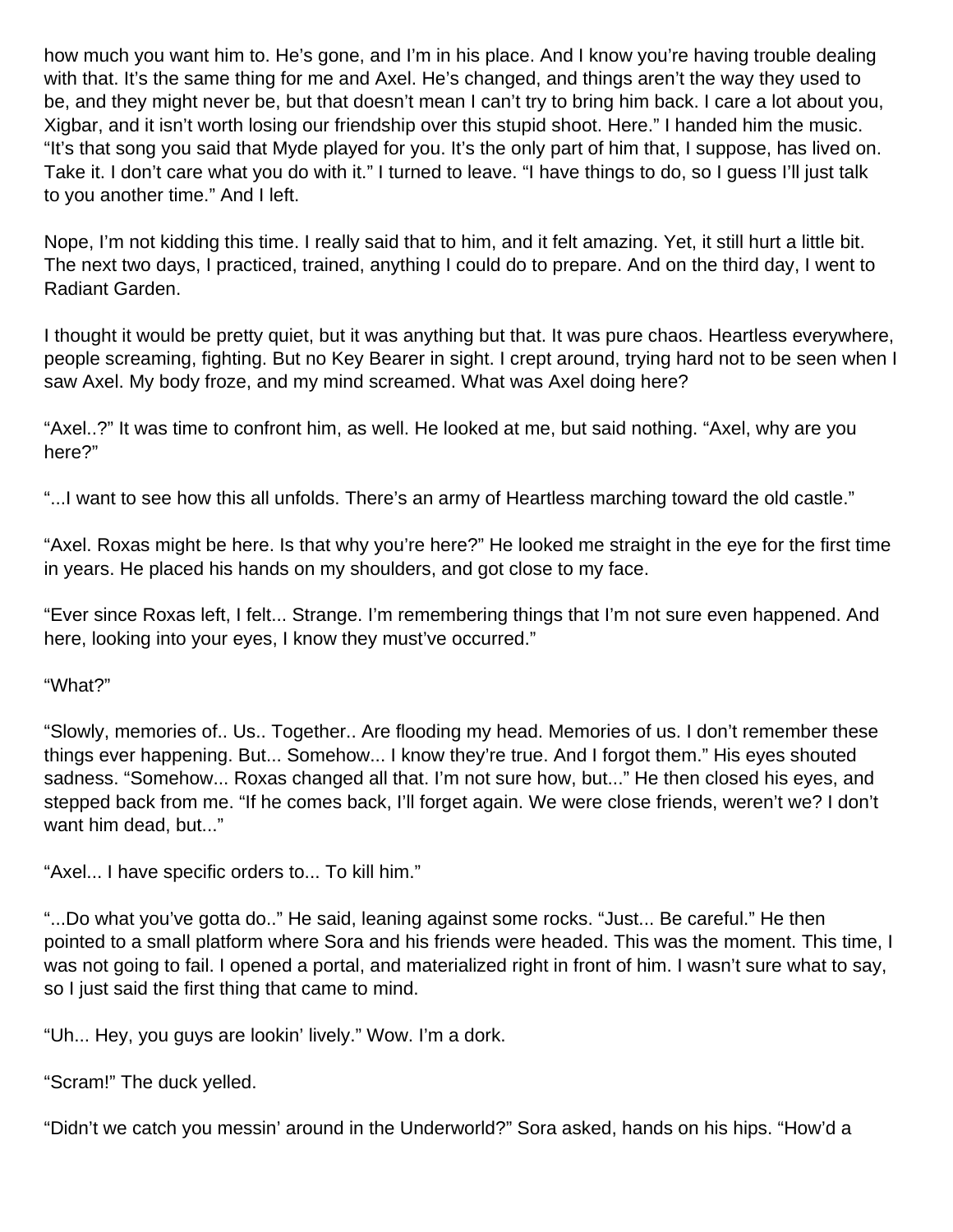how much you want him to. He's gone, and I'm in his place. And I know you're having trouble dealing with that. It's the same thing for me and Axel. He's changed, and things aren't the way they used to be, and they might never be, but that doesn't mean I can't try to bring him back. I care a lot about you, Xigbar, and it isn't worth losing our friendship over this stupid shoot. Here." I handed him the music. "It's that song you said that Myde played for you. It's the only part of him that, I suppose, has lived on. Take it. I don't care what you do with it." I turned to leave. "I have things to do, so I guess I'll just talk to you another time." And I left.

Nope, I'm not kidding this time. I really said that to him, and it felt amazing. Yet, it still hurt a little bit. The next two days, I practiced, trained, anything I could do to prepare. And on the third day, I went to Radiant Garden.

I thought it would be pretty quiet, but it was anything but that. It was pure chaos. Heartless everywhere, people screaming, fighting. But no Key Bearer in sight. I crept around, trying hard not to be seen when I saw Axel. My body froze, and my mind screamed. What was Axel doing here?

"Axel..?" It was time to confront him, as well. He looked at me, but said nothing. "Axel, why are you here?"

"...I want to see how this all unfolds. There's an army of Heartless marching toward the old castle."

"Axel. Roxas might be here. Is that why you're here?" He looked me straight in the eye for the first time in years. He placed his hands on my shoulders, and got close to my face.

"Ever since Roxas left, I felt... Strange. I'm remembering things that I'm not sure even happened. And here, looking into your eyes, I know they must've occurred."

"What?"

"Slowly, memories of.. Us.. Together.. Are flooding my head. Memories of us. I don't remember these things ever happening. But... Somehow... I know they're true. And I forgot them." His eyes shouted sadness. "Somehow... Roxas changed all that. I'm not sure how, but..." He then closed his eyes, and stepped back from me. "If he comes back, I'll forget again. We were close friends, weren't we? I don't want him dead, but..."

"Axel... I have specific orders to... To kill him."

"...Do what you've gotta do.." He said, leaning against some rocks. "Just... Be careful." He then pointed to a small platform where Sora and his friends were headed. This was the moment. This time, I was not going to fail. I opened a portal, and materialized right in front of him. I wasn't sure what to say, so I just said the first thing that came to mind.

"Uh... Hey, you guys are lookin' lively." Wow. I'm a dork.

"Scram!" The duck yelled.

"Didn't we catch you messin' around in the Underworld?" Sora asked, hands on his hips. "How'd a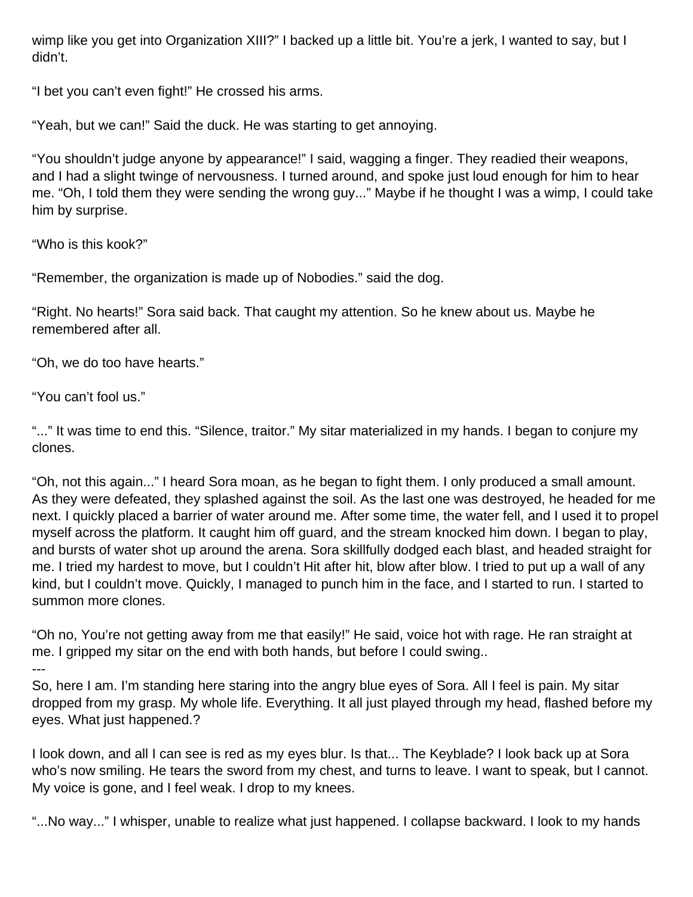wimp like you get into Organization XIII?" I backed up a little bit. You're a jerk, I wanted to say, but I didn't.

"I bet you can't even fight!" He crossed his arms.

"Yeah, but we can!" Said the duck. He was starting to get annoying.

"You shouldn't judge anyone by appearance!" I said, wagging a finger. They readied their weapons, and I had a slight twinge of nervousness. I turned around, and spoke just loud enough for him to hear me. "Oh, I told them they were sending the wrong guy..." Maybe if he thought I was a wimp, I could take him by surprise.

"Who is this kook?"

"Remember, the organization is made up of Nobodies." said the dog.

"Right. No hearts!" Sora said back. That caught my attention. So he knew about us. Maybe he remembered after all.

"Oh, we do too have hearts."

"You can't fool us."

"..." It was time to end this. "Silence, traitor." My sitar materialized in my hands. I began to conjure my clones.

"Oh, not this again..." I heard Sora moan, as he began to fight them. I only produced a small amount. As they were defeated, they splashed against the soil. As the last one was destroyed, he headed for me next. I quickly placed a barrier of water around me. After some time, the water fell, and I used it to propel myself across the platform. It caught him off guard, and the stream knocked him down. I began to play, and bursts of water shot up around the arena. Sora skillfully dodged each blast, and headed straight for me. I tried my hardest to move, but I couldn't Hit after hit, blow after blow. I tried to put up a wall of any kind, but I couldn't move. Quickly, I managed to punch him in the face, and I started to run. I started to summon more clones.

"Oh no, You're not getting away from me that easily!" He said, voice hot with rage. He ran straight at me. I gripped my sitar on the end with both hands, but before I could swing..

---

So, here I am. I'm standing here staring into the angry blue eyes of Sora. All I feel is pain. My sitar dropped from my grasp. My whole life. Everything. It all just played through my head, flashed before my eyes. What just happened.?

I look down, and all I can see is red as my eyes blur. Is that... The Keyblade? I look back up at Sora who's now smiling. He tears the sword from my chest, and turns to leave. I want to speak, but I cannot. My voice is gone, and I feel weak. I drop to my knees.

"...No way..." I whisper, unable to realize what just happened. I collapse backward. I look to my hands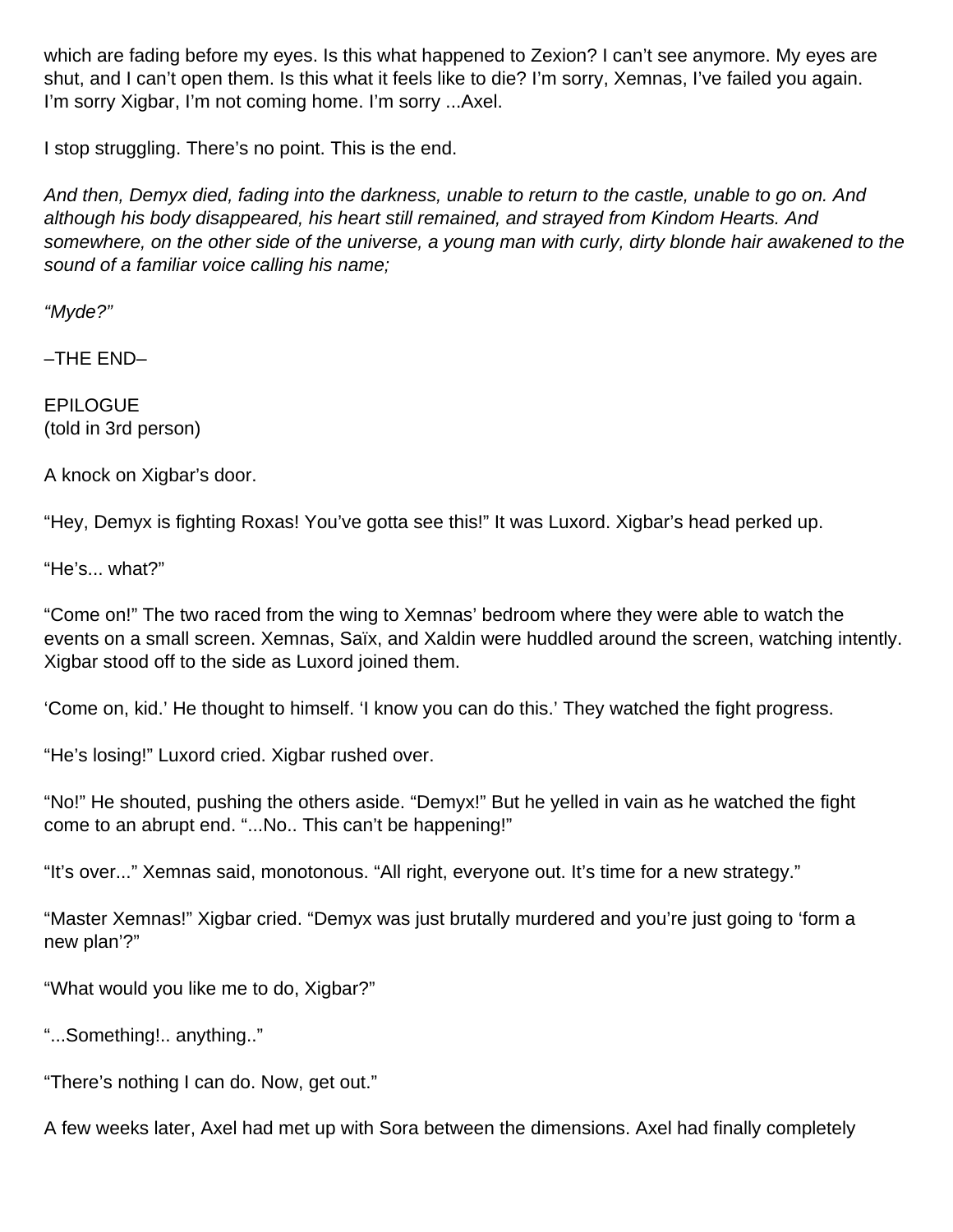which are fading before my eyes. Is this what happened to Zexion? I can't see anymore. My eyes are shut, and I can't open them. Is this what it feels like to die? I'm sorry, Xemnas, I've failed you again. I'm sorry Xigbar, I'm not coming home. I'm sorry ...Axel.

I stop struggling. There's no point. This is the end.

*And then, Demyx died, fading into the darkness, unable to return to the castle, unable to go on. And although his body disappeared, his heart still remained, and strayed from Kindom Hearts. And somewhere, on the other side of the universe, a young man with curly, dirty blonde hair awakened to the sound of a familiar voice calling his name;*

*"Myde?"*

–THE END–

EPILOGUE
(told in 3rd person)

A knock on Xigbar's door.

"Hey, Demyx is fighting Roxas! You've gotta see this!" It was Luxord. Xigbar's head perked up.

"He's... what?"

"Come on!" The two raced from the wing to Xemnas' bedroom where they were able to watch the events on a small screen. Xemnas, Saïx, and Xaldin were huddled around the screen, watching intently. Xigbar stood off to the side as Luxord joined them.

'Come on, kid.' He thought to himself. 'I know you can do this.' They watched the fight progress.

"He's losing!" Luxord cried. Xigbar rushed over.

"No!" He shouted, pushing the others aside. "Demyx!" But he yelled in vain as he watched the fight come to an abrupt end. "...No.. This can't be happening!"

"It's over..." Xemnas said, monotonous. "All right, everyone out. It's time for a new strategy."

"Master Xemnas!" Xigbar cried. "Demyx was just brutally murdered and you're just going to 'form a new plan'?"

"What would you like me to do, Xigbar?"

"...Something!.. anything.."

"There's nothing I can do. Now, get out."

A few weeks later, Axel had met up with Sora between the dimensions. Axel had finally completely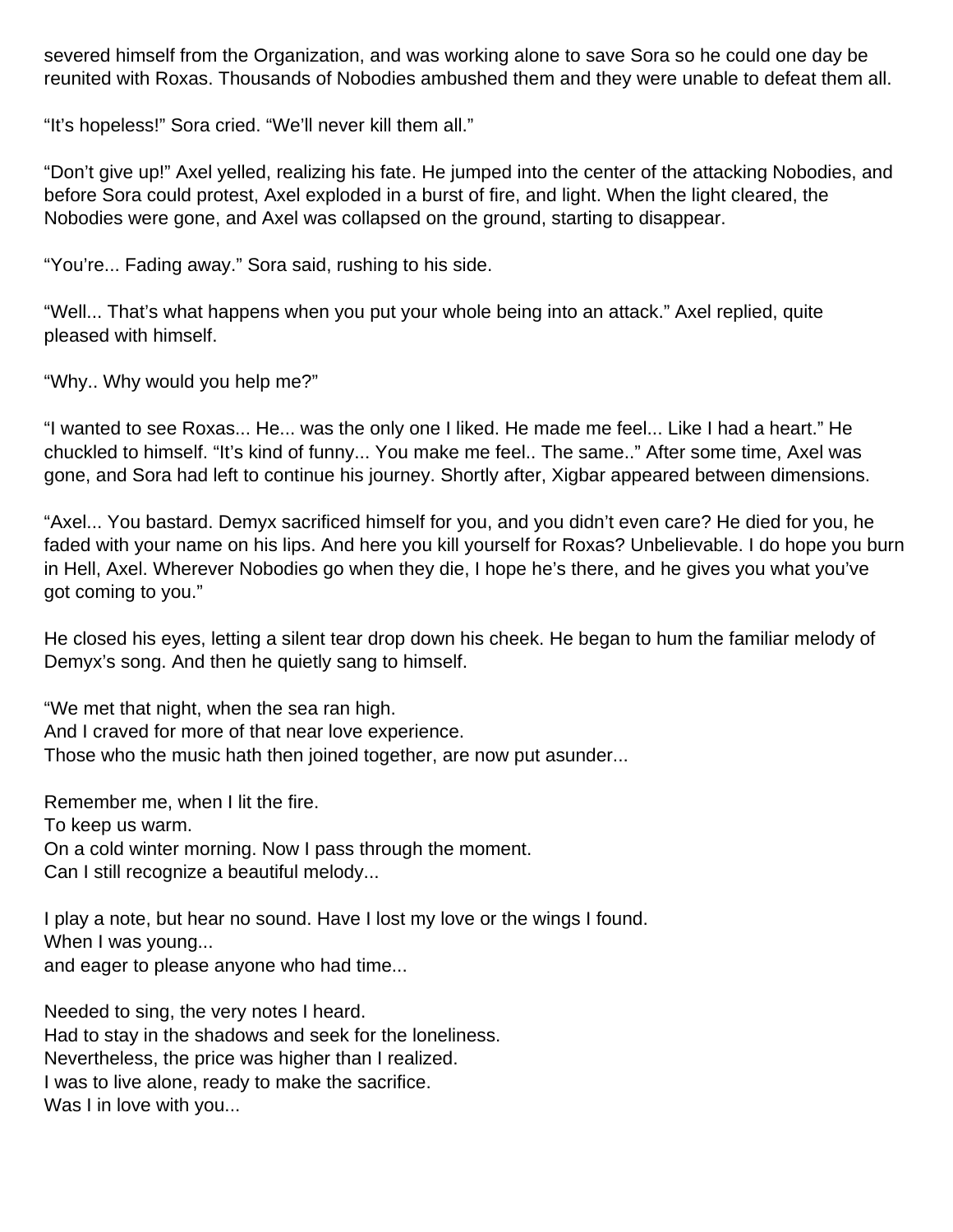severed himself from the Organization, and was working alone to save Sora so he could one day be reunited with Roxas. Thousands of Nobodies ambushed them and they were unable to defeat them all.

“It’s hopeless!” Sora cried. “We’ll never kill them all.”

“Don’t give up!” Axel yelled, realizing his fate. He jumped into the center of the attacking Nobodies, and before Sora could protest, Axel exploded in a burst of fire, and light. When the light cleared, the Nobodies were gone, and Axel was collapsed on the ground, starting to disappear.

“You’re... Fading away.” Sora said, rushing to his side.

“Well... That’s what happens when you put your whole being into an attack.” Axel replied, quite pleased with himself.

“Why.. Why would you help me?”

“I wanted to see Roxas... He... was the only one I liked. He made me feel... Like I had a heart.” He chuckled to himself. “It’s kind of funny... You make me feel.. The same..” After some time, Axel was gone, and Sora had left to continue his journey. Shortly after, Xigbar appeared between dimensions.

“Axel... You bastard. Demyx sacrificed himself for you, and you didn’t even care? He died for you, he faded with your name on his lips. And here you kill yourself for Roxas? Unbelievable. I do hope you burn in Hell, Axel. Wherever Nobodies go when they die, I hope he’s there, and he gives you what you’ve got coming to you.”

He closed his eyes, letting a silent tear drop down his cheek. He began to hum the familiar melody of Demyx’s song. And then he quietly sang to himself.

“We met that night, when the sea ran high.
And I craved for more of that near love experience.
Those who the music hath then joined together, are now put asunder...

Remember me, when I lit the fire.
To keep us warm.
On a cold winter morning. Now I pass through the moment.
Can I still recognize a beautiful melody...

I play a note, but hear no sound. Have I lost my love or the wings I found.
When I was young...
and eager to please anyone who had time...

Needed to sing, the very notes I heard.
Had to stay in the shadows and seek for the loneliness.
Nevertheless, the price was higher than I realized.
I was to live alone, ready to make the sacrifice.
Was I in love with you...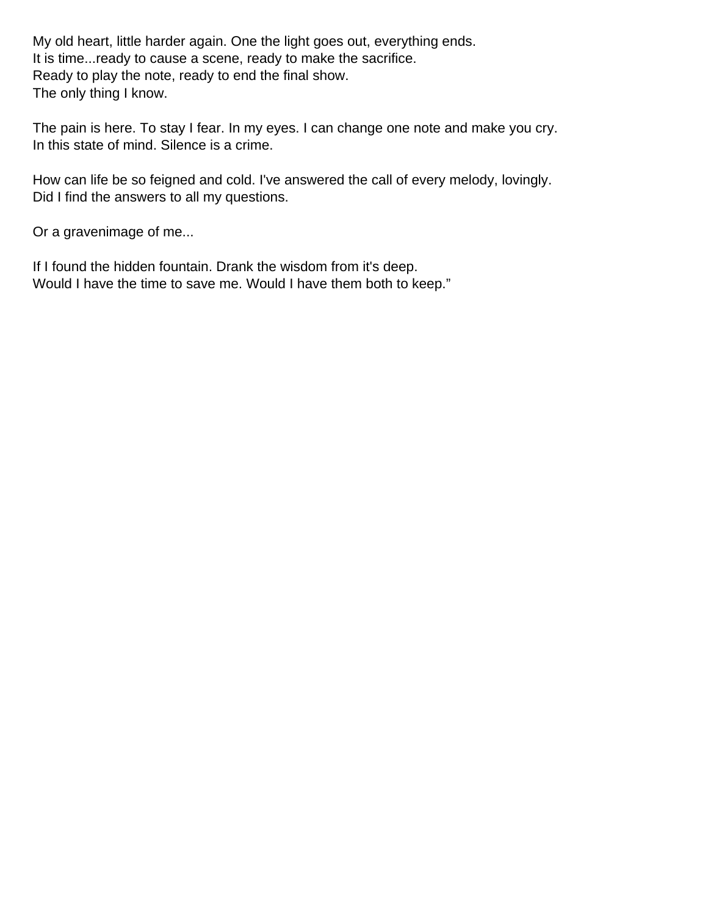My old heart, little harder again. One the light goes out, everything ends.
It is time...ready to cause a scene, ready to make the sacrifice.
Ready to play the note, ready to end the final show.
The only thing I know.

The pain is here. To stay I fear. In my eyes. I can change one note and make you cry.
In this state of mind. Silence is a crime.

How can life be so feigned and cold. I've answered the call of every melody, lovingly.
Did I find the answers to all my questions.

Or a gravenimage of me...

If I found the hidden fountain. Drank the wisdom from it's deep.
Would I have the time to save me. Would I have them both to keep."